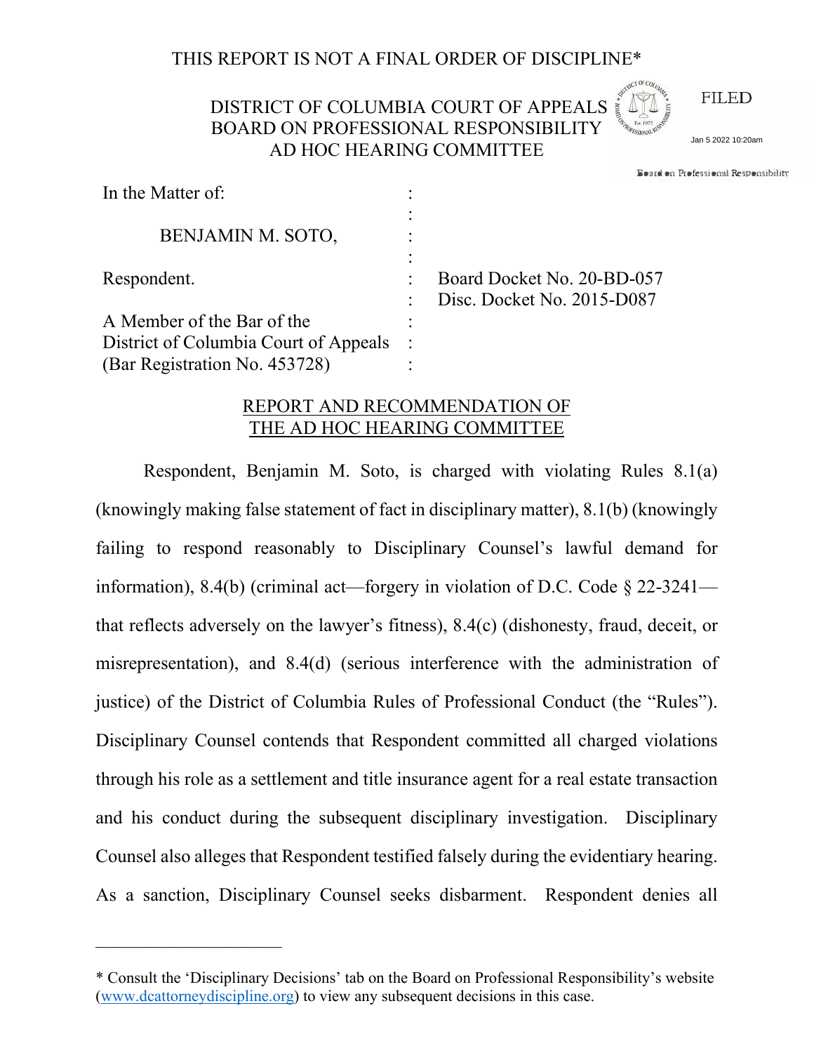THIS REPORT IS NOT A FINAL ORDER OF DISCIPLINE*

DISTRICT OF COLUMBIA COURT OF APPEALS
BOARD ON PROFESSIONAL RESPONSIBILITY
AD HOC HEARING COMMITTEE

FILED
Jan 5 2022 10:20am
Board on Professional Responsibility

| | | |
|---|---|---|
| In the Matter of: | : | |
| | : | |
| BENJAMIN M. SOTO, | : | |
| | : | |
| Respondent. | : | Board Docket No. 20-BD-057 |
| | : | Disc. Docket No. 2015-D087 |
| A Member of the Bar of the | : | |
| District of Columbia Court of Appeals | : | |
| (Bar Registration No. 453728) | : | |

## REPORT AND RECOMMENDATION OF THE AD HOC HEARING COMMITTEE

Respondent, Benjamin M. Soto, is charged with violating Rules 8.1(a) (knowingly making false statement of fact in disciplinary matter), 8.1(b) (knowingly failing to respond reasonably to Disciplinary Counsel's lawful demand for information), 8.4(b) (criminal act—forgery in violation of D.C. Code § 22-3241—that reflects adversely on the lawyer's fitness), 8.4(c) (dishonesty, fraud, deceit, or misrepresentation), and 8.4(d) (serious interference with the administration of justice) of the District of Columbia Rules of Professional Conduct (the "Rules"). Disciplinary Counsel contends that Respondent committed all charged violations through his role as a settlement and title insurance agent for a real estate transaction and his conduct during the subsequent disciplinary investigation. Disciplinary Counsel also alleges that Respondent testified falsely during the evidentiary hearing. As a sanction, Disciplinary Counsel seeks disbarment. Respondent denies all

---

* Consult the 'Disciplinary Decisions' tab on the Board on Professional Responsibility's website (www.dcattorneydiscipline.org) to view any subsequent decisions in this case.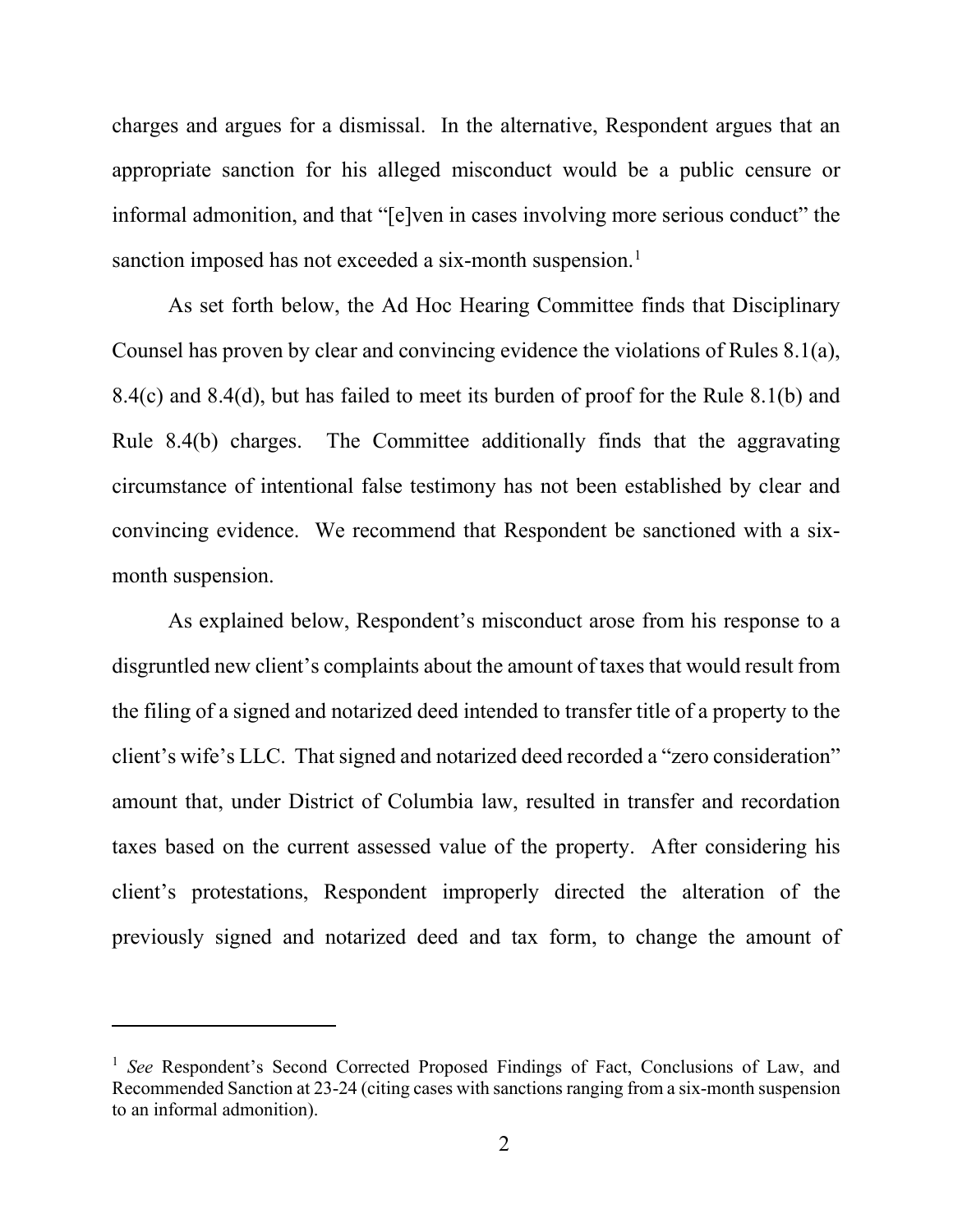charges and argues for a dismissal. In the alternative, Respondent argues that an appropriate sanction for his alleged misconduct would be a public censure or informal admonition, and that "[e]ven in cases involving more serious conduct" the sanction imposed has not exceeded a six-month suspension.[1]

As set forth below, the Ad Hoc Hearing Committee finds that Disciplinary Counsel has proven by clear and convincing evidence the violations of Rules 8.1(a), 8.4(c) and 8.4(d), but has failed to meet its burden of proof for the Rule 8.1(b) and Rule 8.4(b) charges. The Committee additionally finds that the aggravating circumstance of intentional false testimony has not been established by clear and convincing evidence. We recommend that Respondent be sanctioned with a six-month suspension.

As explained below, Respondent's misconduct arose from his response to a disgruntled new client's complaints about the amount of taxes that would result from the filing of a signed and notarized deed intended to transfer title of a property to the client's wife's LLC. That signed and notarized deed recorded a "zero consideration" amount that, under District of Columbia law, resulted in transfer and recordation taxes based on the current assessed value of the property. After considering his client's protestations, Respondent improperly directed the alteration of the previously signed and notarized deed and tax form, to change the amount of

---

[1] *See* Respondent's Second Corrected Proposed Findings of Fact, Conclusions of Law, and Recommended Sanction at 23-24 (citing cases with sanctions ranging from a six-month suspension to an informal admonition).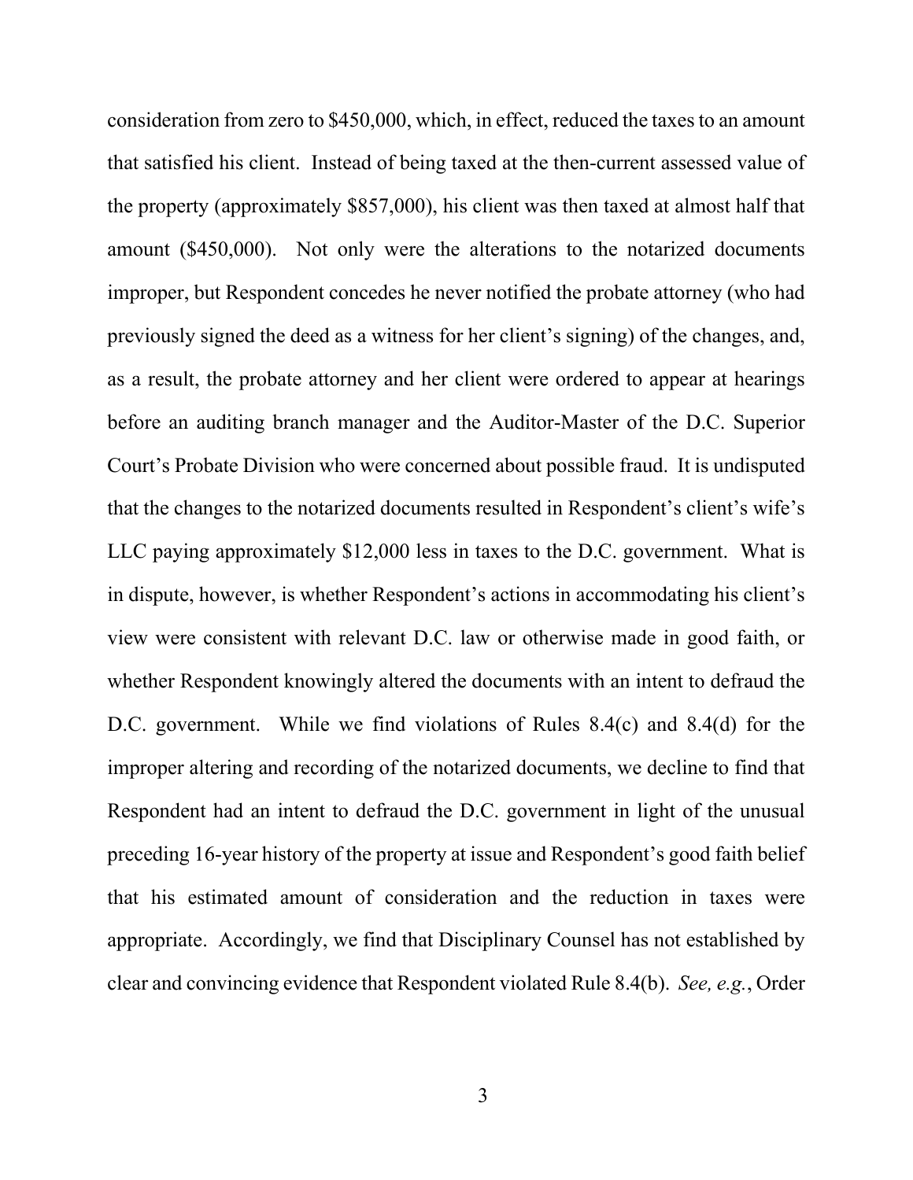consideration from zero to $450,000, which, in effect, reduced the taxes to an amount that satisfied his client. Instead of being taxed at the then-current assessed value of the property (approximately $857,000), his client was then taxed at almost half that amount ($450,000). Not only were the alterations to the notarized documents improper, but Respondent concedes he never notified the probate attorney (who had previously signed the deed as a witness for her client's signing) of the changes, and, as a result, the probate attorney and her client were ordered to appear at hearings before an auditing branch manager and the Auditor-Master of the D.C. Superior Court's Probate Division who were concerned about possible fraud. It is undisputed that the changes to the notarized documents resulted in Respondent's client's wife's LLC paying approximately $12,000 less in taxes to the D.C. government. What is in dispute, however, is whether Respondent's actions in accommodating his client's view were consistent with relevant D.C. law or otherwise made in good faith, or whether Respondent knowingly altered the documents with an intent to defraud the D.C. government. While we find violations of Rules 8.4(c) and 8.4(d) for the improper altering and recording of the notarized documents, we decline to find that Respondent had an intent to defraud the D.C. government in light of the unusual preceding 16-year history of the property at issue and Respondent's good faith belief that his estimated amount of consideration and the reduction in taxes were appropriate. Accordingly, we find that Disciplinary Counsel has not established by clear and convincing evidence that Respondent violated Rule 8.4(b). *See, e.g.*, Order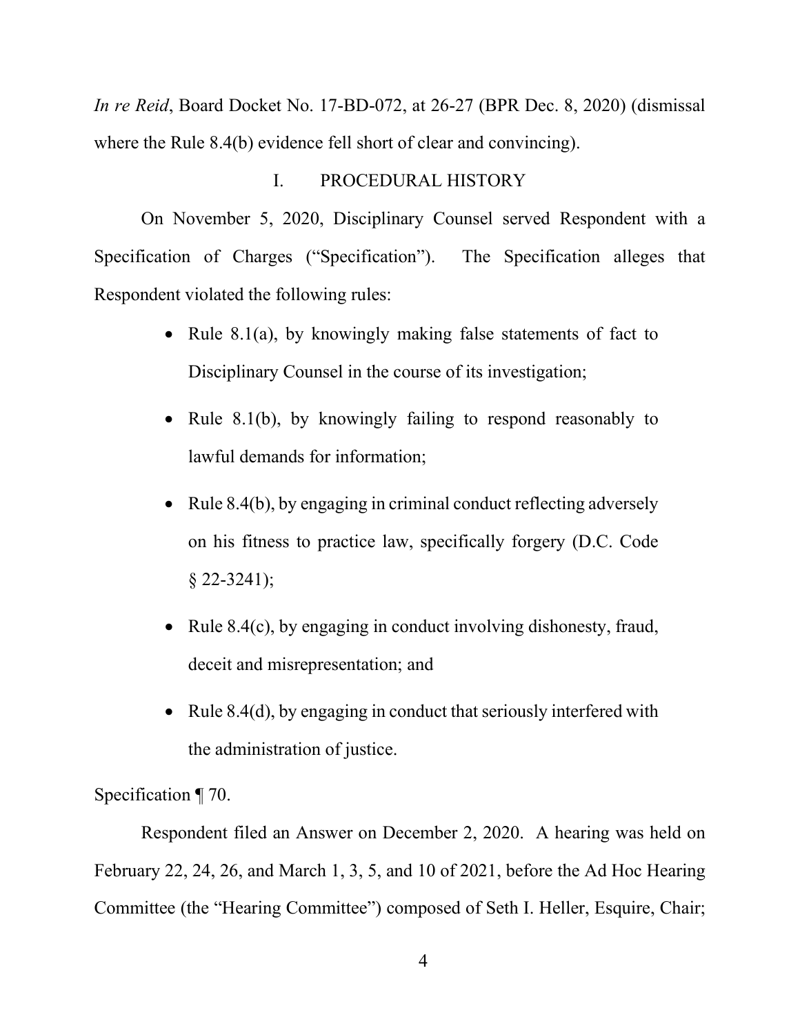*In re Reid*, Board Docket No. 17-BD-072, at 26-27 (BPR Dec. 8, 2020) (dismissal where the Rule 8.4(b) evidence fell short of clear and convincing).

## I. PROCEDURAL HISTORY

On November 5, 2020, Disciplinary Counsel served Respondent with a Specification of Charges ("Specification"). The Specification alleges that Respondent violated the following rules:

- Rule 8.1(a), by knowingly making false statements of fact to Disciplinary Counsel in the course of its investigation;
- Rule 8.1(b), by knowingly failing to respond reasonably to lawful demands for information;
- Rule 8.4(b), by engaging in criminal conduct reflecting adversely on his fitness to practice law, specifically forgery (D.C. Code § 22-3241);
- Rule 8.4(c), by engaging in conduct involving dishonesty, fraud, deceit and misrepresentation; and
- Rule 8.4(d), by engaging in conduct that seriously interfered with the administration of justice.

Specification ¶ 70.

Respondent filed an Answer on December 2, 2020. A hearing was held on February 22, 24, 26, and March 1, 3, 5, and 10 of 2021, before the Ad Hoc Hearing Committee (the "Hearing Committee") composed of Seth I. Heller, Esquire, Chair;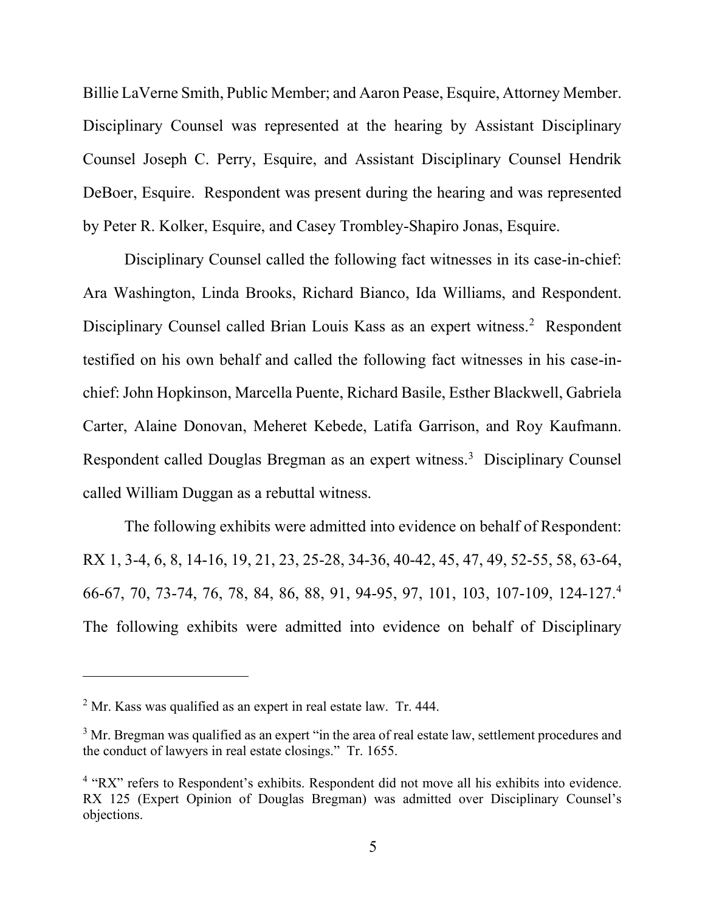Billie LaVerne Smith, Public Member; and Aaron Pease, Esquire, Attorney Member. Disciplinary Counsel was represented at the hearing by Assistant Disciplinary Counsel Joseph C. Perry, Esquire, and Assistant Disciplinary Counsel Hendrik DeBoer, Esquire. Respondent was present during the hearing and was represented by Peter R. Kolker, Esquire, and Casey Trombley-Shapiro Jonas, Esquire.

Disciplinary Counsel called the following fact witnesses in its case-in-chief: Ara Washington, Linda Brooks, Richard Bianco, Ida Williams, and Respondent. Disciplinary Counsel called Brian Louis Kass as an expert witness.[2] Respondent testified on his own behalf and called the following fact witnesses in his case-in-chief: John Hopkinson, Marcella Puente, Richard Basile, Esther Blackwell, Gabriela Carter, Alaine Donovan, Meheret Kebede, Latifa Garrison, and Roy Kaufmann. Respondent called Douglas Bregman as an expert witness.[3] Disciplinary Counsel called William Duggan as a rebuttal witness.

The following exhibits were admitted into evidence on behalf of Respondent: RX 1, 3-4, 6, 8, 14-16, 19, 21, 23, 25-28, 34-36, 40-42, 45, 47, 49, 52-55, 58, 63-64, 66-67, 70, 73-74, 76, 78, 84, 86, 88, 91, 94-95, 97, 101, 103, 107-109, 124-127.[4] The following exhibits were admitted into evidence on behalf of Disciplinary

---

[2] Mr. Kass was qualified as an expert in real estate law. Tr. 444.

[3] Mr. Bregman was qualified as an expert "in the area of real estate law, settlement procedures and the conduct of lawyers in real estate closings." Tr. 1655.

[4] "RX" refers to Respondent's exhibits. Respondent did not move all his exhibits into evidence. RX 125 (Expert Opinion of Douglas Bregman) was admitted over Disciplinary Counsel's objections.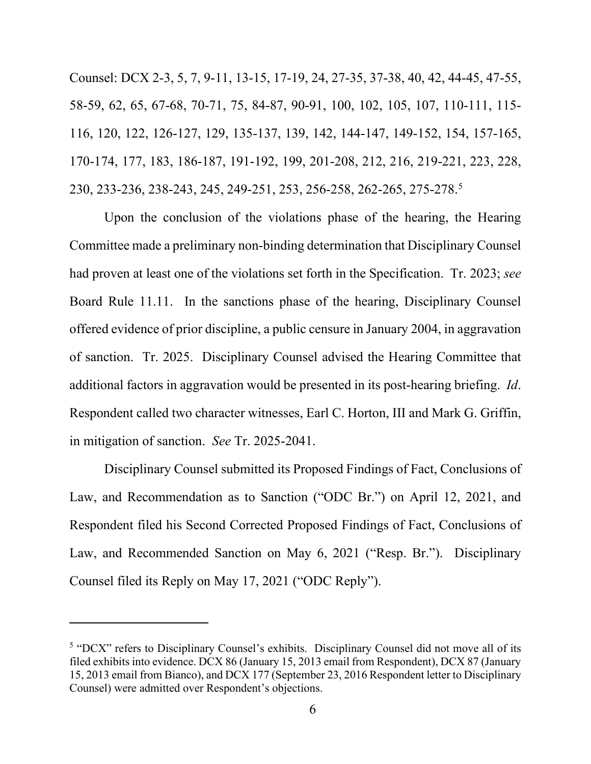Counsel: DCX 2-3, 5, 7, 9-11, 13-15, 17-19, 24, 27-35, 37-38, 40, 42, 44-45, 47-55, 58-59, 62, 65, 67-68, 70-71, 75, 84-87, 90-91, 100, 102, 105, 107, 110-111, 115-116, 120, 122, 126-127, 129, 135-137, 139, 142, 144-147, 149-152, 154, 157-165, 170-174, 177, 183, 186-187, 191-192, 199, 201-208, 212, 216, 219-221, 223, 228, 230, 233-236, 238-243, 245, 249-251, 253, 256-258, 262-265, 275-278.[5]

Upon the conclusion of the violations phase of the hearing, the Hearing Committee made a preliminary non-binding determination that Disciplinary Counsel had proven at least one of the violations set forth in the Specification. Tr. 2023; *see* Board Rule 11.11. In the sanctions phase of the hearing, Disciplinary Counsel offered evidence of prior discipline, a public censure in January 2004, in aggravation of sanction. Tr. 2025. Disciplinary Counsel advised the Hearing Committee that additional factors in aggravation would be presented in its post-hearing briefing. *Id*. Respondent called two character witnesses, Earl C. Horton, III and Mark G. Griffin, in mitigation of sanction. *See* Tr. 2025-2041.

Disciplinary Counsel submitted its Proposed Findings of Fact, Conclusions of Law, and Recommendation as to Sanction ("ODC Br.") on April 12, 2021, and Respondent filed his Second Corrected Proposed Findings of Fact, Conclusions of Law, and Recommended Sanction on May 6, 2021 ("Resp. Br."). Disciplinary Counsel filed its Reply on May 17, 2021 ("ODC Reply").

[5] "DCX" refers to Disciplinary Counsel's exhibits. Disciplinary Counsel did not move all of its filed exhibits into evidence. DCX 86 (January 15, 2013 email from Respondent), DCX 87 (January 15, 2013 email from Bianco), and DCX 177 (September 23, 2016 Respondent letter to Disciplinary Counsel) were admitted over Respondent's objections.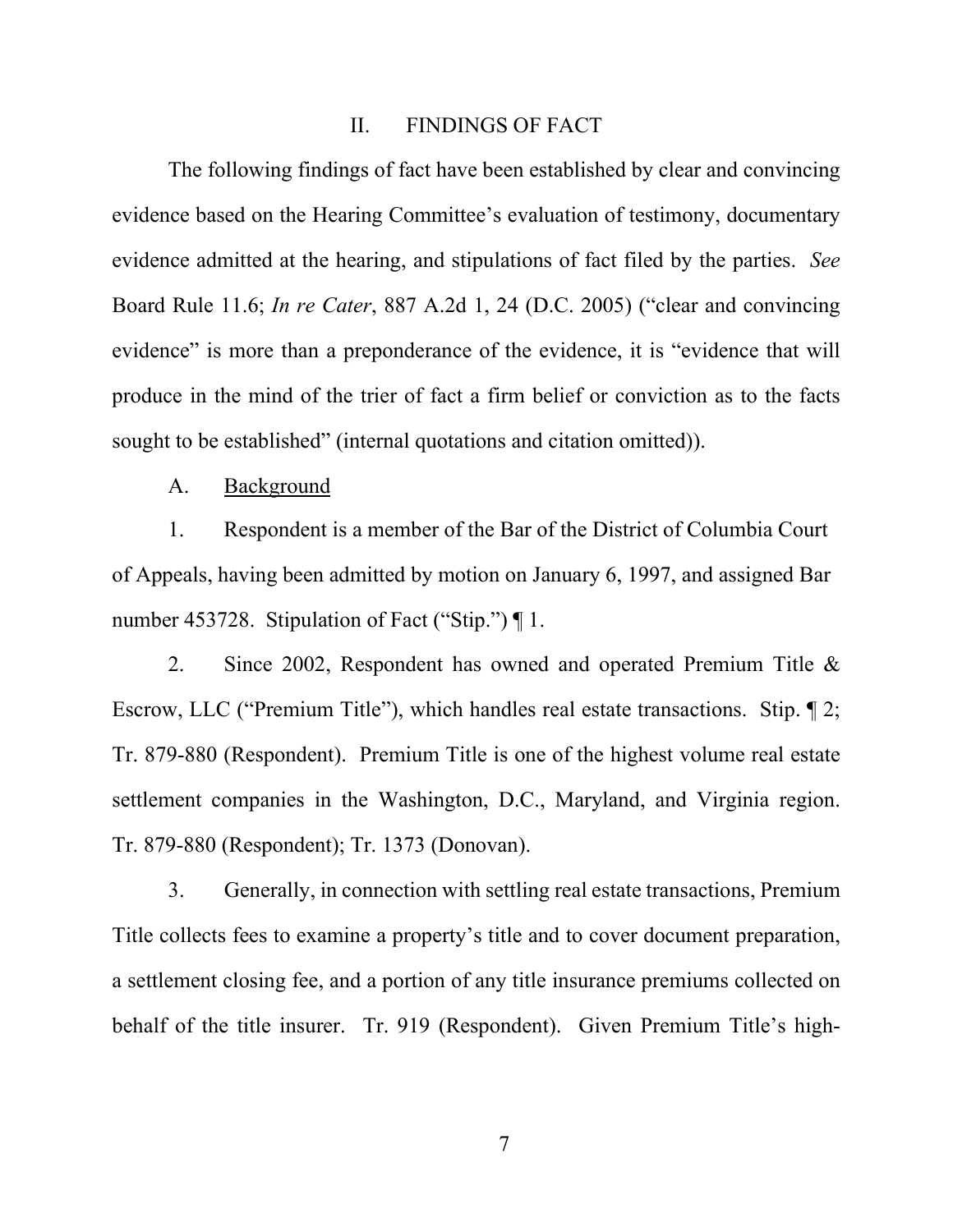## II. FINDINGS OF FACT

The following findings of fact have been established by clear and convincing evidence based on the Hearing Committee's evaluation of testimony, documentary evidence admitted at the hearing, and stipulations of fact filed by the parties. *See* Board Rule 11.6; *In re Cater*, 887 A.2d 1, 24 (D.C. 2005) ("clear and convincing evidence" is more than a preponderance of the evidence, it is "evidence that will produce in the mind of the trier of fact a firm belief or conviction as to the facts sought to be established" (internal quotations and citation omitted)).

### A. Background

1. Respondent is a member of the Bar of the District of Columbia Court of Appeals, having been admitted by motion on January 6, 1997, and assigned Bar number 453728. Stipulation of Fact ("Stip.") ¶ 1.

2. Since 2002, Respondent has owned and operated Premium Title & Escrow, LLC ("Premium Title"), which handles real estate transactions. Stip. ¶ 2; Tr. 879-880 (Respondent). Premium Title is one of the highest volume real estate settlement companies in the Washington, D.C., Maryland, and Virginia region. Tr. 879-880 (Respondent); Tr. 1373 (Donovan).

3. Generally, in connection with settling real estate transactions, Premium Title collects fees to examine a property's title and to cover document preparation, a settlement closing fee, and a portion of any title insurance premiums collected on behalf of the title insurer. Tr. 919 (Respondent). Given Premium Title's high-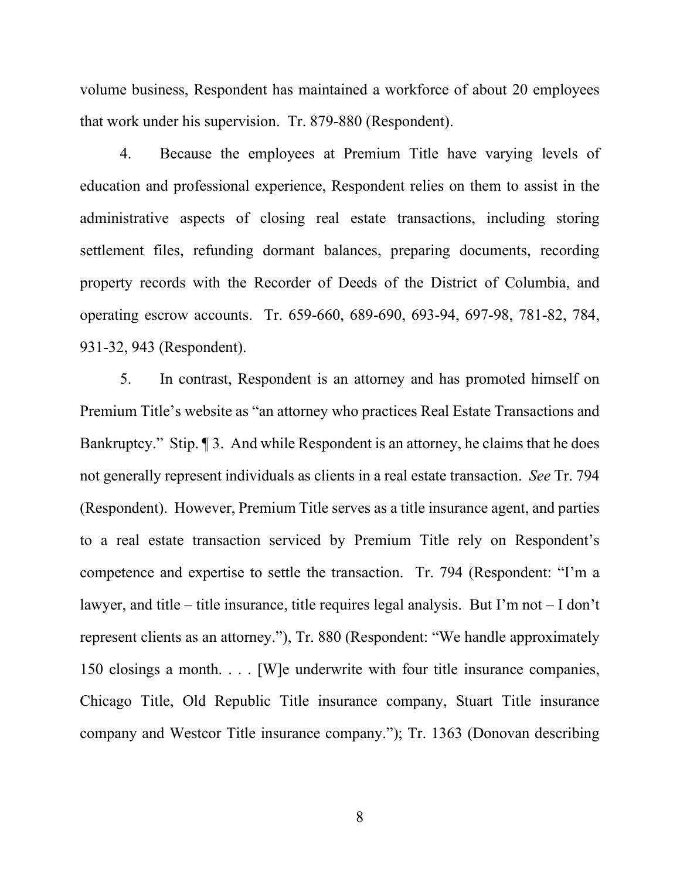volume business, Respondent has maintained a workforce of about 20 employees that work under his supervision. Tr. 879-880 (Respondent).

4. Because the employees at Premium Title have varying levels of education and professional experience, Respondent relies on them to assist in the administrative aspects of closing real estate transactions, including storing settlement files, refunding dormant balances, preparing documents, recording property records with the Recorder of Deeds of the District of Columbia, and operating escrow accounts. Tr. 659-660, 689-690, 693-94, 697-98, 781-82, 784, 931-32, 943 (Respondent).

5. In contrast, Respondent is an attorney and has promoted himself on Premium Title's website as "an attorney who practices Real Estate Transactions and Bankruptcy." Stip. ¶ 3. And while Respondent is an attorney, he claims that he does not generally represent individuals as clients in a real estate transaction. *See* Tr. 794 (Respondent). However, Premium Title serves as a title insurance agent, and parties to a real estate transaction serviced by Premium Title rely on Respondent's competence and expertise to settle the transaction. Tr. 794 (Respondent: "I'm a lawyer, and title – title insurance, title requires legal analysis. But I'm not – I don't represent clients as an attorney."), Tr. 880 (Respondent: "We handle approximately 150 closings a month. . . . [W]e underwrite with four title insurance companies, Chicago Title, Old Republic Title insurance company, Stuart Title insurance company and Westcor Title insurance company."); Tr. 1363 (Donovan describing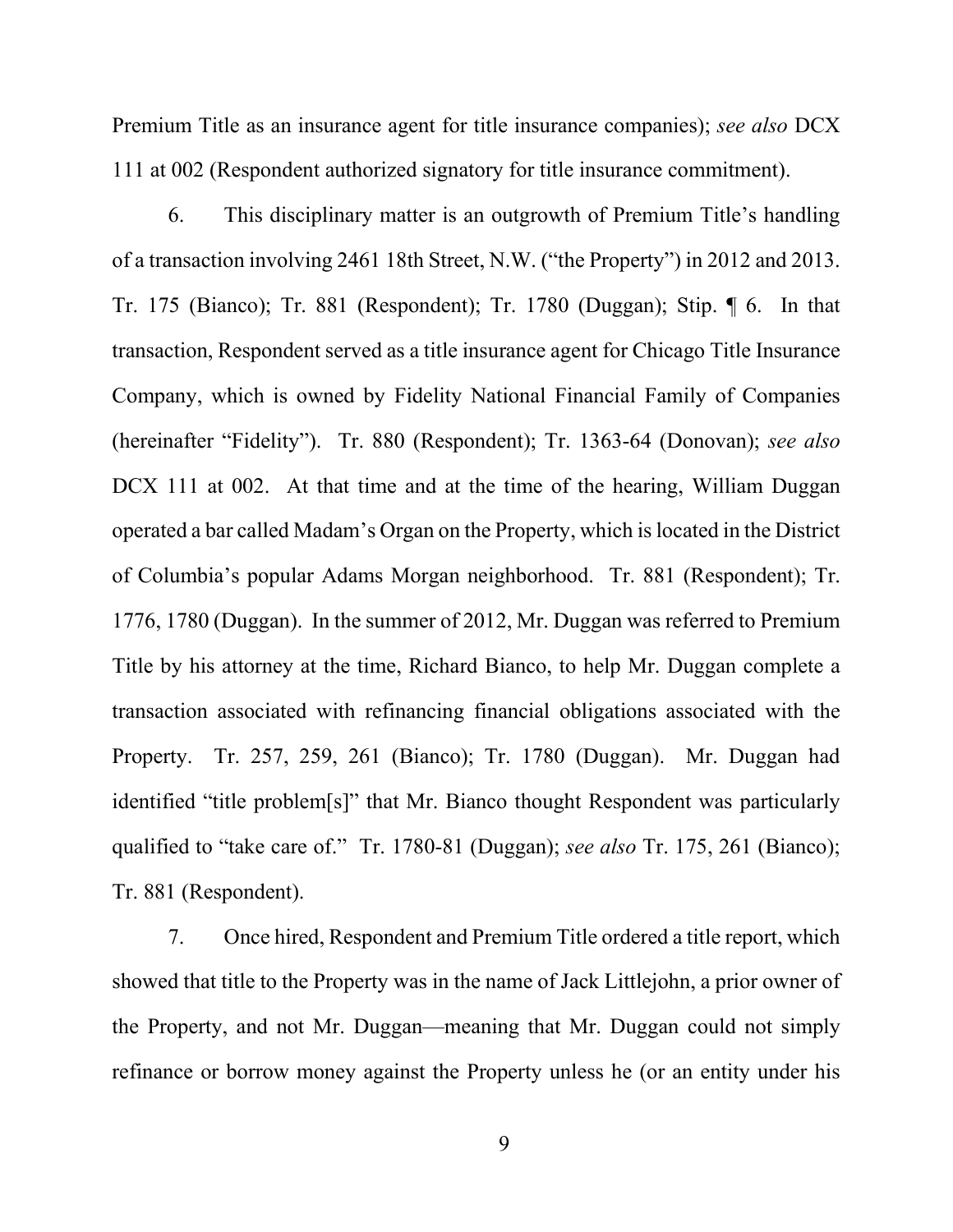Premium Title as an insurance agent for title insurance companies); *see also* DCX 111 at 002 (Respondent authorized signatory for title insurance commitment).

6. This disciplinary matter is an outgrowth of Premium Title's handling of a transaction involving 2461 18th Street, N.W. ("the Property") in 2012 and 2013. Tr. 175 (Bianco); Tr. 881 (Respondent); Tr. 1780 (Duggan); Stip. ¶ 6. In that transaction, Respondent served as a title insurance agent for Chicago Title Insurance Company, which is owned by Fidelity National Financial Family of Companies (hereinafter "Fidelity"). Tr. 880 (Respondent); Tr. 1363-64 (Donovan); *see also* DCX 111 at 002. At that time and at the time of the hearing, William Duggan operated a bar called Madam's Organ on the Property, which is located in the District of Columbia's popular Adams Morgan neighborhood. Tr. 881 (Respondent); Tr. 1776, 1780 (Duggan). In the summer of 2012, Mr. Duggan was referred to Premium Title by his attorney at the time, Richard Bianco, to help Mr. Duggan complete a transaction associated with refinancing financial obligations associated with the Property. Tr. 257, 259, 261 (Bianco); Tr. 1780 (Duggan). Mr. Duggan had identified "title problem[s]" that Mr. Bianco thought Respondent was particularly qualified to "take care of." Tr. 1780-81 (Duggan); *see also* Tr. 175, 261 (Bianco); Tr. 881 (Respondent).

7. Once hired, Respondent and Premium Title ordered a title report, which showed that title to the Property was in the name of Jack Littlejohn, a prior owner of the Property, and not Mr. Duggan—meaning that Mr. Duggan could not simply refinance or borrow money against the Property unless he (or an entity under his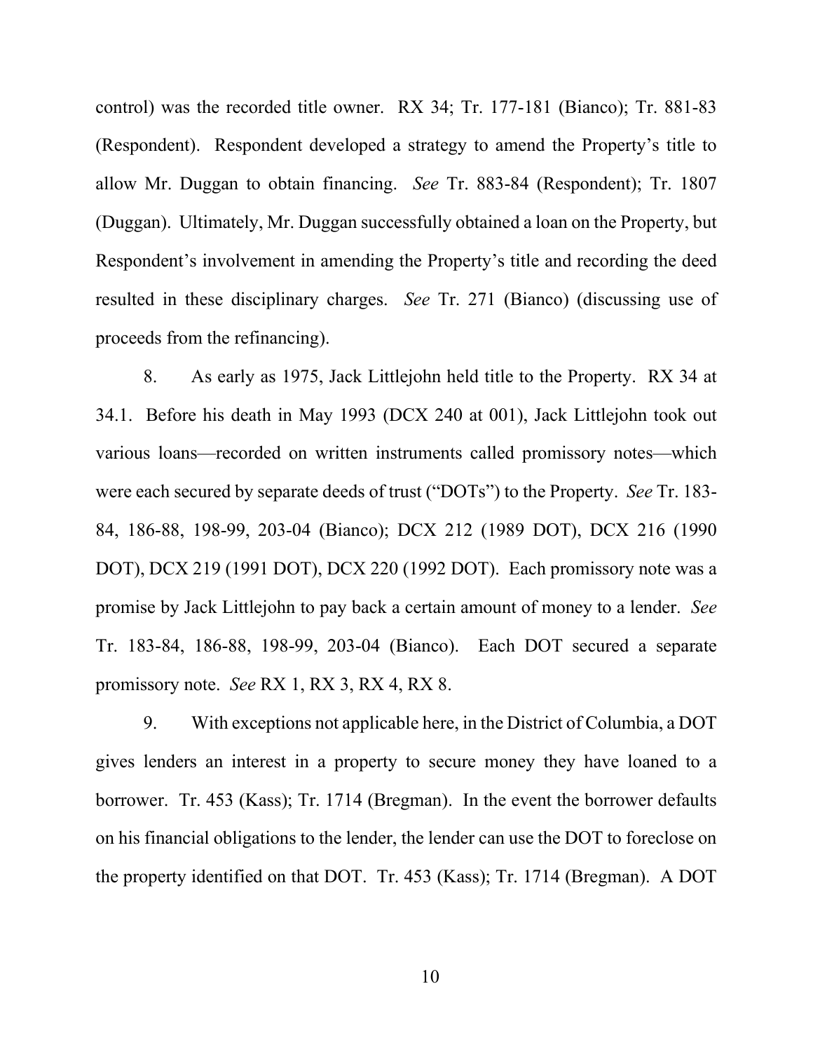control) was the recorded title owner. RX 34; Tr. 177-181 (Bianco); Tr. 881-83 (Respondent). Respondent developed a strategy to amend the Property's title to allow Mr. Duggan to obtain financing. *See* Tr. 883-84 (Respondent); Tr. 1807 (Duggan). Ultimately, Mr. Duggan successfully obtained a loan on the Property, but Respondent's involvement in amending the Property's title and recording the deed resulted in these disciplinary charges. *See* Tr. 271 (Bianco) (discussing use of proceeds from the refinancing).

8. As early as 1975, Jack Littlejohn held title to the Property. RX 34 at 34.1. Before his death in May 1993 (DCX 240 at 001), Jack Littlejohn took out various loans—recorded on written instruments called promissory notes—which were each secured by separate deeds of trust ("DOTs") to the Property. *See* Tr. 183-84, 186-88, 198-99, 203-04 (Bianco); DCX 212 (1989 DOT), DCX 216 (1990 DOT), DCX 219 (1991 DOT), DCX 220 (1992 DOT). Each promissory note was a promise by Jack Littlejohn to pay back a certain amount of money to a lender. *See* Tr. 183-84, 186-88, 198-99, 203-04 (Bianco). Each DOT secured a separate promissory note. *See* RX 1, RX 3, RX 4, RX 8.

9. With exceptions not applicable here, in the District of Columbia, a DOT gives lenders an interest in a property to secure money they have loaned to a borrower. Tr. 453 (Kass); Tr. 1714 (Bregman). In the event the borrower defaults on his financial obligations to the lender, the lender can use the DOT to foreclose on the property identified on that DOT. Tr. 453 (Kass); Tr. 1714 (Bregman). A DOT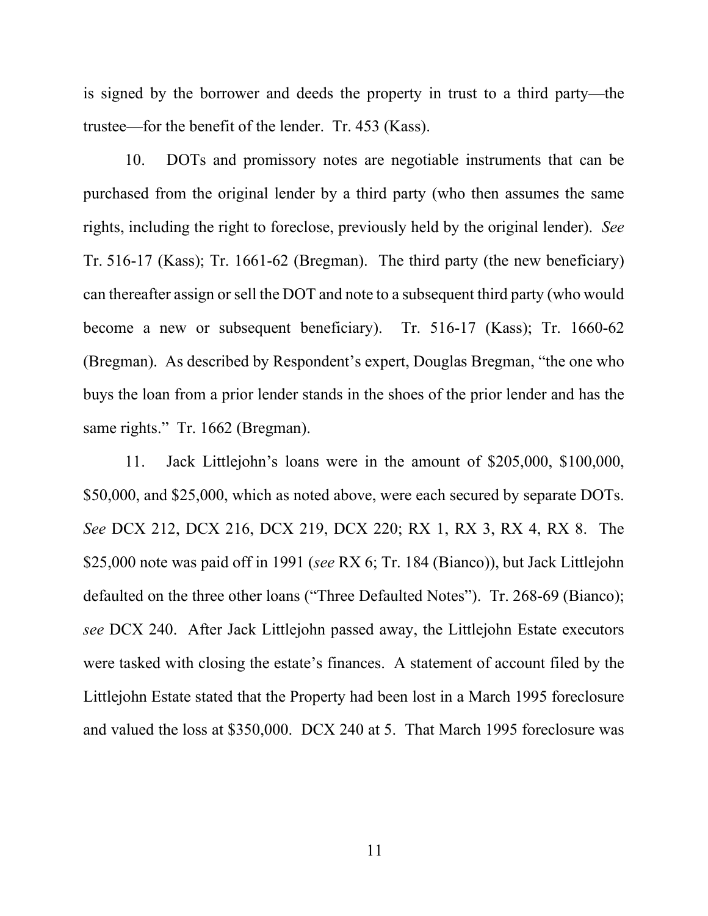is signed by the borrower and deeds the property in trust to a third party—the trustee—for the benefit of the lender. Tr. 453 (Kass).

10. DOTs and promissory notes are negotiable instruments that can be purchased from the original lender by a third party (who then assumes the same rights, including the right to foreclose, previously held by the original lender). *See* Tr. 516-17 (Kass); Tr. 1661-62 (Bregman). The third party (the new beneficiary) can thereafter assign or sell the DOT and note to a subsequent third party (who would become a new or subsequent beneficiary). Tr. 516-17 (Kass); Tr. 1660-62 (Bregman). As described by Respondent's expert, Douglas Bregman, "the one who buys the loan from a prior lender stands in the shoes of the prior lender and has the same rights." Tr. 1662 (Bregman).

11. Jack Littlejohn's loans were in the amount of $205,000, $100,000, $50,000, and $25,000, which as noted above, were each secured by separate DOTs. *See* DCX 212, DCX 216, DCX 219, DCX 220; RX 1, RX 3, RX 4, RX 8. The $25,000 note was paid off in 1991 (*see* RX 6; Tr. 184 (Bianco)), but Jack Littlejohn defaulted on the three other loans ("Three Defaulted Notes"). Tr. 268-69 (Bianco); *see* DCX 240. After Jack Littlejohn passed away, the Littlejohn Estate executors were tasked with closing the estate's finances. A statement of account filed by the Littlejohn Estate stated that the Property had been lost in a March 1995 foreclosure and valued the loss at $350,000. DCX 240 at 5. That March 1995 foreclosure was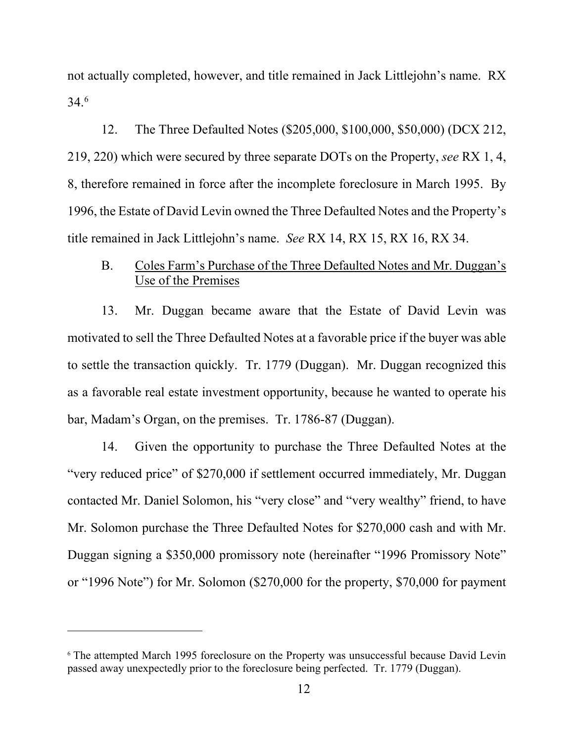not actually completed, however, and title remained in Jack Littlejohn's name. RX 34.[6]

12. The Three Defaulted Notes ($205,000, $100,000, $50,000) (DCX 212, 219, 220) which were secured by three separate DOTs on the Property, *see* RX 1, 4, 8, therefore remained in force after the incomplete foreclosure in March 1995. By 1996, the Estate of David Levin owned the Three Defaulted Notes and the Property's title remained in Jack Littlejohn's name. *See* RX 14, RX 15, RX 16, RX 34.

B. <u>Coles Farm's Purchase of the Three Defaulted Notes and Mr. Duggan's Use of the Premises</u>

13. Mr. Duggan became aware that the Estate of David Levin was motivated to sell the Three Defaulted Notes at a favorable price if the buyer was able to settle the transaction quickly. Tr. 1779 (Duggan). Mr. Duggan recognized this as a favorable real estate investment opportunity, because he wanted to operate his bar, Madam's Organ, on the premises. Tr. 1786-87 (Duggan).

14. Given the opportunity to purchase the Three Defaulted Notes at the "very reduced price" of $270,000 if settlement occurred immediately, Mr. Duggan contacted Mr. Daniel Solomon, his "very close" and "very wealthy" friend, to have Mr. Solomon purchase the Three Defaulted Notes for $270,000 cash and with Mr. Duggan signing a $350,000 promissory note (hereinafter "1996 Promissory Note" or "1996 Note") for Mr. Solomon ($270,000 for the property, $70,000 for payment

---

[6] The attempted March 1995 foreclosure on the Property was unsuccessful because David Levin passed away unexpectedly prior to the foreclosure being perfected. Tr. 1779 (Duggan).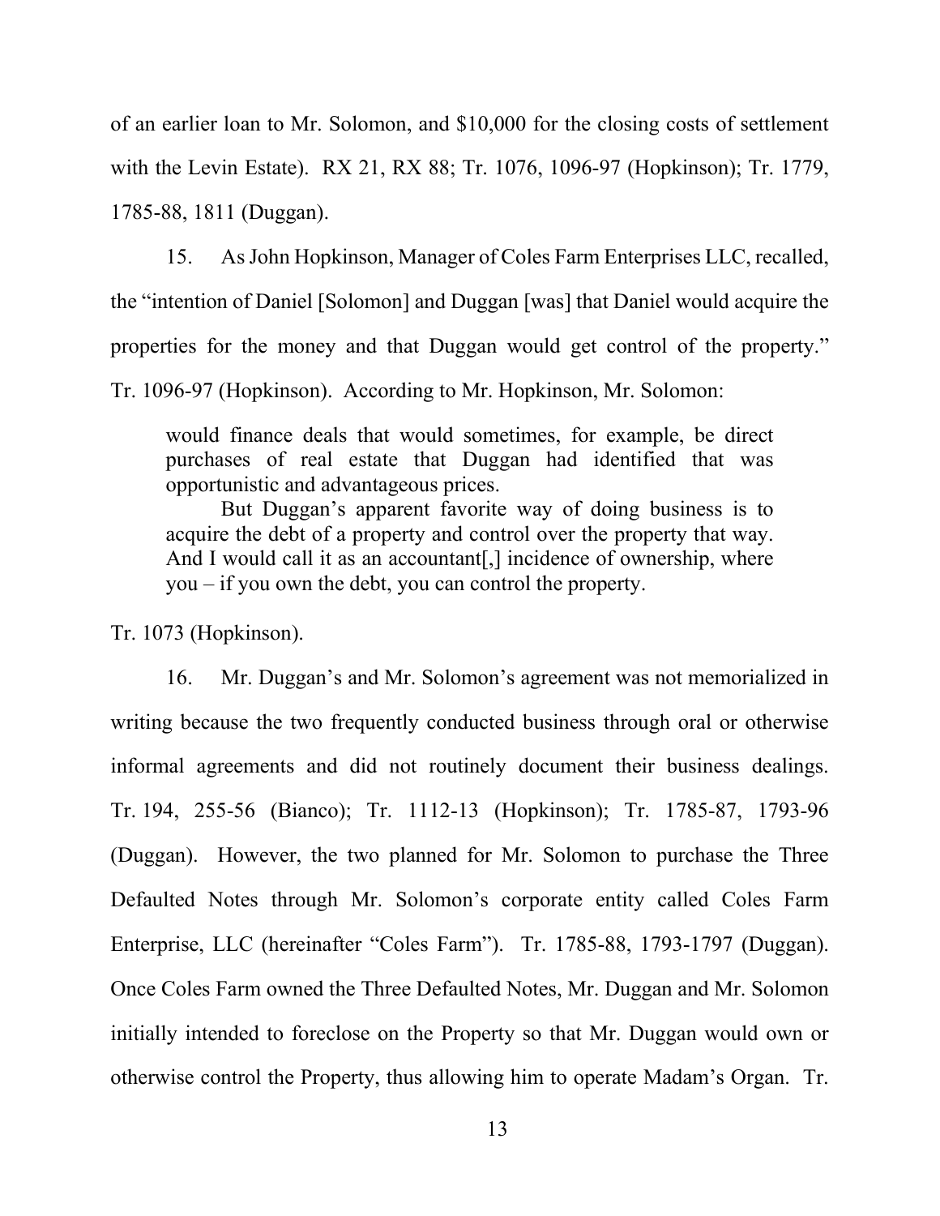of an earlier loan to Mr. Solomon, and $10,000 for the closing costs of settlement with the Levin Estate). RX 21, RX 88; Tr. 1076, 1096-97 (Hopkinson); Tr. 1779, 1785-88, 1811 (Duggan).

15. As John Hopkinson, Manager of Coles Farm Enterprises LLC, recalled, the "intention of Daniel [Solomon] and Duggan [was] that Daniel would acquire the properties for the money and that Duggan would get control of the property." Tr. 1096-97 (Hopkinson). According to Mr. Hopkinson, Mr. Solomon:

> would finance deals that would sometimes, for example, be direct purchases of real estate that Duggan had identified that was opportunistic and advantageous prices.
>
> But Duggan's apparent favorite way of doing business is to acquire the debt of a property and control over the property that way. And I would call it as an accountant[,] incidence of ownership, where you – if you own the debt, you can control the property.

Tr. 1073 (Hopkinson).

16. Mr. Duggan's and Mr. Solomon's agreement was not memorialized in writing because the two frequently conducted business through oral or otherwise informal agreements and did not routinely document their business dealings. Tr. 194, 255-56 (Bianco); Tr. 1112-13 (Hopkinson); Tr. 1785-87, 1793-96 (Duggan). However, the two planned for Mr. Solomon to purchase the Three Defaulted Notes through Mr. Solomon's corporate entity called Coles Farm Enterprise, LLC (hereinafter "Coles Farm"). Tr. 1785-88, 1793-1797 (Duggan). Once Coles Farm owned the Three Defaulted Notes, Mr. Duggan and Mr. Solomon initially intended to foreclose on the Property so that Mr. Duggan would own or otherwise control the Property, thus allowing him to operate Madam's Organ. Tr.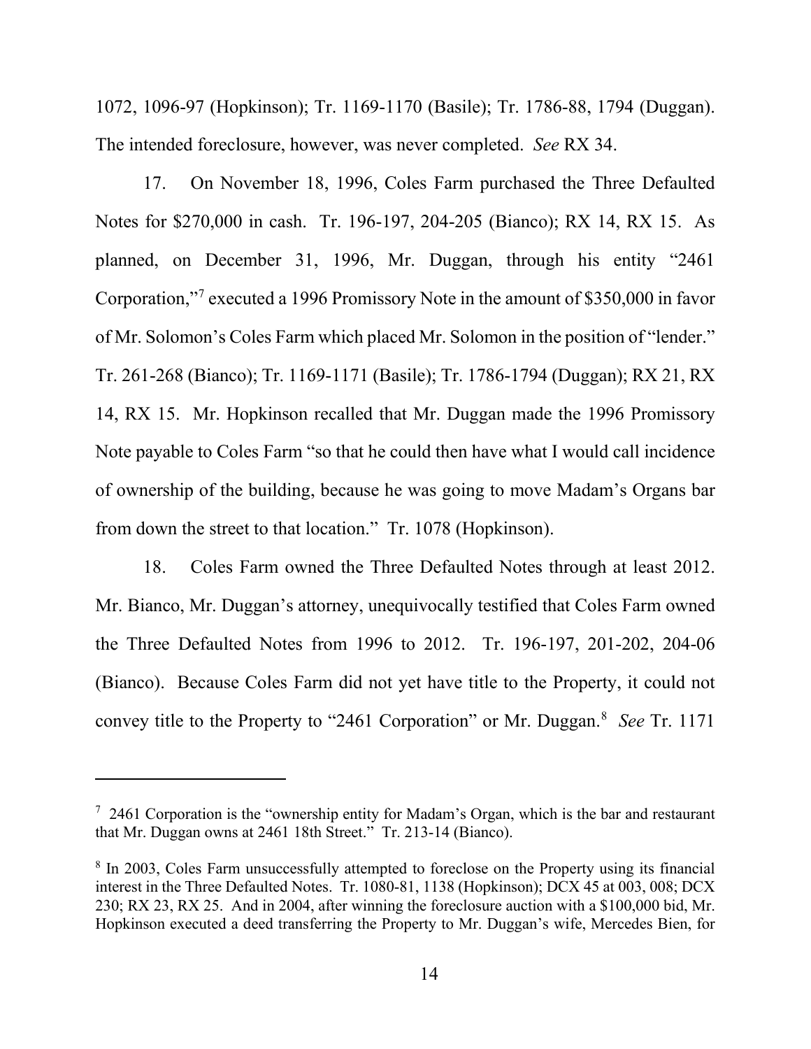1072, 1096-97 (Hopkinson); Tr. 1169-1170 (Basile); Tr. 1786-88, 1794 (Duggan). The intended foreclosure, however, was never completed. *See* RX 34.

17. On November 18, 1996, Coles Farm purchased the Three Defaulted Notes for $270,000 in cash. Tr. 196-197, 204-205 (Bianco); RX 14, RX 15. As planned, on December 31, 1996, Mr. Duggan, through his entity "2461 Corporation,"[7] executed a 1996 Promissory Note in the amount of $350,000 in favor of Mr. Solomon's Coles Farm which placed Mr. Solomon in the position of "lender." Tr. 261-268 (Bianco); Tr. 1169-1171 (Basile); Tr. 1786-1794 (Duggan); RX 21, RX 14, RX 15. Mr. Hopkinson recalled that Mr. Duggan made the 1996 Promissory Note payable to Coles Farm "so that he could then have what I would call incidence of ownership of the building, because he was going to move Madam's Organs bar from down the street to that location." Tr. 1078 (Hopkinson).

18. Coles Farm owned the Three Defaulted Notes through at least 2012. Mr. Bianco, Mr. Duggan's attorney, unequivocally testified that Coles Farm owned the Three Defaulted Notes from 1996 to 2012. Tr. 196-197, 201-202, 204-06 (Bianco). Because Coles Farm did not yet have title to the Property, it could not convey title to the Property to "2461 Corporation" or Mr. Duggan.[8] *See* Tr. 1171

---

[7] 2461 Corporation is the "ownership entity for Madam's Organ, which is the bar and restaurant that Mr. Duggan owns at 2461 18th Street." Tr. 213-14 (Bianco).

[8] In 2003, Coles Farm unsuccessfully attempted to foreclose on the Property using its financial interest in the Three Defaulted Notes. Tr. 1080-81, 1138 (Hopkinson); DCX 45 at 003, 008; DCX 230; RX 23, RX 25. And in 2004, after winning the foreclosure auction with a $100,000 bid, Mr. Hopkinson executed a deed transferring the Property to Mr. Duggan's wife, Mercedes Bien, for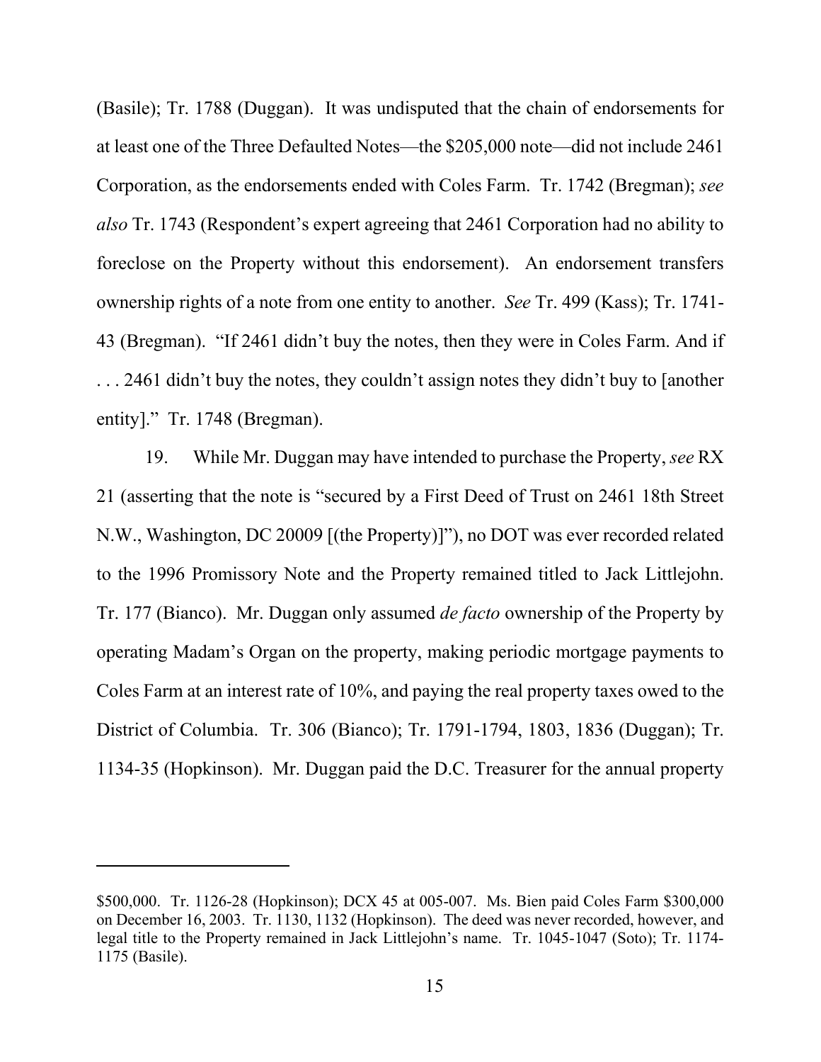(Basile); Tr. 1788 (Duggan). It was undisputed that the chain of endorsements for at least one of the Three Defaulted Notes—the $205,000 note—did not include 2461 Corporation, as the endorsements ended with Coles Farm. Tr. 1742 (Bregman); *see also* Tr. 1743 (Respondent's expert agreeing that 2461 Corporation had no ability to foreclose on the Property without this endorsement). An endorsement transfers ownership rights of a note from one entity to another. *See* Tr. 499 (Kass); Tr. 1741-43 (Bregman). "If 2461 didn't buy the notes, then they were in Coles Farm. And if . . . 2461 didn't buy the notes, they couldn't assign notes they didn't buy to [another entity]." Tr. 1748 (Bregman).

19. While Mr. Duggan may have intended to purchase the Property, *see* RX 21 (asserting that the note is "secured by a First Deed of Trust on 2461 18th Street N.W., Washington, DC 20009 [(the Property)]"), no DOT was ever recorded related to the 1996 Promissory Note and the Property remained titled to Jack Littlejohn. Tr. 177 (Bianco). Mr. Duggan only assumed *de facto* ownership of the Property by operating Madam's Organ on the property, making periodic mortgage payments to Coles Farm at an interest rate of 10%, and paying the real property taxes owed to the District of Columbia. Tr. 306 (Bianco); Tr. 1791-1794, 1803, 1836 (Duggan); Tr. 1134-35 (Hopkinson). Mr. Duggan paid the D.C. Treasurer for the annual property

---

$500,000. Tr. 1126-28 (Hopkinson); DCX 45 at 005-007. Ms. Bien paid Coles Farm $300,000 on December 16, 2003. Tr. 1130, 1132 (Hopkinson). The deed was never recorded, however, and legal title to the Property remained in Jack Littlejohn's name. Tr. 1045-1047 (Soto); Tr. 1174-1175 (Basile).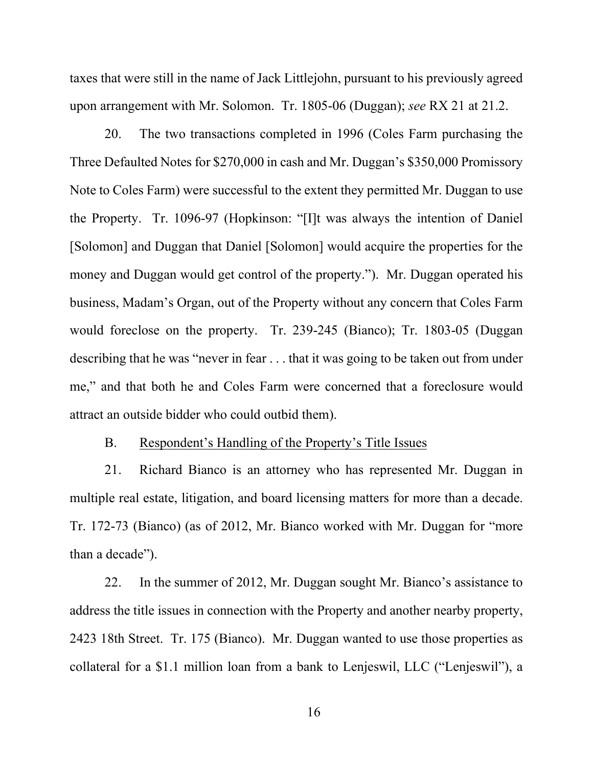taxes that were still in the name of Jack Littlejohn, pursuant to his previously agreed upon arrangement with Mr. Solomon. Tr. 1805-06 (Duggan); *see* RX 21 at 21.2.

20. The two transactions completed in 1996 (Coles Farm purchasing the Three Defaulted Notes for $270,000 in cash and Mr. Duggan's $350,000 Promissory Note to Coles Farm) were successful to the extent they permitted Mr. Duggan to use the Property. Tr. 1096-97 (Hopkinson: "[I]t was always the intention of Daniel [Solomon] and Duggan that Daniel [Solomon] would acquire the properties for the money and Duggan would get control of the property."). Mr. Duggan operated his business, Madam's Organ, out of the Property without any concern that Coles Farm would foreclose on the property. Tr. 239-245 (Bianco); Tr. 1803-05 (Duggan describing that he was "never in fear . . . that it was going to be taken out from under me," and that both he and Coles Farm were concerned that a foreclosure would attract an outside bidder who could outbid them).

B. Respondent's Handling of the Property's Title Issues

21. Richard Bianco is an attorney who has represented Mr. Duggan in multiple real estate, litigation, and board licensing matters for more than a decade. Tr. 172-73 (Bianco) (as of 2012, Mr. Bianco worked with Mr. Duggan for "more than a decade").

22. In the summer of 2012, Mr. Duggan sought Mr. Bianco's assistance to address the title issues in connection with the Property and another nearby property, 2423 18th Street. Tr. 175 (Bianco). Mr. Duggan wanted to use those properties as collateral for a $1.1 million loan from a bank to Lenjeswil, LLC ("Lenjeswil"), a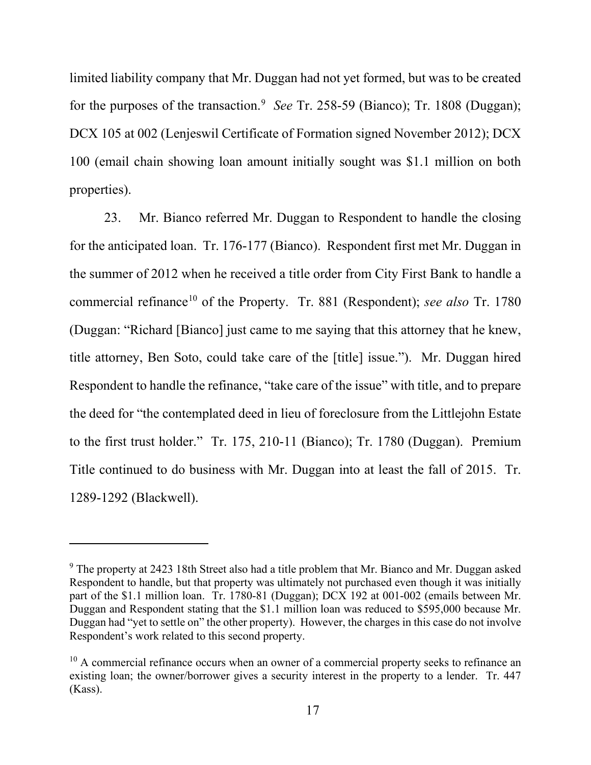limited liability company that Mr. Duggan had not yet formed, but was to be created for the purposes of the transaction.[9] *See* Tr. 258-59 (Bianco); Tr. 1808 (Duggan); DCX 105 at 002 (Lenjeswil Certificate of Formation signed November 2012); DCX 100 (email chain showing loan amount initially sought was $1.1 million on both properties).

23. Mr. Bianco referred Mr. Duggan to Respondent to handle the closing for the anticipated loan. Tr. 176-177 (Bianco). Respondent first met Mr. Duggan in the summer of 2012 when he received a title order from City First Bank to handle a commercial refinance[10] of the Property. Tr. 881 (Respondent); *see also* Tr. 1780 (Duggan: "Richard [Bianco] just came to me saying that this attorney that he knew, title attorney, Ben Soto, could take care of the [title] issue."). Mr. Duggan hired Respondent to handle the refinance, "take care of the issue" with title, and to prepare the deed for "the contemplated deed in lieu of foreclosure from the Littlejohn Estate to the first trust holder." Tr. 175, 210-11 (Bianco); Tr. 1780 (Duggan). Premium Title continued to do business with Mr. Duggan into at least the fall of 2015. Tr. 1289-1292 (Blackwell).

---

[9] The property at 2423 18th Street also had a title problem that Mr. Bianco and Mr. Duggan asked Respondent to handle, but that property was ultimately not purchased even though it was initially part of the $1.1 million loan. Tr. 1780-81 (Duggan); DCX 192 at 001-002 (emails between Mr. Duggan and Respondent stating that the $1.1 million loan was reduced to $595,000 because Mr. Duggan had "yet to settle on" the other property). However, the charges in this case do not involve Respondent's work related to this second property.

[10] A commercial refinance occurs when an owner of a commercial property seeks to refinance an existing loan; the owner/borrower gives a security interest in the property to a lender. Tr. 447 (Kass).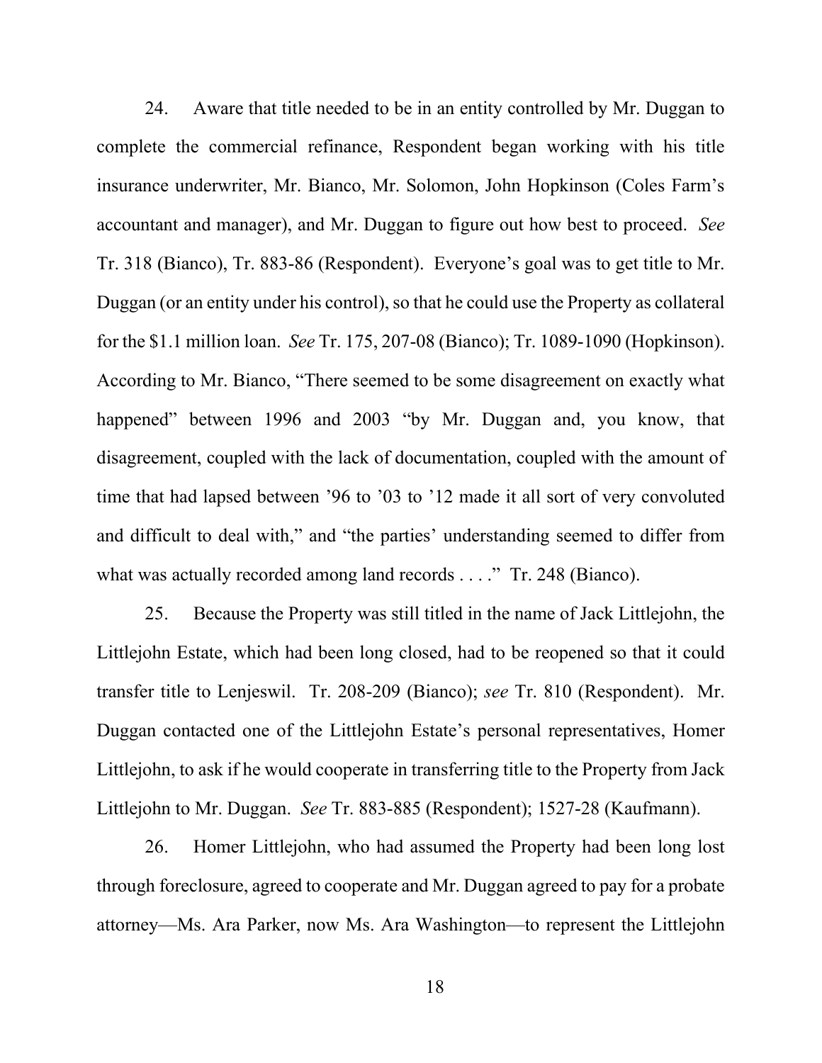24. Aware that title needed to be in an entity controlled by Mr. Duggan to complete the commercial refinance, Respondent began working with his title insurance underwriter, Mr. Bianco, Mr. Solomon, John Hopkinson (Coles Farm's accountant and manager), and Mr. Duggan to figure out how best to proceed. *See* Tr. 318 (Bianco), Tr. 883-86 (Respondent). Everyone's goal was to get title to Mr. Duggan (or an entity under his control), so that he could use the Property as collateral for the $1.1 million loan. *See* Tr. 175, 207-08 (Bianco); Tr. 1089-1090 (Hopkinson). According to Mr. Bianco, "There seemed to be some disagreement on exactly what happened" between 1996 and 2003 "by Mr. Duggan and, you know, that disagreement, coupled with the lack of documentation, coupled with the amount of time that had lapsed between '96 to '03 to '12 made it all sort of very convoluted and difficult to deal with," and "the parties' understanding seemed to differ from what was actually recorded among land records . . . ." Tr. 248 (Bianco).

25. Because the Property was still titled in the name of Jack Littlejohn, the Littlejohn Estate, which had been long closed, had to be reopened so that it could transfer title to Lenjeswil. Tr. 208-209 (Bianco); *see* Tr. 810 (Respondent). Mr. Duggan contacted one of the Littlejohn Estate's personal representatives, Homer Littlejohn, to ask if he would cooperate in transferring title to the Property from Jack Littlejohn to Mr. Duggan. *See* Tr. 883-885 (Respondent); 1527-28 (Kaufmann).

26. Homer Littlejohn, who had assumed the Property had been long lost through foreclosure, agreed to cooperate and Mr. Duggan agreed to pay for a probate attorney—Ms. Ara Parker, now Ms. Ara Washington—to represent the Littlejohn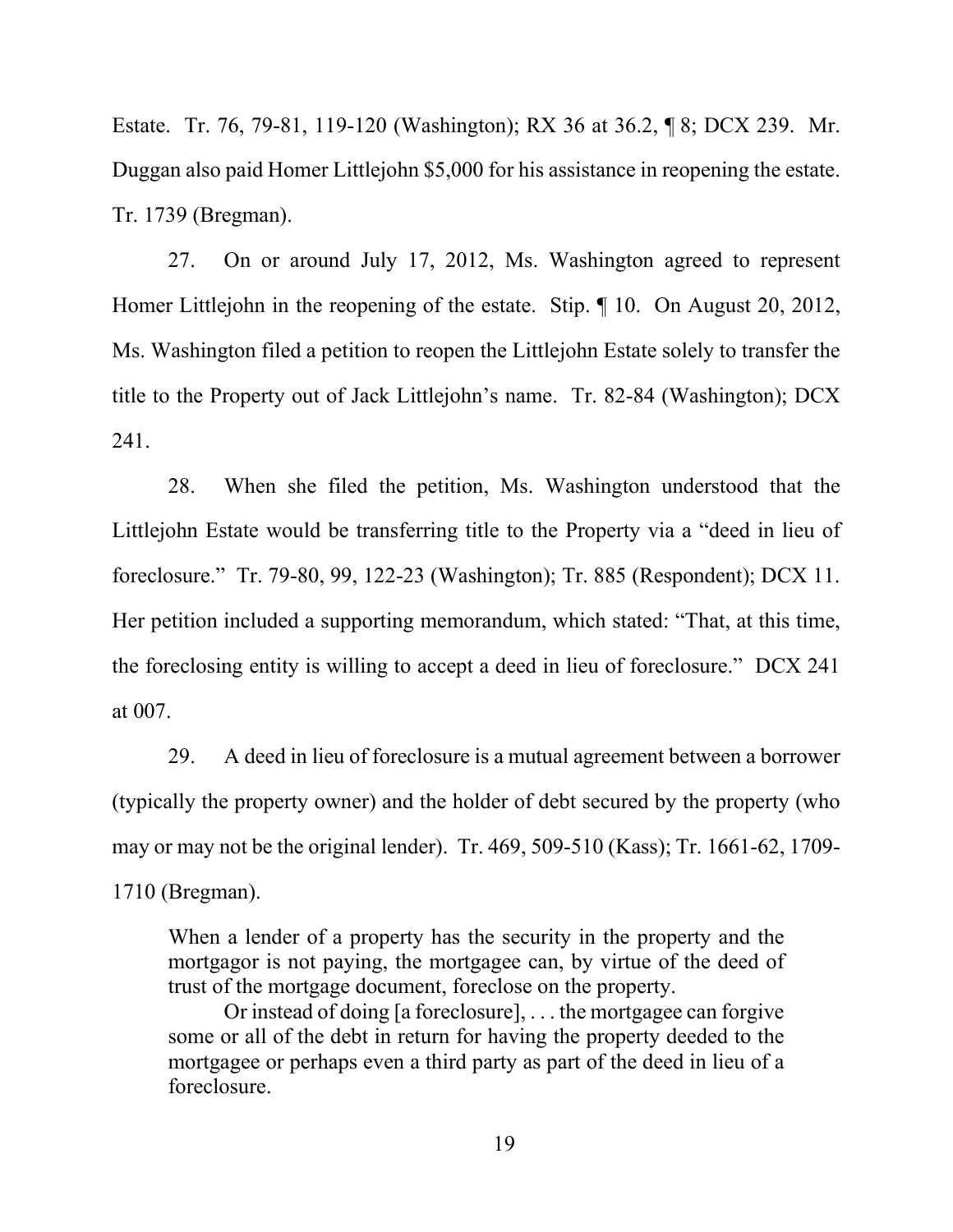Estate. Tr. 76, 79-81, 119-120 (Washington); RX 36 at 36.2, ¶ 8; DCX 239. Mr. Duggan also paid Homer Littlejohn $5,000 for his assistance in reopening the estate. Tr. 1739 (Bregman).

27. On or around July 17, 2012, Ms. Washington agreed to represent Homer Littlejohn in the reopening of the estate. Stip. ¶ 10. On August 20, 2012, Ms. Washington filed a petition to reopen the Littlejohn Estate solely to transfer the title to the Property out of Jack Littlejohn's name. Tr. 82-84 (Washington); DCX 241.

28. When she filed the petition, Ms. Washington understood that the Littlejohn Estate would be transferring title to the Property via a "deed in lieu of foreclosure." Tr. 79-80, 99, 122-23 (Washington); Tr. 885 (Respondent); DCX 11. Her petition included a supporting memorandum, which stated: "That, at this time, the foreclosing entity is willing to accept a deed in lieu of foreclosure." DCX 241 at 007.

29. A deed in lieu of foreclosure is a mutual agreement between a borrower (typically the property owner) and the holder of debt secured by the property (who may or may not be the original lender). Tr. 469, 509-510 (Kass); Tr. 1661-62, 1709-1710 (Bregman).

> When a lender of a property has the security in the property and the mortgagor is not paying, the mortgagee can, by virtue of the deed of trust of the mortgage document, foreclose on the property.
>
> Or instead of doing [a foreclosure], . . . the mortgagee can forgive some or all of the debt in return for having the property deeded to the mortgagee or perhaps even a third party as part of the deed in lieu of a foreclosure.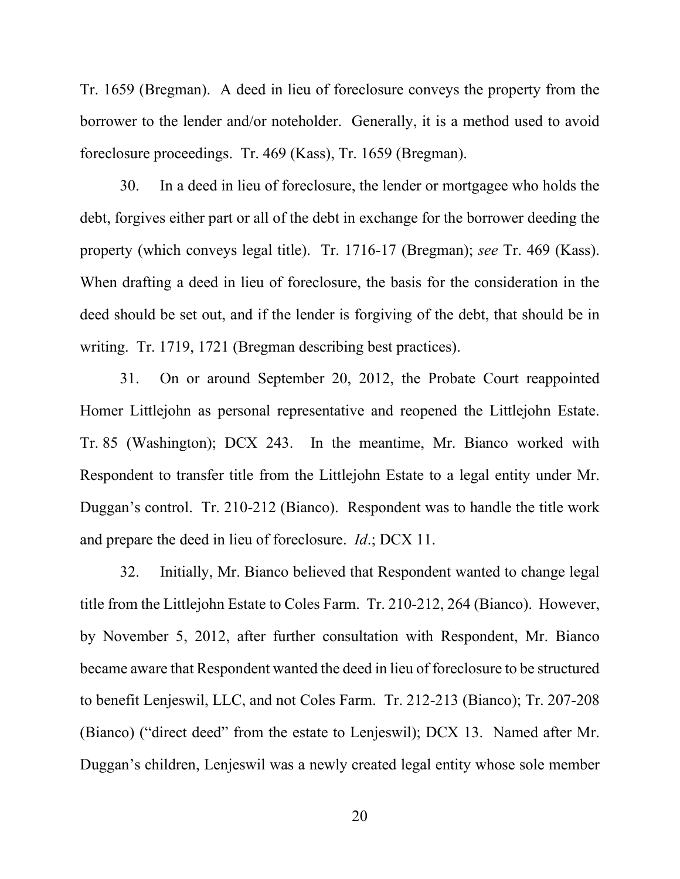Tr. 1659 (Bregman). A deed in lieu of foreclosure conveys the property from the borrower to the lender and/or noteholder. Generally, it is a method used to avoid foreclosure proceedings. Tr. 469 (Kass), Tr. 1659 (Bregman).

30. In a deed in lieu of foreclosure, the lender or mortgagee who holds the debt, forgives either part or all of the debt in exchange for the borrower deeding the property (which conveys legal title). Tr. 1716-17 (Bregman); *see* Tr. 469 (Kass). When drafting a deed in lieu of foreclosure, the basis for the consideration in the deed should be set out, and if the lender is forgiving of the debt, that should be in writing. Tr. 1719, 1721 (Bregman describing best practices).

31. On or around September 20, 2012, the Probate Court reappointed Homer Littlejohn as personal representative and reopened the Littlejohn Estate. Tr. 85 (Washington); DCX 243. In the meantime, Mr. Bianco worked with Respondent to transfer title from the Littlejohn Estate to a legal entity under Mr. Duggan's control. Tr. 210-212 (Bianco). Respondent was to handle the title work and prepare the deed in lieu of foreclosure. *Id*.; DCX 11.

32. Initially, Mr. Bianco believed that Respondent wanted to change legal title from the Littlejohn Estate to Coles Farm. Tr. 210-212, 264 (Bianco). However, by November 5, 2012, after further consultation with Respondent, Mr. Bianco became aware that Respondent wanted the deed in lieu of foreclosure to be structured to benefit Lenjeswil, LLC, and not Coles Farm. Tr. 212-213 (Bianco); Tr. 207-208 (Bianco) ("direct deed" from the estate to Lenjeswil); DCX 13. Named after Mr. Duggan's children, Lenjeswil was a newly created legal entity whose sole member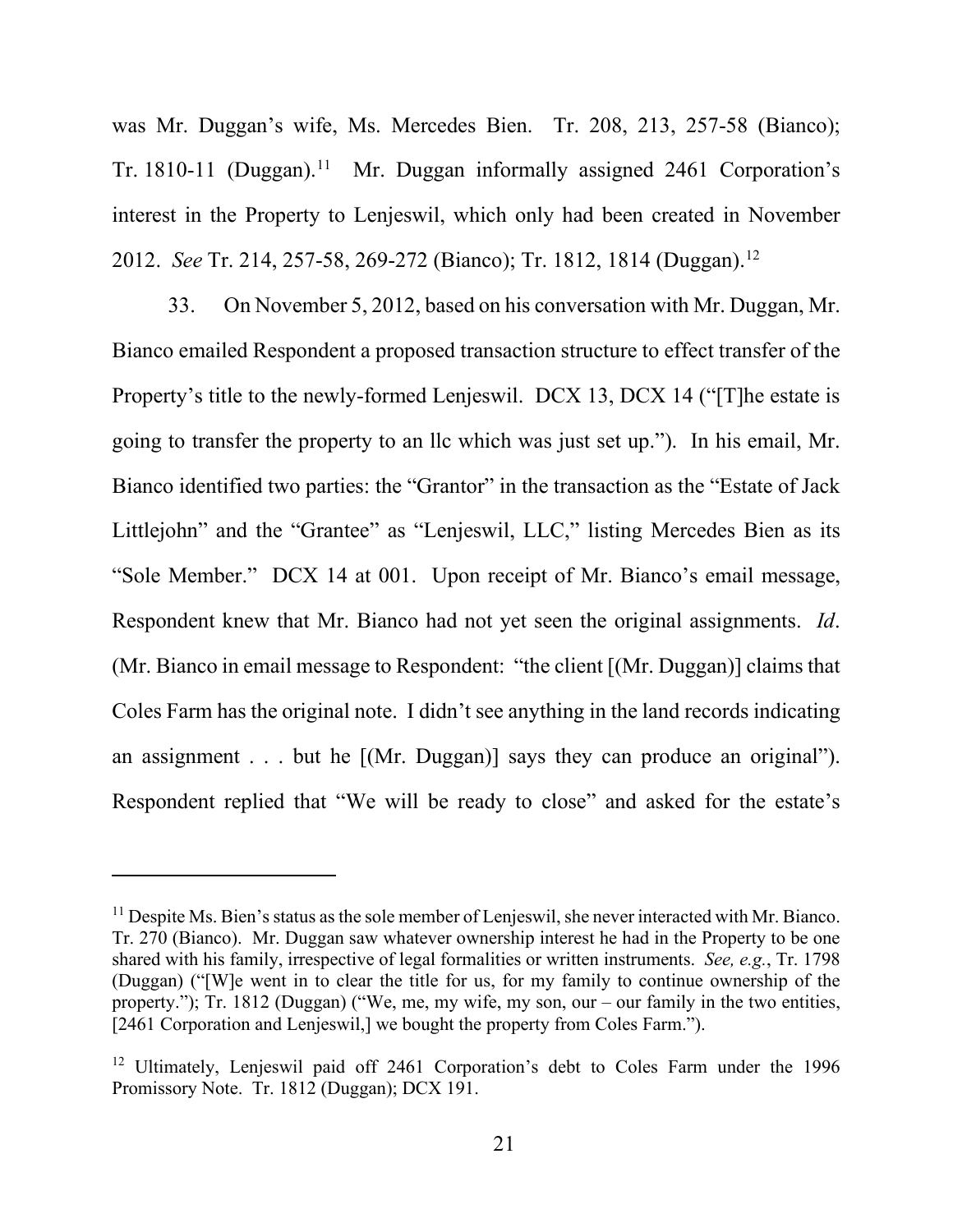was Mr. Duggan's wife, Ms. Mercedes Bien. Tr. 208, 213, 257-58 (Bianco); Tr. 1810-11 (Duggan).[11] Mr. Duggan informally assigned 2461 Corporation's interest in the Property to Lenjeswil, which only had been created in November 2012. *See* Tr. 214, 257-58, 269-272 (Bianco); Tr. 1812, 1814 (Duggan).[12]

33. On November 5, 2012, based on his conversation with Mr. Duggan, Mr. Bianco emailed Respondent a proposed transaction structure to effect transfer of the Property's title to the newly-formed Lenjeswil. DCX 13, DCX 14 ("[T]he estate is going to transfer the property to an llc which was just set up."). In his email, Mr. Bianco identified two parties: the "Grantor" in the transaction as the "Estate of Jack Littlejohn" and the "Grantee" as "Lenjeswil, LLC," listing Mercedes Bien as its "Sole Member." DCX 14 at 001. Upon receipt of Mr. Bianco's email message, Respondent knew that Mr. Bianco had not yet seen the original assignments. *Id*. (Mr. Bianco in email message to Respondent: "the client [(Mr. Duggan)] claims that Coles Farm has the original note. I didn't see anything in the land records indicating an assignment . . . but he [(Mr. Duggan)] says they can produce an original"). Respondent replied that "We will be ready to close" and asked for the estate's

[11] Despite Ms. Bien's status as the sole member of Lenjeswil, she never interacted with Mr. Bianco. Tr. 270 (Bianco). Mr. Duggan saw whatever ownership interest he had in the Property to be one shared with his family, irrespective of legal formalities or written instruments. *See, e.g.*, Tr. 1798 (Duggan) ("[W]e went in to clear the title for us, for my family to continue ownership of the property."); Tr. 1812 (Duggan) ("We, me, my wife, my son, our – our family in the two entities, [2461 Corporation and Lenjeswil,] we bought the property from Coles Farm.").

[12] Ultimately, Lenjeswil paid off 2461 Corporation's debt to Coles Farm under the 1996 Promissory Note. Tr. 1812 (Duggan); DCX 191.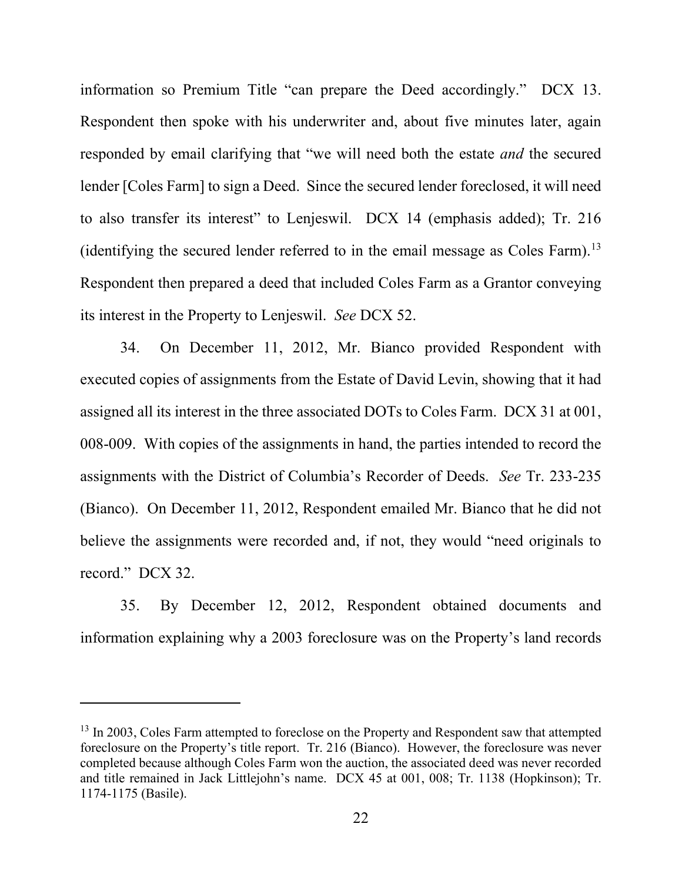information so Premium Title "can prepare the Deed accordingly." DCX 13. Respondent then spoke with his underwriter and, about five minutes later, again responded by email clarifying that "we will need both the estate *and* the secured lender [Coles Farm] to sign a Deed. Since the secured lender foreclosed, it will need to also transfer its interest" to Lenjeswil. DCX 14 (emphasis added); Tr. 216 (identifying the secured lender referred to in the email message as Coles Farm).[13] Respondent then prepared a deed that included Coles Farm as a Grantor conveying its interest in the Property to Lenjeswil. *See* DCX 52.

34. On December 11, 2012, Mr. Bianco provided Respondent with executed copies of assignments from the Estate of David Levin, showing that it had assigned all its interest in the three associated DOTs to Coles Farm. DCX 31 at 001, 008-009. With copies of the assignments in hand, the parties intended to record the assignments with the District of Columbia's Recorder of Deeds. *See* Tr. 233-235 (Bianco). On December 11, 2012, Respondent emailed Mr. Bianco that he did not believe the assignments were recorded and, if not, they would "need originals to record." DCX 32.

35. By December 12, 2012, Respondent obtained documents and information explaining why a 2003 foreclosure was on the Property's land records

---

[13] In 2003, Coles Farm attempted to foreclose on the Property and Respondent saw that attempted foreclosure on the Property's title report. Tr. 216 (Bianco). However, the foreclosure was never completed because although Coles Farm won the auction, the associated deed was never recorded and title remained in Jack Littlejohn's name. DCX 45 at 001, 008; Tr. 1138 (Hopkinson); Tr. 1174-1175 (Basile).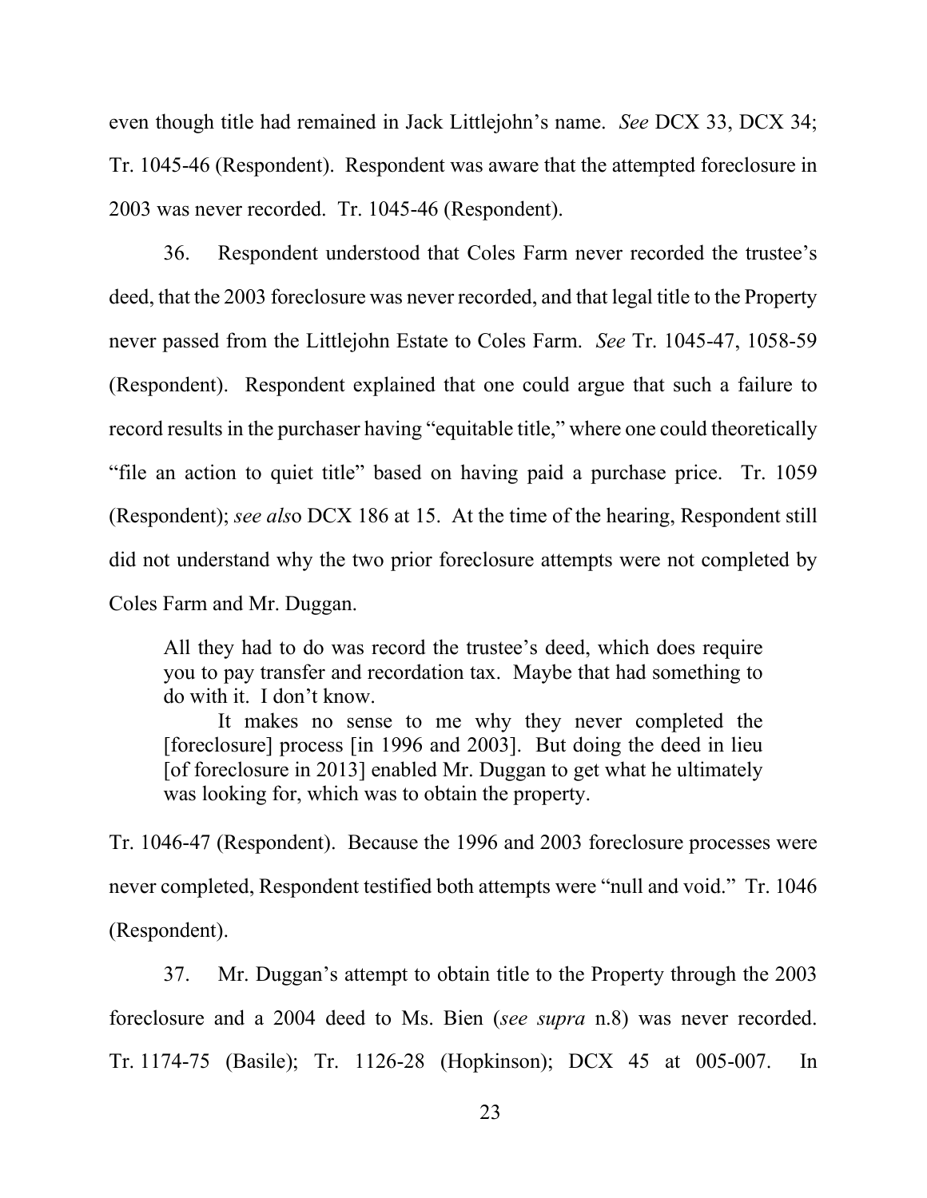even though title had remained in Jack Littlejohn's name. *See* DCX 33, DCX 34; Tr. 1045-46 (Respondent). Respondent was aware that the attempted foreclosure in 2003 was never recorded. Tr. 1045-46 (Respondent).

36. Respondent understood that Coles Farm never recorded the trustee's deed, that the 2003 foreclosure was never recorded, and that legal title to the Property never passed from the Littlejohn Estate to Coles Farm. *See* Tr. 1045-47, 1058-59 (Respondent). Respondent explained that one could argue that such a failure to record results in the purchaser having "equitable title," where one could theoretically "file an action to quiet title" based on having paid a purchase price. Tr. 1059 (Respondent); *see also* DCX 186 at 15. At the time of the hearing, Respondent still did not understand why the two prior foreclosure attempts were not completed by Coles Farm and Mr. Duggan.

> All they had to do was record the trustee's deed, which does require you to pay transfer and recordation tax. Maybe that had something to do with it. I don't know.
>
> It makes no sense to me why they never completed the [foreclosure] process [in 1996 and 2003]. But doing the deed in lieu [of foreclosure in 2013] enabled Mr. Duggan to get what he ultimately was looking for, which was to obtain the property.

Tr. 1046-47 (Respondent). Because the 1996 and 2003 foreclosure processes were never completed, Respondent testified both attempts were "null and void." Tr. 1046 (Respondent).

37. Mr. Duggan's attempt to obtain title to the Property through the 2003 foreclosure and a 2004 deed to Ms. Bien (*see supra* n.8) was never recorded. Tr. 1174-75 (Basile); Tr. 1126-28 (Hopkinson); DCX 45 at 005-007. In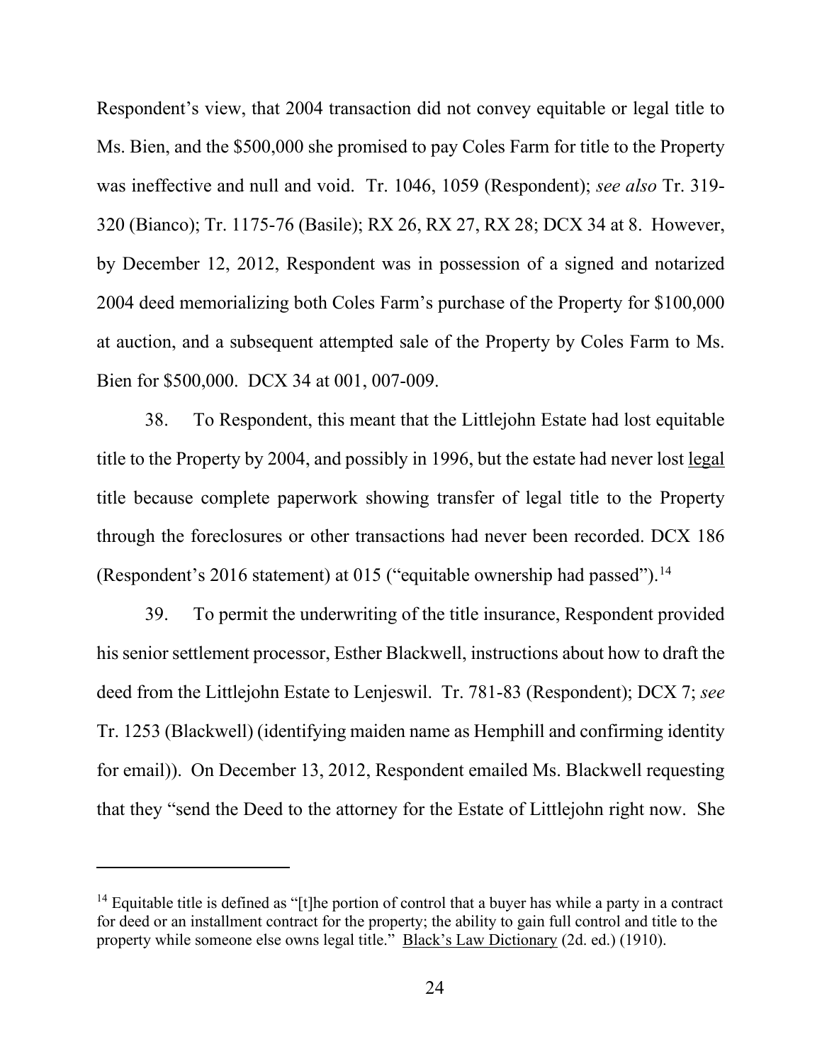Respondent's view, that 2004 transaction did not convey equitable or legal title to Ms. Bien, and the $500,000 she promised to pay Coles Farm for title to the Property was ineffective and null and void. Tr. 1046, 1059 (Respondent); *see also* Tr. 319-320 (Bianco); Tr. 1175-76 (Basile); RX 26, RX 27, RX 28; DCX 34 at 8. However, by December 12, 2012, Respondent was in possession of a signed and notarized 2004 deed memorializing both Coles Farm's purchase of the Property for $100,000 at auction, and a subsequent attempted sale of the Property by Coles Farm to Ms. Bien for $500,000. DCX 34 at 001, 007-009.

38. To Respondent, this meant that the Littlejohn Estate had lost equitable title to the Property by 2004, and possibly in 1996, but the estate had never lost <u>legal</u> title because complete paperwork showing transfer of legal title to the Property through the foreclosures or other transactions had never been recorded. DCX 186 (Respondent's 2016 statement) at 015 ("equitable ownership had passed").[14]

39. To permit the underwriting of the title insurance, Respondent provided his senior settlement processor, Esther Blackwell, instructions about how to draft the deed from the Littlejohn Estate to Lenjeswil. Tr. 781-83 (Respondent); DCX 7; *see* Tr. 1253 (Blackwell) (identifying maiden name as Hemphill and confirming identity for email)). On December 13, 2012, Respondent emailed Ms. Blackwell requesting that they "send the Deed to the attorney for the Estate of Littlejohn right now. She

---

[14] Equitable title is defined as "[t]he portion of control that a buyer has while a party in a contract for deed or an installment contract for the property; the ability to gain full control and title to the property while someone else owns legal title." <u>Black's Law Dictionary</u> (2d. ed.) (1910).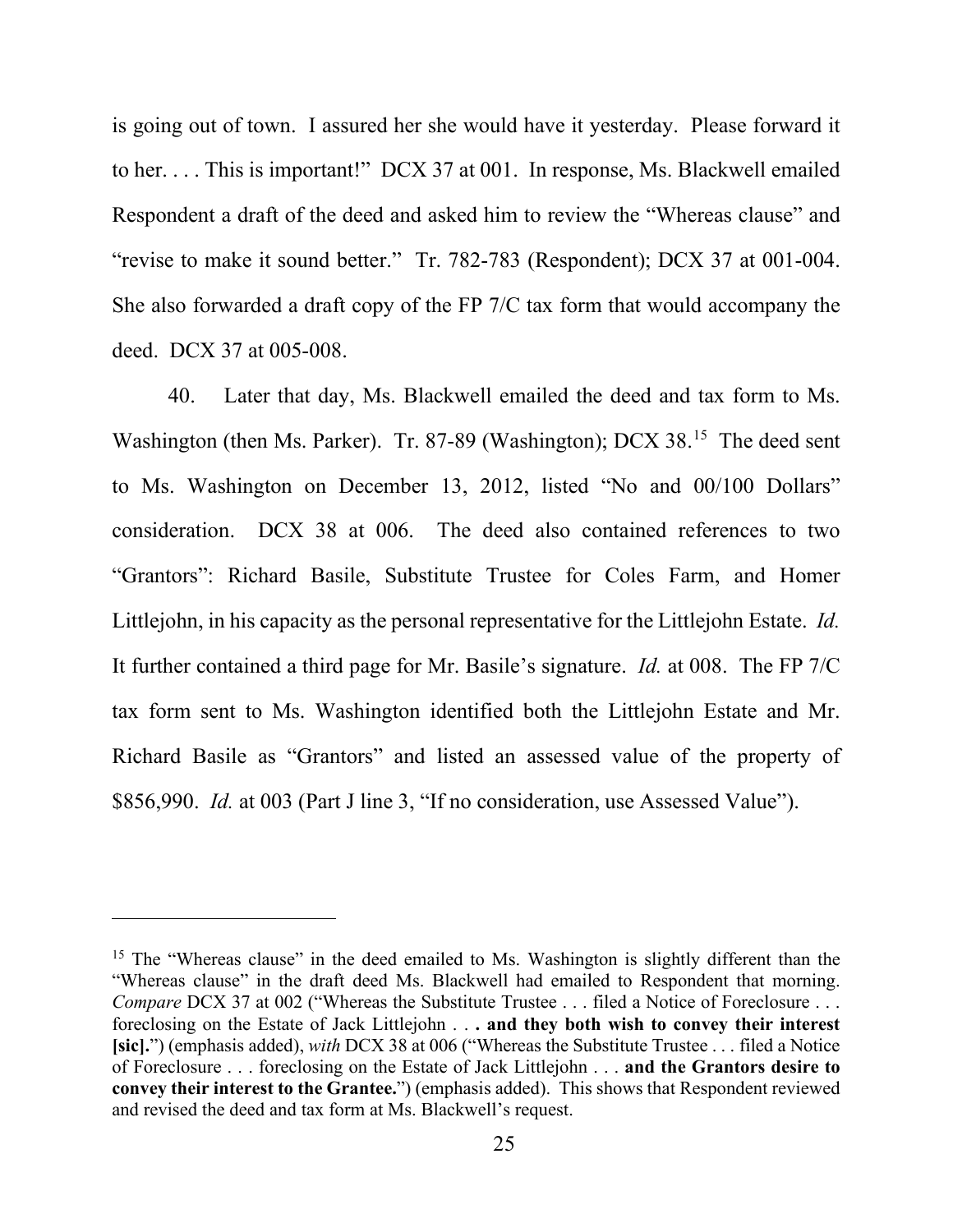is going out of town. I assured her she would have it yesterday. Please forward it to her. . . . This is important!" DCX 37 at 001. In response, Ms. Blackwell emailed Respondent a draft of the deed and asked him to review the "Whereas clause" and "revise to make it sound better." Tr. 782-783 (Respondent); DCX 37 at 001-004. She also forwarded a draft copy of the FP 7/C tax form that would accompany the deed. DCX 37 at 005-008.

40. Later that day, Ms. Blackwell emailed the deed and tax form to Ms. Washington (then Ms. Parker). Tr. 87-89 (Washington); DCX 38.[15] The deed sent to Ms. Washington on December 13, 2012, listed "No and 00/100 Dollars" consideration. DCX 38 at 006. The deed also contained references to two "Grantors": Richard Basile, Substitute Trustee for Coles Farm, and Homer Littlejohn, in his capacity as the personal representative for the Littlejohn Estate. *Id.* It further contained a third page for Mr. Basile's signature. *Id.* at 008. The FP 7/C tax form sent to Ms. Washington identified both the Littlejohn Estate and Mr. Richard Basile as "Grantors" and listed an assessed value of the property of $856,990. *Id.* at 003 (Part J line 3, "If no consideration, use Assessed Value").

---

[15] The "Whereas clause" in the deed emailed to Ms. Washington is slightly different than the "Whereas clause" in the draft deed Ms. Blackwell had emailed to Respondent that morning. *Compare* DCX 37 at 002 ("Whereas the Substitute Trustee . . . filed a Notice of Foreclosure . . . foreclosing on the Estate of Jack Littlejohn . . **. and they both wish to convey their interest [sic].**") (emphasis added), *with* DCX 38 at 006 ("Whereas the Substitute Trustee . . . filed a Notice of Foreclosure . . . foreclosing on the Estate of Jack Littlejohn . . . **and the Grantors desire to convey their interest to the Grantee.**") (emphasis added). This shows that Respondent reviewed and revised the deed and tax form at Ms. Blackwell's request.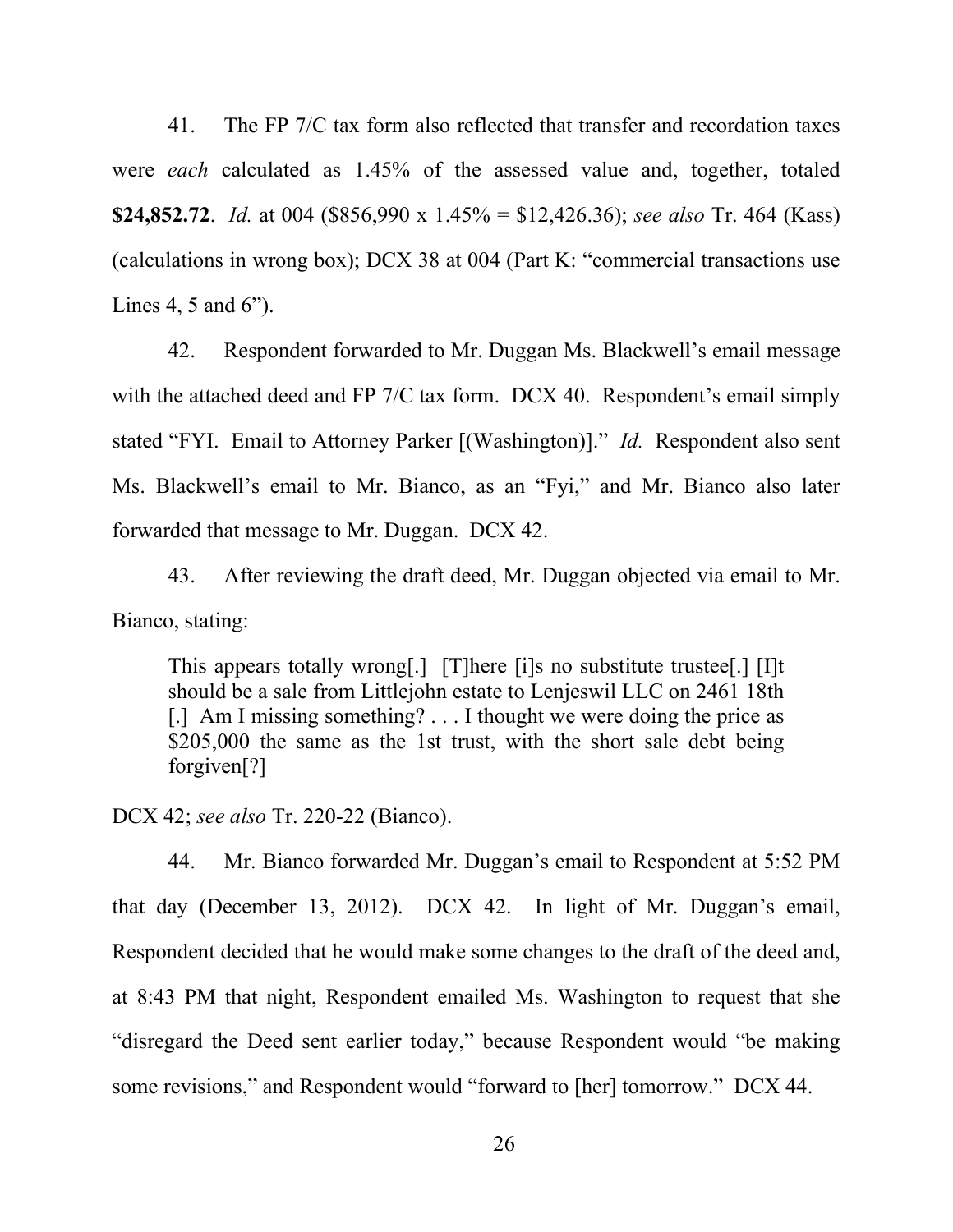41. The FP 7/C tax form also reflected that transfer and recordation taxes were *each* calculated as 1.45% of the assessed value and, together, totaled **$24,852.72**. *Id.* at 004 ($856,990 x 1.45% = $12,426.36); *see also* Tr. 464 (Kass) (calculations in wrong box); DCX 38 at 004 (Part K: "commercial transactions use Lines 4, 5 and 6").

42. Respondent forwarded to Mr. Duggan Ms. Blackwell's email message with the attached deed and FP 7/C tax form. DCX 40. Respondent's email simply stated "FYI. Email to Attorney Parker [(Washington)]." *Id.* Respondent also sent Ms. Blackwell's email to Mr. Bianco, as an "Fyi," and Mr. Bianco also later forwarded that message to Mr. Duggan. DCX 42.

43. After reviewing the draft deed, Mr. Duggan objected via email to Mr. Bianco, stating:

> This appears totally wrong[.] [T]here [i]s no substitute trustee[.] [I]t should be a sale from Littlejohn estate to Lenjeswil LLC on 2461 18th [.] Am I missing something? . . . I thought we were doing the price as $205,000 the same as the 1st trust, with the short sale debt being forgiven[?]

DCX 42; *see also* Tr. 220-22 (Bianco).

44. Mr. Bianco forwarded Mr. Duggan's email to Respondent at 5:52 PM that day (December 13, 2012). DCX 42. In light of Mr. Duggan's email, Respondent decided that he would make some changes to the draft of the deed and, at 8:43 PM that night, Respondent emailed Ms. Washington to request that she "disregard the Deed sent earlier today," because Respondent would "be making some revisions," and Respondent would "forward to [her] tomorrow." DCX 44.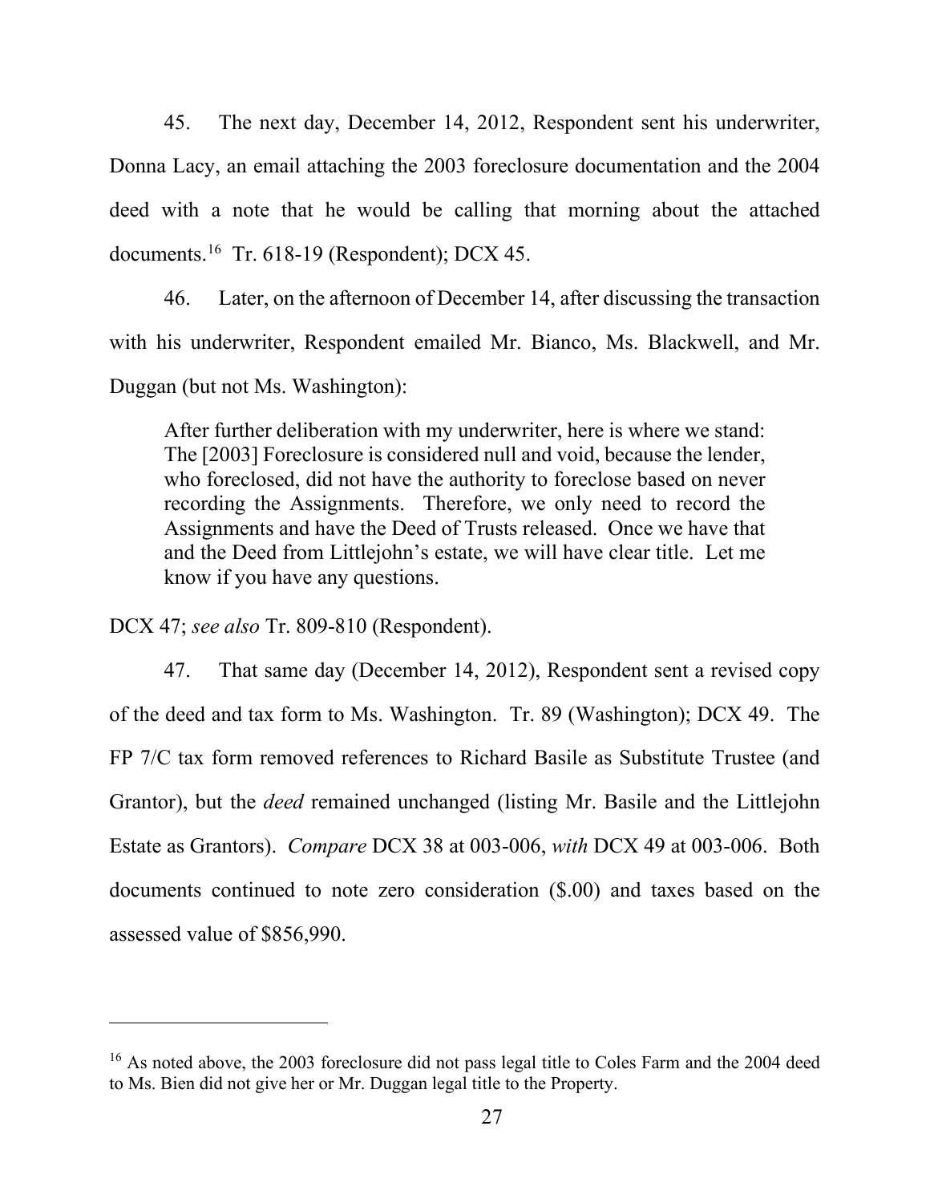45. The next day, December 14, 2012, Respondent sent his underwriter, Donna Lacy, an email attaching the 2003 foreclosure documentation and the 2004 deed with a note that he would be calling that morning about the attached documents.[16] Tr. 618-19 (Respondent); DCX 45.

46. Later, on the afternoon of December 14, after discussing the transaction with his underwriter, Respondent emailed Mr. Bianco, Ms. Blackwell, and Mr. Duggan (but not Ms. Washington):

> After further deliberation with my underwriter, here is where we stand: The [2003] Foreclosure is considered null and void, because the lender, who foreclosed, did not have the authority to foreclose based on never recording the Assignments. Therefore, we only need to record the Assignments and have the Deed of Trusts released. Once we have that and the Deed from Littlejohn's estate, we will have clear title. Let me know if you have any questions.

DCX 47; *see also* Tr. 809-810 (Respondent).

47. That same day (December 14, 2012), Respondent sent a revised copy of the deed and tax form to Ms. Washington. Tr. 89 (Washington); DCX 49. The FP 7/C tax form removed references to Richard Basile as Substitute Trustee (and Grantor), but the *deed* remained unchanged (listing Mr. Basile and the Littlejohn Estate as Grantors). *Compare* DCX 38 at 003-006, *with* DCX 49 at 003-006. Both documents continued to note zero consideration ($.00) and taxes based on the assessed value of $856,990.

---

[16] As noted above, the 2003 foreclosure did not pass legal title to Coles Farm and the 2004 deed to Ms. Bien did not give her or Mr. Duggan legal title to the Property.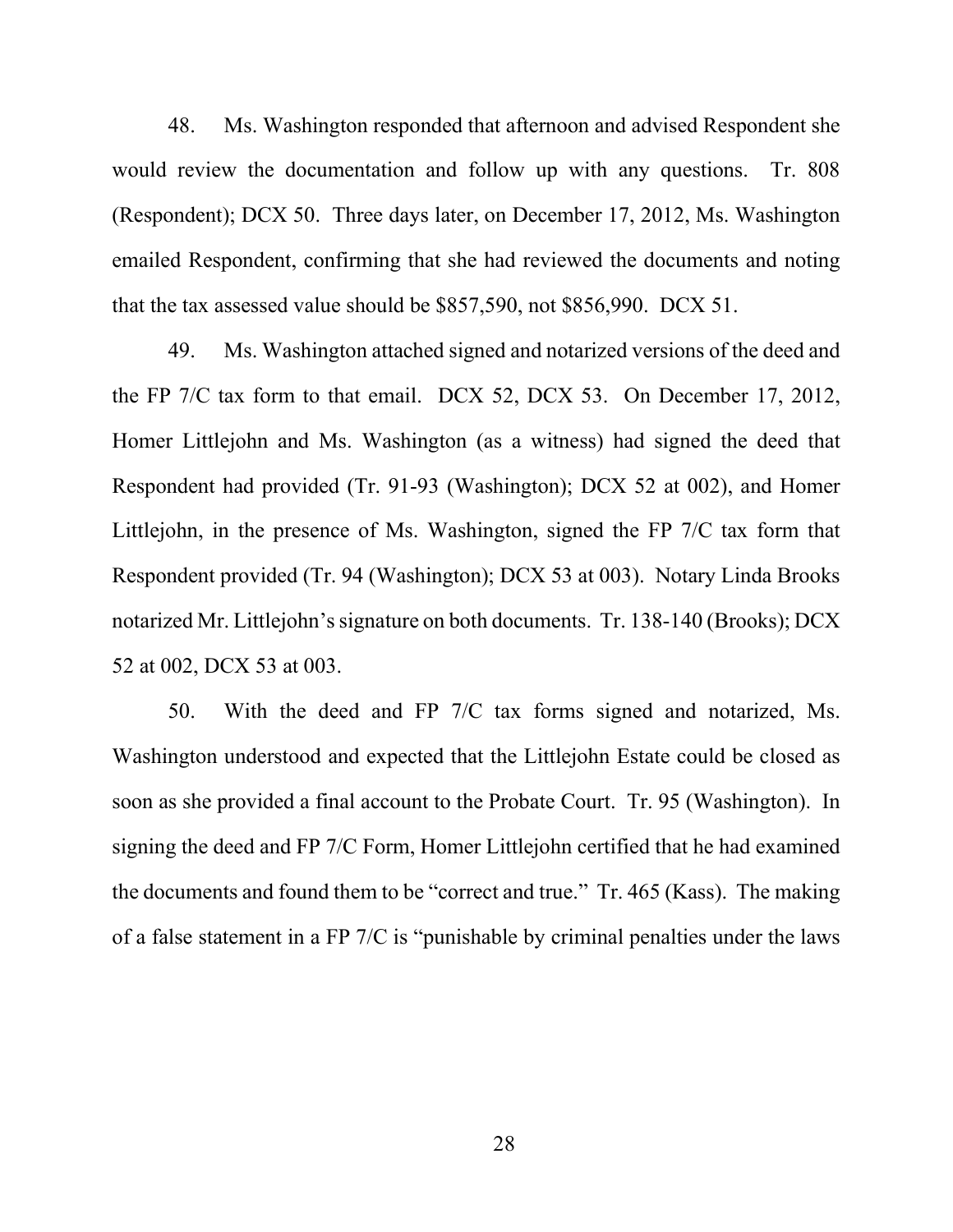48. Ms. Washington responded that afternoon and advised Respondent she would review the documentation and follow up with any questions. Tr. 808 (Respondent); DCX 50. Three days later, on December 17, 2012, Ms. Washington emailed Respondent, confirming that she had reviewed the documents and noting that the tax assessed value should be $857,590, not $856,990. DCX 51.

49. Ms. Washington attached signed and notarized versions of the deed and the FP 7/C tax form to that email. DCX 52, DCX 53. On December 17, 2012, Homer Littlejohn and Ms. Washington (as a witness) had signed the deed that Respondent had provided (Tr. 91-93 (Washington); DCX 52 at 002), and Homer Littlejohn, in the presence of Ms. Washington, signed the FP 7/C tax form that Respondent provided (Tr. 94 (Washington); DCX 53 at 003). Notary Linda Brooks notarized Mr. Littlejohn's signature on both documents. Tr. 138-140 (Brooks); DCX 52 at 002, DCX 53 at 003.

50. With the deed and FP 7/C tax forms signed and notarized, Ms. Washington understood and expected that the Littlejohn Estate could be closed as soon as she provided a final account to the Probate Court. Tr. 95 (Washington). In signing the deed and FP 7/C Form, Homer Littlejohn certified that he had examined the documents and found them to be "correct and true." Tr. 465 (Kass). The making of a false statement in a FP 7/C is "punishable by criminal penalties under the laws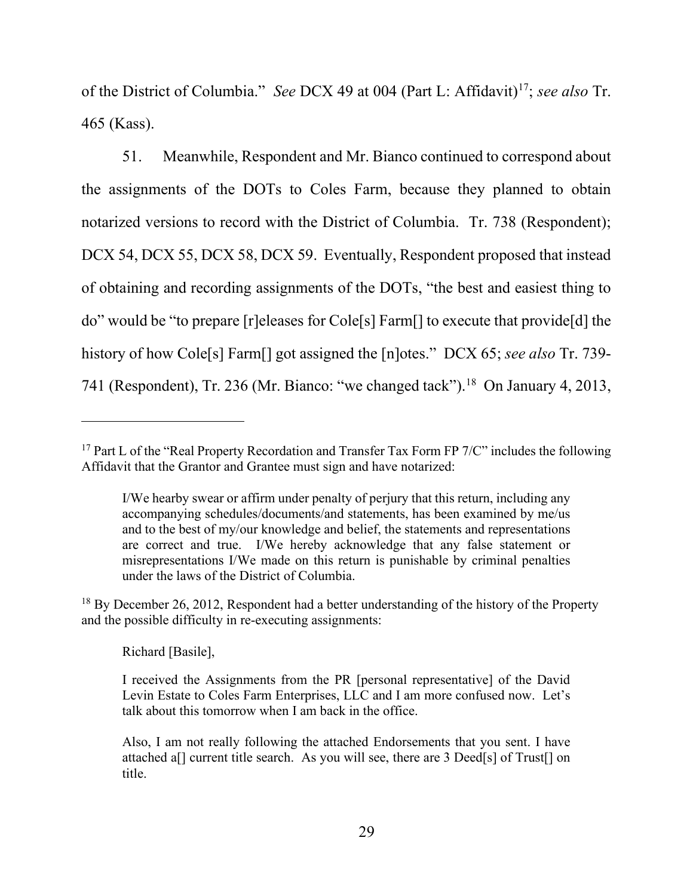of the District of Columbia." *See* DCX 49 at 004 (Part L: Affidavit)[17]; *see also* Tr. 465 (Kass).

51. Meanwhile, Respondent and Mr. Bianco continued to correspond about the assignments of the DOTs to Coles Farm, because they planned to obtain notarized versions to record with the District of Columbia. Tr. 738 (Respondent); DCX 54, DCX 55, DCX 58, DCX 59. Eventually, Respondent proposed that instead of obtaining and recording assignments of the DOTs, "the best and easiest thing to do" would be "to prepare [r]eleases for Cole[s] Farm[] to execute that provide[d] the history of how Cole[s] Farm[] got assigned the [n]otes." DCX 65; *see also* Tr. 739-741 (Respondent), Tr. 236 (Mr. Bianco: "we changed tack").[18] On January 4, 2013,

---

[17] Part L of the "Real Property Recordation and Transfer Tax Form FP 7/C" includes the following Affidavit that the Grantor and Grantee must sign and have notarized:

> I/We hearby swear or affirm under penalty of perjury that this return, including any accompanying schedules/documents/and statements, has been examined by me/us and to the best of my/our knowledge and belief, the statements and representations are correct and true. I/We hereby acknowledge that any false statement or misrepresentations I/We made on this return is punishable by criminal penalties under the laws of the District of Columbia.

[18] By December 26, 2012, Respondent had a better understanding of the history of the Property and the possible difficulty in re-executing assignments:

> Richard [Basile],
>
> I received the Assignments from the PR [personal representative] of the David Levin Estate to Coles Farm Enterprises, LLC and I am more confused now. Let's talk about this tomorrow when I am back in the office.
>
> Also, I am not really following the attached Endorsements that you sent. I have attached a[] current title search. As you will see, there are 3 Deed[s] of Trust[] on title.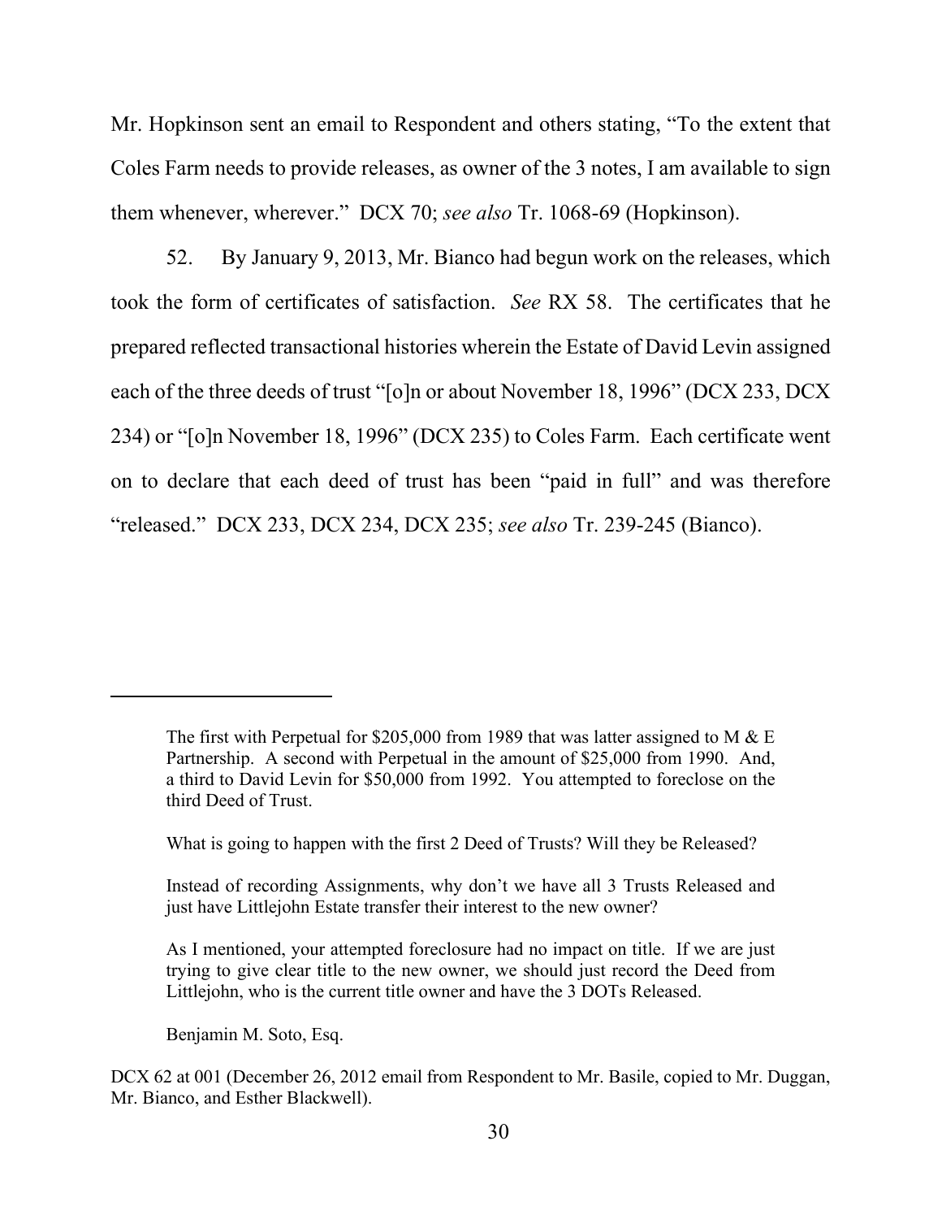Mr. Hopkinson sent an email to Respondent and others stating, "To the extent that Coles Farm needs to provide releases, as owner of the 3 notes, I am available to sign them whenever, wherever." DCX 70; *see also* Tr. 1068-69 (Hopkinson).

52. By January 9, 2013, Mr. Bianco had begun work on the releases, which took the form of certificates of satisfaction. *See* RX 58. The certificates that he prepared reflected transactional histories wherein the Estate of David Levin assigned each of the three deeds of trust "[o]n or about November 18, 1996" (DCX 233, DCX 234) or "[o]n November 18, 1996" (DCX 235) to Coles Farm. Each certificate went on to declare that each deed of trust has been "paid in full" and was therefore "released." DCX 233, DCX 234, DCX 235; *see also* Tr. 239-245 (Bianco).

---

> The first with Perpetual for $205,000 from 1989 that was latter assigned to M & E Partnership. A second with Perpetual in the amount of $25,000 from 1990. And, a third to David Levin for $50,000 from 1992. You attempted to foreclose on the third Deed of Trust.
>
> What is going to happen with the first 2 Deed of Trusts? Will they be Released?
>
> Instead of recording Assignments, why don't we have all 3 Trusts Released and just have Littlejohn Estate transfer their interest to the new owner?
>
> As I mentioned, your attempted foreclosure had no impact on title. If we are just trying to give clear title to the new owner, we should just record the Deed from Littlejohn, who is the current title owner and have the 3 DOTs Released.
>
> Benjamin M. Soto, Esq.

DCX 62 at 001 (December 26, 2012 email from Respondent to Mr. Basile, copied to Mr. Duggan, Mr. Bianco, and Esther Blackwell).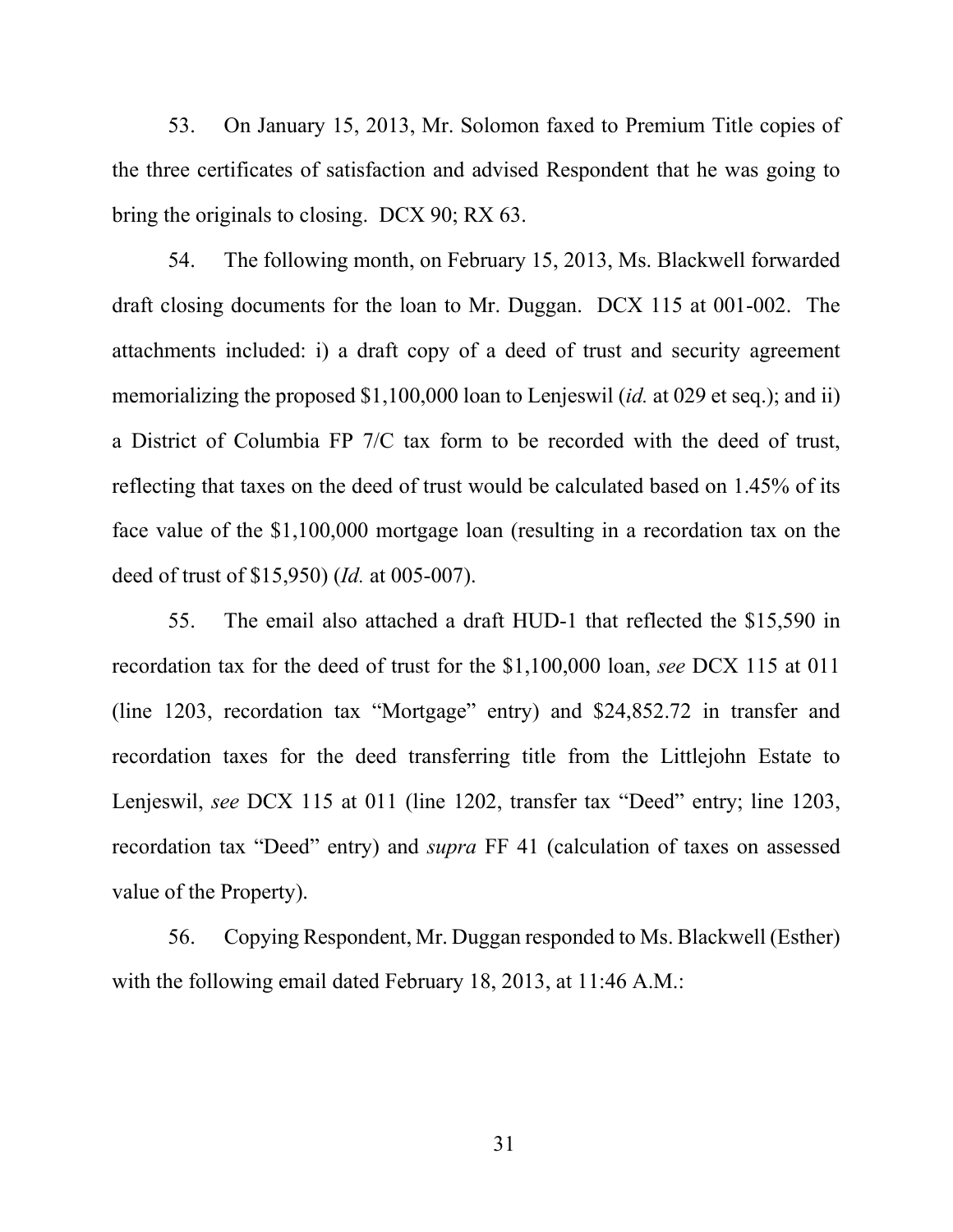53. On January 15, 2013, Mr. Solomon faxed to Premium Title copies of the three certificates of satisfaction and advised Respondent that he was going to bring the originals to closing. DCX 90; RX 63.

54. The following month, on February 15, 2013, Ms. Blackwell forwarded draft closing documents for the loan to Mr. Duggan. DCX 115 at 001-002. The attachments included: i) a draft copy of a deed of trust and security agreement memorializing the proposed $1,100,000 loan to Lenjeswil (*id.* at 029 et seq.); and ii) a District of Columbia FP 7/C tax form to be recorded with the deed of trust, reflecting that taxes on the deed of trust would be calculated based on 1.45% of its face value of the $1,100,000 mortgage loan (resulting in a recordation tax on the deed of trust of $15,950) (*Id.* at 005-007).

55. The email also attached a draft HUD-1 that reflected the $15,590 in recordation tax for the deed of trust for the $1,100,000 loan, *see* DCX 115 at 011 (line 1203, recordation tax "Mortgage" entry) and $24,852.72 in transfer and recordation taxes for the deed transferring title from the Littlejohn Estate to Lenjeswil, *see* DCX 115 at 011 (line 1202, transfer tax "Deed" entry; line 1203, recordation tax "Deed" entry) and *supra* FF 41 (calculation of taxes on assessed value of the Property).

56. Copying Respondent, Mr. Duggan responded to Ms. Blackwell (Esther) with the following email dated February 18, 2013, at 11:46 A.M.: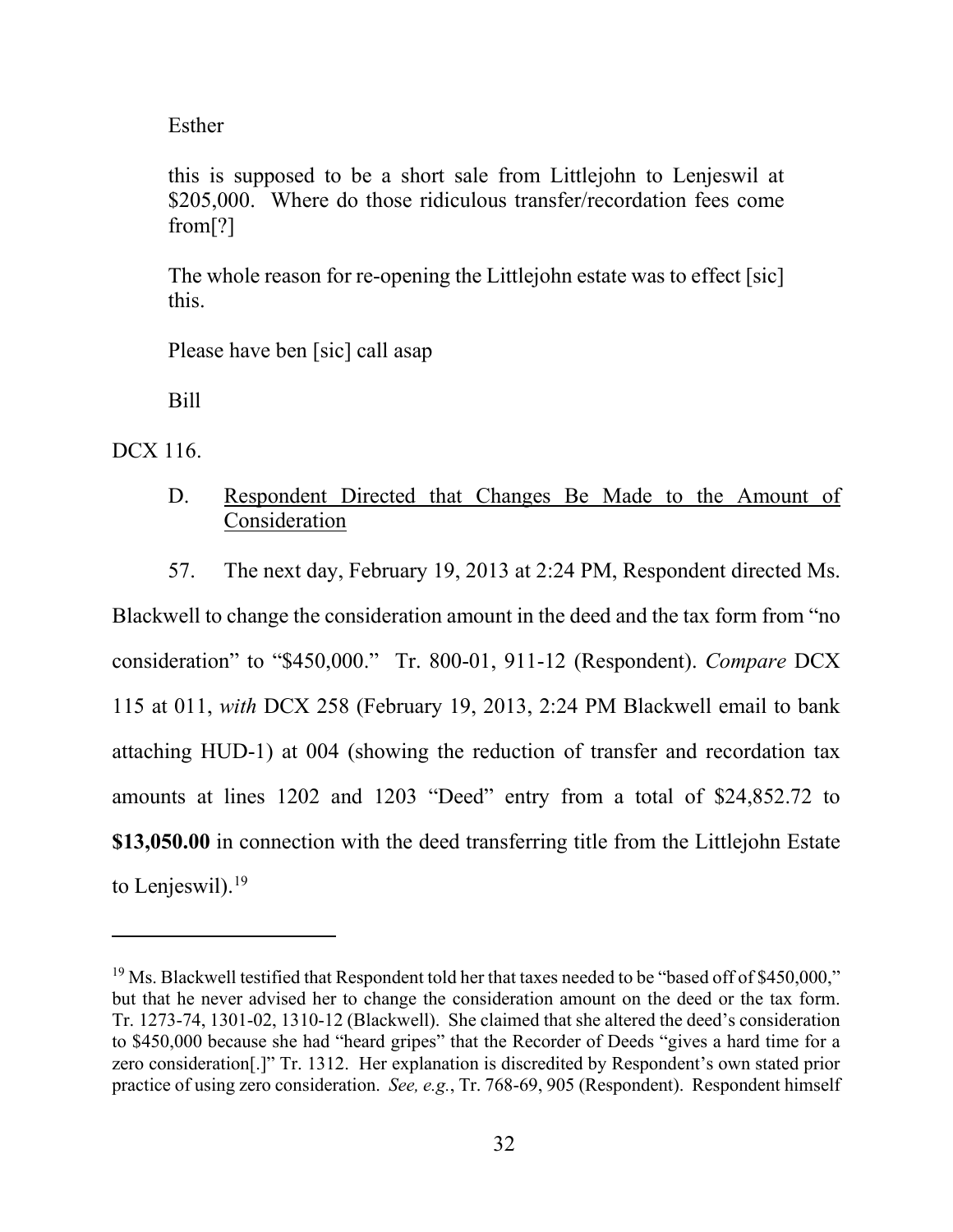Esther

this is supposed to be a short sale from Littlejohn to Lenjeswil at $205,000. Where do those ridiculous transfer/recordation fees come from[?]

The whole reason for re-opening the Littlejohn estate was to effect [sic] this.

Please have ben [sic] call asap

Bill

DCX 116.

D. Respondent Directed that Changes Be Made to the Amount of Consideration

57. The next day, February 19, 2013 at 2:24 PM, Respondent directed Ms. Blackwell to change the consideration amount in the deed and the tax form from "no consideration" to "$450,000." Tr. 800-01, 911-12 (Respondent). *Compare* DCX 115 at 011, *with* DCX 258 (February 19, 2013, 2:24 PM Blackwell email to bank attaching HUD-1) at 004 (showing the reduction of transfer and recordation tax amounts at lines 1202 and 1203 "Deed" entry from a total of $24,852.72 to **$13,050.00** in connection with the deed transferring title from the Littlejohn Estate to Lenjeswil).[19]

[19] Ms. Blackwell testified that Respondent told her that taxes needed to be "based off of $450,000," but that he never advised her to change the consideration amount on the deed or the tax form. Tr. 1273-74, 1301-02, 1310-12 (Blackwell). She claimed that she altered the deed's consideration to $450,000 because she had "heard gripes" that the Recorder of Deeds "gives a hard time for a zero consideration[.]" Tr. 1312. Her explanation is discredited by Respondent's own stated prior practice of using zero consideration. *See, e.g.*, Tr. 768-69, 905 (Respondent). Respondent himself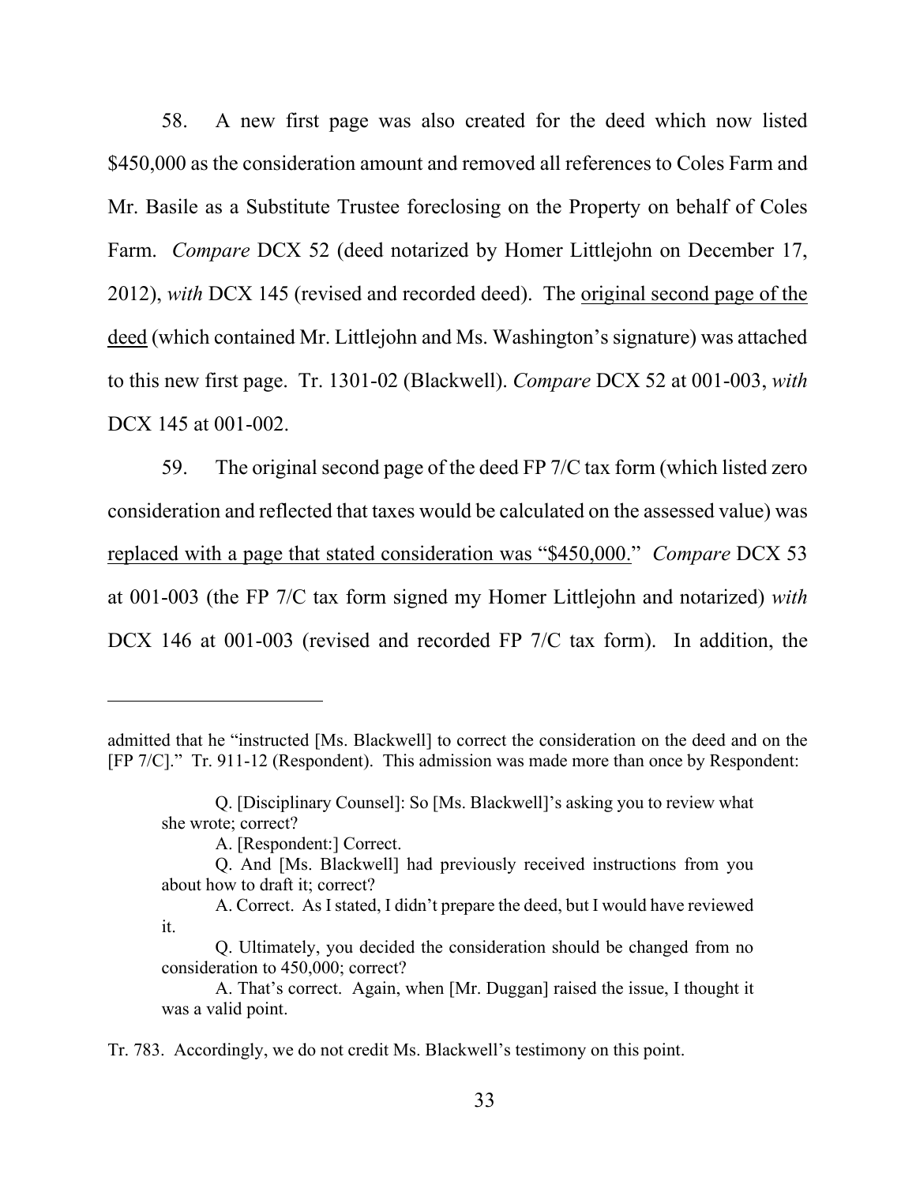58. A new first page was also created for the deed which now listed $450,000 as the consideration amount and removed all references to Coles Farm and Mr. Basile as a Substitute Trustee foreclosing on the Property on behalf of Coles Farm. *Compare* DCX 52 (deed notarized by Homer Littlejohn on December 17, 2012), *with* DCX 145 (revised and recorded deed). The <u>original second page of the deed</u> (which contained Mr. Littlejohn and Ms. Washington's signature) was attached to this new first page. Tr. 1301-02 (Blackwell). *Compare* DCX 52 at 001-003, *with* DCX 145 at 001-002.

59. The original second page of the deed FP 7/C tax form (which listed zero consideration and reflected that taxes would be calculated on the assessed value) was <u>replaced with a page that stated consideration was "$450,000."</u> *Compare* DCX 53 at 001-003 (the FP 7/C tax form signed my Homer Littlejohn and notarized) *with* DCX 146 at 001-003 (revised and recorded FP 7/C tax form). In addition, the

---

admitted that he "instructed [Ms. Blackwell] to correct the consideration on the deed and on the [FP 7/C]." Tr. 911-12 (Respondent). This admission was made more than once by Respondent:

> Q. [Disciplinary Counsel]: So [Ms. Blackwell]'s asking you to review what she wrote; correct?
>
> A. [Respondent:] Correct.
>
> Q. And [Ms. Blackwell] had previously received instructions from you about how to draft it; correct?
>
> A. Correct. As I stated, I didn't prepare the deed, but I would have reviewed it.
>
> Q. Ultimately, you decided the consideration should be changed from no consideration to 450,000; correct?
>
> A. That's correct. Again, when [Mr. Duggan] raised the issue, I thought it was a valid point.

Tr. 783. Accordingly, we do not credit Ms. Blackwell's testimony on this point.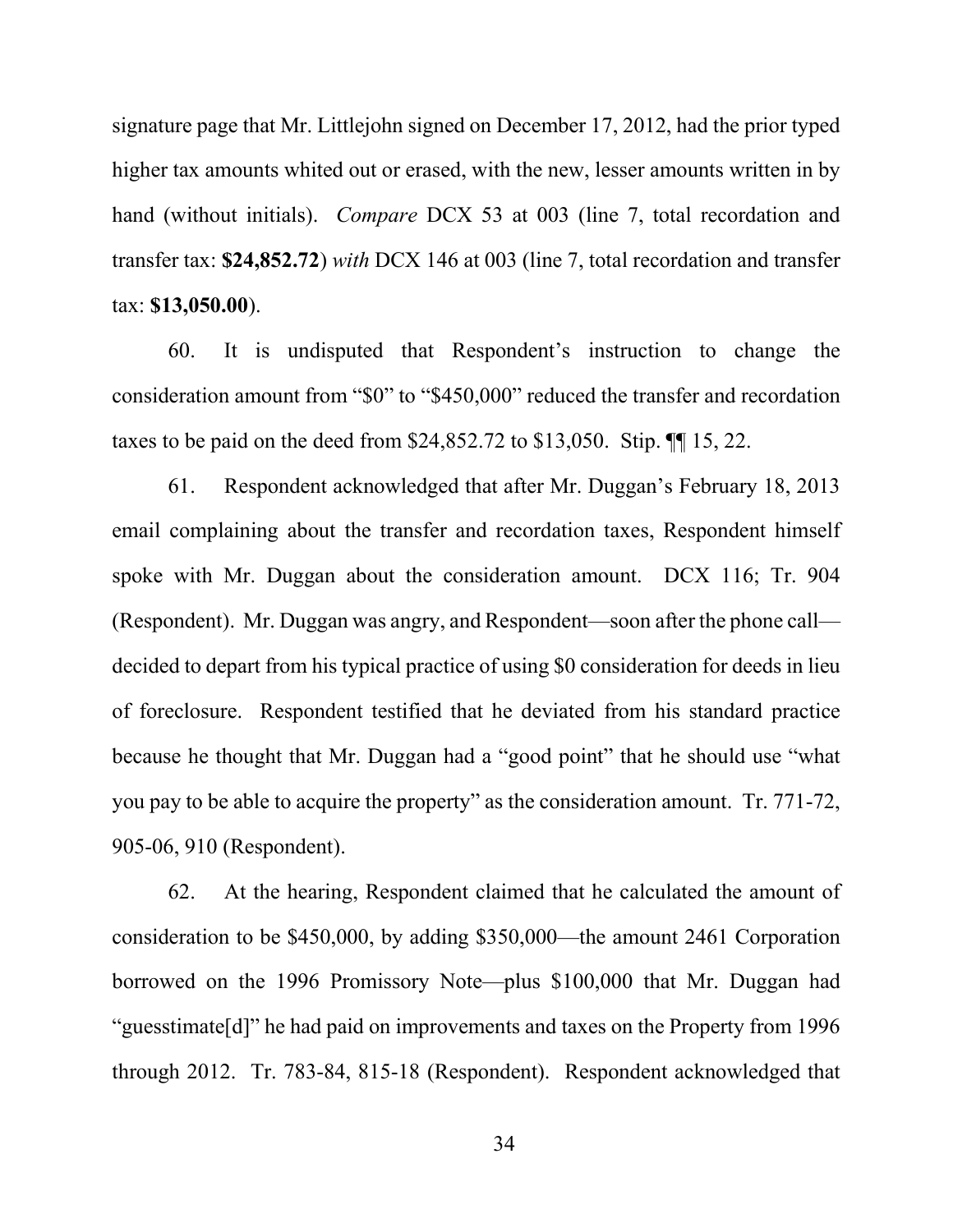signature page that Mr. Littlejohn signed on December 17, 2012, had the prior typed higher tax amounts whited out or erased, with the new, lesser amounts written in by hand (without initials). *Compare* DCX 53 at 003 (line 7, total recordation and transfer tax: **$24,852.72**) *with* DCX 146 at 003 (line 7, total recordation and transfer tax: **$13,050.00**).

60. It is undisputed that Respondent's instruction to change the consideration amount from "$0" to "$450,000" reduced the transfer and recordation taxes to be paid on the deed from $24,852.72 to $13,050. Stip. ¶¶ 15, 22.

61. Respondent acknowledged that after Mr. Duggan's February 18, 2013 email complaining about the transfer and recordation taxes, Respondent himself spoke with Mr. Duggan about the consideration amount. DCX 116; Tr. 904 (Respondent). Mr. Duggan was angry, and Respondent—soon after the phone call—decided to depart from his typical practice of using $0 consideration for deeds in lieu of foreclosure. Respondent testified that he deviated from his standard practice because he thought that Mr. Duggan had a "good point" that he should use "what you pay to be able to acquire the property" as the consideration amount. Tr. 771-72, 905-06, 910 (Respondent).

62. At the hearing, Respondent claimed that he calculated the amount of consideration to be $450,000, by adding $350,000—the amount 2461 Corporation borrowed on the 1996 Promissory Note—plus $100,000 that Mr. Duggan had "guesstimate[d]" he had paid on improvements and taxes on the Property from 1996 through 2012. Tr. 783-84, 815-18 (Respondent). Respondent acknowledged that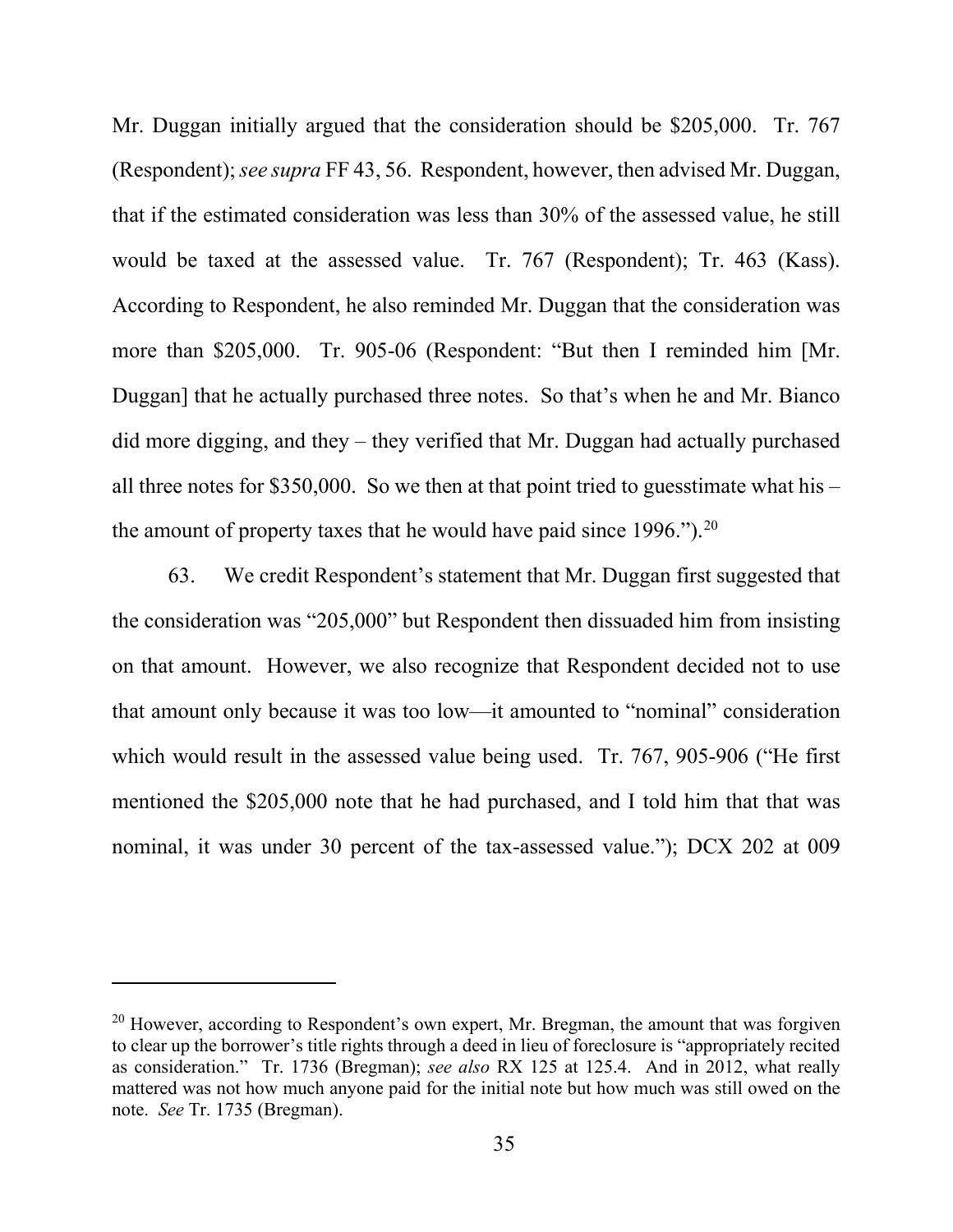Mr. Duggan initially argued that the consideration should be $205,000. Tr. 767 (Respondent); *see supra* FF 43, 56. Respondent, however, then advised Mr. Duggan, that if the estimated consideration was less than 30% of the assessed value, he still would be taxed at the assessed value. Tr. 767 (Respondent); Tr. 463 (Kass). According to Respondent, he also reminded Mr. Duggan that the consideration was more than $205,000. Tr. 905-06 (Respondent: "But then I reminded him [Mr. Duggan] that he actually purchased three notes. So that's when he and Mr. Bianco did more digging, and they – they verified that Mr. Duggan had actually purchased all three notes for $350,000. So we then at that point tried to guesstimate what his – the amount of property taxes that he would have paid since 1996.").[20]

63. We credit Respondent's statement that Mr. Duggan first suggested that the consideration was "205,000" but Respondent then dissuaded him from insisting on that amount. However, we also recognize that Respondent decided not to use that amount only because it was too low—it amounted to "nominal" consideration which would result in the assessed value being used. Tr. 767, 905-906 ("He first mentioned the $205,000 note that he had purchased, and I told him that that was nominal, it was under 30 percent of the tax-assessed value."); DCX 202 at 009

---

[20] However, according to Respondent's own expert, Mr. Bregman, the amount that was forgiven to clear up the borrower's title rights through a deed in lieu of foreclosure is "appropriately recited as consideration." Tr. 1736 (Bregman); *see also* RX 125 at 125.4. And in 2012, what really mattered was not how much anyone paid for the initial note but how much was still owed on the note. *See* Tr. 1735 (Bregman).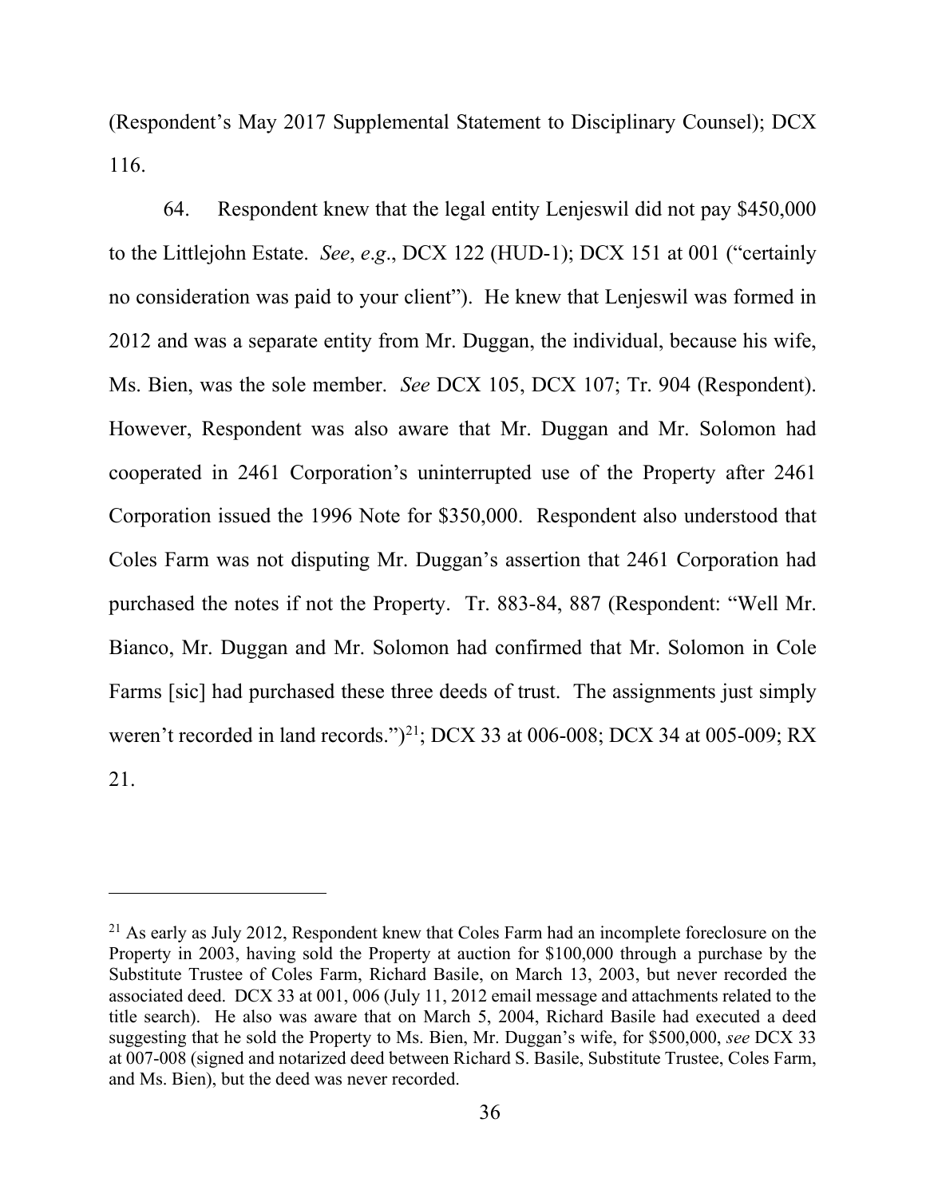(Respondent's May 2017 Supplemental Statement to Disciplinary Counsel); DCX 116.

64. Respondent knew that the legal entity Lenjeswil did not pay $450,000 to the Littlejohn Estate. *See*, *e.g*., DCX 122 (HUD-1); DCX 151 at 001 ("certainly no consideration was paid to your client"). He knew that Lenjeswil was formed in 2012 and was a separate entity from Mr. Duggan, the individual, because his wife, Ms. Bien, was the sole member. *See* DCX 105, DCX 107; Tr. 904 (Respondent). However, Respondent was also aware that Mr. Duggan and Mr. Solomon had cooperated in 2461 Corporation's uninterrupted use of the Property after 2461 Corporation issued the 1996 Note for $350,000. Respondent also understood that Coles Farm was not disputing Mr. Duggan's assertion that 2461 Corporation had purchased the notes if not the Property. Tr. 883-84, 887 (Respondent: "Well Mr. Bianco, Mr. Duggan and Mr. Solomon had confirmed that Mr. Solomon in Cole Farms [sic] had purchased these three deeds of trust. The assignments just simply weren't recorded in land records.")[21]; DCX 33 at 006-008; DCX 34 at 005-009; RX 21.

---

[21] As early as July 2012, Respondent knew that Coles Farm had an incomplete foreclosure on the Property in 2003, having sold the Property at auction for $100,000 through a purchase by the Substitute Trustee of Coles Farm, Richard Basile, on March 13, 2003, but never recorded the associated deed. DCX 33 at 001, 006 (July 11, 2012 email message and attachments related to the title search). He also was aware that on March 5, 2004, Richard Basile had executed a deed suggesting that he sold the Property to Ms. Bien, Mr. Duggan's wife, for $500,000, *see* DCX 33 at 007-008 (signed and notarized deed between Richard S. Basile, Substitute Trustee, Coles Farm, and Ms. Bien), but the deed was never recorded.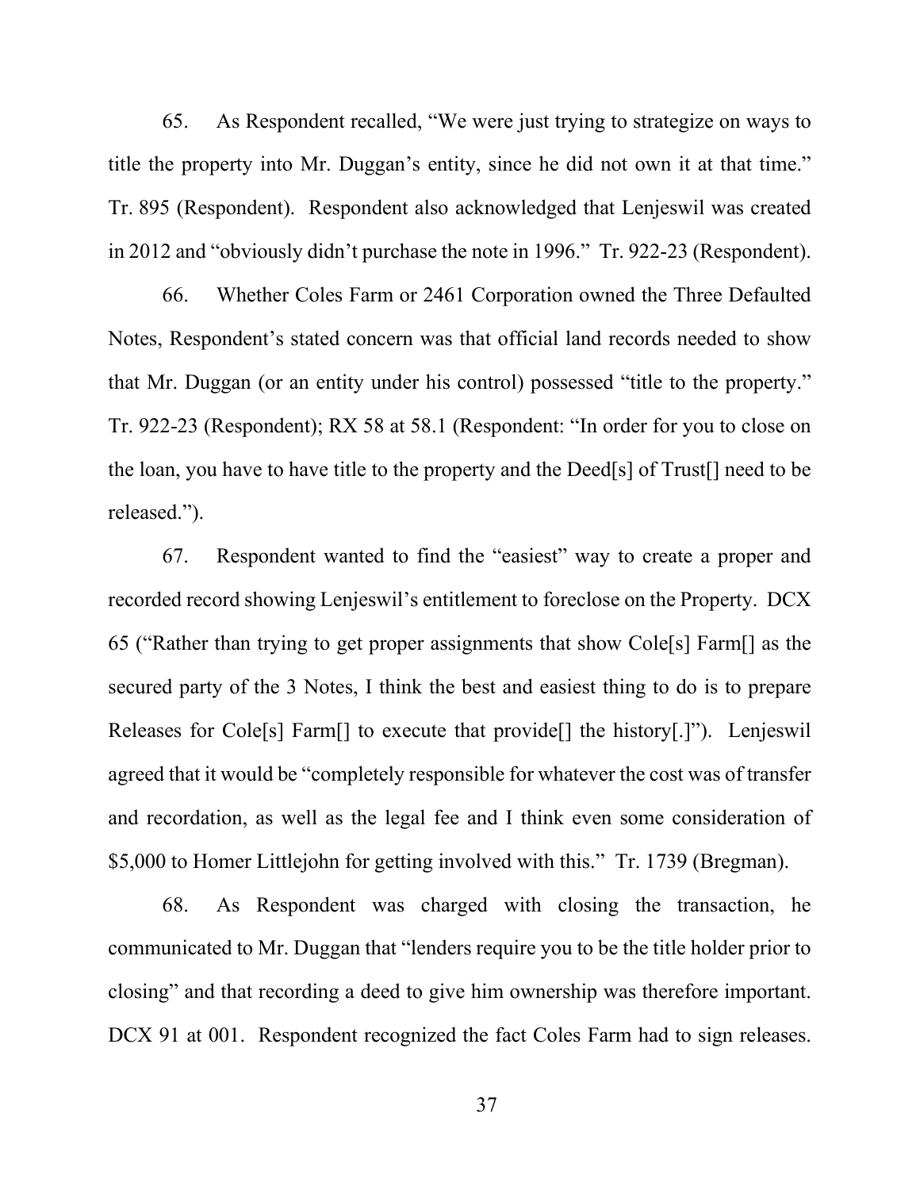65. As Respondent recalled, "We were just trying to strategize on ways to title the property into Mr. Duggan's entity, since he did not own it at that time." Tr. 895 (Respondent). Respondent also acknowledged that Lenjeswil was created in 2012 and "obviously didn't purchase the note in 1996." Tr. 922-23 (Respondent).

66. Whether Coles Farm or 2461 Corporation owned the Three Defaulted Notes, Respondent's stated concern was that official land records needed to show that Mr. Duggan (or an entity under his control) possessed "title to the property." Tr. 922-23 (Respondent); RX 58 at 58.1 (Respondent: "In order for you to close on the loan, you have to have title to the property and the Deed[s] of Trust[] need to be released.").

67. Respondent wanted to find the "easiest" way to create a proper and recorded record showing Lenjeswil's entitlement to foreclose on the Property. DCX 65 ("Rather than trying to get proper assignments that show Cole[s] Farm[] as the secured party of the 3 Notes, I think the best and easiest thing to do is to prepare Releases for Cole[s] Farm[] to execute that provide[] the history[.]"). Lenjeswil agreed that it would be "completely responsible for whatever the cost was of transfer and recordation, as well as the legal fee and I think even some consideration of $5,000 to Homer Littlejohn for getting involved with this." Tr. 1739 (Bregman).

68. As Respondent was charged with closing the transaction, he communicated to Mr. Duggan that "lenders require you to be the title holder prior to closing" and that recording a deed to give him ownership was therefore important. DCX 91 at 001. Respondent recognized the fact Coles Farm had to sign releases.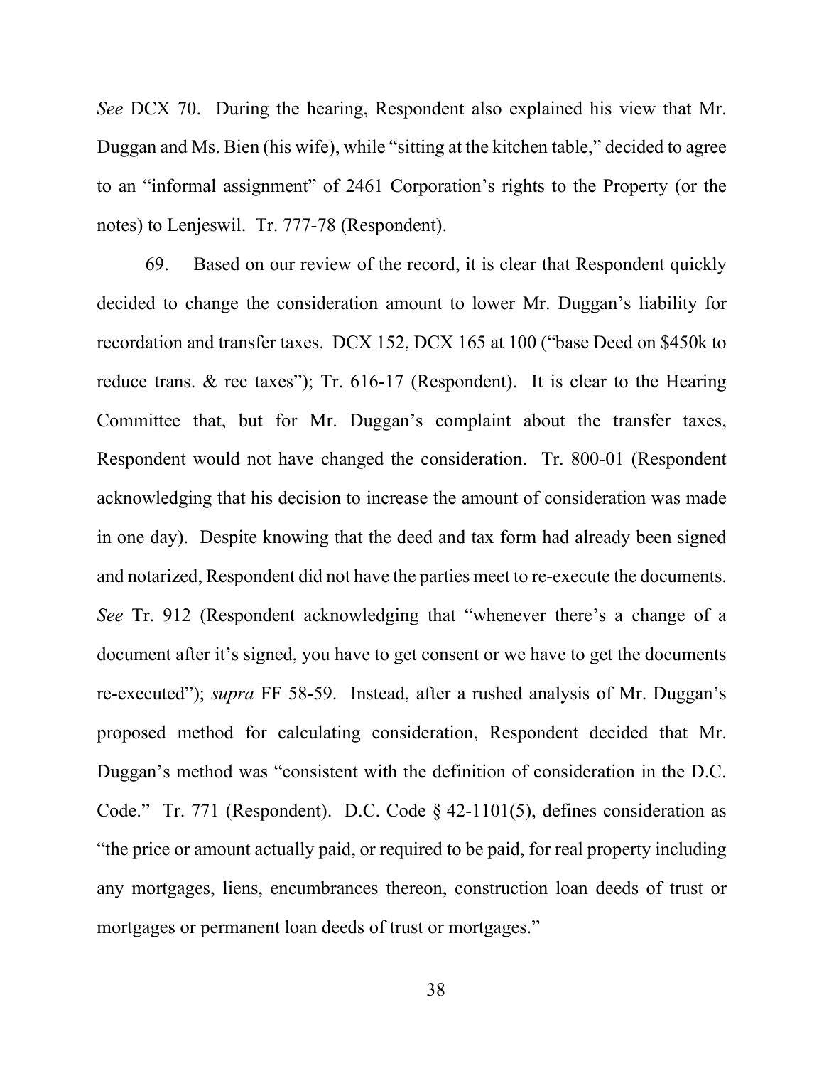*See* DCX 70. During the hearing, Respondent also explained his view that Mr. Duggan and Ms. Bien (his wife), while "sitting at the kitchen table," decided to agree to an "informal assignment" of 2461 Corporation's rights to the Property (or the notes) to Lenjeswil. Tr. 777-78 (Respondent).

69. Based on our review of the record, it is clear that Respondent quickly decided to change the consideration amount to lower Mr. Duggan's liability for recordation and transfer taxes. DCX 152, DCX 165 at 100 ("base Deed on $450k to reduce trans. & rec taxes"); Tr. 616-17 (Respondent). It is clear to the Hearing Committee that, but for Mr. Duggan's complaint about the transfer taxes, Respondent would not have changed the consideration. Tr. 800-01 (Respondent acknowledging that his decision to increase the amount of consideration was made in one day). Despite knowing that the deed and tax form had already been signed and notarized, Respondent did not have the parties meet to re-execute the documents. *See* Tr. 912 (Respondent acknowledging that "whenever there's a change of a document after it's signed, you have to get consent or we have to get the documents re-executed"); *supra* FF 58-59. Instead, after a rushed analysis of Mr. Duggan's proposed method for calculating consideration, Respondent decided that Mr. Duggan's method was "consistent with the definition of consideration in the D.C. Code." Tr. 771 (Respondent). D.C. Code § 42-1101(5), defines consideration as "the price or amount actually paid, or required to be paid, for real property including any mortgages, liens, encumbrances thereon, construction loan deeds of trust or mortgages or permanent loan deeds of trust or mortgages."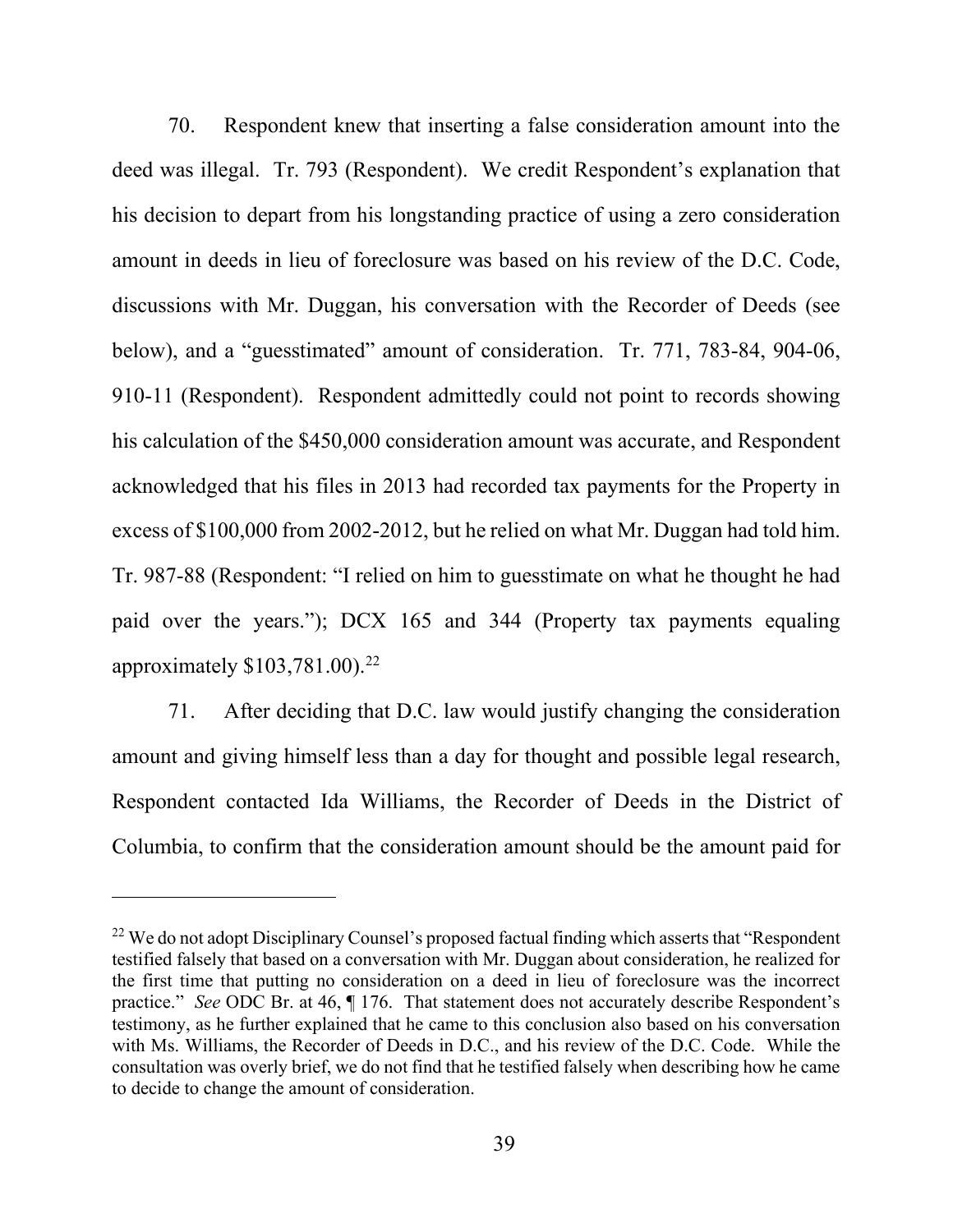70. Respondent knew that inserting a false consideration amount into the deed was illegal. Tr. 793 (Respondent). We credit Respondent's explanation that his decision to depart from his longstanding practice of using a zero consideration amount in deeds in lieu of foreclosure was based on his review of the D.C. Code, discussions with Mr. Duggan, his conversation with the Recorder of Deeds (see below), and a "guesstimated" amount of consideration. Tr. 771, 783-84, 904-06, 910-11 (Respondent). Respondent admittedly could not point to records showing his calculation of the $450,000 consideration amount was accurate, and Respondent acknowledged that his files in 2013 had recorded tax payments for the Property in excess of $100,000 from 2002-2012, but he relied on what Mr. Duggan had told him. Tr. 987-88 (Respondent: "I relied on him to guesstimate on what he thought he had paid over the years."); DCX 165 and 344 (Property tax payments equaling approximately $103,781.00).[22]

71. After deciding that D.C. law would justify changing the consideration amount and giving himself less than a day for thought and possible legal research, Respondent contacted Ida Williams, the Recorder of Deeds in the District of Columbia, to confirm that the consideration amount should be the amount paid for

---

[22] We do not adopt Disciplinary Counsel's proposed factual finding which asserts that "Respondent testified falsely that based on a conversation with Mr. Duggan about consideration, he realized for the first time that putting no consideration on a deed in lieu of foreclosure was the incorrect practice." *See* ODC Br. at 46, ¶ 176. That statement does not accurately describe Respondent's testimony, as he further explained that he came to this conclusion also based on his conversation with Ms. Williams, the Recorder of Deeds in D.C., and his review of the D.C. Code. While the consultation was overly brief, we do not find that he testified falsely when describing how he came to decide to change the amount of consideration.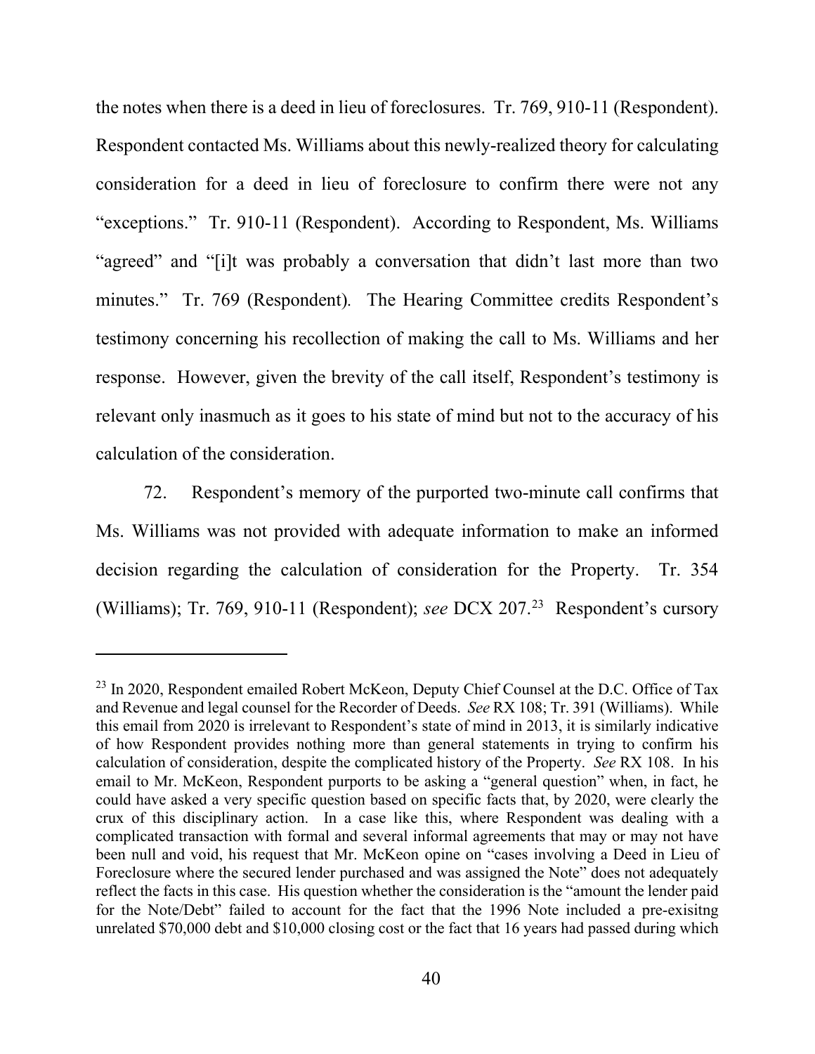the notes when there is a deed in lieu of foreclosures. Tr. 769, 910-11 (Respondent). Respondent contacted Ms. Williams about this newly-realized theory for calculating consideration for a deed in lieu of foreclosure to confirm there were not any "exceptions." Tr. 910-11 (Respondent). According to Respondent, Ms. Williams "agreed" and "[i]t was probably a conversation that didn't last more than two minutes." Tr. 769 (Respondent). The Hearing Committee credits Respondent's testimony concerning his recollection of making the call to Ms. Williams and her response. However, given the brevity of the call itself, Respondent's testimony is relevant only inasmuch as it goes to his state of mind but not to the accuracy of his calculation of the consideration.

72. Respondent's memory of the purported two-minute call confirms that Ms. Williams was not provided with adequate information to make an informed decision regarding the calculation of consideration for the Property. Tr. 354 (Williams); Tr. 769, 910-11 (Respondent); *see* DCX 207.[23] Respondent's cursory

---

[23] In 2020, Respondent emailed Robert McKeon, Deputy Chief Counsel at the D.C. Office of Tax and Revenue and legal counsel for the Recorder of Deeds. *See* RX 108; Tr. 391 (Williams). While this email from 2020 is irrelevant to Respondent's state of mind in 2013, it is similarly indicative of how Respondent provides nothing more than general statements in trying to confirm his calculation of consideration, despite the complicated history of the Property. *See* RX 108. In his email to Mr. McKeon, Respondent purports to be asking a "general question" when, in fact, he could have asked a very specific question based on specific facts that, by 2020, were clearly the crux of this disciplinary action. In a case like this, where Respondent was dealing with a complicated transaction with formal and several informal agreements that may or may not have been null and void, his request that Mr. McKeon opine on "cases involving a Deed in Lieu of Foreclosure where the secured lender purchased and was assigned the Note" does not adequately reflect the facts in this case. His question whether the consideration is the "amount the lender paid for the Note/Debt" failed to account for the fact that the 1996 Note included a pre-exisitng unrelated $70,000 debt and $10,000 closing cost or the fact that 16 years had passed during which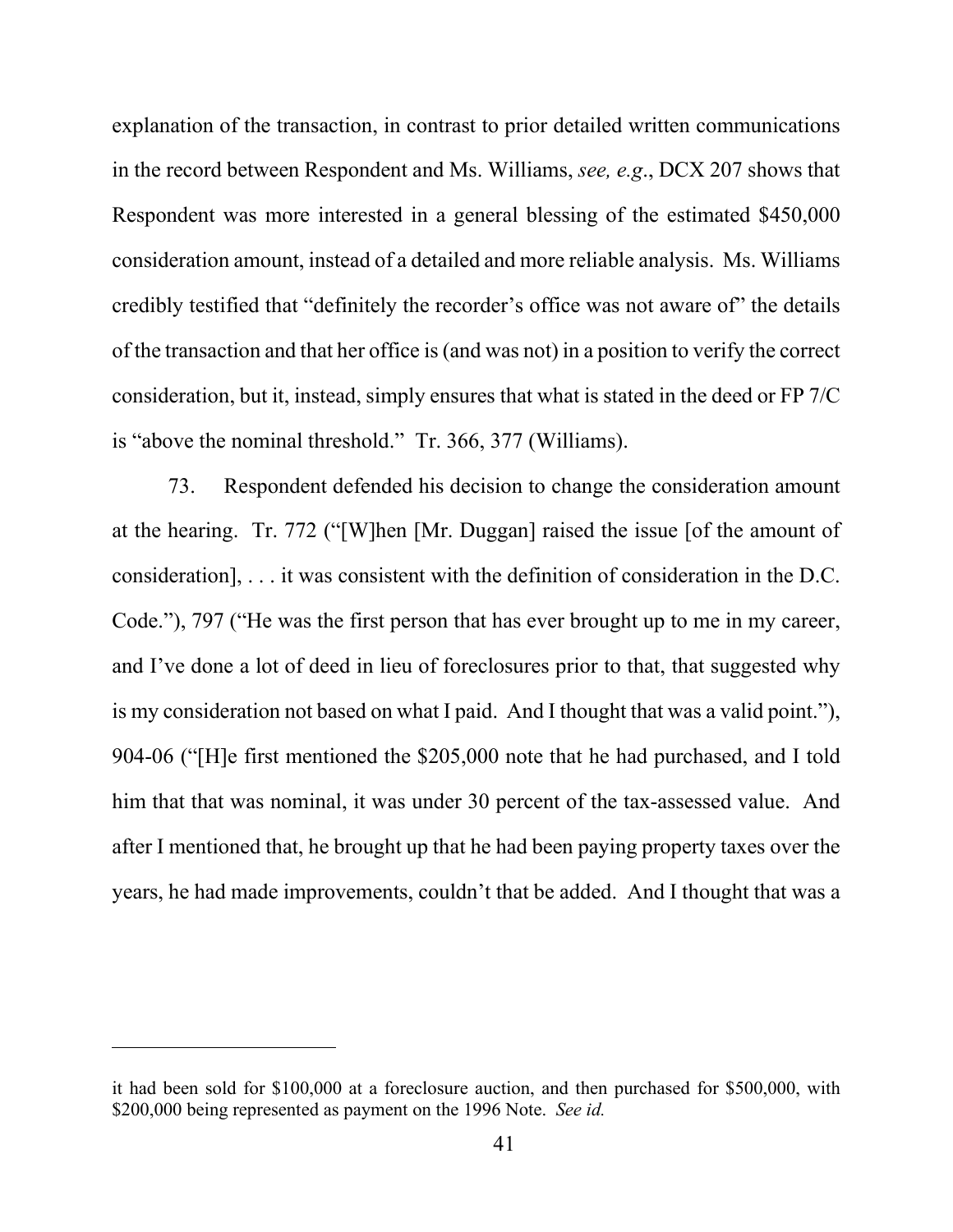explanation of the transaction, in contrast to prior detailed written communications in the record between Respondent and Ms. Williams, *see, e.g.*, DCX 207 shows that Respondent was more interested in a general blessing of the estimated $450,000 consideration amount, instead of a detailed and more reliable analysis. Ms. Williams credibly testified that "definitely the recorder's office was not aware of" the details of the transaction and that her office is (and was not) in a position to verify the correct consideration, but it, instead, simply ensures that what is stated in the deed or FP 7/C is "above the nominal threshold." Tr. 366, 377 (Williams).

73. Respondent defended his decision to change the consideration amount at the hearing. Tr. 772 ("[W]hen [Mr. Duggan] raised the issue [of the amount of consideration], . . . it was consistent with the definition of consideration in the D.C. Code."), 797 ("He was the first person that has ever brought up to me in my career, and I've done a lot of deed in lieu of foreclosures prior to that, that suggested why is my consideration not based on what I paid. And I thought that was a valid point."), 904-06 ("[H]e first mentioned the $205,000 note that he had purchased, and I told him that that was nominal, it was under 30 percent of the tax-assessed value. And after I mentioned that, he brought up that he had been paying property taxes over the years, he had made improvements, couldn't that be added. And I thought that was a

---

it had been sold for $100,000 at a foreclosure auction, and then purchased for $500,000, with $200,000 being represented as payment on the 1996 Note. *See id.*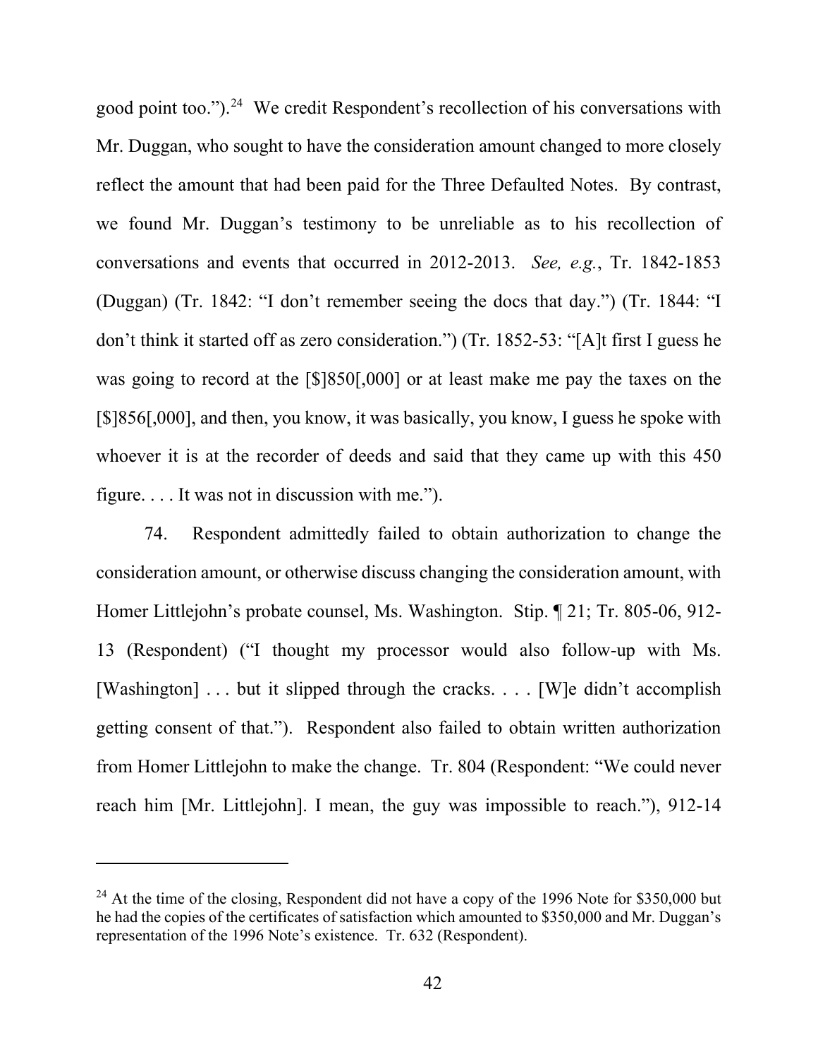good point too.").[24] We credit Respondent's recollection of his conversations with Mr. Duggan, who sought to have the consideration amount changed to more closely reflect the amount that had been paid for the Three Defaulted Notes. By contrast, we found Mr. Duggan's testimony to be unreliable as to his recollection of conversations and events that occurred in 2012-2013. *See, e.g.*, Tr. 1842-1853 (Duggan) (Tr. 1842: "I don't remember seeing the docs that day.") (Tr. 1844: "I don't think it started off as zero consideration.") (Tr. 1852-53: "[A]t first I guess he was going to record at the [$]850[,000] or at least make me pay the taxes on the [$]856[,000], and then, you know, it was basically, you know, I guess he spoke with whoever it is at the recorder of deeds and said that they came up with this 450 figure. . . . It was not in discussion with me.").

74. Respondent admittedly failed to obtain authorization to change the consideration amount, or otherwise discuss changing the consideration amount, with Homer Littlejohn's probate counsel, Ms. Washington. Stip. ¶ 21; Tr. 805-06, 912-13 (Respondent) ("I thought my processor would also follow-up with Ms. [Washington] . . . but it slipped through the cracks. . . . [W]e didn't accomplish getting consent of that."). Respondent also failed to obtain written authorization from Homer Littlejohn to make the change. Tr. 804 (Respondent: "We could never reach him [Mr. Littlejohn]. I mean, the guy was impossible to reach."), 912-14

[24] At the time of the closing, Respondent did not have a copy of the 1996 Note for $350,000 but he had the copies of the certificates of satisfaction which amounted to $350,000 and Mr. Duggan's representation of the 1996 Note's existence. Tr. 632 (Respondent).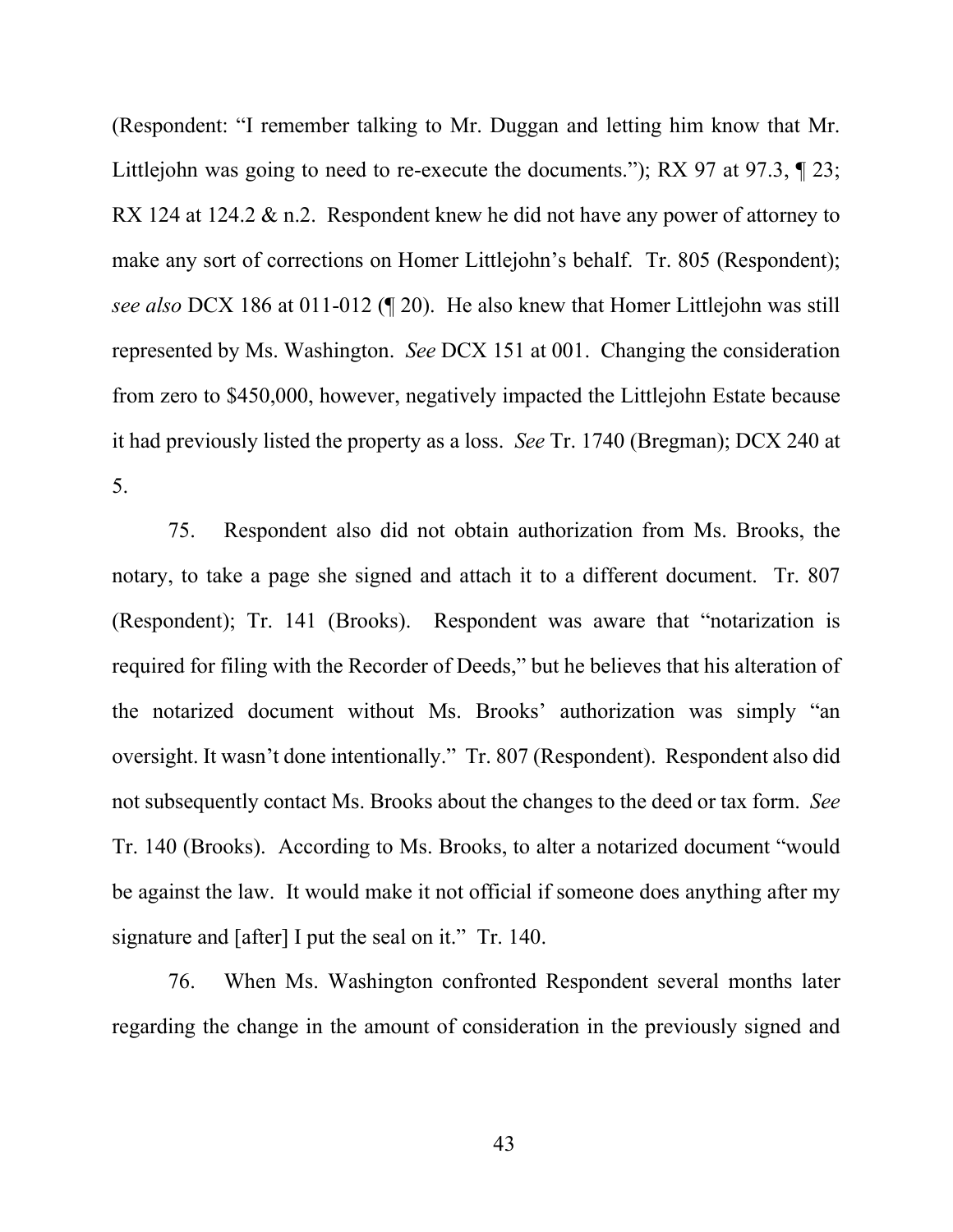(Respondent: "I remember talking to Mr. Duggan and letting him know that Mr. Littlejohn was going to need to re-execute the documents."); RX 97 at 97.3, ¶ 23; RX 124 at 124.2 & n.2. Respondent knew he did not have any power of attorney to make any sort of corrections on Homer Littlejohn's behalf. Tr. 805 (Respondent); *see also* DCX 186 at 011-012 (¶ 20). He also knew that Homer Littlejohn was still represented by Ms. Washington. *See* DCX 151 at 001. Changing the consideration from zero to $450,000, however, negatively impacted the Littlejohn Estate because it had previously listed the property as a loss. *See* Tr. 1740 (Bregman); DCX 240 at 5.

75. Respondent also did not obtain authorization from Ms. Brooks, the notary, to take a page she signed and attach it to a different document. Tr. 807 (Respondent); Tr. 141 (Brooks). Respondent was aware that "notarization is required for filing with the Recorder of Deeds," but he believes that his alteration of the notarized document without Ms. Brooks' authorization was simply "an oversight. It wasn't done intentionally." Tr. 807 (Respondent). Respondent also did not subsequently contact Ms. Brooks about the changes to the deed or tax form. *See* Tr. 140 (Brooks). According to Ms. Brooks, to alter a notarized document "would be against the law. It would make it not official if someone does anything after my signature and [after] I put the seal on it." Tr. 140.

76. When Ms. Washington confronted Respondent several months later regarding the change in the amount of consideration in the previously signed and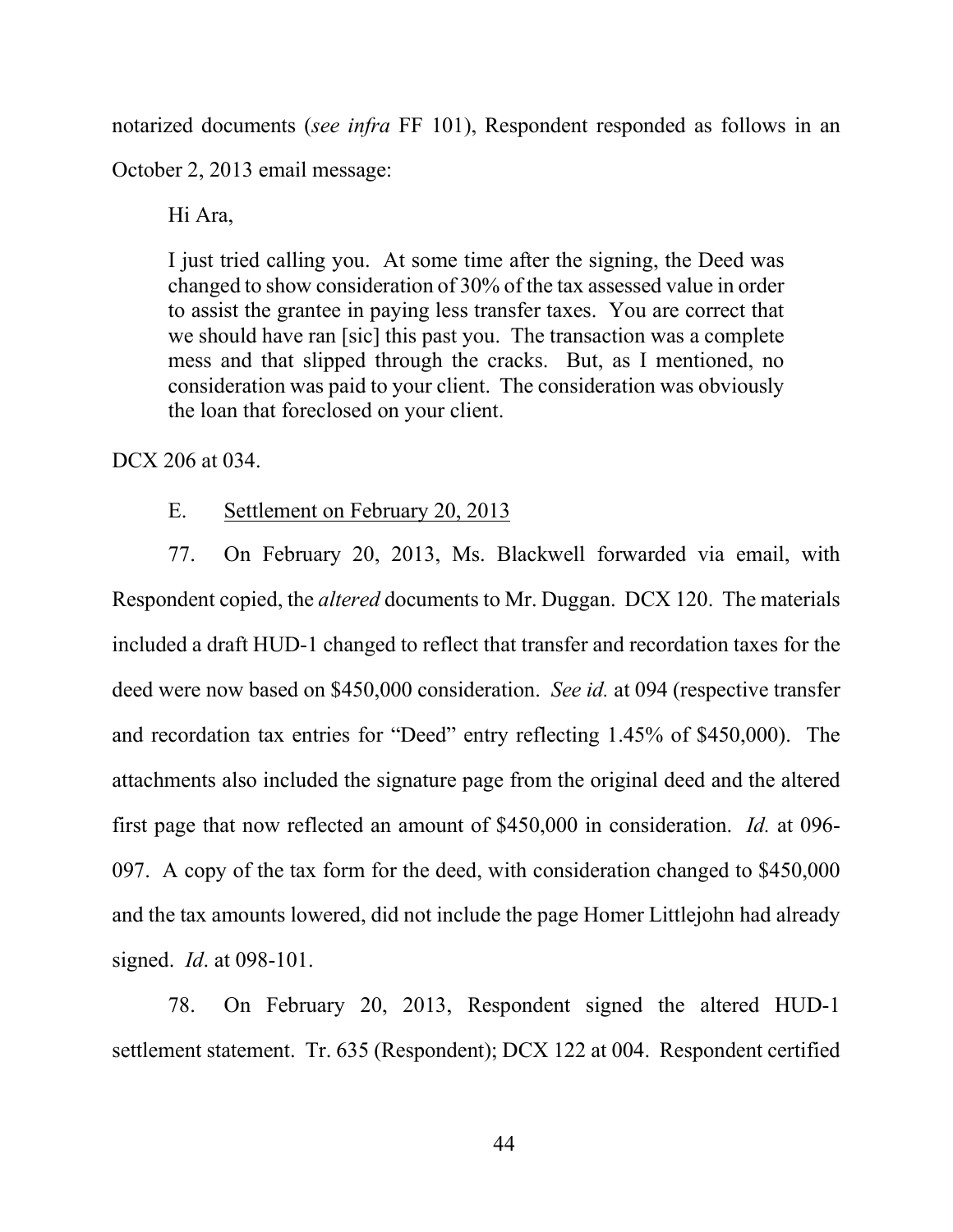notarized documents (*see infra* FF 101), Respondent responded as follows in an October 2, 2013 email message:

> Hi Ara,
>
> I just tried calling you. At some time after the signing, the Deed was changed to show consideration of 30% of the tax assessed value in order to assist the grantee in paying less transfer taxes. You are correct that we should have ran [sic] this past you. The transaction was a complete mess and that slipped through the cracks. But, as I mentioned, no consideration was paid to your client. The consideration was obviously the loan that foreclosed on your client.

DCX 206 at 034.

E. Settlement on February 20, 2013

77. On February 20, 2013, Ms. Blackwell forwarded via email, with Respondent copied, the *altered* documents to Mr. Duggan. DCX 120. The materials included a draft HUD-1 changed to reflect that transfer and recordation taxes for the deed were now based on \$450,000 consideration. *See id.* at 094 (respective transfer and recordation tax entries for "Deed" entry reflecting 1.45% of \$450,000). The attachments also included the signature page from the original deed and the altered first page that now reflected an amount of \$450,000 in consideration. *Id.* at 096-097. A copy of the tax form for the deed, with consideration changed to \$450,000 and the tax amounts lowered, did not include the page Homer Littlejohn had already signed. *Id*. at 098-101.

78. On February 20, 2013, Respondent signed the altered HUD-1 settlement statement. Tr. 635 (Respondent); DCX 122 at 004. Respondent certified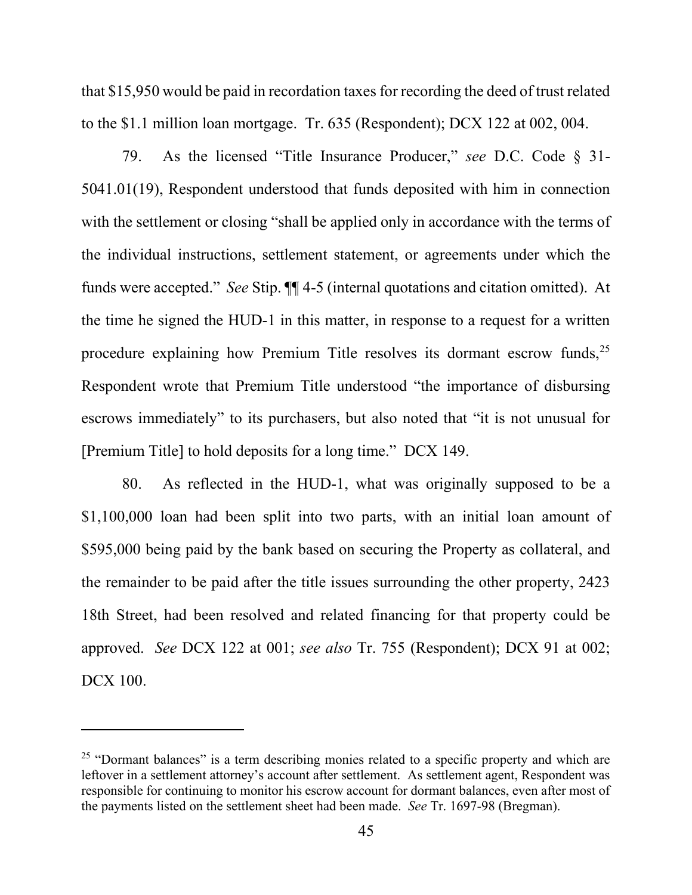that $15,950 would be paid in recordation taxes for recording the deed of trust related to the $1.1 million loan mortgage. Tr. 635 (Respondent); DCX 122 at 002, 004.

79. As the licensed "Title Insurance Producer," *see* D.C. Code § 31-5041.01(19), Respondent understood that funds deposited with him in connection with the settlement or closing "shall be applied only in accordance with the terms of the individual instructions, settlement statement, or agreements under which the funds were accepted." *See* Stip. ¶¶ 4-5 (internal quotations and citation omitted). At the time he signed the HUD-1 in this matter, in response to a request for a written procedure explaining how Premium Title resolves its dormant escrow funds,[25] Respondent wrote that Premium Title understood "the importance of disbursing escrows immediately" to its purchasers, but also noted that "it is not unusual for [Premium Title] to hold deposits for a long time." DCX 149.

80. As reflected in the HUD-1, what was originally supposed to be a $1,100,000 loan had been split into two parts, with an initial loan amount of $595,000 being paid by the bank based on securing the Property as collateral, and the remainder to be paid after the title issues surrounding the other property, 2423 18th Street, had been resolved and related financing for that property could be approved. *See* DCX 122 at 001; *see also* Tr. 755 (Respondent); DCX 91 at 002; DCX 100.

---

[25] "Dormant balances" is a term describing monies related to a specific property and which are leftover in a settlement attorney's account after settlement. As settlement agent, Respondent was responsible for continuing to monitor his escrow account for dormant balances, even after most of the payments listed on the settlement sheet had been made. *See* Tr. 1697-98 (Bregman).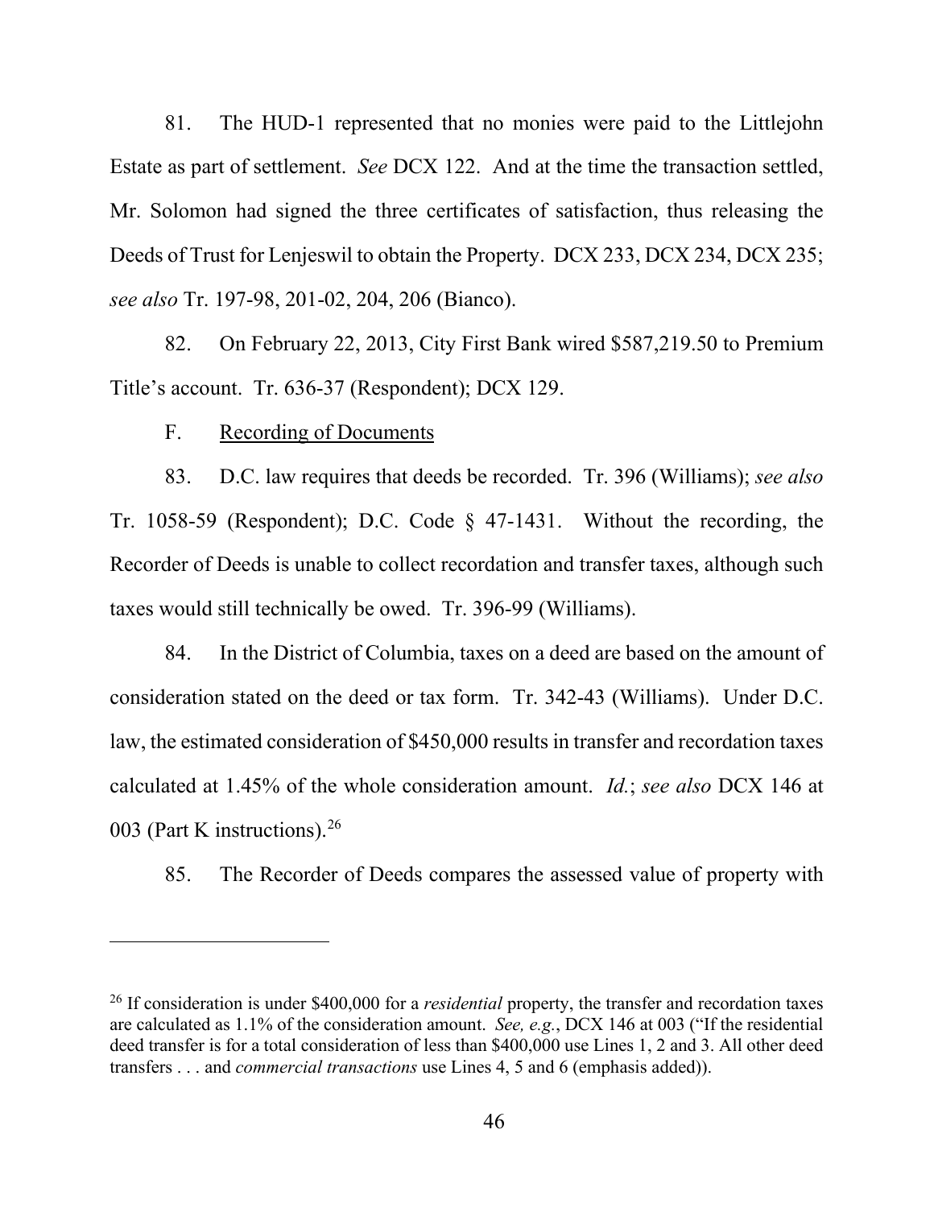81. The HUD-1 represented that no monies were paid to the Littlejohn Estate as part of settlement. *See* DCX 122. And at the time the transaction settled, Mr. Solomon had signed the three certificates of satisfaction, thus releasing the Deeds of Trust for Lenjeswil to obtain the Property. DCX 233, DCX 234, DCX 235; *see also* Tr. 197-98, 201-02, 204, 206 (Bianco).

82. On February 22, 2013, City First Bank wired $587,219.50 to Premium Title's account. Tr. 636-37 (Respondent); DCX 129.

F. Recording of Documents

83. D.C. law requires that deeds be recorded. Tr. 396 (Williams); *see also* Tr. 1058-59 (Respondent); D.C. Code § 47-1431. Without the recording, the Recorder of Deeds is unable to collect recordation and transfer taxes, although such taxes would still technically be owed. Tr. 396-99 (Williams).

84. In the District of Columbia, taxes on a deed are based on the amount of consideration stated on the deed or tax form. Tr. 342-43 (Williams). Under D.C. law, the estimated consideration of $450,000 results in transfer and recordation taxes calculated at 1.45% of the whole consideration amount. *Id.*; *see also* DCX 146 at 003 (Part K instructions).[26]

85. The Recorder of Deeds compares the assessed value of property with

---

[26] If consideration is under $400,000 for a *residential* property, the transfer and recordation taxes are calculated as 1.1% of the consideration amount. *See, e.g.*, DCX 146 at 003 ("If the residential deed transfer is for a total consideration of less than $400,000 use Lines 1, 2 and 3. All other deed transfers . . . and *commercial transactions* use Lines 4, 5 and 6 (emphasis added)).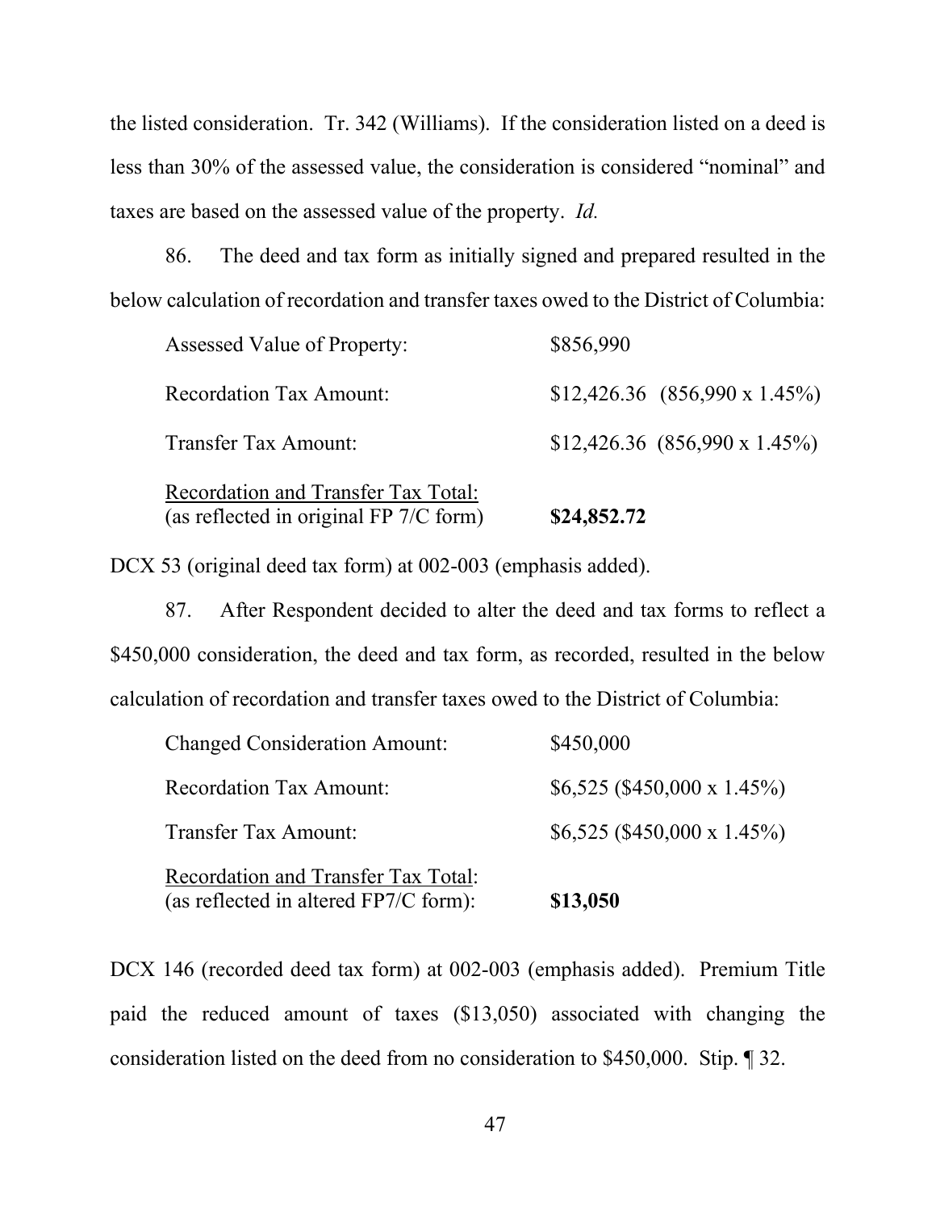the listed consideration. Tr. 342 (Williams). If the consideration listed on a deed is less than 30% of the assessed value, the consideration is considered "nominal" and taxes are based on the assessed value of the property. *Id.*

86. The deed and tax form as initially signed and prepared resulted in the below calculation of recordation and transfer taxes owed to the District of Columbia:

| | |
|---|---|
| Assessed Value of Property: | \$856,990 |
| Recordation Tax Amount: | \$12,426.36 (856,990 x 1.45%) |
| Transfer Tax Amount: | \$12,426.36 (856,990 x 1.45%) |
| <u>Recordation and Transfer Tax Total:</u> (as reflected in original FP 7/C form) | **\$24,852.72** |

DCX 53 (original deed tax form) at 002-003 (emphasis added).

87. After Respondent decided to alter the deed and tax forms to reflect a \$450,000 consideration, the deed and tax form, as recorded, resulted in the below calculation of recordation and transfer taxes owed to the District of Columbia:

| | |
|---|---|
| Changed Consideration Amount: | \$450,000 |
| Recordation Tax Amount: | \$6,525 (\$450,000 x 1.45%) |
| Transfer Tax Amount: | \$6,525 (\$450,000 x 1.45%) |
| <u>Recordation and Transfer Tax Total</u>: (as reflected in altered FP7/C form): | **\$13,050** |

DCX 146 (recorded deed tax form) at 002-003 (emphasis added). Premium Title paid the reduced amount of taxes (\$13,050) associated with changing the consideration listed on the deed from no consideration to \$450,000. Stip. ¶ 32.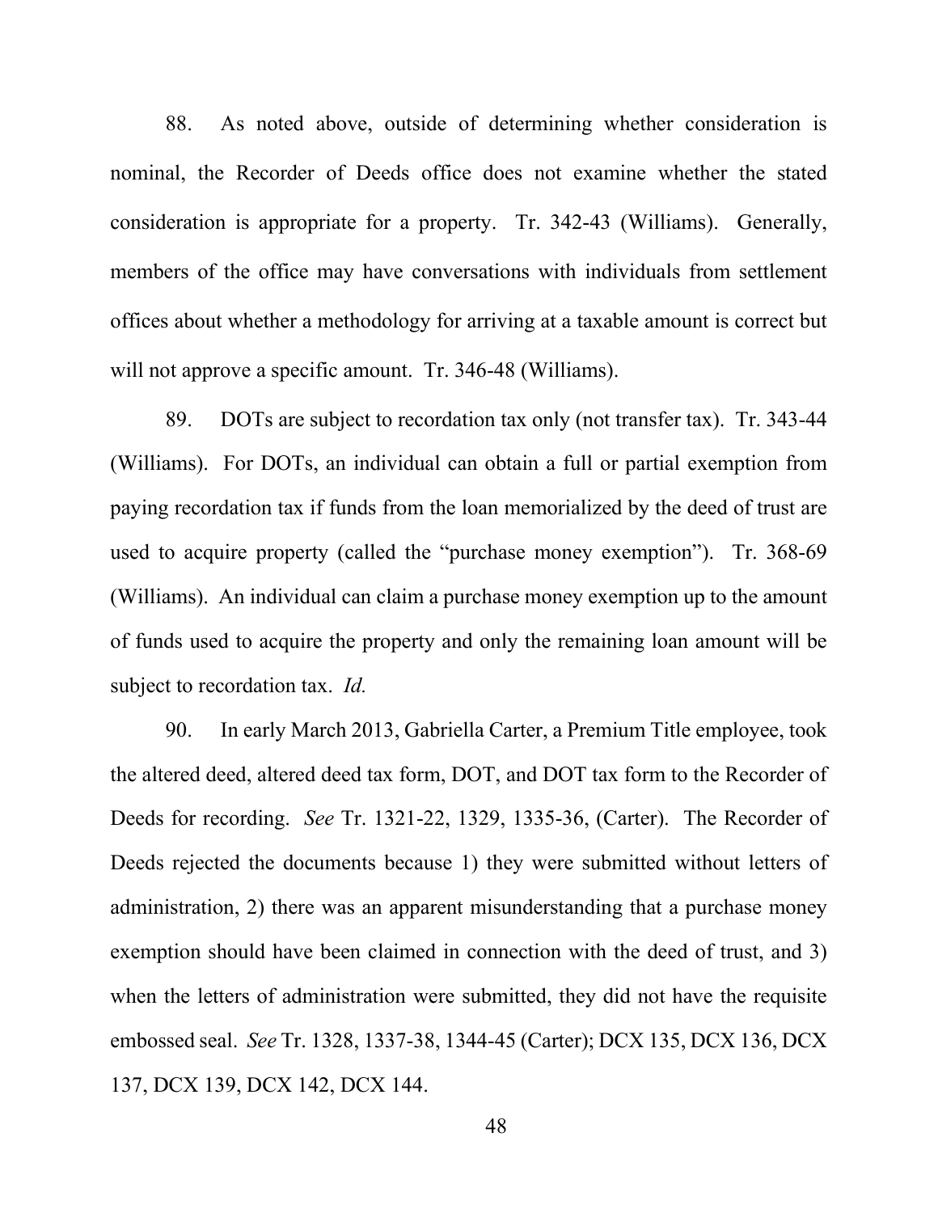88. As noted above, outside of determining whether consideration is nominal, the Recorder of Deeds office does not examine whether the stated consideration is appropriate for a property. Tr. 342-43 (Williams). Generally, members of the office may have conversations with individuals from settlement offices about whether a methodology for arriving at a taxable amount is correct but will not approve a specific amount. Tr. 346-48 (Williams).

89. DOTs are subject to recordation tax only (not transfer tax). Tr. 343-44 (Williams). For DOTs, an individual can obtain a full or partial exemption from paying recordation tax if funds from the loan memorialized by the deed of trust are used to acquire property (called the "purchase money exemption"). Tr. 368-69 (Williams). An individual can claim a purchase money exemption up to the amount of funds used to acquire the property and only the remaining loan amount will be subject to recordation tax. *Id.*

90. In early March 2013, Gabriella Carter, a Premium Title employee, took the altered deed, altered deed tax form, DOT, and DOT tax form to the Recorder of Deeds for recording. *See* Tr. 1321-22, 1329, 1335-36, (Carter). The Recorder of Deeds rejected the documents because 1) they were submitted without letters of administration, 2) there was an apparent misunderstanding that a purchase money exemption should have been claimed in connection with the deed of trust, and 3) when the letters of administration were submitted, they did not have the requisite embossed seal. *See* Tr. 1328, 1337-38, 1344-45 (Carter); DCX 135, DCX 136, DCX 137, DCX 139, DCX 142, DCX 144.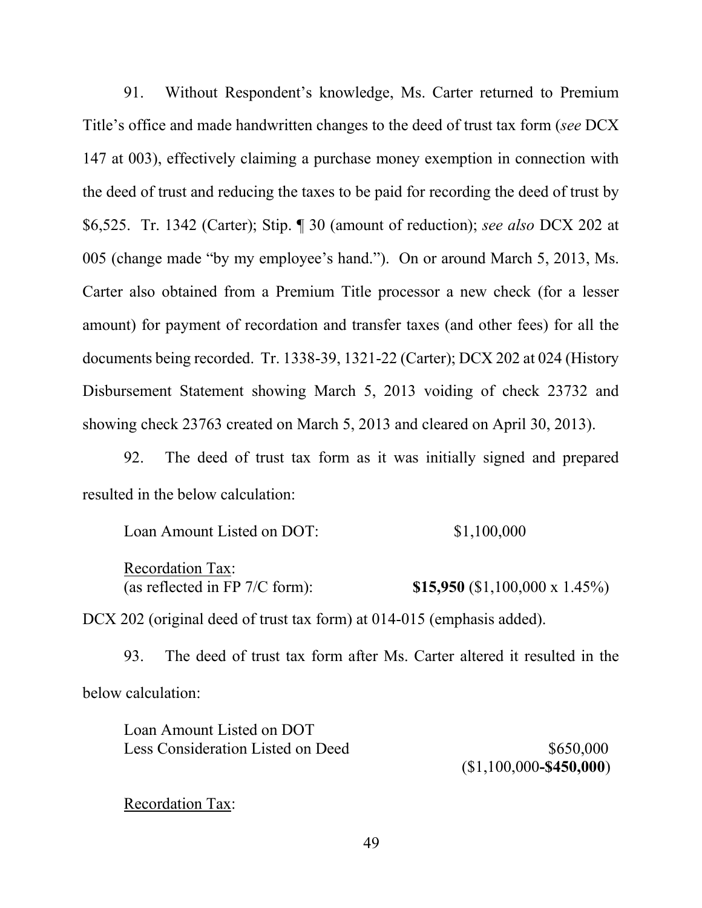91. Without Respondent's knowledge, Ms. Carter returned to Premium Title's office and made handwritten changes to the deed of trust tax form (*see* DCX 147 at 003), effectively claiming a purchase money exemption in connection with the deed of trust and reducing the taxes to be paid for recording the deed of trust by $6,525. Tr. 1342 (Carter); Stip. ¶ 30 (amount of reduction); *see also* DCX 202 at 005 (change made "by my employee's hand."). On or around March 5, 2013, Ms. Carter also obtained from a Premium Title processor a new check (for a lesser amount) for payment of recordation and transfer taxes (and other fees) for all the documents being recorded. Tr. 1338-39, 1321-22 (Carter); DCX 202 at 024 (History Disbursement Statement showing March 5, 2013 voiding of check 23732 and showing check 23763 created on March 5, 2013 and cleared on April 30, 2013).

92. The deed of trust tax form as it was initially signed and prepared resulted in the below calculation:

| | |
|---|---|
| Loan Amount Listed on DOT: | $1,100,000 |
| <u>Recordation Tax</u>:<br>(as reflected in FP 7/C form): | **$15,950** ($1,100,000 x 1.45%) |

DCX 202 (original deed of trust tax form) at 014-015 (emphasis added).

93. The deed of trust tax form after Ms. Carter altered it resulted in the below calculation:

| | |
|---|---|
| Loan Amount Listed on DOT<br>Less Consideration Listed on Deed | $650,000<br>($1,100,000-**$450,000**) |

<u>Recordation Tax</u>: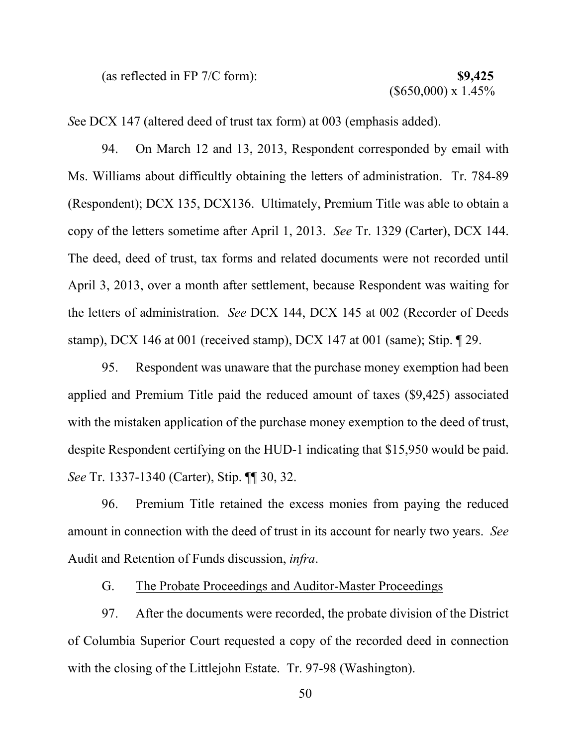(as reflected in FP 7/C form): **$9,425**
($650,000) x 1.45%

*S*ee DCX 147 (altered deed of trust tax form) at 003 (emphasis added).

94. On March 12 and 13, 2013, Respondent corresponded by email with Ms. Williams about difficultly obtaining the letters of administration. Tr. 784-89 (Respondent); DCX 135, DCX136. Ultimately, Premium Title was able to obtain a copy of the letters sometime after April 1, 2013. *See* Tr. 1329 (Carter), DCX 144. The deed, deed of trust, tax forms and related documents were not recorded until April 3, 2013, over a month after settlement, because Respondent was waiting for the letters of administration. *See* DCX 144, DCX 145 at 002 (Recorder of Deeds stamp), DCX 146 at 001 (received stamp), DCX 147 at 001 (same); Stip. ¶ 29.

95. Respondent was unaware that the purchase money exemption had been applied and Premium Title paid the reduced amount of taxes ($9,425) associated with the mistaken application of the purchase money exemption to the deed of trust, despite Respondent certifying on the HUD-1 indicating that $15,950 would be paid. *See* Tr. 1337-1340 (Carter), Stip. ¶¶ 30, 32.

96. Premium Title retained the excess monies from paying the reduced amount in connection with the deed of trust in its account for nearly two years. *See* Audit and Retention of Funds discussion, *infra*.

G. <u>The Probate Proceedings and Auditor-Master Proceedings</u>

97. After the documents were recorded, the probate division of the District of Columbia Superior Court requested a copy of the recorded deed in connection with the closing of the Littlejohn Estate. Tr. 97-98 (Washington).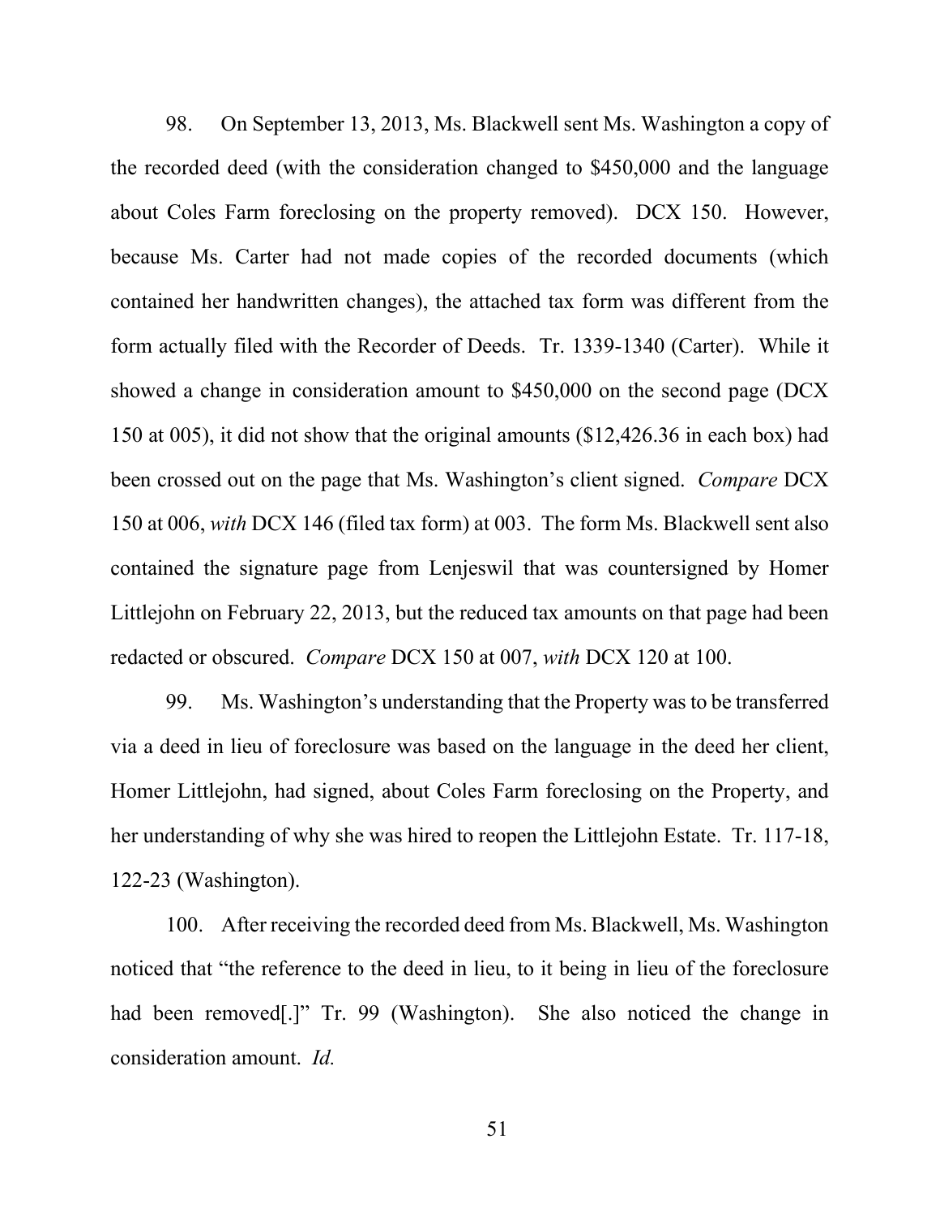98. On September 13, 2013, Ms. Blackwell sent Ms. Washington a copy of the recorded deed (with the consideration changed to $450,000 and the language about Coles Farm foreclosing on the property removed). DCX 150. However, because Ms. Carter had not made copies of the recorded documents (which contained her handwritten changes), the attached tax form was different from the form actually filed with the Recorder of Deeds. Tr. 1339-1340 (Carter). While it showed a change in consideration amount to $450,000 on the second page (DCX 150 at 005), it did not show that the original amounts ($12,426.36 in each box) had been crossed out on the page that Ms. Washington's client signed. *Compare* DCX 150 at 006, *with* DCX 146 (filed tax form) at 003. The form Ms. Blackwell sent also contained the signature page from Lenjeswil that was countersigned by Homer Littlejohn on February 22, 2013, but the reduced tax amounts on that page had been redacted or obscured. *Compare* DCX 150 at 007, *with* DCX 120 at 100.

99. Ms. Washington's understanding that the Property was to be transferred via a deed in lieu of foreclosure was based on the language in the deed her client, Homer Littlejohn, had signed, about Coles Farm foreclosing on the Property, and her understanding of why she was hired to reopen the Littlejohn Estate. Tr. 117-18, 122-23 (Washington).

100. After receiving the recorded deed from Ms. Blackwell, Ms. Washington noticed that "the reference to the deed in lieu, to it being in lieu of the foreclosure had been removed[.]" Tr. 99 (Washington). She also noticed the change in consideration amount. *Id.*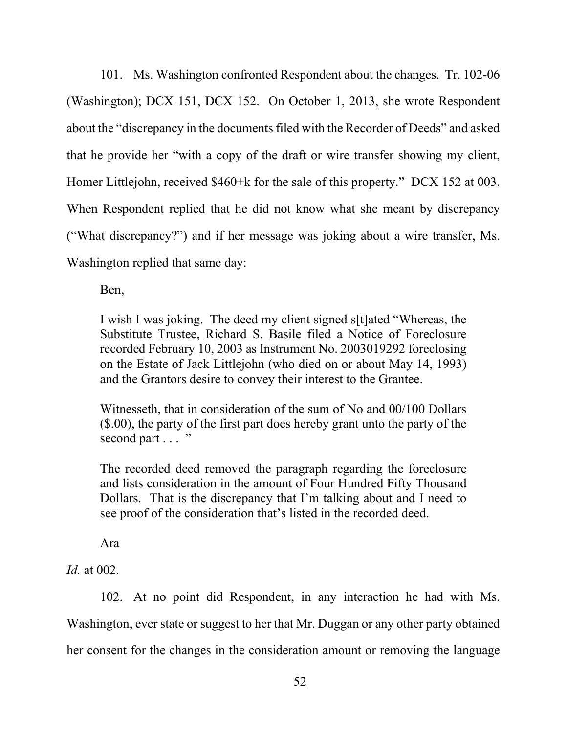101. Ms. Washington confronted Respondent about the changes. Tr. 102-06 (Washington); DCX 151, DCX 152. On October 1, 2013, she wrote Respondent about the "discrepancy in the documents filed with the Recorder of Deeds" and asked that he provide her "with a copy of the draft or wire transfer showing my client, Homer Littlejohn, received $460+k for the sale of this property." DCX 152 at 003. When Respondent replied that he did not know what she meant by discrepancy ("What discrepancy?") and if her message was joking about a wire transfer, Ms. Washington replied that same day:

> Ben,
>
> I wish I was joking. The deed my client signed s[t]ated "Whereas, the Substitute Trustee, Richard S. Basile filed a Notice of Foreclosure recorded February 10, 2003 as Instrument No. 2003019292 foreclosing on the Estate of Jack Littlejohn (who died on or about May 14, 1993) and the Grantors desire to convey their interest to the Grantee.
>
> Witnesseth, that in consideration of the sum of No and 00/100 Dollars ($.00), the party of the first part does hereby grant unto the party of the second part . . . "
>
> The recorded deed removed the paragraph regarding the foreclosure and lists consideration in the amount of Four Hundred Fifty Thousand Dollars. That is the discrepancy that I'm talking about and I need to see proof of the consideration that's listed in the recorded deed.
>
> Ara

*Id.* at 002.

102. At no point did Respondent, in any interaction he had with Ms. Washington, ever state or suggest to her that Mr. Duggan or any other party obtained her consent for the changes in the consideration amount or removing the language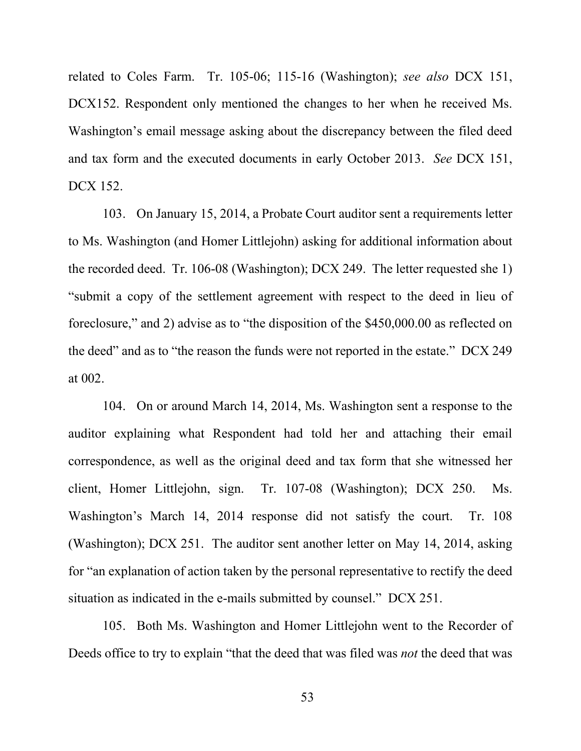related to Coles Farm. Tr. 105-06; 115-16 (Washington); *see also* DCX 151, DCX152. Respondent only mentioned the changes to her when he received Ms. Washington's email message asking about the discrepancy between the filed deed and tax form and the executed documents in early October 2013. *See* DCX 151, DCX 152.

103. On January 15, 2014, a Probate Court auditor sent a requirements letter to Ms. Washington (and Homer Littlejohn) asking for additional information about the recorded deed. Tr. 106-08 (Washington); DCX 249. The letter requested she 1) "submit a copy of the settlement agreement with respect to the deed in lieu of foreclosure," and 2) advise as to "the disposition of the $450,000.00 as reflected on the deed" and as to "the reason the funds were not reported in the estate." DCX 249 at 002.

104. On or around March 14, 2014, Ms. Washington sent a response to the auditor explaining what Respondent had told her and attaching their email correspondence, as well as the original deed and tax form that she witnessed her client, Homer Littlejohn, sign. Tr. 107-08 (Washington); DCX 250. Ms. Washington's March 14, 2014 response did not satisfy the court. Tr. 108 (Washington); DCX 251. The auditor sent another letter on May 14, 2014, asking for "an explanation of action taken by the personal representative to rectify the deed situation as indicated in the e-mails submitted by counsel." DCX 251.

105. Both Ms. Washington and Homer Littlejohn went to the Recorder of Deeds office to try to explain "that the deed that was filed was *not* the deed that was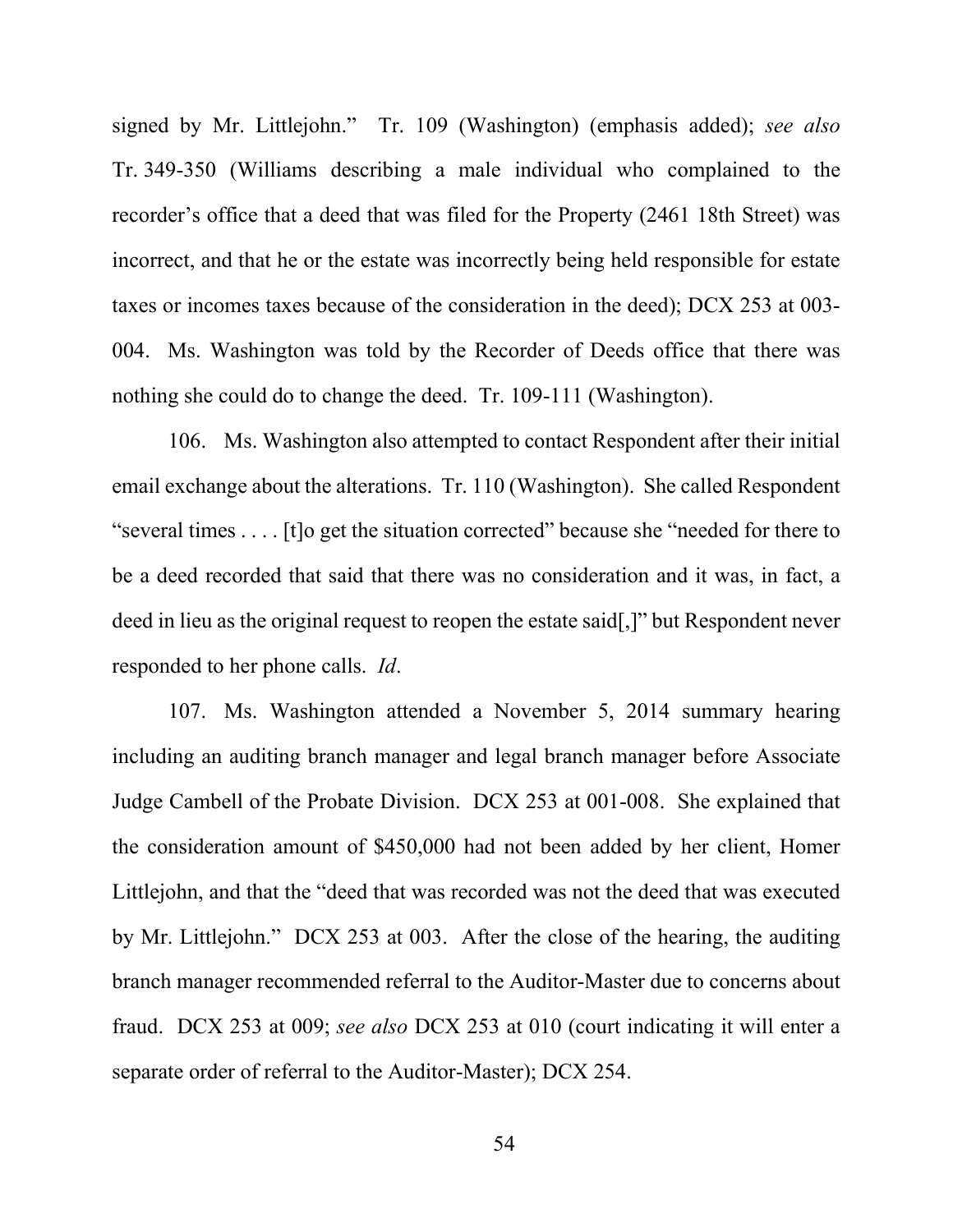signed by Mr. Littlejohn." Tr. 109 (Washington) (emphasis added); *see also* Tr. 349-350 (Williams describing a male individual who complained to the recorder's office that a deed that was filed for the Property (2461 18th Street) was incorrect, and that he or the estate was incorrectly being held responsible for estate taxes or incomes taxes because of the consideration in the deed); DCX 253 at 003-004. Ms. Washington was told by the Recorder of Deeds office that there was nothing she could do to change the deed. Tr. 109-111 (Washington).

106. Ms. Washington also attempted to contact Respondent after their initial email exchange about the alterations. Tr. 110 (Washington). She called Respondent "several times . . . . [t]o get the situation corrected" because she "needed for there to be a deed recorded that said that there was no consideration and it was, in fact, a deed in lieu as the original request to reopen the estate said[,]" but Respondent never responded to her phone calls. *Id*.

107. Ms. Washington attended a November 5, 2014 summary hearing including an auditing branch manager and legal branch manager before Associate Judge Cambell of the Probate Division. DCX 253 at 001-008. She explained that the consideration amount of $450,000 had not been added by her client, Homer Littlejohn, and that the "deed that was recorded was not the deed that was executed by Mr. Littlejohn." DCX 253 at 003. After the close of the hearing, the auditing branch manager recommended referral to the Auditor-Master due to concerns about fraud. DCX 253 at 009; *see also* DCX 253 at 010 (court indicating it will enter a separate order of referral to the Auditor-Master); DCX 254.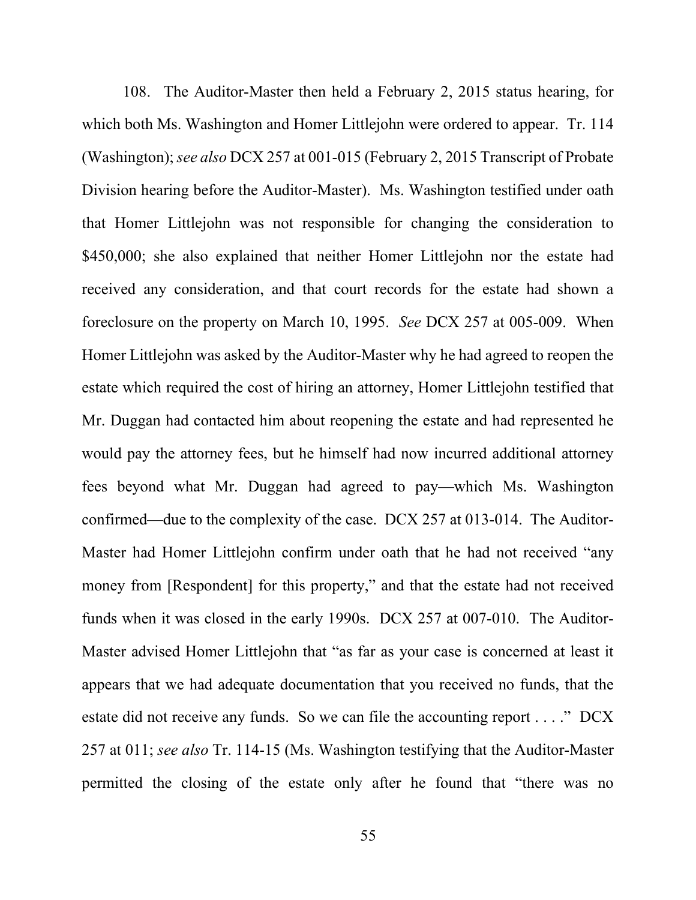108. The Auditor-Master then held a February 2, 2015 status hearing, for which both Ms. Washington and Homer Littlejohn were ordered to appear. Tr. 114 (Washington); *see also* DCX 257 at 001-015 (February 2, 2015 Transcript of Probate Division hearing before the Auditor-Master). Ms. Washington testified under oath that Homer Littlejohn was not responsible for changing the consideration to $450,000; she also explained that neither Homer Littlejohn nor the estate had received any consideration, and that court records for the estate had shown a foreclosure on the property on March 10, 1995. *See* DCX 257 at 005-009. When Homer Littlejohn was asked by the Auditor-Master why he had agreed to reopen the estate which required the cost of hiring an attorney, Homer Littlejohn testified that Mr. Duggan had contacted him about reopening the estate and had represented he would pay the attorney fees, but he himself had now incurred additional attorney fees beyond what Mr. Duggan had agreed to pay—which Ms. Washington confirmed—due to the complexity of the case. DCX 257 at 013-014. The Auditor-Master had Homer Littlejohn confirm under oath that he had not received "any money from [Respondent] for this property," and that the estate had not received funds when it was closed in the early 1990s. DCX 257 at 007-010. The Auditor-Master advised Homer Littlejohn that "as far as your case is concerned at least it appears that we had adequate documentation that you received no funds, that the estate did not receive any funds. So we can file the accounting report . . . ." DCX 257 at 011; *see also* Tr. 114-15 (Ms. Washington testifying that the Auditor-Master permitted the closing of the estate only after he found that "there was no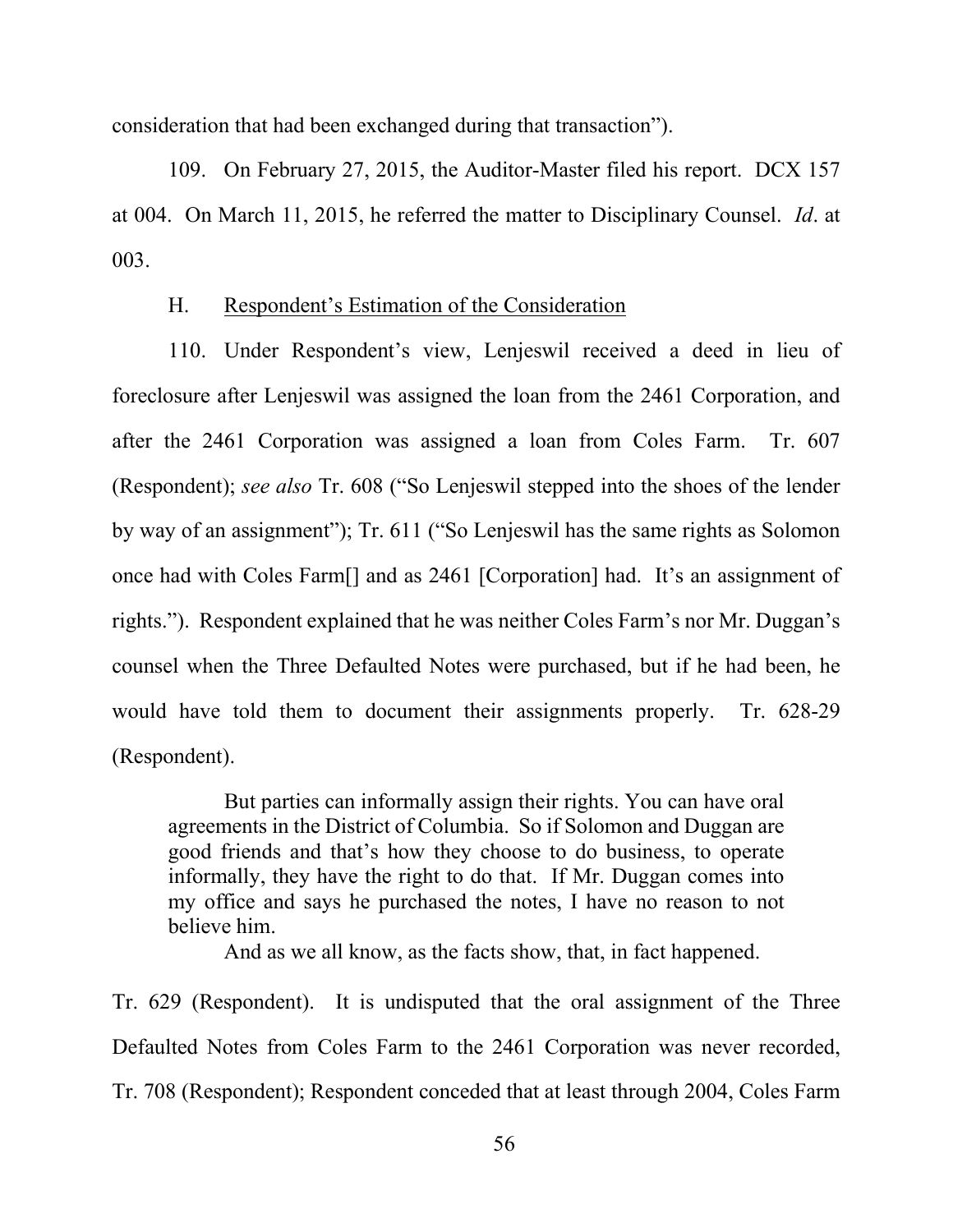consideration that had been exchanged during that transaction").

109. On February 27, 2015, the Auditor-Master filed his report. DCX 157 at 004. On March 11, 2015, he referred the matter to Disciplinary Counsel. *Id*. at 003.

H. Respondent's Estimation of the Consideration

110. Under Respondent's view, Lenjeswil received a deed in lieu of foreclosure after Lenjeswil was assigned the loan from the 2461 Corporation, and after the 2461 Corporation was assigned a loan from Coles Farm. Tr. 607 (Respondent); *see also* Tr. 608 ("So Lenjeswil stepped into the shoes of the lender by way of an assignment"); Tr. 611 ("So Lenjeswil has the same rights as Solomon once had with Coles Farm[] and as 2461 [Corporation] had. It's an assignment of rights."). Respondent explained that he was neither Coles Farm's nor Mr. Duggan's counsel when the Three Defaulted Notes were purchased, but if he had been, he would have told them to document their assignments properly. Tr. 628-29 (Respondent).

> But parties can informally assign their rights. You can have oral agreements in the District of Columbia. So if Solomon and Duggan are good friends and that's how they choose to do business, to operate informally, they have the right to do that. If Mr. Duggan comes into my office and says he purchased the notes, I have no reason to not believe him.
>
> And as we all know, as the facts show, that, in fact happened.

Tr. 629 (Respondent). It is undisputed that the oral assignment of the Three Defaulted Notes from Coles Farm to the 2461 Corporation was never recorded, Tr. 708 (Respondent); Respondent conceded that at least through 2004, Coles Farm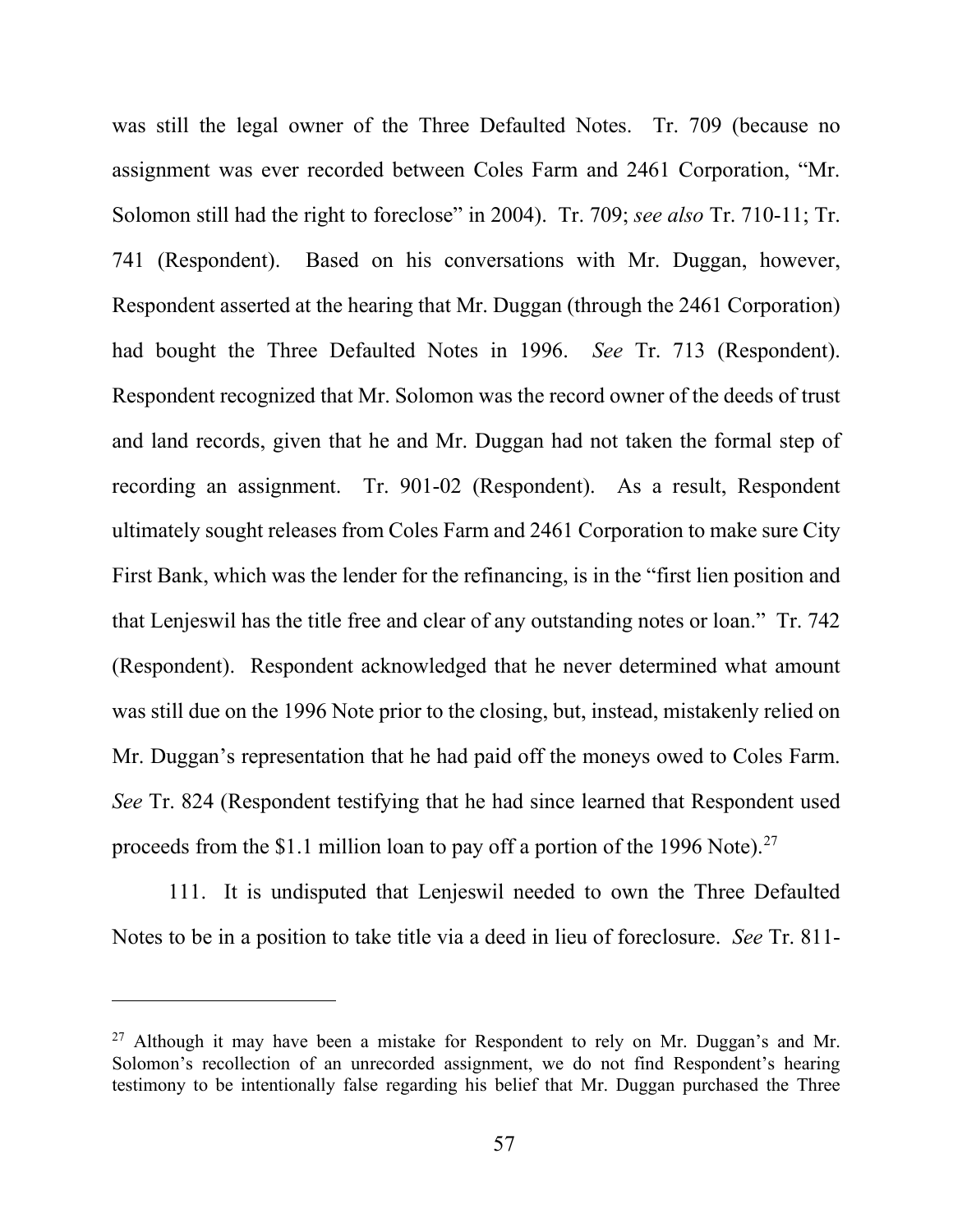was still the legal owner of the Three Defaulted Notes. Tr. 709 (because no assignment was ever recorded between Coles Farm and 2461 Corporation, "Mr. Solomon still had the right to foreclose" in 2004). Tr. 709; *see also* Tr. 710-11; Tr. 741 (Respondent). Based on his conversations with Mr. Duggan, however, Respondent asserted at the hearing that Mr. Duggan (through the 2461 Corporation) had bought the Three Defaulted Notes in 1996. *See* Tr. 713 (Respondent). Respondent recognized that Mr. Solomon was the record owner of the deeds of trust and land records, given that he and Mr. Duggan had not taken the formal step of recording an assignment. Tr. 901-02 (Respondent). As a result, Respondent ultimately sought releases from Coles Farm and 2461 Corporation to make sure City First Bank, which was the lender for the refinancing, is in the "first lien position and that Lenjeswil has the title free and clear of any outstanding notes or loan." Tr. 742 (Respondent). Respondent acknowledged that he never determined what amount was still due on the 1996 Note prior to the closing, but, instead, mistakenly relied on Mr. Duggan's representation that he had paid off the moneys owed to Coles Farm. *See* Tr. 824 (Respondent testifying that he had since learned that Respondent used proceeds from the $1.1 million loan to pay off a portion of the 1996 Note).[27]

111. It is undisputed that Lenjeswil needed to own the Three Defaulted Notes to be in a position to take title via a deed in lieu of foreclosure. *See* Tr. 811-

---

[27] Although it may have been a mistake for Respondent to rely on Mr. Duggan's and Mr. Solomon's recollection of an unrecorded assignment, we do not find Respondent's hearing testimony to be intentionally false regarding his belief that Mr. Duggan purchased the Three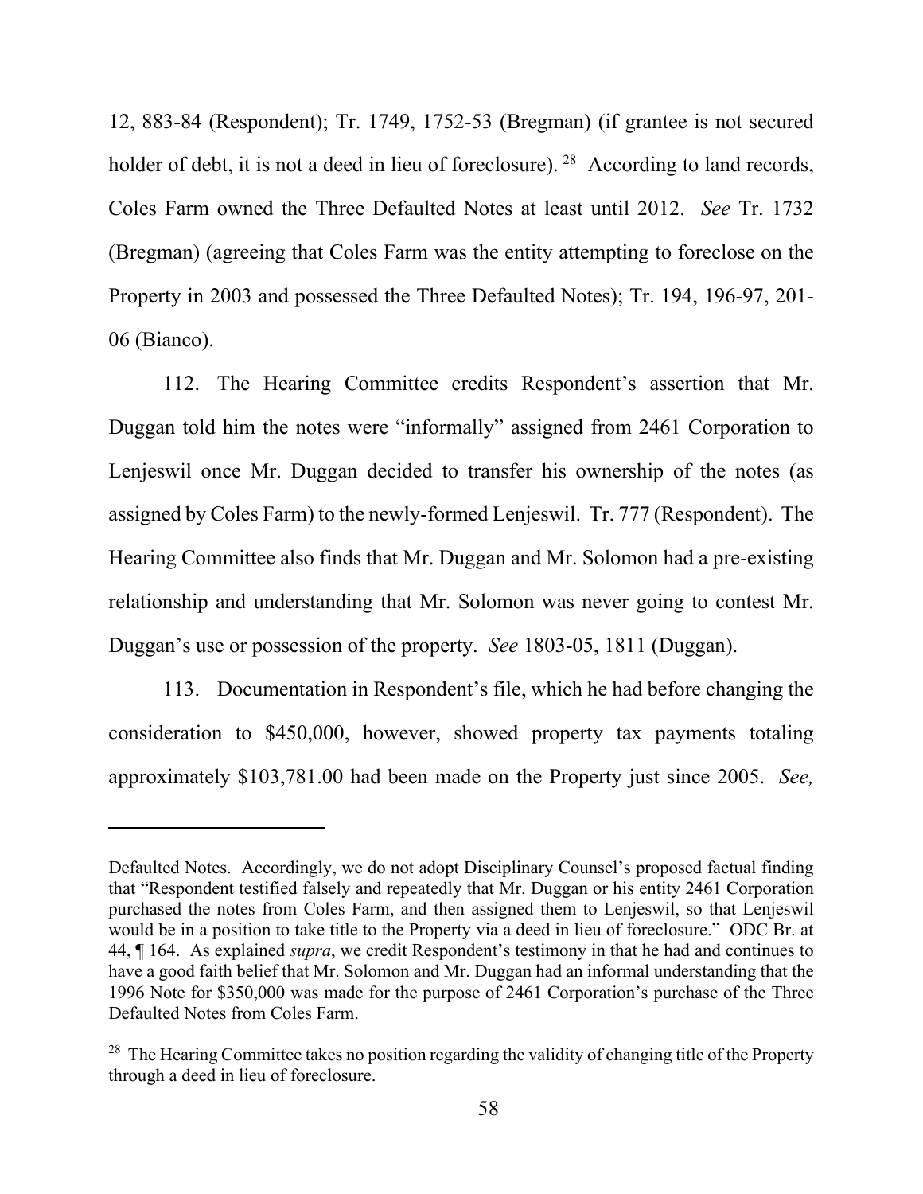12, 883-84 (Respondent); Tr. 1749, 1752-53 (Bregman) (if grantee is not secured holder of debt, it is not a deed in lieu of foreclosure).[28] According to land records, Coles Farm owned the Three Defaulted Notes at least until 2012. *See* Tr. 1732 (Bregman) (agreeing that Coles Farm was the entity attempting to foreclose on the Property in 2003 and possessed the Three Defaulted Notes); Tr. 194, 196-97, 201-06 (Bianco).

112. The Hearing Committee credits Respondent's assertion that Mr. Duggan told him the notes were "informally" assigned from 2461 Corporation to Lenjeswil once Mr. Duggan decided to transfer his ownership of the notes (as assigned by Coles Farm) to the newly-formed Lenjeswil. Tr. 777 (Respondent). The Hearing Committee also finds that Mr. Duggan and Mr. Solomon had a pre-existing relationship and understanding that Mr. Solomon was never going to contest Mr. Duggan's use or possession of the property. *See* 1803-05, 1811 (Duggan).

113. Documentation in Respondent's file, which he had before changing the consideration to $450,000, however, showed property tax payments totaling approximately $103,781.00 had been made on the Property just since 2005. *See,*

---

Defaulted Notes. Accordingly, we do not adopt Disciplinary Counsel's proposed factual finding that "Respondent testified falsely and repeatedly that Mr. Duggan or his entity 2461 Corporation purchased the notes from Coles Farm, and then assigned them to Lenjeswil, so that Lenjeswil would be in a position to take title to the Property via a deed in lieu of foreclosure." ODC Br. at 44, ¶ 164. As explained *supra*, we credit Respondent's testimony in that he had and continues to have a good faith belief that Mr. Solomon and Mr. Duggan had an informal understanding that the 1996 Note for $350,000 was made for the purpose of 2461 Corporation's purchase of the Three Defaulted Notes from Coles Farm.

[28] The Hearing Committee takes no position regarding the validity of changing title of the Property through a deed in lieu of foreclosure.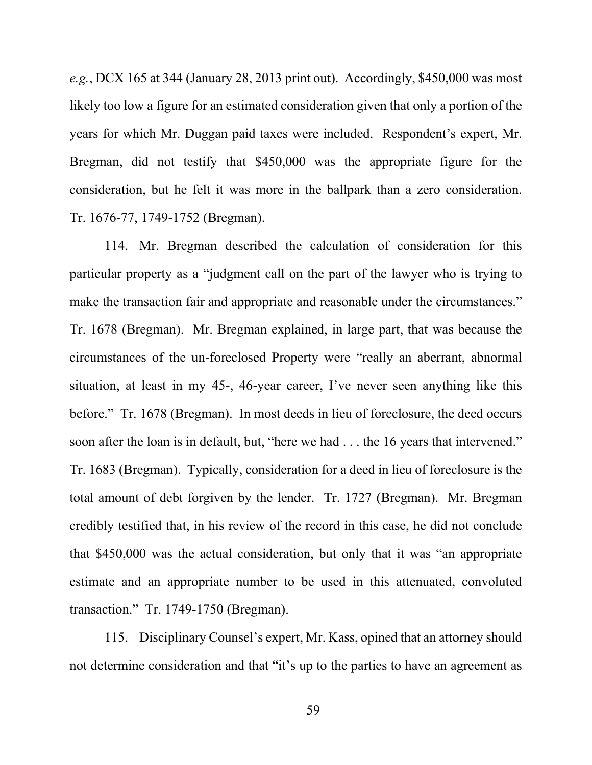*e.g.*, DCX 165 at 344 (January 28, 2013 print out). Accordingly, $450,000 was most likely too low a figure for an estimated consideration given that only a portion of the years for which Mr. Duggan paid taxes were included. Respondent's expert, Mr. Bregman, did not testify that $450,000 was the appropriate figure for the consideration, but he felt it was more in the ballpark than a zero consideration. Tr. 1676-77, 1749-1752 (Bregman).

114. Mr. Bregman described the calculation of consideration for this particular property as a "judgment call on the part of the lawyer who is trying to make the transaction fair and appropriate and reasonable under the circumstances." Tr. 1678 (Bregman). Mr. Bregman explained, in large part, that was because the circumstances of the un-foreclosed Property were "really an aberrant, abnormal situation, at least in my 45-, 46-year career, I've never seen anything like this before." Tr. 1678 (Bregman). In most deeds in lieu of foreclosure, the deed occurs soon after the loan is in default, but, "here we had . . . the 16 years that intervened." Tr. 1683 (Bregman). Typically, consideration for a deed in lieu of foreclosure is the total amount of debt forgiven by the lender. Tr. 1727 (Bregman). Mr. Bregman credibly testified that, in his review of the record in this case, he did not conclude that $450,000 was the actual consideration, but only that it was "an appropriate estimate and an appropriate number to be used in this attenuated, convoluted transaction." Tr. 1749-1750 (Bregman).

115. Disciplinary Counsel's expert, Mr. Kass, opined that an attorney should not determine consideration and that "it's up to the parties to have an agreement as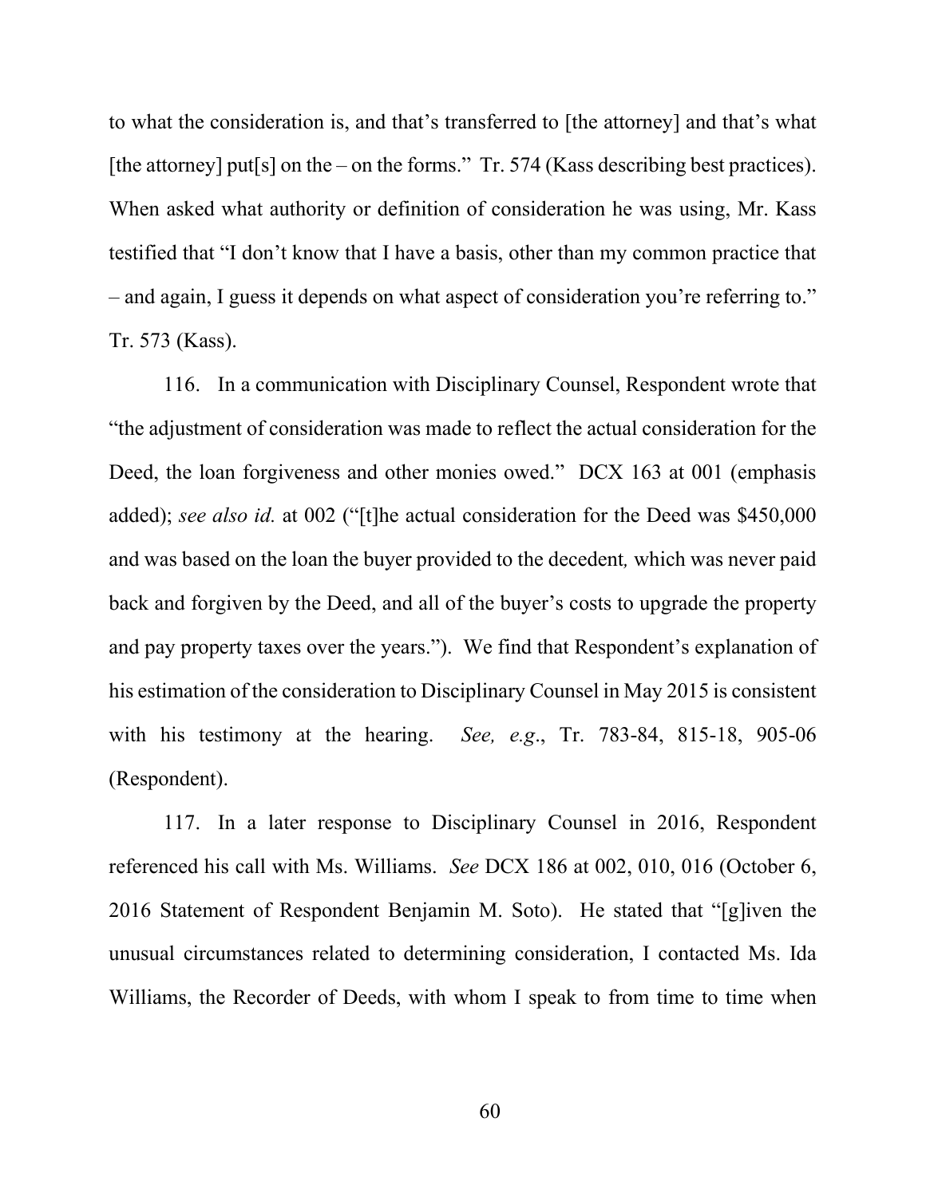to what the consideration is, and that's transferred to [the attorney] and that's what [the attorney] put[s] on the – on the forms." Tr. 574 (Kass describing best practices). When asked what authority or definition of consideration he was using, Mr. Kass testified that "I don't know that I have a basis, other than my common practice that – and again, I guess it depends on what aspect of consideration you're referring to." Tr. 573 (Kass).

116. In a communication with Disciplinary Counsel, Respondent wrote that "the adjustment of consideration was made to reflect the actual consideration for the Deed, the loan forgiveness and other monies owed." DCX 163 at 001 (emphasis added); *see also id.* at 002 ("[t]he actual consideration for the Deed was $450,000 and was based on the loan the buyer provided to the decedent*,* which was never paid back and forgiven by the Deed, and all of the buyer's costs to upgrade the property and pay property taxes over the years."). We find that Respondent's explanation of his estimation of the consideration to Disciplinary Counsel in May 2015 is consistent with his testimony at the hearing. *See, e.g.*, Tr. 783-84, 815-18, 905-06 (Respondent).

117. In a later response to Disciplinary Counsel in 2016, Respondent referenced his call with Ms. Williams. *See* DCX 186 at 002, 010, 016 (October 6, 2016 Statement of Respondent Benjamin M. Soto). He stated that "[g]iven the unusual circumstances related to determining consideration, I contacted Ms. Ida Williams, the Recorder of Deeds, with whom I speak to from time to time when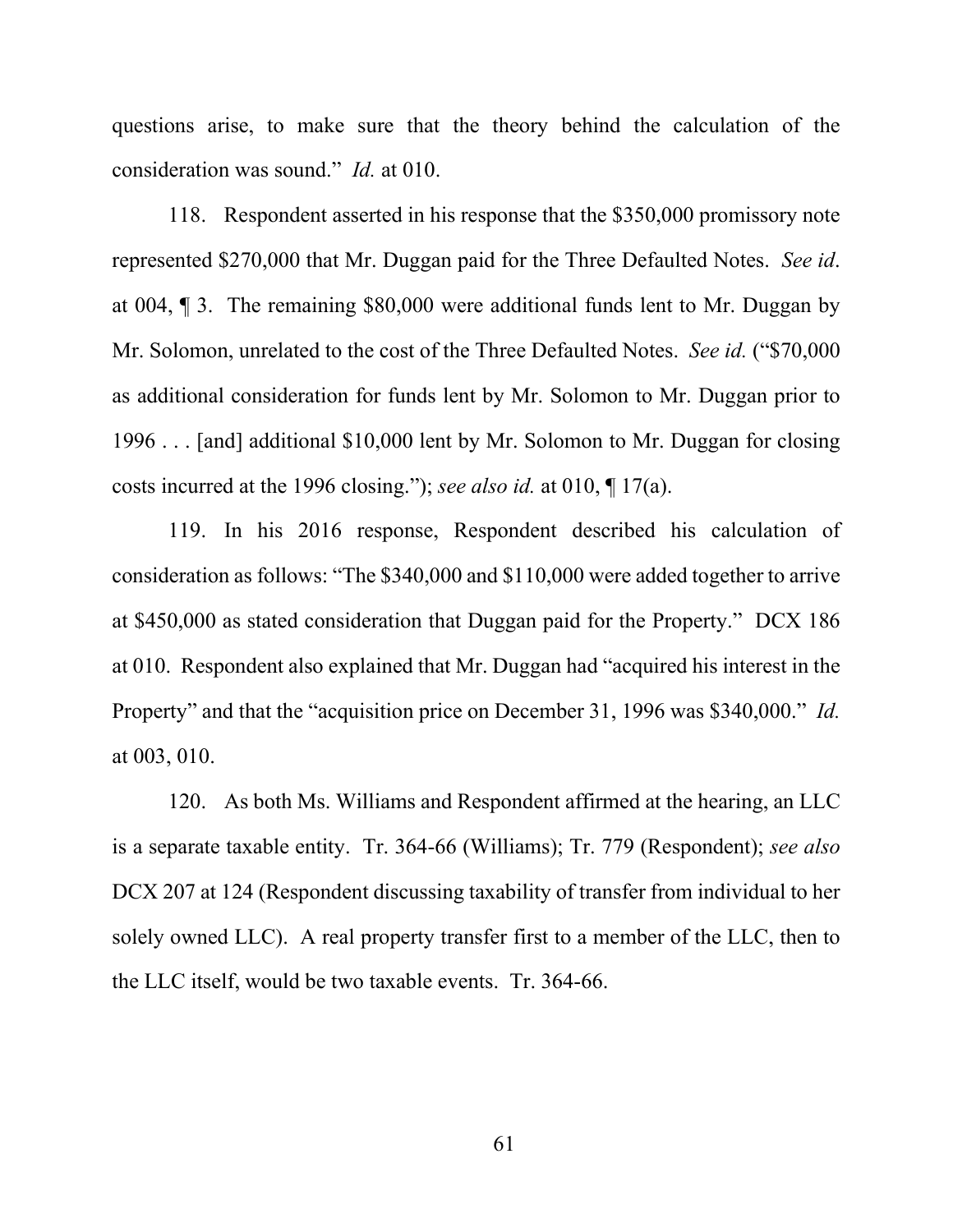questions arise, to make sure that the theory behind the calculation of the consideration was sound." *Id.* at 010.

118. Respondent asserted in his response that the $350,000 promissory note represented $270,000 that Mr. Duggan paid for the Three Defaulted Notes. *See id*. at 004, ¶ 3. The remaining $80,000 were additional funds lent to Mr. Duggan by Mr. Solomon, unrelated to the cost of the Three Defaulted Notes. *See id.* ("$70,000 as additional consideration for funds lent by Mr. Solomon to Mr. Duggan prior to 1996 . . . [and] additional $10,000 lent by Mr. Solomon to Mr. Duggan for closing costs incurred at the 1996 closing."); *see also id.* at 010, ¶ 17(a).

119. In his 2016 response, Respondent described his calculation of consideration as follows: "The $340,000 and $110,000 were added together to arrive at $450,000 as stated consideration that Duggan paid for the Property." DCX 186 at 010. Respondent also explained that Mr. Duggan had "acquired his interest in the Property" and that the "acquisition price on December 31, 1996 was $340,000." *Id.* at 003, 010.

120. As both Ms. Williams and Respondent affirmed at the hearing, an LLC is a separate taxable entity. Tr. 364-66 (Williams); Tr. 779 (Respondent); *see also* DCX 207 at 124 (Respondent discussing taxability of transfer from individual to her solely owned LLC). A real property transfer first to a member of the LLC, then to the LLC itself, would be two taxable events. Tr. 364-66.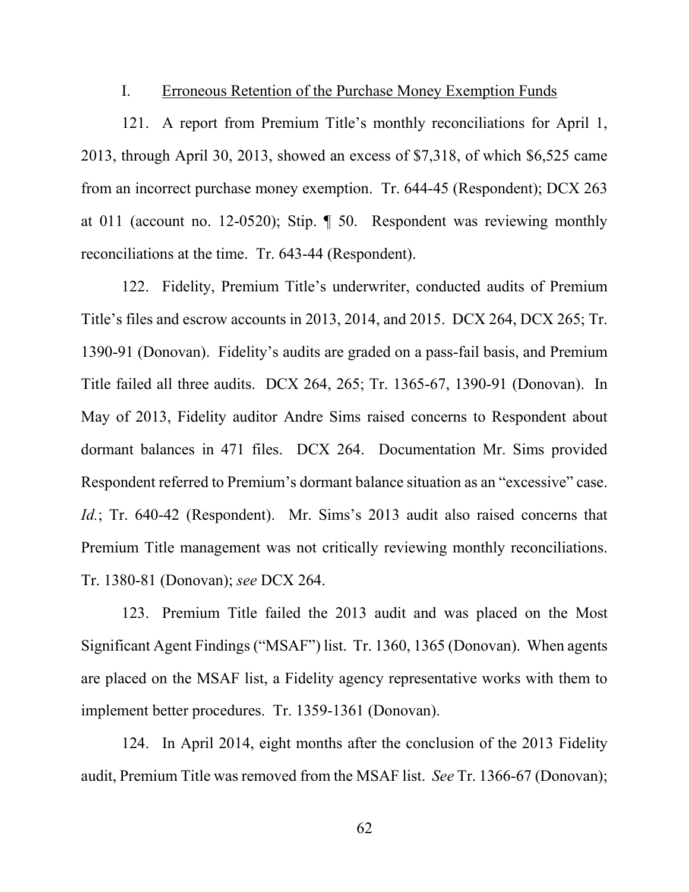I. <u>Erroneous Retention of the Purchase Money Exemption Funds</u>

121. A report from Premium Title's monthly reconciliations for April 1, 2013, through April 30, 2013, showed an excess of $7,318, of which $6,525 came from an incorrect purchase money exemption. Tr. 644-45 (Respondent); DCX 263 at 011 (account no. 12-0520); Stip. ¶ 50. Respondent was reviewing monthly reconciliations at the time. Tr. 643-44 (Respondent).

122. Fidelity, Premium Title's underwriter, conducted audits of Premium Title's files and escrow accounts in 2013, 2014, and 2015. DCX 264, DCX 265; Tr. 1390-91 (Donovan). Fidelity's audits are graded on a pass-fail basis, and Premium Title failed all three audits. DCX 264, 265; Tr. 1365-67, 1390-91 (Donovan). In May of 2013, Fidelity auditor Andre Sims raised concerns to Respondent about dormant balances in 471 files. DCX 264. Documentation Mr. Sims provided Respondent referred to Premium's dormant balance situation as an "excessive" case. *Id.*; Tr. 640-42 (Respondent). Mr. Sims's 2013 audit also raised concerns that Premium Title management was not critically reviewing monthly reconciliations. Tr. 1380-81 (Donovan); *see* DCX 264.

123. Premium Title failed the 2013 audit and was placed on the Most Significant Agent Findings ("MSAF") list. Tr. 1360, 1365 (Donovan). When agents are placed on the MSAF list, a Fidelity agency representative works with them to implement better procedures. Tr. 1359-1361 (Donovan).

124. In April 2014, eight months after the conclusion of the 2013 Fidelity audit, Premium Title was removed from the MSAF list. *See* Tr. 1366-67 (Donovan);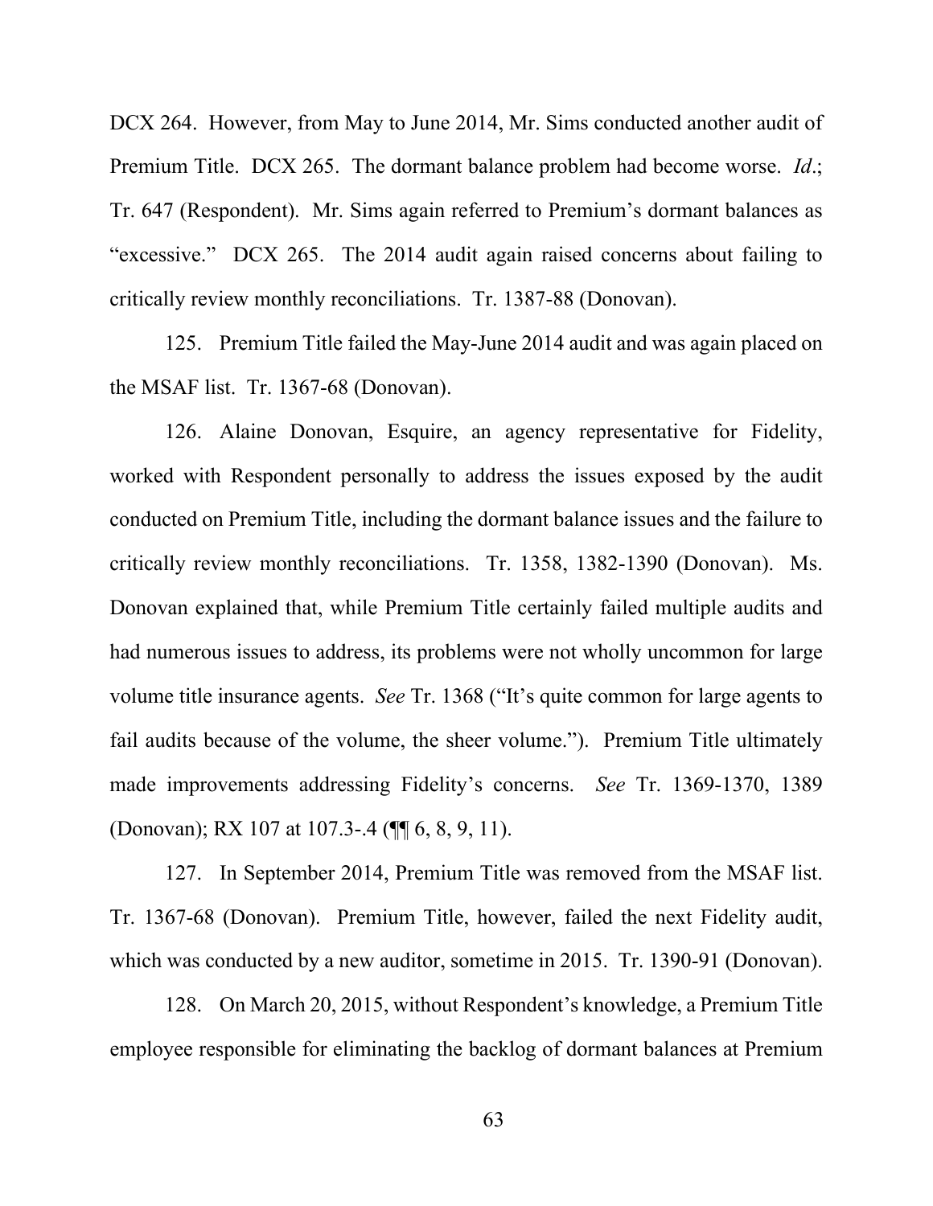DCX 264. However, from May to June 2014, Mr. Sims conducted another audit of Premium Title. DCX 265. The dormant balance problem had become worse. *Id*.; Tr. 647 (Respondent). Mr. Sims again referred to Premium's dormant balances as "excessive." DCX 265. The 2014 audit again raised concerns about failing to critically review monthly reconciliations. Tr. 1387-88 (Donovan).

125. Premium Title failed the May-June 2014 audit and was again placed on the MSAF list. Tr. 1367-68 (Donovan).

126. Alaine Donovan, Esquire, an agency representative for Fidelity, worked with Respondent personally to address the issues exposed by the audit conducted on Premium Title, including the dormant balance issues and the failure to critically review monthly reconciliations. Tr. 1358, 1382-1390 (Donovan). Ms. Donovan explained that, while Premium Title certainly failed multiple audits and had numerous issues to address, its problems were not wholly uncommon for large volume title insurance agents. *See* Tr. 1368 ("It's quite common for large agents to fail audits because of the volume, the sheer volume."). Premium Title ultimately made improvements addressing Fidelity's concerns. *See* Tr. 1369-1370, 1389 (Donovan); RX 107 at 107.3-.4 (¶¶ 6, 8, 9, 11).

127. In September 2014, Premium Title was removed from the MSAF list. Tr. 1367-68 (Donovan). Premium Title, however, failed the next Fidelity audit, which was conducted by a new auditor, sometime in 2015. Tr. 1390-91 (Donovan).

128. On March 20, 2015, without Respondent's knowledge, a Premium Title employee responsible for eliminating the backlog of dormant balances at Premium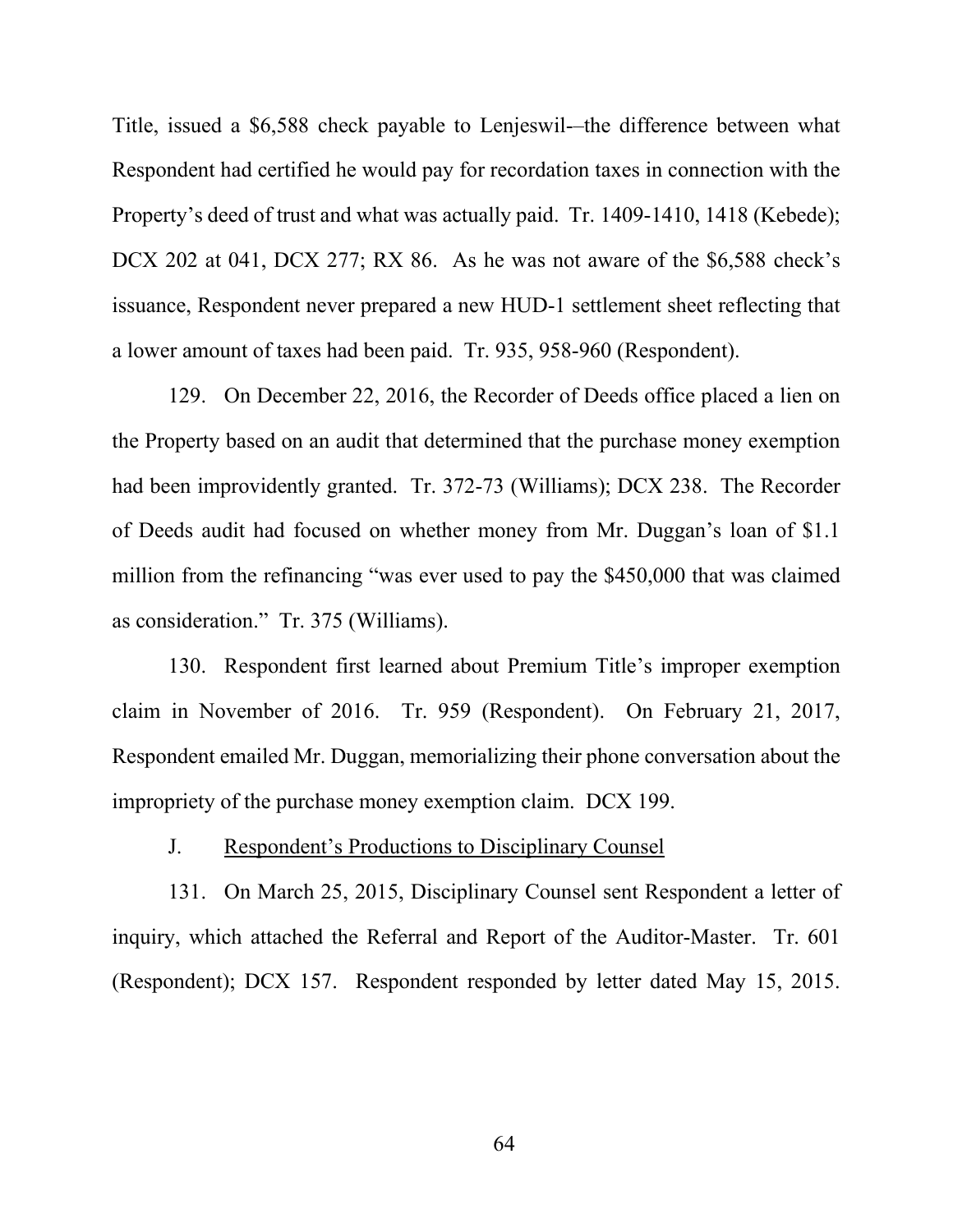Title, issued a $6,588 check payable to Lenjeswil-–the difference between what Respondent had certified he would pay for recordation taxes in connection with the Property's deed of trust and what was actually paid. Tr. 1409-1410, 1418 (Kebede); DCX 202 at 041, DCX 277; RX 86. As he was not aware of the $6,588 check's issuance, Respondent never prepared a new HUD-1 settlement sheet reflecting that a lower amount of taxes had been paid. Tr. 935, 958-960 (Respondent).

129. On December 22, 2016, the Recorder of Deeds office placed a lien on the Property based on an audit that determined that the purchase money exemption had been improvidently granted. Tr. 372-73 (Williams); DCX 238. The Recorder of Deeds audit had focused on whether money from Mr. Duggan's loan of $1.1 million from the refinancing "was ever used to pay the $450,000 that was claimed as consideration." Tr. 375 (Williams).

130. Respondent first learned about Premium Title's improper exemption claim in November of 2016. Tr. 959 (Respondent). On February 21, 2017, Respondent emailed Mr. Duggan, memorializing their phone conversation about the impropriety of the purchase money exemption claim. DCX 199.

J. <u>Respondent's Productions to Disciplinary Counsel</u>

131. On March 25, 2015, Disciplinary Counsel sent Respondent a letter of inquiry, which attached the Referral and Report of the Auditor-Master. Tr. 601 (Respondent); DCX 157. Respondent responded by letter dated May 15, 2015.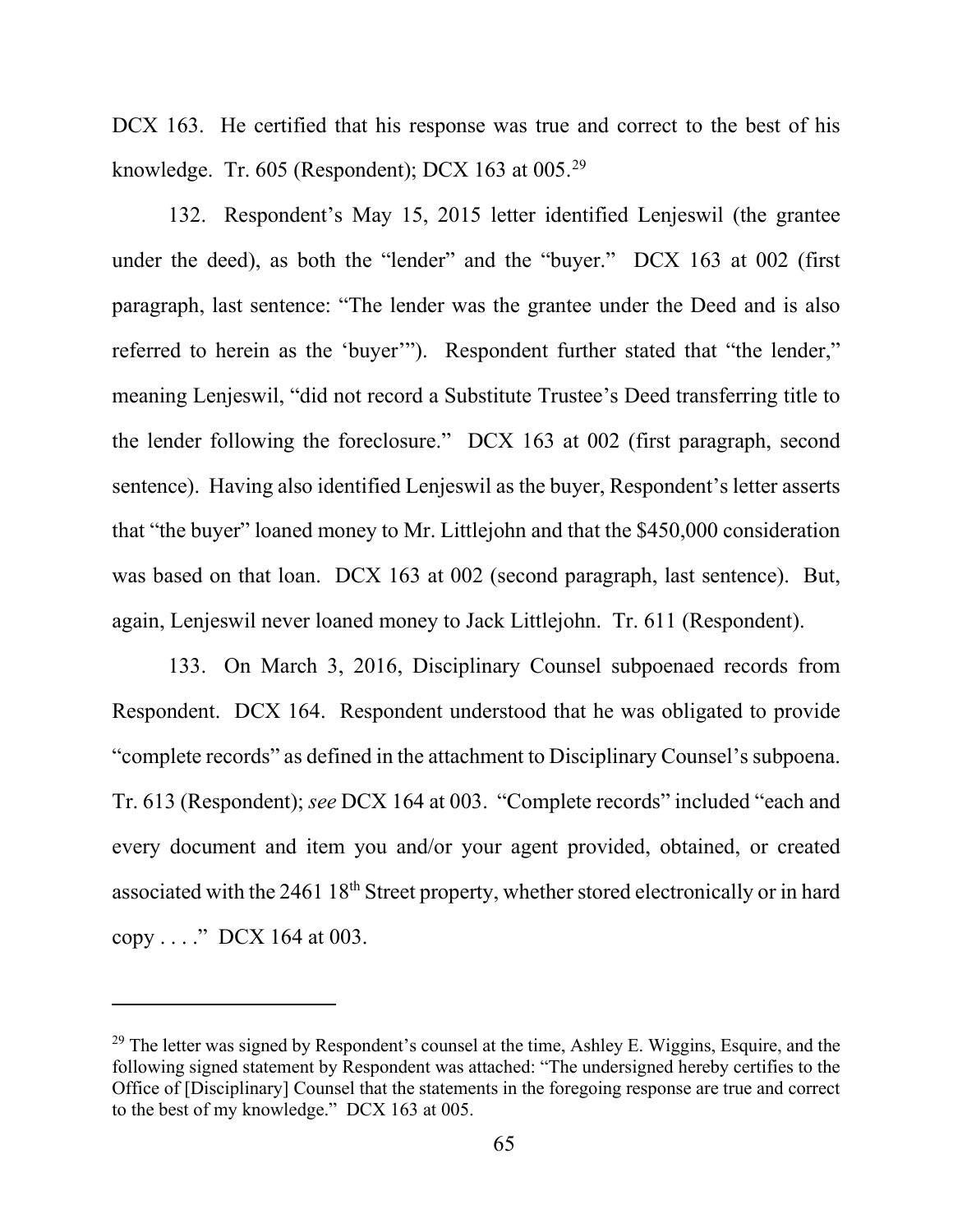DCX 163. He certified that his response was true and correct to the best of his knowledge. Tr. 605 (Respondent); DCX 163 at 005.[29]

132. Respondent's May 15, 2015 letter identified Lenjeswil (the grantee under the deed), as both the "lender" and the "buyer." DCX 163 at 002 (first paragraph, last sentence: "The lender was the grantee under the Deed and is also referred to herein as the 'buyer'"). Respondent further stated that "the lender," meaning Lenjeswil, "did not record a Substitute Trustee's Deed transferring title to the lender following the foreclosure." DCX 163 at 002 (first paragraph, second sentence). Having also identified Lenjeswil as the buyer, Respondent's letter asserts that "the buyer" loaned money to Mr. Littlejohn and that the $450,000 consideration was based on that loan. DCX 163 at 002 (second paragraph, last sentence). But, again, Lenjeswil never loaned money to Jack Littlejohn. Tr. 611 (Respondent).

133. On March 3, 2016, Disciplinary Counsel subpoenaed records from Respondent. DCX 164. Respondent understood that he was obligated to provide "complete records" as defined in the attachment to Disciplinary Counsel's subpoena. Tr. 613 (Respondent); *see* DCX 164 at 003. "Complete records" included "each and every document and item you and/or your agent provided, obtained, or created associated with the 2461 18th Street property, whether stored electronically or in hard copy . . . ." DCX 164 at 003.

---

[29] The letter was signed by Respondent's counsel at the time, Ashley E. Wiggins, Esquire, and the following signed statement by Respondent was attached: "The undersigned hereby certifies to the Office of [Disciplinary] Counsel that the statements in the foregoing response are true and correct to the best of my knowledge." DCX 163 at 005.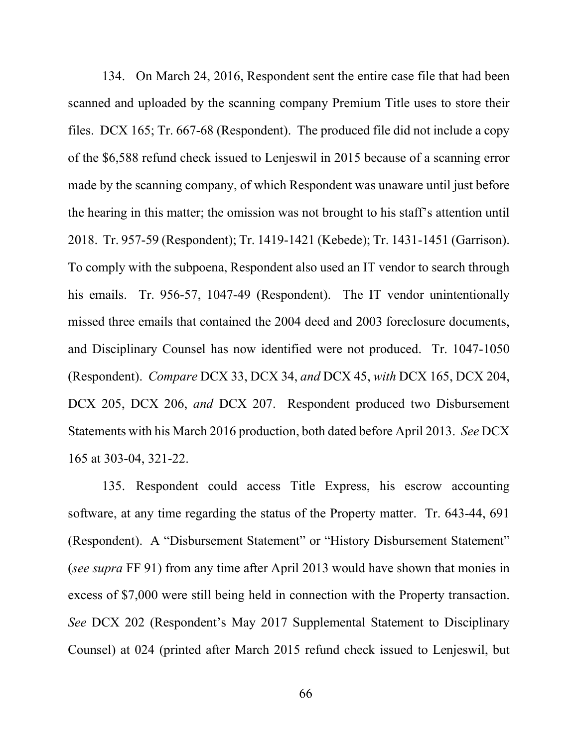134. On March 24, 2016, Respondent sent the entire case file that had been scanned and uploaded by the scanning company Premium Title uses to store their files. DCX 165; Tr. 667-68 (Respondent). The produced file did not include a copy of the $6,588 refund check issued to Lenjeswil in 2015 because of a scanning error made by the scanning company, of which Respondent was unaware until just before the hearing in this matter; the omission was not brought to his staff's attention until 2018. Tr. 957-59 (Respondent); Tr. 1419-1421 (Kebede); Tr. 1431-1451 (Garrison). To comply with the subpoena, Respondent also used an IT vendor to search through his emails. Tr. 956-57, 1047-49 (Respondent). The IT vendor unintentionally missed three emails that contained the 2004 deed and 2003 foreclosure documents, and Disciplinary Counsel has now identified were not produced. Tr. 1047-1050 (Respondent). *Compare* DCX 33, DCX 34, *and* DCX 45, *with* DCX 165, DCX 204, DCX 205, DCX 206, *and* DCX 207. Respondent produced two Disbursement Statements with his March 2016 production, both dated before April 2013. *See* DCX 165 at 303-04, 321-22.

135. Respondent could access Title Express, his escrow accounting software, at any time regarding the status of the Property matter. Tr. 643-44, 691 (Respondent). A "Disbursement Statement" or "History Disbursement Statement" (*see supra* FF 91) from any time after April 2013 would have shown that monies in excess of $7,000 were still being held in connection with the Property transaction. *See* DCX 202 (Respondent's May 2017 Supplemental Statement to Disciplinary Counsel) at 024 (printed after March 2015 refund check issued to Lenjeswil, but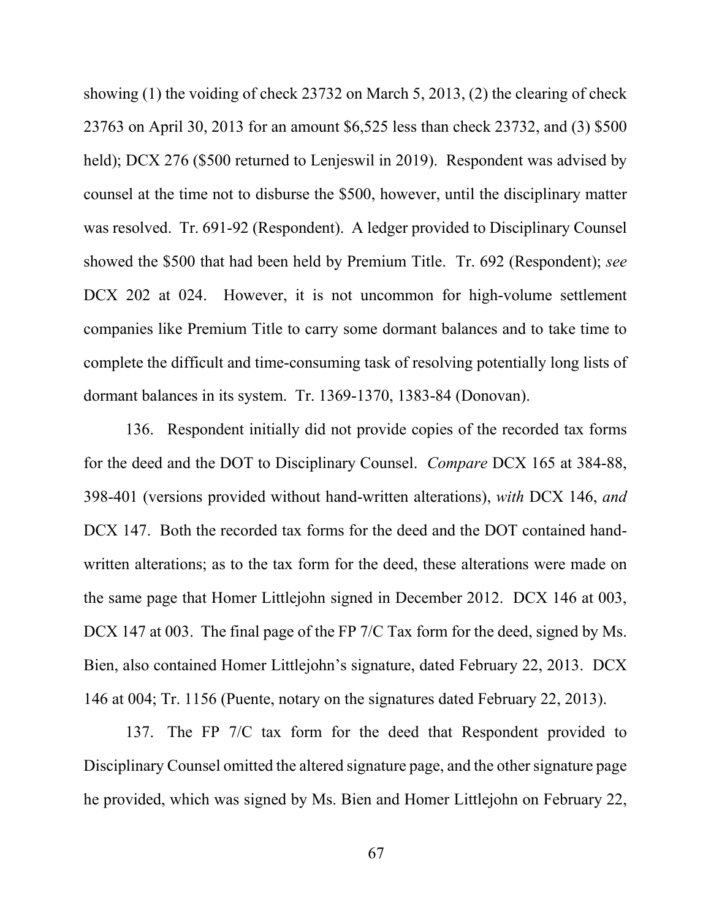showing (1) the voiding of check 23732 on March 5, 2013, (2) the clearing of check 23763 on April 30, 2013 for an amount $6,525 less than check 23732, and (3) $500 held); DCX 276 ($500 returned to Lenjeswil in 2019). Respondent was advised by counsel at the time not to disburse the $500, however, until the disciplinary matter was resolved. Tr. 691-92 (Respondent). A ledger provided to Disciplinary Counsel showed the $500 that had been held by Premium Title. Tr. 692 (Respondent); *see* DCX 202 at 024. However, it is not uncommon for high-volume settlement companies like Premium Title to carry some dormant balances and to take time to complete the difficult and time-consuming task of resolving potentially long lists of dormant balances in its system. Tr. 1369-1370, 1383-84 (Donovan).

136. Respondent initially did not provide copies of the recorded tax forms for the deed and the DOT to Disciplinary Counsel. *Compare* DCX 165 at 384-88, 398-401 (versions provided without hand-written alterations), *with* DCX 146, *and* DCX 147. Both the recorded tax forms for the deed and the DOT contained hand-written alterations; as to the tax form for the deed, these alterations were made on the same page that Homer Littlejohn signed in December 2012. DCX 146 at 003, DCX 147 at 003. The final page of the FP 7/C Tax form for the deed, signed by Ms. Bien, also contained Homer Littlejohn's signature, dated February 22, 2013. DCX 146 at 004; Tr. 1156 (Puente, notary on the signatures dated February 22, 2013).

137. The FP 7/C tax form for the deed that Respondent provided to Disciplinary Counsel omitted the altered signature page, and the other signature page he provided, which was signed by Ms. Bien and Homer Littlejohn on February 22,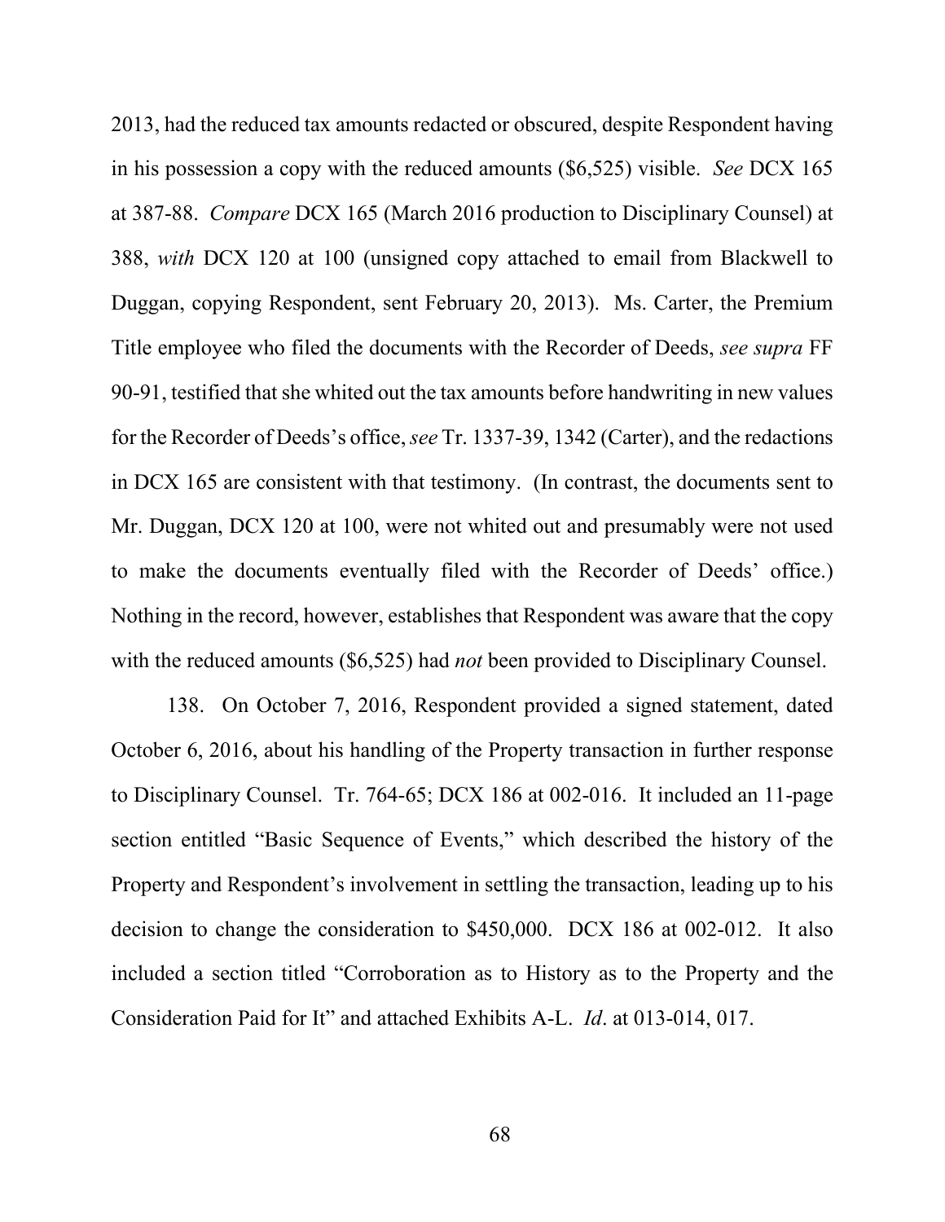2013, had the reduced tax amounts redacted or obscured, despite Respondent having in his possession a copy with the reduced amounts ($6,525) visible. *See* DCX 165 at 387-88. *Compare* DCX 165 (March 2016 production to Disciplinary Counsel) at 388, *with* DCX 120 at 100 (unsigned copy attached to email from Blackwell to Duggan, copying Respondent, sent February 20, 2013). Ms. Carter, the Premium Title employee who filed the documents with the Recorder of Deeds, *see supra* FF 90-91, testified that she whited out the tax amounts before handwriting in new values for the Recorder of Deeds's office, *see* Tr. 1337-39, 1342 (Carter), and the redactions in DCX 165 are consistent with that testimony. (In contrast, the documents sent to Mr. Duggan, DCX 120 at 100, were not whited out and presumably were not used to make the documents eventually filed with the Recorder of Deeds' office.) Nothing in the record, however, establishes that Respondent was aware that the copy with the reduced amounts ($6,525) had *not* been provided to Disciplinary Counsel.

138. On October 7, 2016, Respondent provided a signed statement, dated October 6, 2016, about his handling of the Property transaction in further response to Disciplinary Counsel. Tr. 764-65; DCX 186 at 002-016. It included an 11-page section entitled "Basic Sequence of Events," which described the history of the Property and Respondent's involvement in settling the transaction, leading up to his decision to change the consideration to $450,000. DCX 186 at 002-012. It also included a section titled "Corroboration as to History as to the Property and the Consideration Paid for It" and attached Exhibits A-L. *Id*. at 013-014, 017.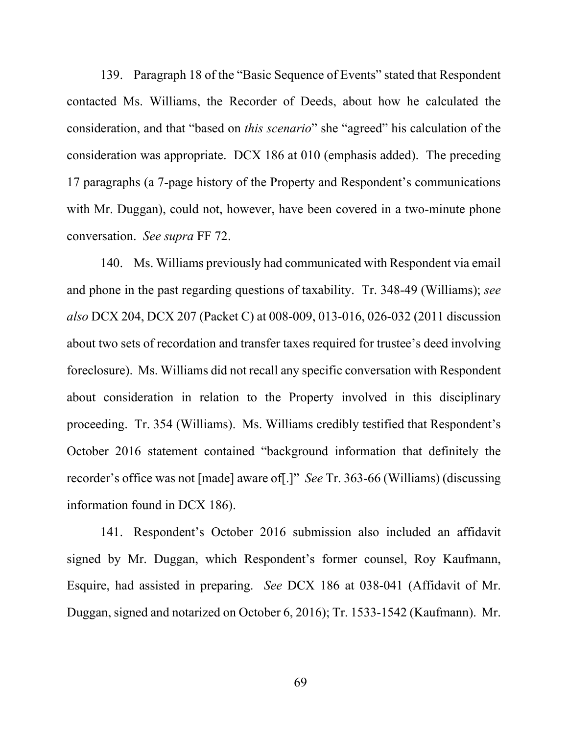139. Paragraph 18 of the "Basic Sequence of Events" stated that Respondent contacted Ms. Williams, the Recorder of Deeds, about how he calculated the consideration, and that "based on *this scenario*" she "agreed" his calculation of the consideration was appropriate. DCX 186 at 010 (emphasis added). The preceding 17 paragraphs (a 7-page history of the Property and Respondent's communications with Mr. Duggan), could not, however, have been covered in a two-minute phone conversation. *See supra* FF 72.

140. Ms. Williams previously had communicated with Respondent via email and phone in the past regarding questions of taxability. Tr. 348-49 (Williams); *see also* DCX 204, DCX 207 (Packet C) at 008-009, 013-016, 026-032 (2011 discussion about two sets of recordation and transfer taxes required for trustee's deed involving foreclosure). Ms. Williams did not recall any specific conversation with Respondent about consideration in relation to the Property involved in this disciplinary proceeding. Tr. 354 (Williams). Ms. Williams credibly testified that Respondent's October 2016 statement contained "background information that definitely the recorder's office was not [made] aware of[.]" *See* Tr. 363-66 (Williams) (discussing information found in DCX 186).

141. Respondent's October 2016 submission also included an affidavit signed by Mr. Duggan, which Respondent's former counsel, Roy Kaufmann, Esquire, had assisted in preparing. *See* DCX 186 at 038-041 (Affidavit of Mr. Duggan, signed and notarized on October 6, 2016); Tr. 1533-1542 (Kaufmann). Mr.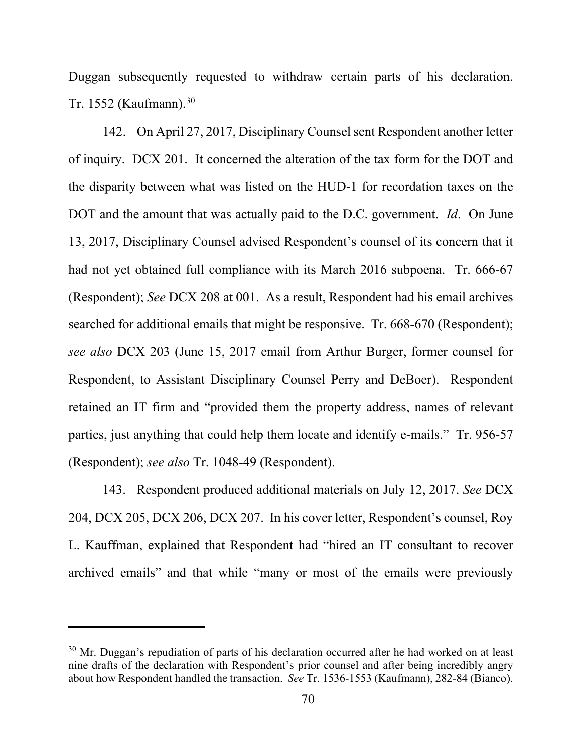Duggan subsequently requested to withdraw certain parts of his declaration. Tr. 1552 (Kaufmann).[30]

142. On April 27, 2017, Disciplinary Counsel sent Respondent another letter of inquiry. DCX 201. It concerned the alteration of the tax form for the DOT and the disparity between what was listed on the HUD-1 for recordation taxes on the DOT and the amount that was actually paid to the D.C. government. *Id*. On June 13, 2017, Disciplinary Counsel advised Respondent's counsel of its concern that it had not yet obtained full compliance with its March 2016 subpoena. Tr. 666-67 (Respondent); *See* DCX 208 at 001. As a result, Respondent had his email archives searched for additional emails that might be responsive. Tr. 668-670 (Respondent); *see also* DCX 203 (June 15, 2017 email from Arthur Burger, former counsel for Respondent, to Assistant Disciplinary Counsel Perry and DeBoer). Respondent retained an IT firm and "provided them the property address, names of relevant parties, just anything that could help them locate and identify e-mails." Tr. 956-57 (Respondent); *see also* Tr. 1048-49 (Respondent).

143. Respondent produced additional materials on July 12, 2017. *See* DCX 204, DCX 205, DCX 206, DCX 207. In his cover letter, Respondent's counsel, Roy L. Kauffman, explained that Respondent had "hired an IT consultant to recover archived emails" and that while "many or most of the emails were previously

[30] Mr. Duggan's repudiation of parts of his declaration occurred after he had worked on at least nine drafts of the declaration with Respondent's prior counsel and after being incredibly angry about how Respondent handled the transaction. *See* Tr. 1536-1553 (Kaufmann), 282-84 (Bianco).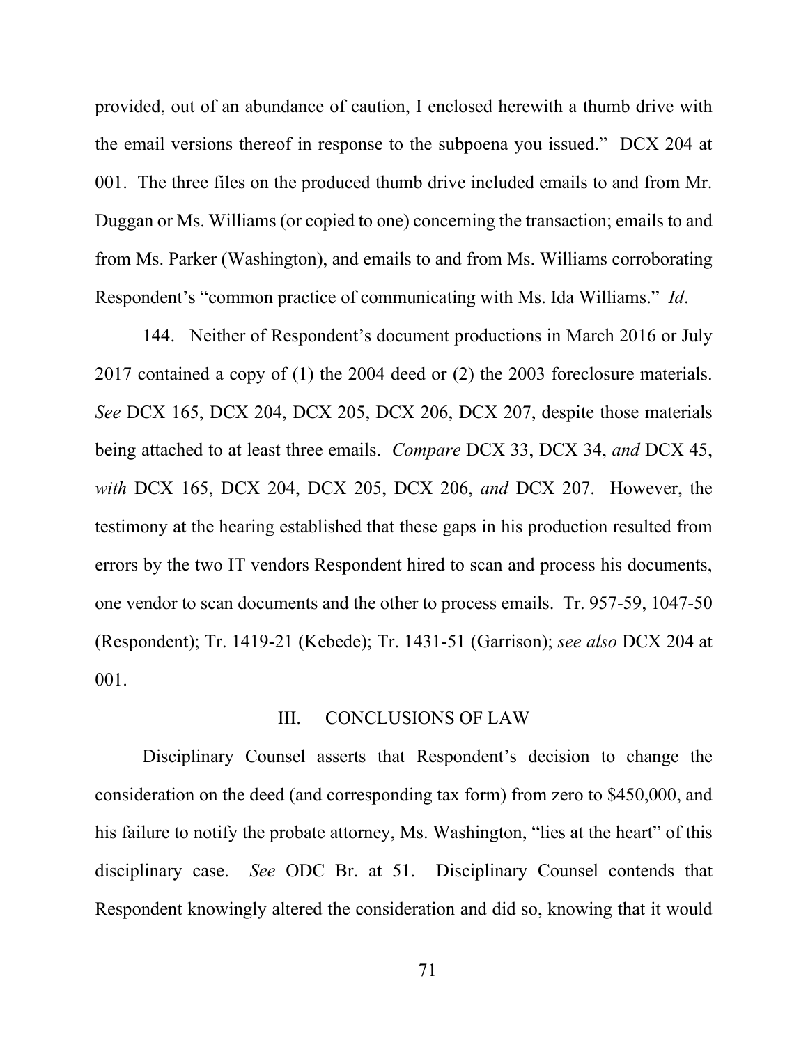provided, out of an abundance of caution, I enclosed herewith a thumb drive with the email versions thereof in response to the subpoena you issued." DCX 204 at 001. The three files on the produced thumb drive included emails to and from Mr. Duggan or Ms. Williams (or copied to one) concerning the transaction; emails to and from Ms. Parker (Washington), and emails to and from Ms. Williams corroborating Respondent's "common practice of communicating with Ms. Ida Williams." *Id*.

144. Neither of Respondent's document productions in March 2016 or July 2017 contained a copy of (1) the 2004 deed or (2) the 2003 foreclosure materials. *See* DCX 165, DCX 204, DCX 205, DCX 206, DCX 207, despite those materials being attached to at least three emails. *Compare* DCX 33, DCX 34, *and* DCX 45, *with* DCX 165, DCX 204, DCX 205, DCX 206, *and* DCX 207. However, the testimony at the hearing established that these gaps in his production resulted from errors by the two IT vendors Respondent hired to scan and process his documents, one vendor to scan documents and the other to process emails. Tr. 957-59, 1047-50 (Respondent); Tr. 1419-21 (Kebede); Tr. 1431-51 (Garrison); *see also* DCX 204 at 001.

## III. CONCLUSIONS OF LAW

Disciplinary Counsel asserts that Respondent's decision to change the consideration on the deed (and corresponding tax form) from zero to $450,000, and his failure to notify the probate attorney, Ms. Washington, "lies at the heart" of this disciplinary case. *See* ODC Br. at 51. Disciplinary Counsel contends that Respondent knowingly altered the consideration and did so, knowing that it would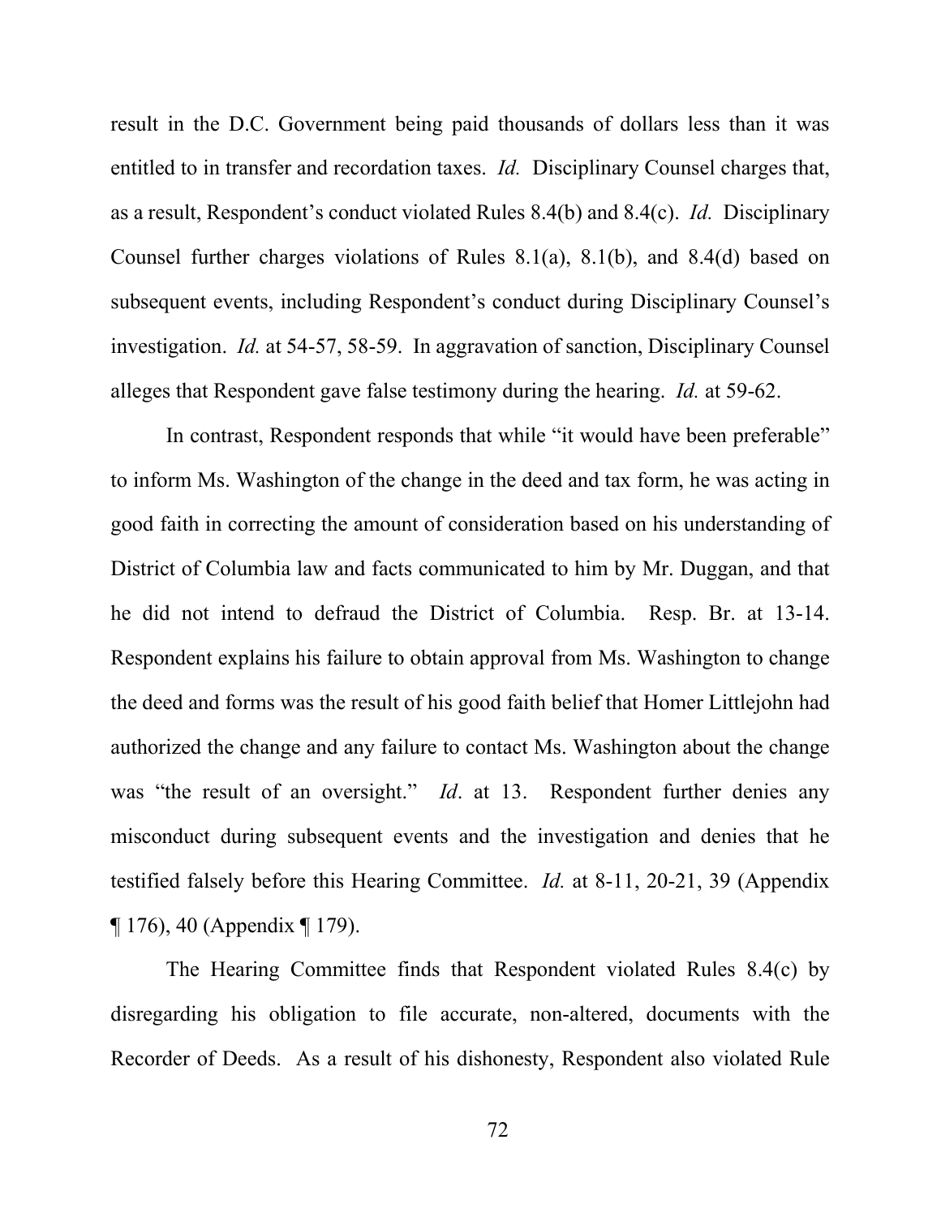result in the D.C. Government being paid thousands of dollars less than it was entitled to in transfer and recordation taxes. *Id.* Disciplinary Counsel charges that, as a result, Respondent's conduct violated Rules 8.4(b) and 8.4(c). *Id.* Disciplinary Counsel further charges violations of Rules 8.1(a), 8.1(b), and 8.4(d) based on subsequent events, including Respondent's conduct during Disciplinary Counsel's investigation. *Id.* at 54-57, 58-59. In aggravation of sanction, Disciplinary Counsel alleges that Respondent gave false testimony during the hearing. *Id.* at 59-62.

In contrast, Respondent responds that while "it would have been preferable" to inform Ms. Washington of the change in the deed and tax form, he was acting in good faith in correcting the amount of consideration based on his understanding of District of Columbia law and facts communicated to him by Mr. Duggan, and that he did not intend to defraud the District of Columbia. Resp. Br. at 13-14. Respondent explains his failure to obtain approval from Ms. Washington to change the deed and forms was the result of his good faith belief that Homer Littlejohn had authorized the change and any failure to contact Ms. Washington about the change was "the result of an oversight." *Id*. at 13. Respondent further denies any misconduct during subsequent events and the investigation and denies that he testified falsely before this Hearing Committee. *Id.* at 8-11, 20-21, 39 (Appendix ¶ 176), 40 (Appendix ¶ 179).

The Hearing Committee finds that Respondent violated Rules 8.4(c) by disregarding his obligation to file accurate, non-altered, documents with the Recorder of Deeds. As a result of his dishonesty, Respondent also violated Rule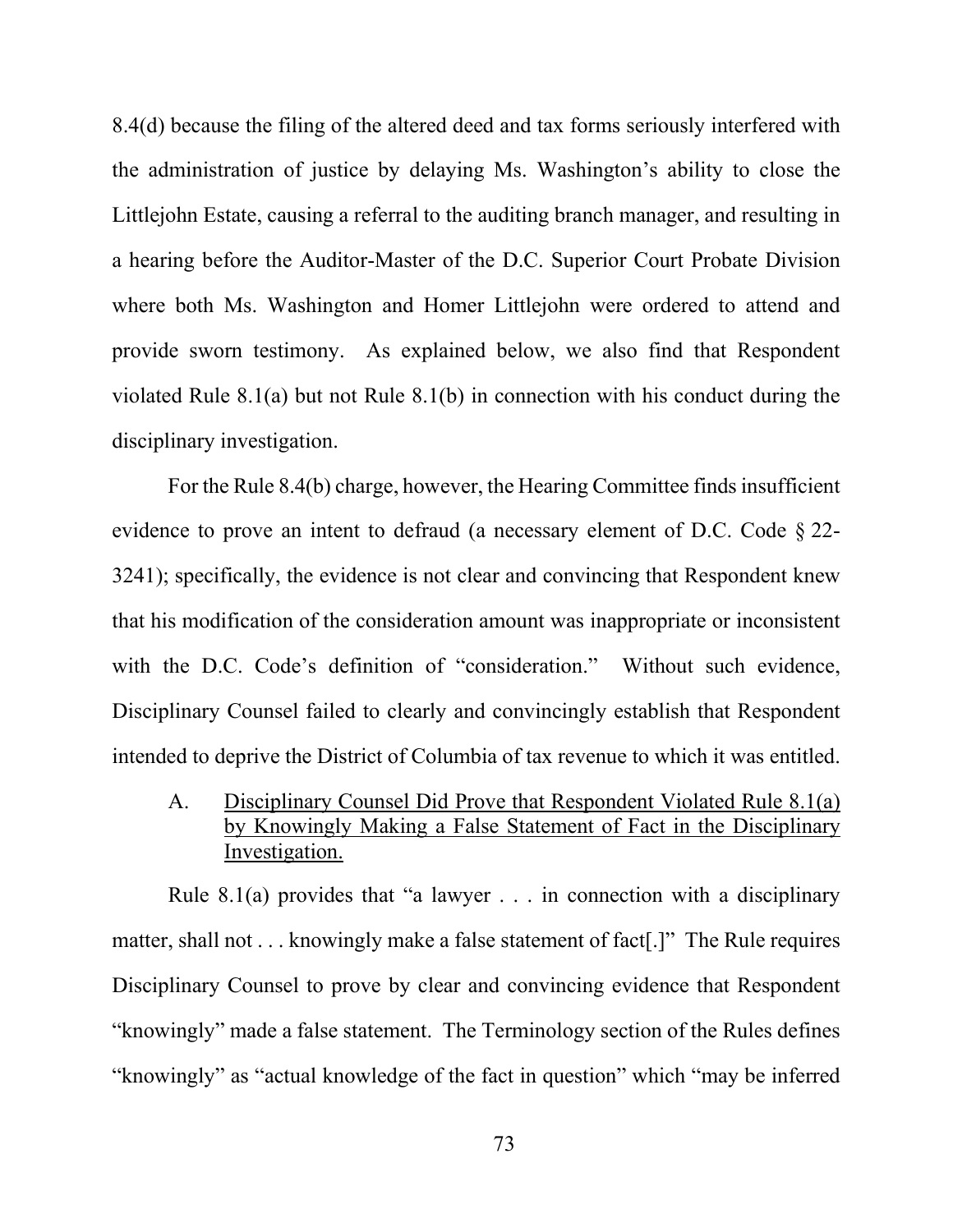8.4(d) because the filing of the altered deed and tax forms seriously interfered with the administration of justice by delaying Ms. Washington's ability to close the Littlejohn Estate, causing a referral to the auditing branch manager, and resulting in a hearing before the Auditor-Master of the D.C. Superior Court Probate Division where both Ms. Washington and Homer Littlejohn were ordered to attend and provide sworn testimony. As explained below, we also find that Respondent violated Rule 8.1(a) but not Rule 8.1(b) in connection with his conduct during the disciplinary investigation.

For the Rule 8.4(b) charge, however, the Hearing Committee finds insufficient evidence to prove an intent to defraud (a necessary element of D.C. Code § 22-3241); specifically, the evidence is not clear and convincing that Respondent knew that his modification of the consideration amount was inappropriate or inconsistent with the D.C. Code's definition of "consideration." Without such evidence, Disciplinary Counsel failed to clearly and convincingly establish that Respondent intended to deprive the District of Columbia of tax revenue to which it was entitled.

### A. Disciplinary Counsel Did Prove that Respondent Violated Rule 8.1(a) by Knowingly Making a False Statement of Fact in the Disciplinary Investigation.

Rule 8.1(a) provides that "a lawyer . . . in connection with a disciplinary matter, shall not . . . knowingly make a false statement of fact[.]" The Rule requires Disciplinary Counsel to prove by clear and convincing evidence that Respondent "knowingly" made a false statement. The Terminology section of the Rules defines "knowingly" as "actual knowledge of the fact in question" which "may be inferred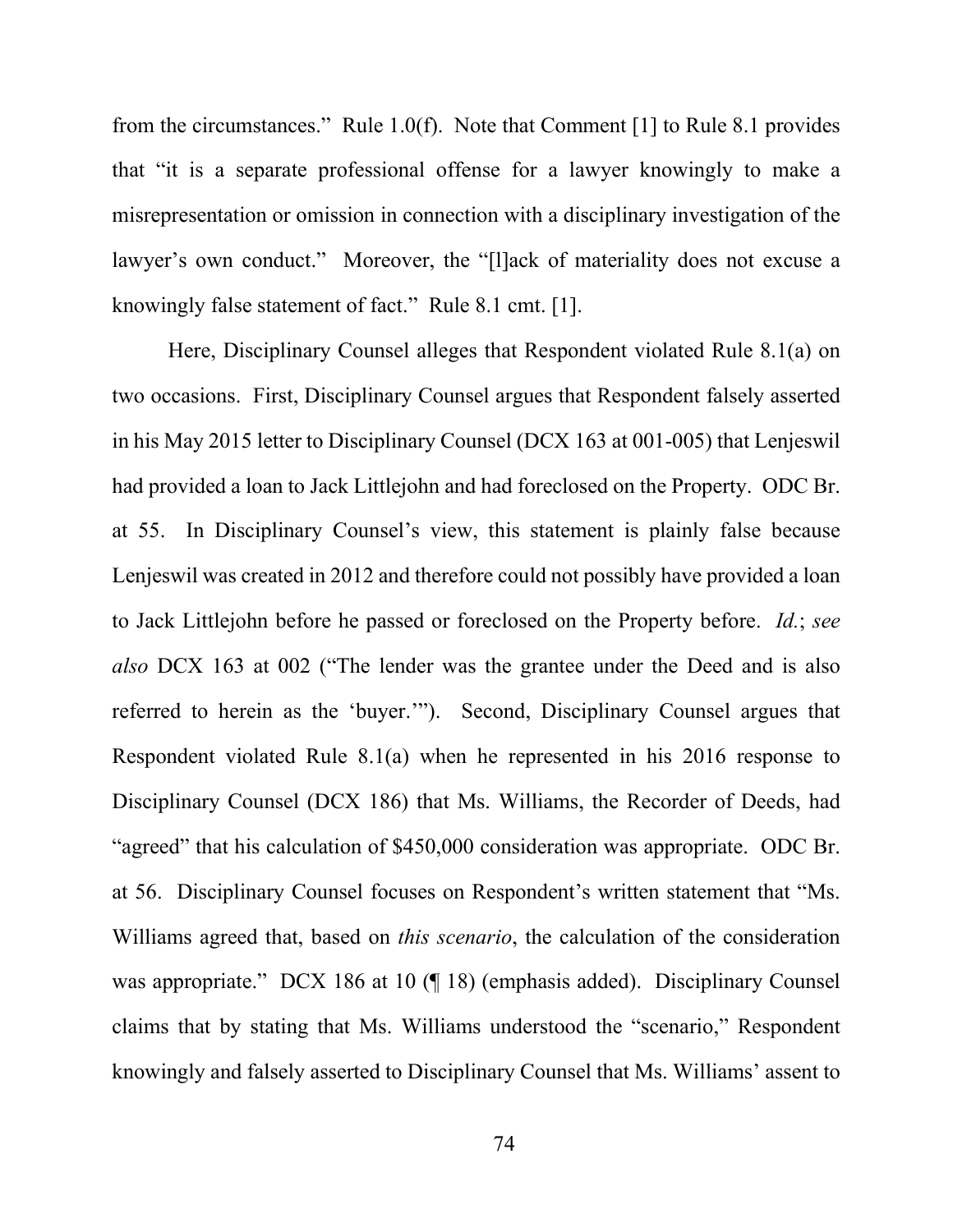from the circumstances." Rule 1.0(f). Note that Comment [1] to Rule 8.1 provides that "it is a separate professional offense for a lawyer knowingly to make a misrepresentation or omission in connection with a disciplinary investigation of the lawyer's own conduct." Moreover, the "[l]ack of materiality does not excuse a knowingly false statement of fact." Rule 8.1 cmt. [1].

Here, Disciplinary Counsel alleges that Respondent violated Rule 8.1(a) on two occasions. First, Disciplinary Counsel argues that Respondent falsely asserted in his May 2015 letter to Disciplinary Counsel (DCX 163 at 001-005) that Lenjeswil had provided a loan to Jack Littlejohn and had foreclosed on the Property. ODC Br. at 55. In Disciplinary Counsel's view, this statement is plainly false because Lenjeswil was created in 2012 and therefore could not possibly have provided a loan to Jack Littlejohn before he passed or foreclosed on the Property before. *Id.*; *see also* DCX 163 at 002 ("The lender was the grantee under the Deed and is also referred to herein as the 'buyer.'"). Second, Disciplinary Counsel argues that Respondent violated Rule 8.1(a) when he represented in his 2016 response to Disciplinary Counsel (DCX 186) that Ms. Williams, the Recorder of Deeds, had "agreed" that his calculation of $450,000 consideration was appropriate. ODC Br. at 56. Disciplinary Counsel focuses on Respondent's written statement that "Ms. Williams agreed that, based on *this scenario*, the calculation of the consideration was appropriate." DCX 186 at 10 (¶ 18) (emphasis added). Disciplinary Counsel claims that by stating that Ms. Williams understood the "scenario," Respondent knowingly and falsely asserted to Disciplinary Counsel that Ms. Williams' assent to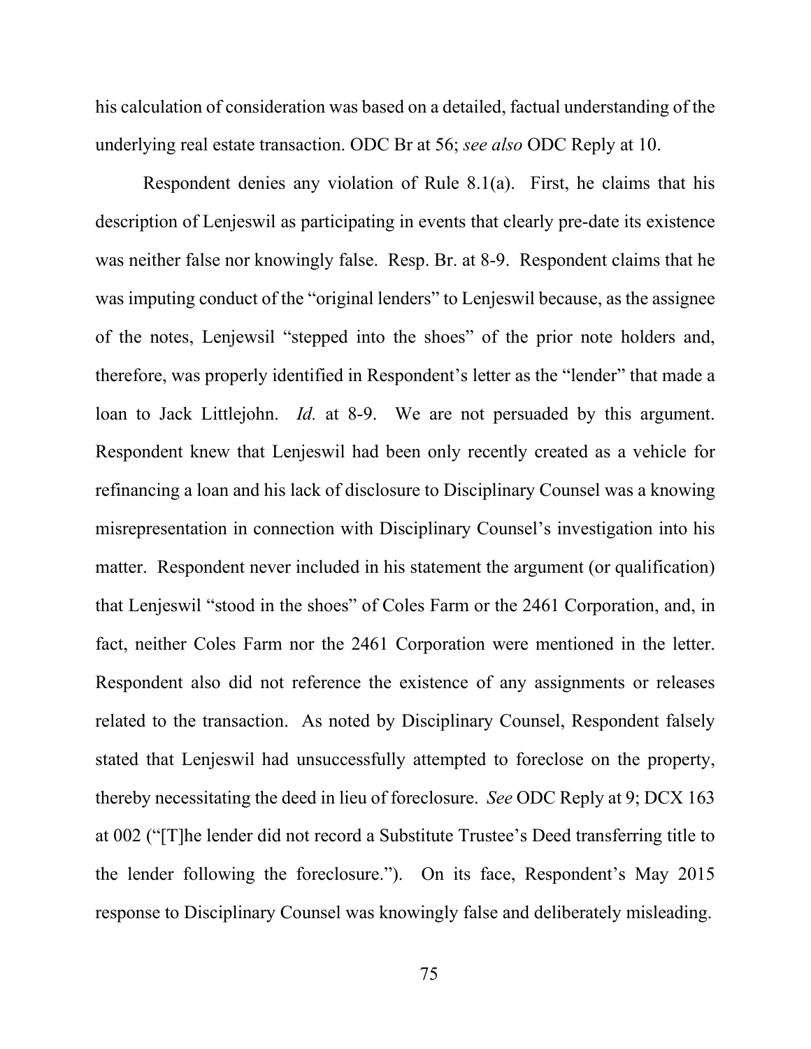his calculation of consideration was based on a detailed, factual understanding of the underlying real estate transaction. ODC Br at 56; *see also* ODC Reply at 10.

Respondent denies any violation of Rule 8.1(a). First, he claims that his description of Lenjeswil as participating in events that clearly pre-date its existence was neither false nor knowingly false. Resp. Br. at 8-9. Respondent claims that he was imputing conduct of the "original lenders" to Lenjeswil because, as the assignee of the notes, Lenjewsil "stepped into the shoes" of the prior note holders and, therefore, was properly identified in Respondent's letter as the "lender" that made a loan to Jack Littlejohn. *Id.* at 8-9. We are not persuaded by this argument. Respondent knew that Lenjeswil had been only recently created as a vehicle for refinancing a loan and his lack of disclosure to Disciplinary Counsel was a knowing misrepresentation in connection with Disciplinary Counsel's investigation into his matter. Respondent never included in his statement the argument (or qualification) that Lenjeswil "stood in the shoes" of Coles Farm or the 2461 Corporation, and, in fact, neither Coles Farm nor the 2461 Corporation were mentioned in the letter. Respondent also did not reference the existence of any assignments or releases related to the transaction. As noted by Disciplinary Counsel, Respondent falsely stated that Lenjeswil had unsuccessfully attempted to foreclose on the property, thereby necessitating the deed in lieu of foreclosure. *See* ODC Reply at 9; DCX 163 at 002 ("[T]he lender did not record a Substitute Trustee's Deed transferring title to the lender following the foreclosure."). On its face, Respondent's May 2015 response to Disciplinary Counsel was knowingly false and deliberately misleading.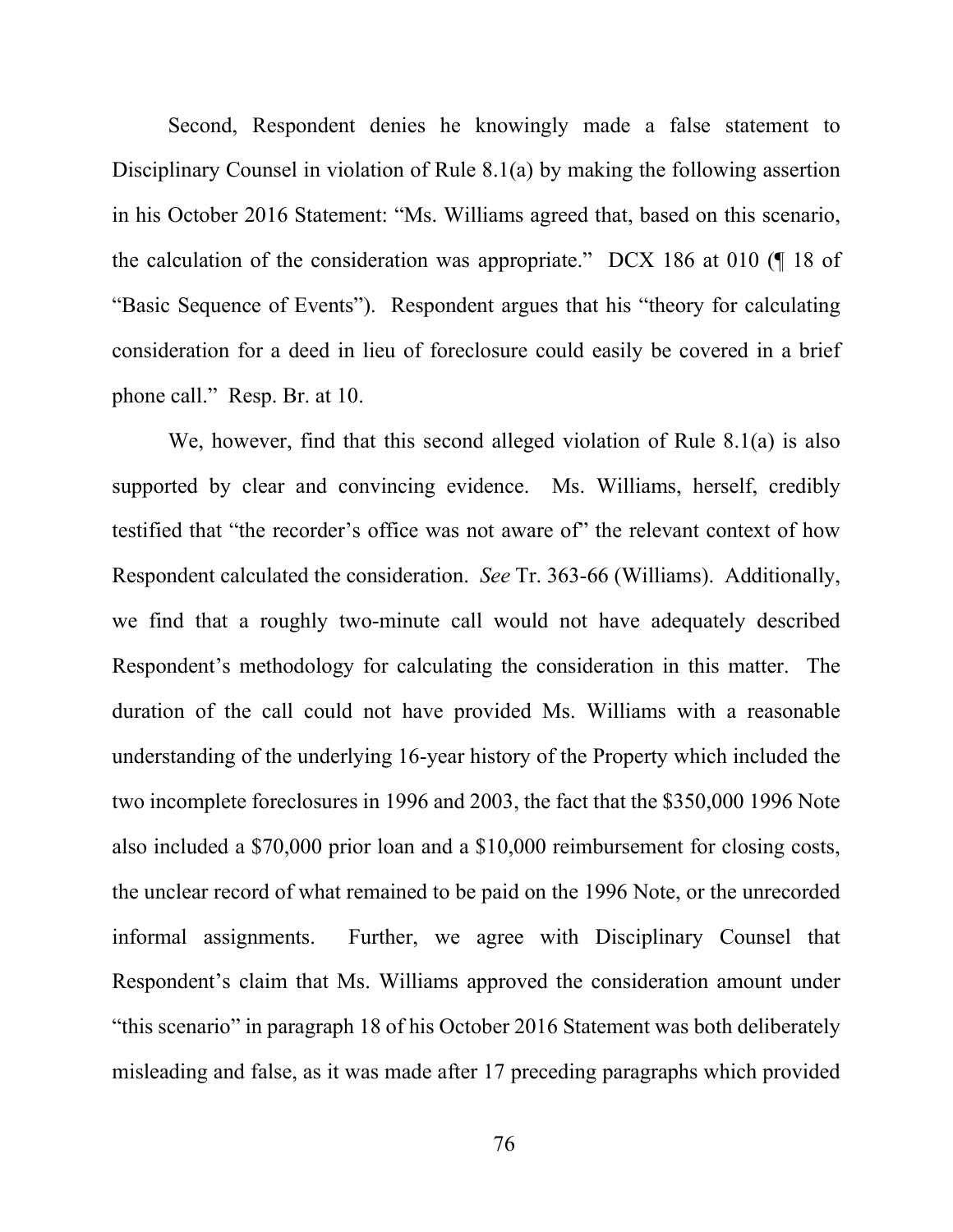Second, Respondent denies he knowingly made a false statement to Disciplinary Counsel in violation of Rule 8.1(a) by making the following assertion in his October 2016 Statement: "Ms. Williams agreed that, based on this scenario, the calculation of the consideration was appropriate." DCX 186 at 010 (¶ 18 of "Basic Sequence of Events"). Respondent argues that his "theory for calculating consideration for a deed in lieu of foreclosure could easily be covered in a brief phone call." Resp. Br. at 10.

We, however, find that this second alleged violation of Rule 8.1(a) is also supported by clear and convincing evidence. Ms. Williams, herself, credibly testified that "the recorder's office was not aware of" the relevant context of how Respondent calculated the consideration. *See* Tr. 363-66 (Williams). Additionally, we find that a roughly two-minute call would not have adequately described Respondent's methodology for calculating the consideration in this matter. The duration of the call could not have provided Ms. Williams with a reasonable understanding of the underlying 16-year history of the Property which included the two incomplete foreclosures in 1996 and 2003, the fact that the $350,000 1996 Note also included a $70,000 prior loan and a $10,000 reimbursement for closing costs, the unclear record of what remained to be paid on the 1996 Note, or the unrecorded informal assignments. Further, we agree with Disciplinary Counsel that Respondent's claim that Ms. Williams approved the consideration amount under "this scenario" in paragraph 18 of his October 2016 Statement was both deliberately misleading and false, as it was made after 17 preceding paragraphs which provided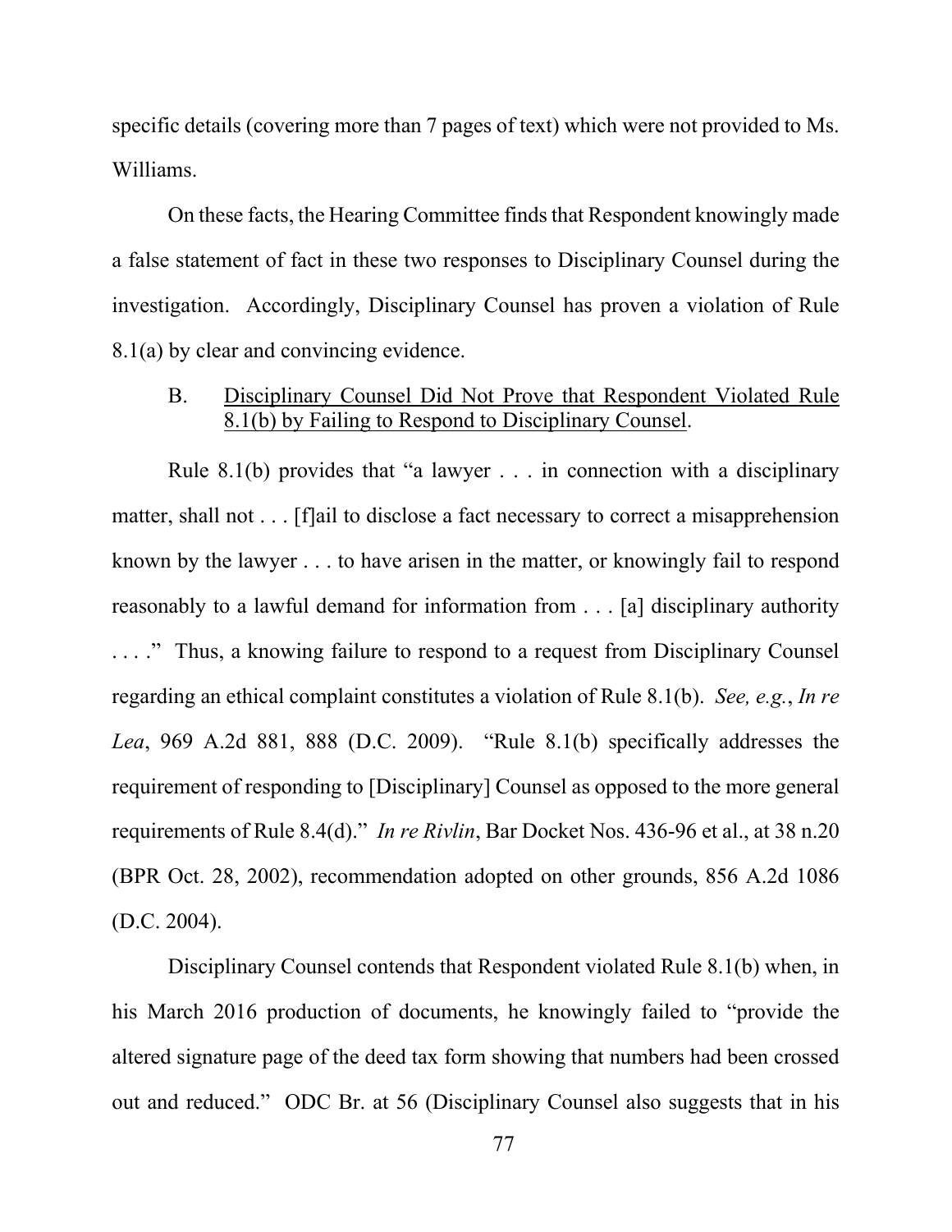specific details (covering more than 7 pages of text) which were not provided to Ms. Williams.

On these facts, the Hearing Committee finds that Respondent knowingly made a false statement of fact in these two responses to Disciplinary Counsel during the investigation. Accordingly, Disciplinary Counsel has proven a violation of Rule 8.1(a) by clear and convincing evidence.

B. Disciplinary Counsel Did Not Prove that Respondent Violated Rule 8.1(b) by Failing to Respond to Disciplinary Counsel.

Rule 8.1(b) provides that "a lawyer . . . in connection with a disciplinary matter, shall not . . . [f]ail to disclose a fact necessary to correct a misapprehension known by the lawyer . . . to have arisen in the matter, or knowingly fail to respond reasonably to a lawful demand for information from . . . [a] disciplinary authority . . . ." Thus, a knowing failure to respond to a request from Disciplinary Counsel regarding an ethical complaint constitutes a violation of Rule 8.1(b). *See, e.g.*, *In re Lea*, 969 A.2d 881, 888 (D.C. 2009). "Rule 8.1(b) specifically addresses the requirement of responding to [Disciplinary] Counsel as opposed to the more general requirements of Rule 8.4(d)." *In re Rivlin*, Bar Docket Nos. 436-96 et al., at 38 n.20 (BPR Oct. 28, 2002), recommendation adopted on other grounds, 856 A.2d 1086 (D.C. 2004).

Disciplinary Counsel contends that Respondent violated Rule 8.1(b) when, in his March 2016 production of documents, he knowingly failed to "provide the altered signature page of the deed tax form showing that numbers had been crossed out and reduced." ODC Br. at 56 (Disciplinary Counsel also suggests that in his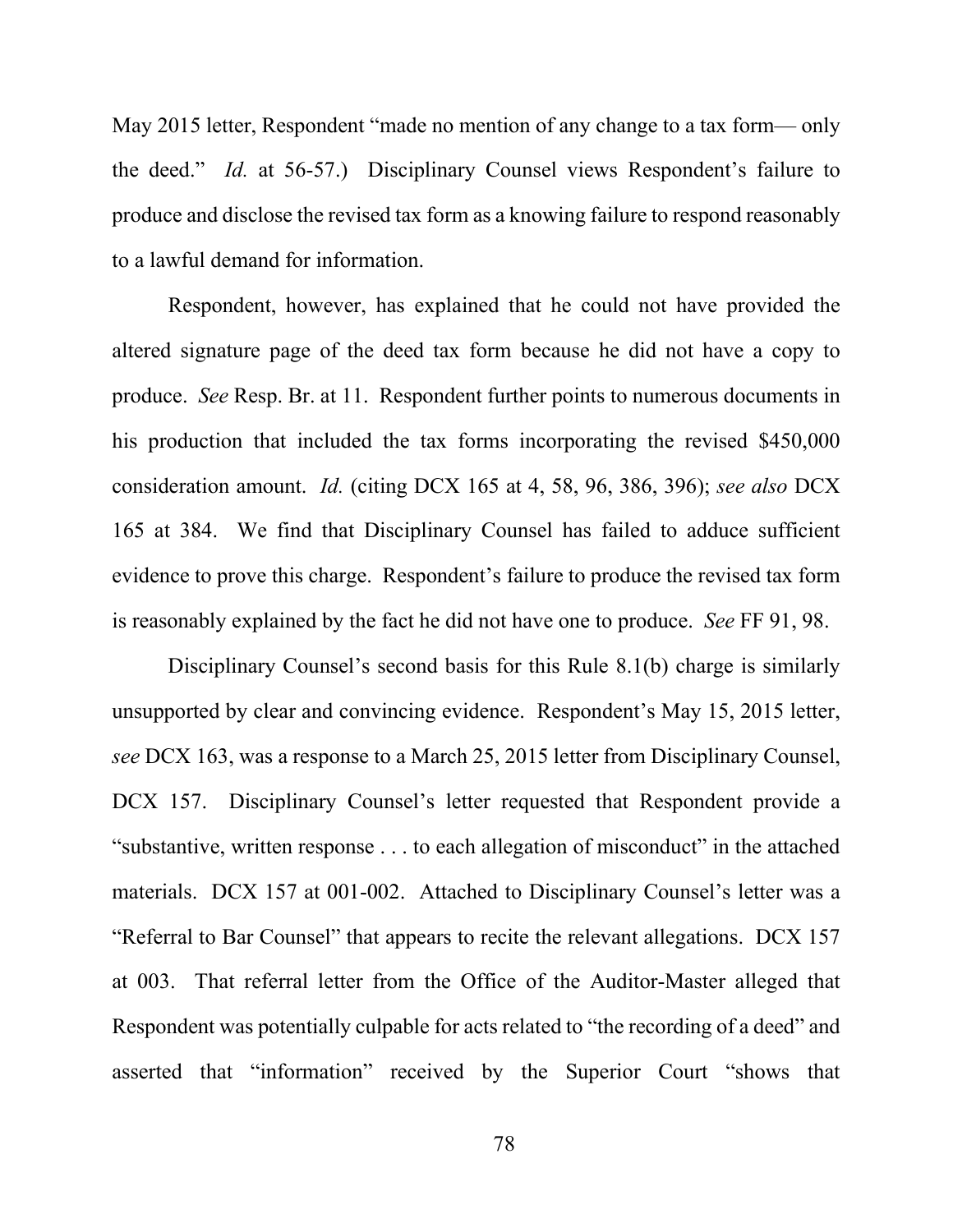May 2015 letter, Respondent "made no mention of any change to a tax form— only the deed." *Id.* at 56-57.) Disciplinary Counsel views Respondent's failure to produce and disclose the revised tax form as a knowing failure to respond reasonably to a lawful demand for information.

Respondent, however, has explained that he could not have provided the altered signature page of the deed tax form because he did not have a copy to produce. *See* Resp. Br. at 11. Respondent further points to numerous documents in his production that included the tax forms incorporating the revised $450,000 consideration amount. *Id.* (citing DCX 165 at 4, 58, 96, 386, 396); *see also* DCX 165 at 384. We find that Disciplinary Counsel has failed to adduce sufficient evidence to prove this charge. Respondent's failure to produce the revised tax form is reasonably explained by the fact he did not have one to produce. *See* FF 91, 98.

Disciplinary Counsel's second basis for this Rule 8.1(b) charge is similarly unsupported by clear and convincing evidence. Respondent's May 15, 2015 letter, *see* DCX 163, was a response to a March 25, 2015 letter from Disciplinary Counsel, DCX 157. Disciplinary Counsel's letter requested that Respondent provide a "substantive, written response . . . to each allegation of misconduct" in the attached materials. DCX 157 at 001-002. Attached to Disciplinary Counsel's letter was a "Referral to Bar Counsel" that appears to recite the relevant allegations. DCX 157 at 003. That referral letter from the Office of the Auditor-Master alleged that Respondent was potentially culpable for acts related to "the recording of a deed" and asserted that "information" received by the Superior Court "shows that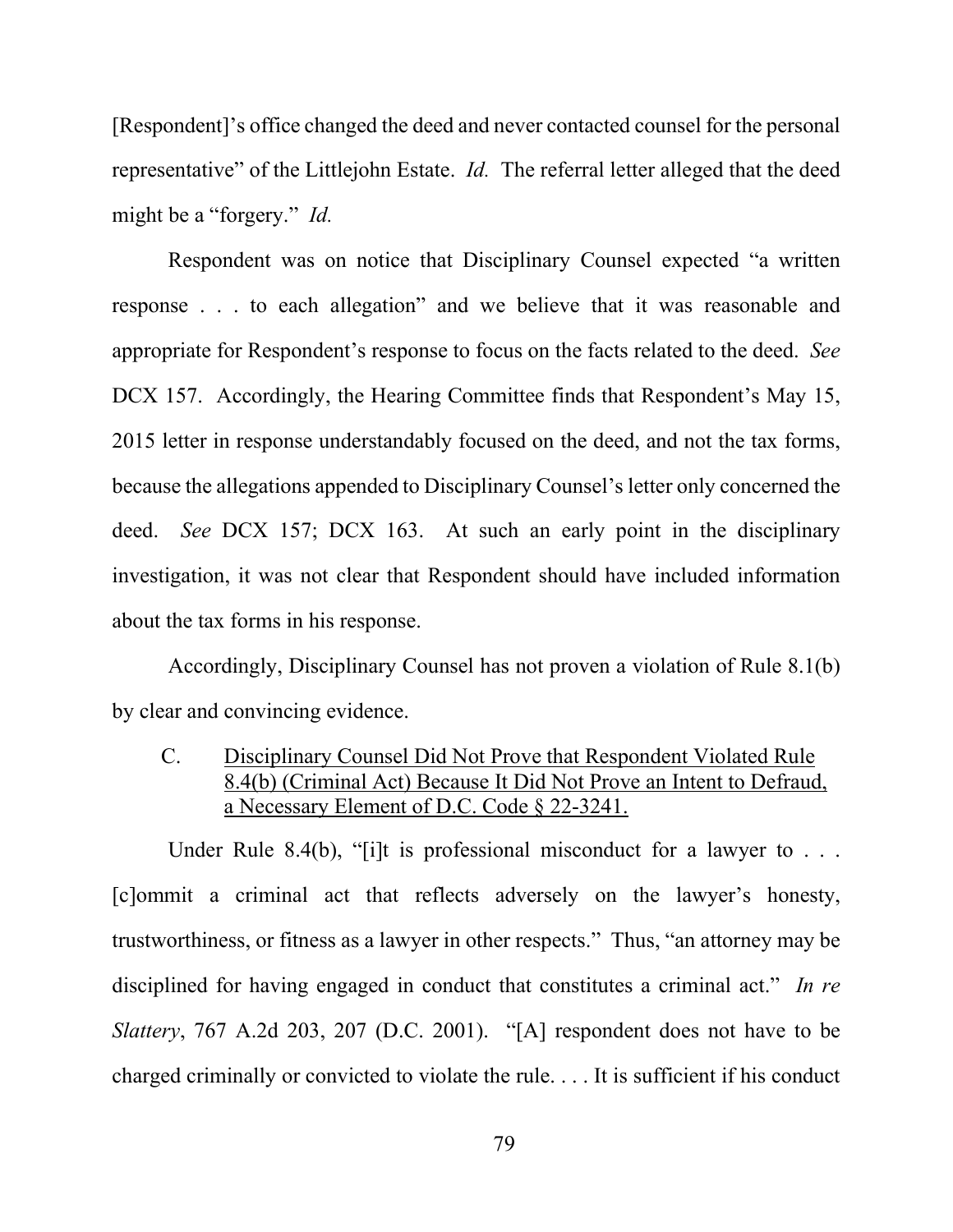[Respondent]'s office changed the deed and never contacted counsel for the personal representative" of the Littlejohn Estate. *Id.* The referral letter alleged that the deed might be a "forgery." *Id.*

Respondent was on notice that Disciplinary Counsel expected "a written response . . . to each allegation" and we believe that it was reasonable and appropriate for Respondent's response to focus on the facts related to the deed. *See* DCX 157. Accordingly, the Hearing Committee finds that Respondent's May 15, 2015 letter in response understandably focused on the deed, and not the tax forms, because the allegations appended to Disciplinary Counsel's letter only concerned the deed. *See* DCX 157; DCX 163. At such an early point in the disciplinary investigation, it was not clear that Respondent should have included information about the tax forms in his response.

Accordingly, Disciplinary Counsel has not proven a violation of Rule 8.1(b) by clear and convincing evidence.

### C. Disciplinary Counsel Did Not Prove that Respondent Violated Rule 8.4(b) (Criminal Act) Because It Did Not Prove an Intent to Defraud, a Necessary Element of D.C. Code § 22-3241.

Under Rule 8.4(b), "[i]t is professional misconduct for a lawyer to . . . [c]ommit a criminal act that reflects adversely on the lawyer's honesty, trustworthiness, or fitness as a lawyer in other respects." Thus, "an attorney may be disciplined for having engaged in conduct that constitutes a criminal act." *In re Slattery*, 767 A.2d 203, 207 (D.C. 2001). "[A] respondent does not have to be charged criminally or convicted to violate the rule. . . . It is sufficient if his conduct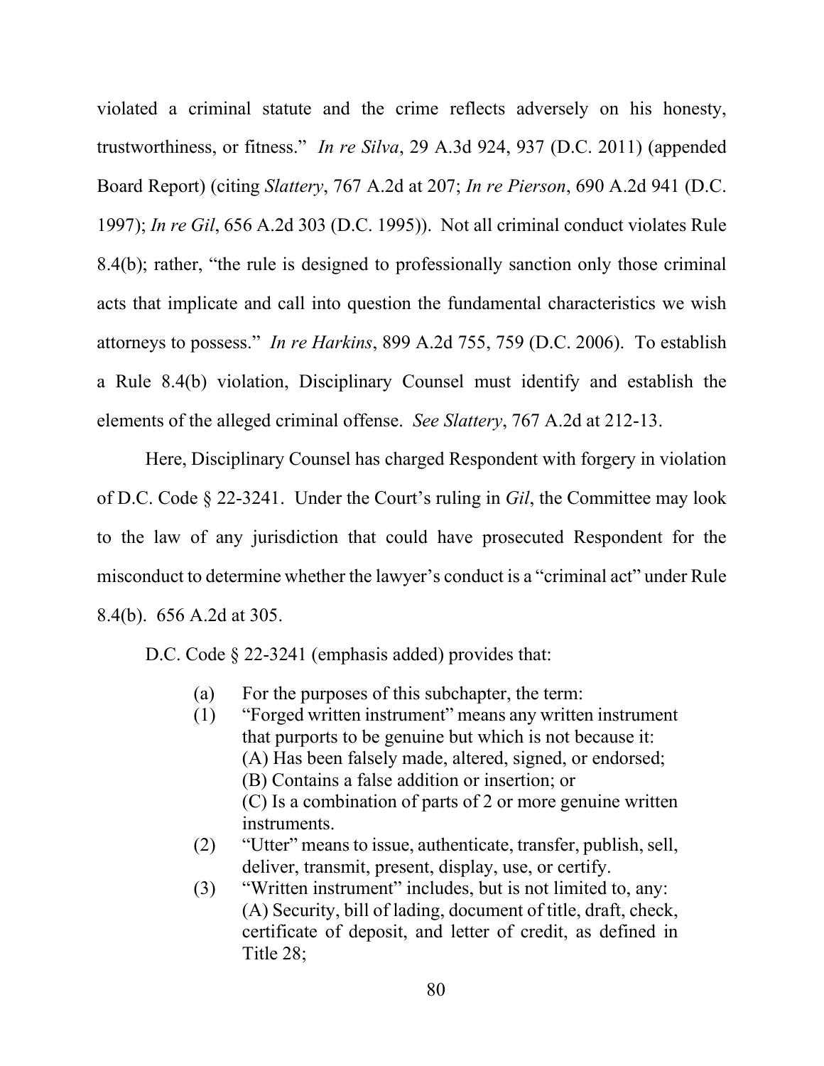violated a criminal statute and the crime reflects adversely on his honesty, trustworthiness, or fitness." *In re Silva*, 29 A.3d 924, 937 (D.C. 2011) (appended Board Report) (citing *Slattery*, 767 A.2d at 207; *In re Pierson*, 690 A.2d 941 (D.C. 1997); *In re Gil*, 656 A.2d 303 (D.C. 1995)). Not all criminal conduct violates Rule 8.4(b); rather, "the rule is designed to professionally sanction only those criminal acts that implicate and call into question the fundamental characteristics we wish attorneys to possess." *In re Harkins*, 899 A.2d 755, 759 (D.C. 2006). To establish a Rule 8.4(b) violation, Disciplinary Counsel must identify and establish the elements of the alleged criminal offense. *See Slattery*, 767 A.2d at 212-13.

Here, Disciplinary Counsel has charged Respondent with forgery in violation of D.C. Code § 22-3241. Under the Court's ruling in *Gil*, the Committee may look to the law of any jurisdiction that could have prosecuted Respondent for the misconduct to determine whether the lawyer's conduct is a "criminal act" under Rule 8.4(b). 656 A.2d at 305.

D.C. Code § 22-3241 (emphasis added) provides that:

> (a) For the purposes of this subchapter, the term:
>
> (1) "Forged written instrument" means any written instrument that purports to be genuine but which is not because it:
> (A) Has been falsely made, altered, signed, or endorsed;
> (B) Contains a false addition or insertion; or
> (C) Is a combination of parts of 2 or more genuine written instruments.
>
> (2) "Utter" means to issue, authenticate, transfer, publish, sell, deliver, transmit, present, display, use, or certify.
>
> (3) "Written instrument" includes, but is not limited to, any:
> (A) Security, bill of lading, document of title, draft, check, certificate of deposit, and letter of credit, as defined in Title 28;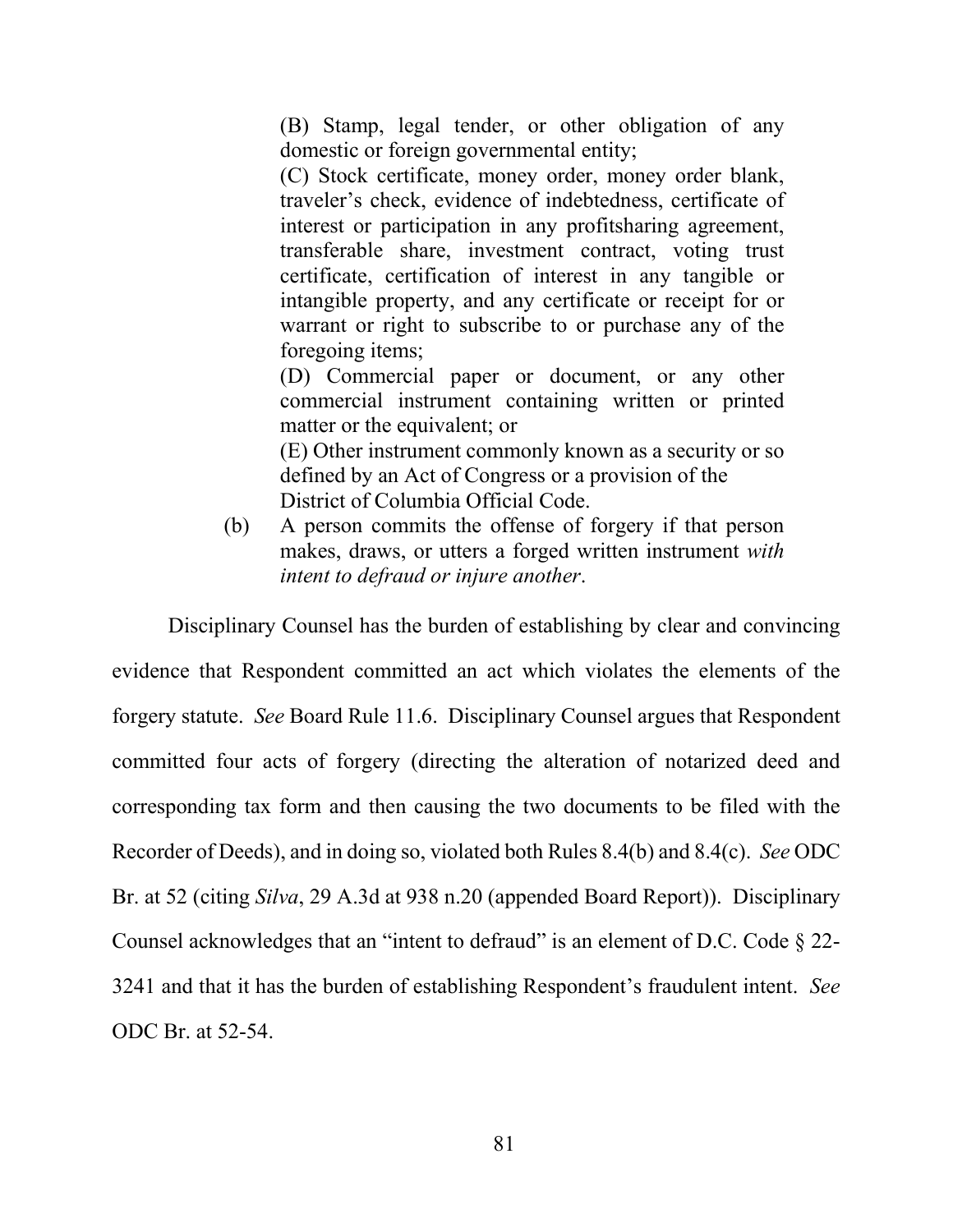> (B) Stamp, legal tender, or other obligation of any domestic or foreign governmental entity;
>
> (C) Stock certificate, money order, money order blank, traveler's check, evidence of indebtedness, certificate of interest or participation in any profitsharing agreement, transferable share, investment contract, voting trust certificate, certification of interest in any tangible or intangible property, and any certificate or receipt for or warrant or right to subscribe to or purchase any of the foregoing items;
>
> (D) Commercial paper or document, or any other commercial instrument containing written or printed matter or the equivalent; or
>
> (E) Other instrument commonly known as a security or so defined by an Act of Congress or a provision of the District of Columbia Official Code.
>
> (b) A person commits the offense of forgery if that person makes, draws, or utters a forged written instrument *with intent to defraud or injure another*.

Disciplinary Counsel has the burden of establishing by clear and convincing evidence that Respondent committed an act which violates the elements of the forgery statute. *See* Board Rule 11.6. Disciplinary Counsel argues that Respondent committed four acts of forgery (directing the alteration of notarized deed and corresponding tax form and then causing the two documents to be filed with the Recorder of Deeds), and in doing so, violated both Rules 8.4(b) and 8.4(c). *See* ODC Br. at 52 (citing *Silva*, 29 A.3d at 938 n.20 (appended Board Report)). Disciplinary Counsel acknowledges that an "intent to defraud" is an element of D.C. Code § 22-3241 and that it has the burden of establishing Respondent's fraudulent intent. *See* ODC Br. at 52-54.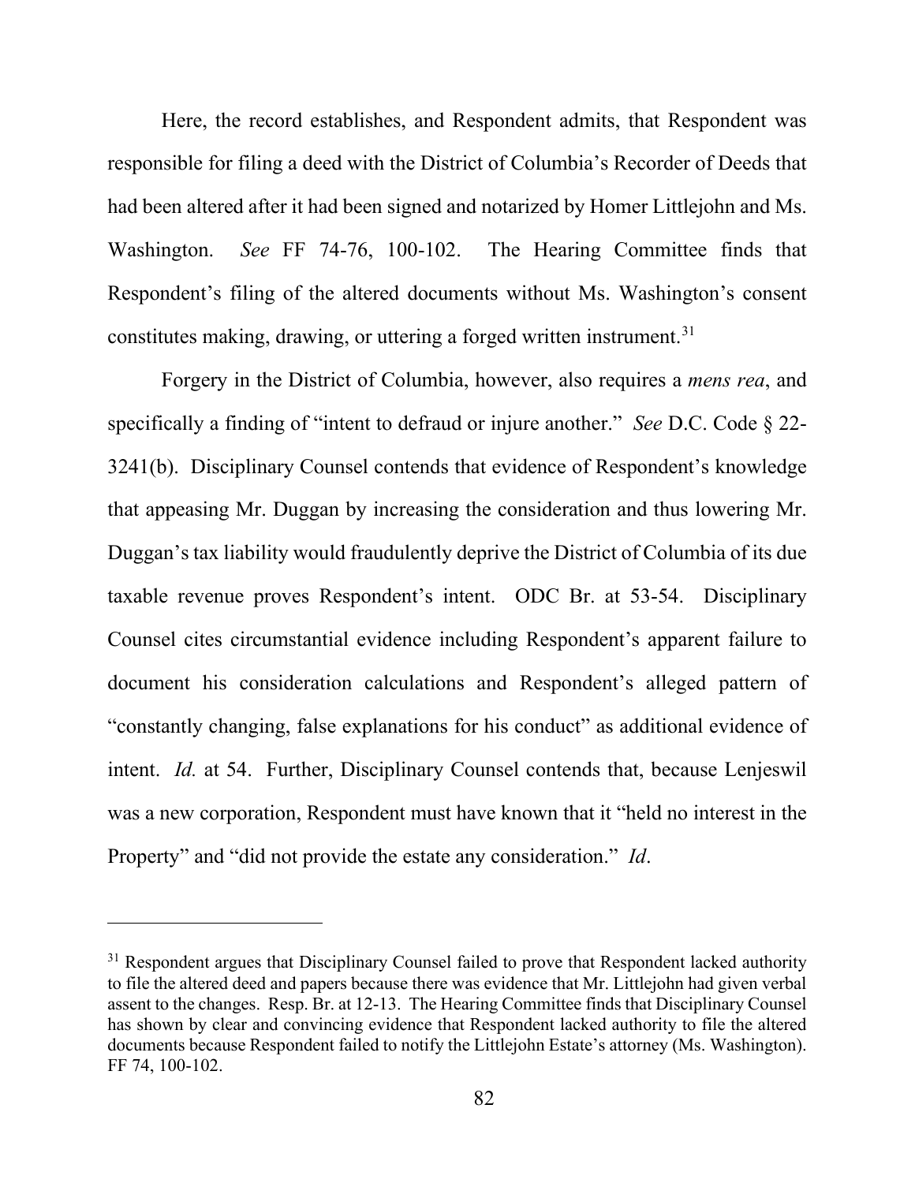Here, the record establishes, and Respondent admits, that Respondent was responsible for filing a deed with the District of Columbia's Recorder of Deeds that had been altered after it had been signed and notarized by Homer Littlejohn and Ms. Washington. *See* FF 74-76, 100-102. The Hearing Committee finds that Respondent's filing of the altered documents without Ms. Washington's consent constitutes making, drawing, or uttering a forged written instrument.[31]

Forgery in the District of Columbia, however, also requires a *mens rea*, and specifically a finding of "intent to defraud or injure another." *See* D.C. Code § 22-3241(b). Disciplinary Counsel contends that evidence of Respondent's knowledge that appeasing Mr. Duggan by increasing the consideration and thus lowering Mr. Duggan's tax liability would fraudulently deprive the District of Columbia of its due taxable revenue proves Respondent's intent. ODC Br. at 53-54. Disciplinary Counsel cites circumstantial evidence including Respondent's apparent failure to document his consideration calculations and Respondent's alleged pattern of "constantly changing, false explanations for his conduct" as additional evidence of intent. *Id.* at 54. Further, Disciplinary Counsel contends that, because Lenjeswil was a new corporation, Respondent must have known that it "held no interest in the Property" and "did not provide the estate any consideration." *Id*.

---

[31] Respondent argues that Disciplinary Counsel failed to prove that Respondent lacked authority to file the altered deed and papers because there was evidence that Mr. Littlejohn had given verbal assent to the changes. Resp. Br. at 12-13. The Hearing Committee finds that Disciplinary Counsel has shown by clear and convincing evidence that Respondent lacked authority to file the altered documents because Respondent failed to notify the Littlejohn Estate's attorney (Ms. Washington). FF 74, 100-102.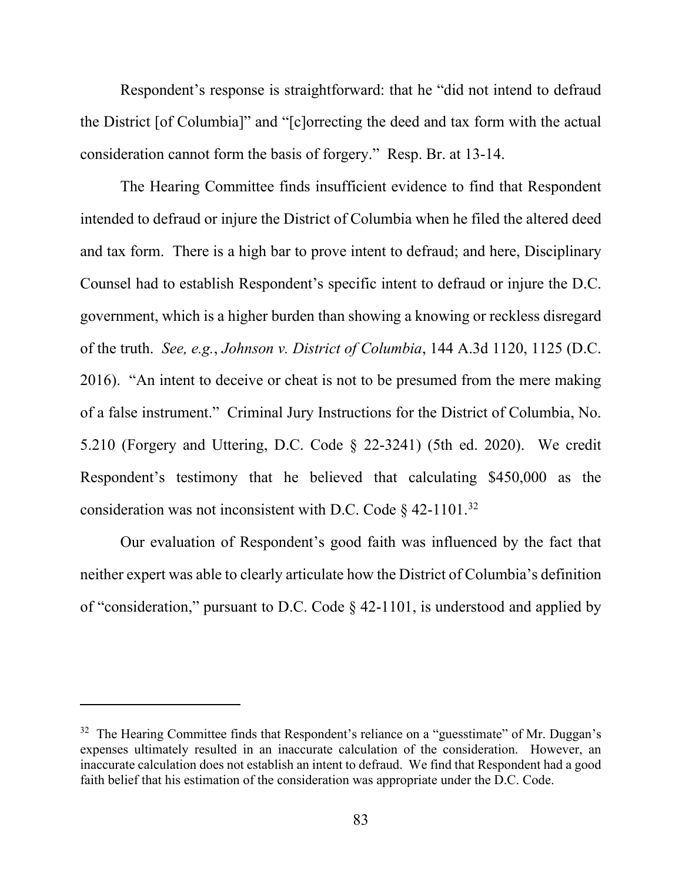Respondent's response is straightforward: that he "did not intend to defraud the District [of Columbia]" and "[c]orrecting the deed and tax form with the actual consideration cannot form the basis of forgery." Resp. Br. at 13-14.

The Hearing Committee finds insufficient evidence to find that Respondent intended to defraud or injure the District of Columbia when he filed the altered deed and tax form. There is a high bar to prove intent to defraud; and here, Disciplinary Counsel had to establish Respondent's specific intent to defraud or injure the D.C. government, which is a higher burden than showing a knowing or reckless disregard of the truth. *See, e.g.*, *Johnson v. District of Columbia*, 144 A.3d 1120, 1125 (D.C. 2016). "An intent to deceive or cheat is not to be presumed from the mere making of a false instrument." Criminal Jury Instructions for the District of Columbia, No. 5.210 (Forgery and Uttering, D.C. Code § 22-3241) (5th ed. 2020). We credit Respondent's testimony that he believed that calculating $450,000 as the consideration was not inconsistent with D.C. Code § 42-1101.[32]

Our evaluation of Respondent's good faith was influenced by the fact that neither expert was able to clearly articulate how the District of Columbia's definition of "consideration," pursuant to D.C. Code § 42-1101, is understood and applied by

---

[32] The Hearing Committee finds that Respondent's reliance on a "guesstimate" of Mr. Duggan's expenses ultimately resulted in an inaccurate calculation of the consideration. However, an inaccurate calculation does not establish an intent to defraud. We find that Respondent had a good faith belief that his estimation of the consideration was appropriate under the D.C. Code.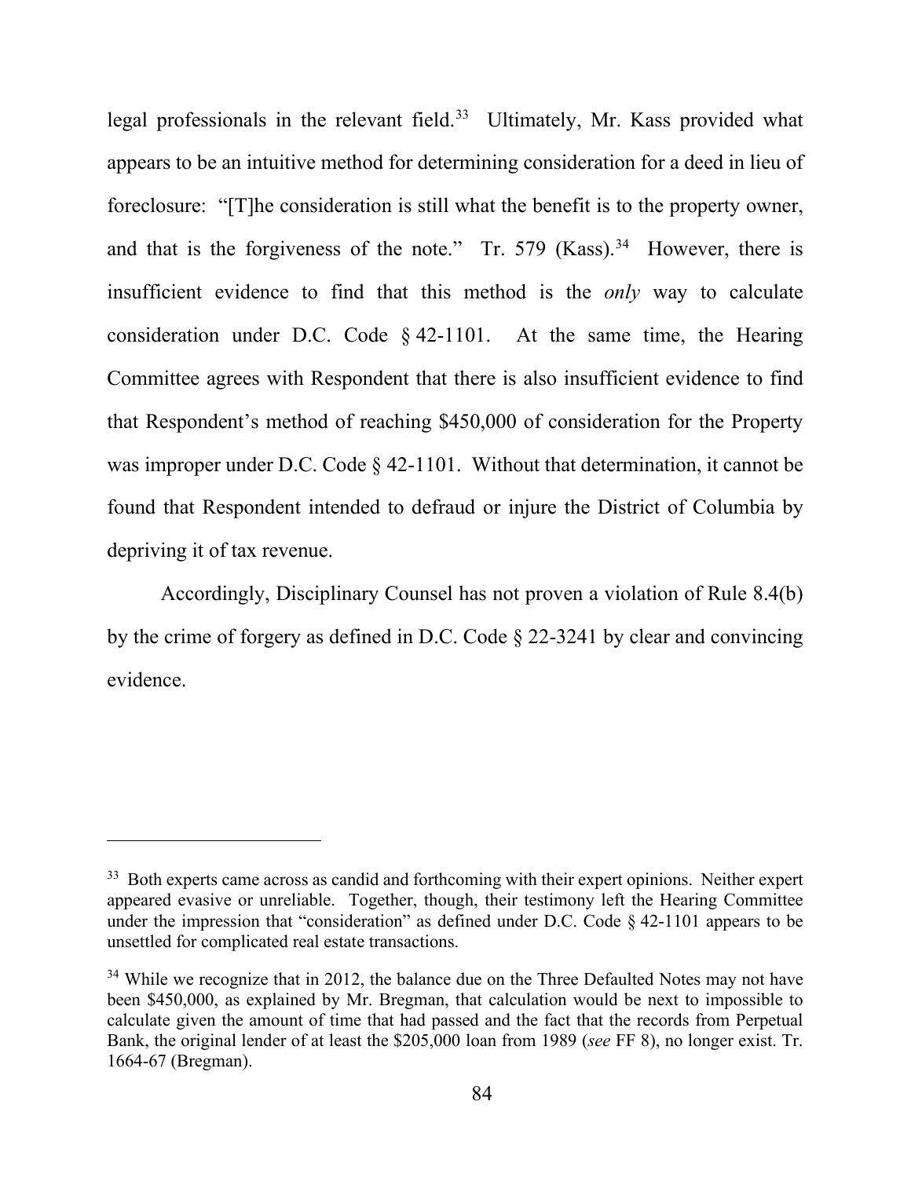legal professionals in the relevant field.[33] Ultimately, Mr. Kass provided what appears to be an intuitive method for determining consideration for a deed in lieu of foreclosure: "[T]he consideration is still what the benefit is to the property owner, and that is the forgiveness of the note." Tr. 579 (Kass).[34] However, there is insufficient evidence to find that this method is the *only* way to calculate consideration under D.C. Code § 42-1101. At the same time, the Hearing Committee agrees with Respondent that there is also insufficient evidence to find that Respondent's method of reaching $450,000 of consideration for the Property was improper under D.C. Code § 42-1101. Without that determination, it cannot be found that Respondent intended to defraud or injure the District of Columbia by depriving it of tax revenue.

Accordingly, Disciplinary Counsel has not proven a violation of Rule 8.4(b) by the crime of forgery as defined in D.C. Code § 22-3241 by clear and convincing evidence.

---

[33] Both experts came across as candid and forthcoming with their expert opinions. Neither expert appeared evasive or unreliable. Together, though, their testimony left the Hearing Committee under the impression that "consideration" as defined under D.C. Code § 42-1101 appears to be unsettled for complicated real estate transactions.

[34] While we recognize that in 2012, the balance due on the Three Defaulted Notes may not have been $450,000, as explained by Mr. Bregman, that calculation would be next to impossible to calculate given the amount of time that had passed and the fact that the records from Perpetual Bank, the original lender of at least the $205,000 loan from 1989 (*see* FF 8), no longer exist. Tr. 1664-67 (Bregman).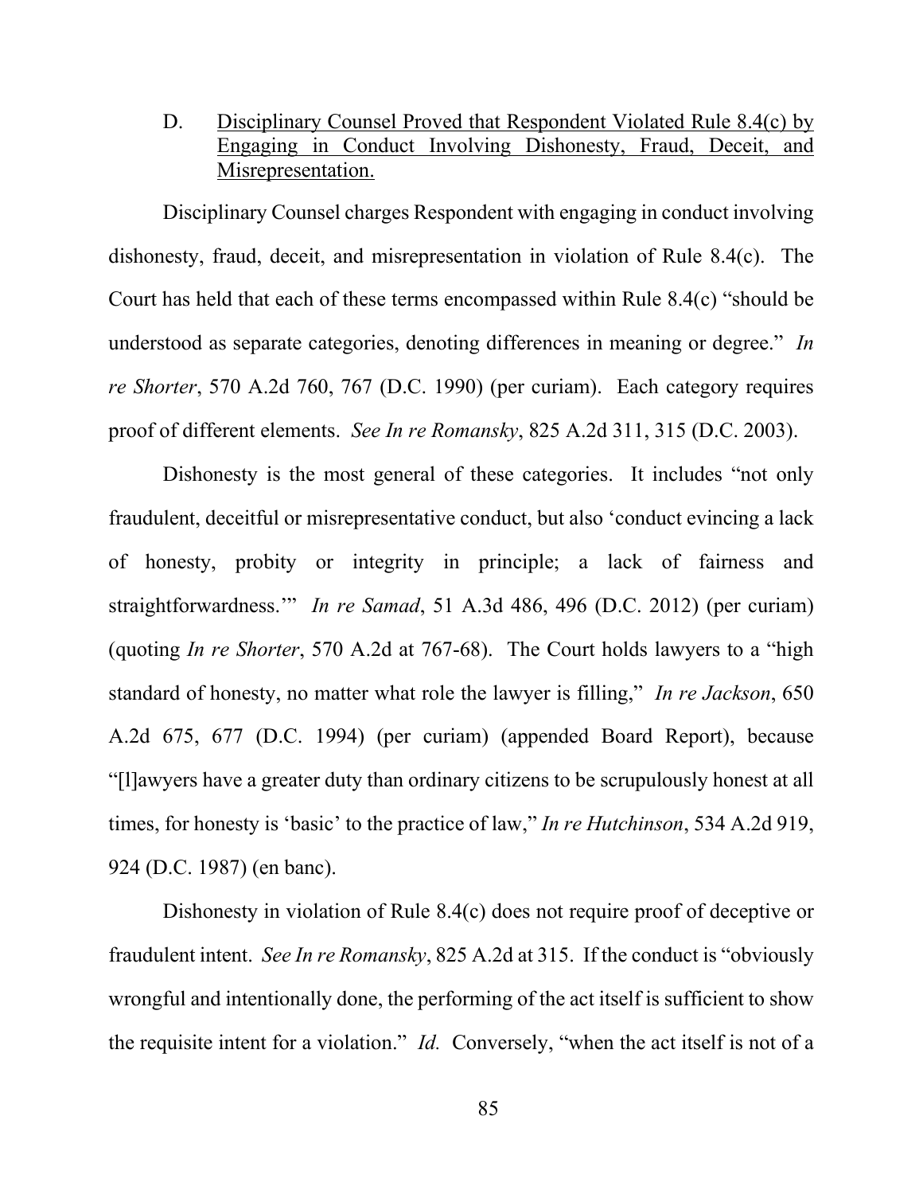D. <u>Disciplinary Counsel Proved that Respondent Violated Rule 8.4(c) by Engaging in Conduct Involving Dishonesty, Fraud, Deceit, and Misrepresentation.</u>

Disciplinary Counsel charges Respondent with engaging in conduct involving dishonesty, fraud, deceit, and misrepresentation in violation of Rule 8.4(c). The Court has held that each of these terms encompassed within Rule 8.4(c) "should be understood as separate categories, denoting differences in meaning or degree." *In re Shorter*, 570 A.2d 760, 767 (D.C. 1990) (per curiam). Each category requires proof of different elements. *See In re Romansky*, 825 A.2d 311, 315 (D.C. 2003).

Dishonesty is the most general of these categories. It includes "not only fraudulent, deceitful or misrepresentative conduct, but also 'conduct evincing a lack of honesty, probity or integrity in principle; a lack of fairness and straightforwardness.'" *In re Samad*, 51 A.3d 486, 496 (D.C. 2012) (per curiam) (quoting *In re Shorter*, 570 A.2d at 767-68). The Court holds lawyers to a "high standard of honesty, no matter what role the lawyer is filling," *In re Jackson*, 650 A.2d 675, 677 (D.C. 1994) (per curiam) (appended Board Report), because "[l]awyers have a greater duty than ordinary citizens to be scrupulously honest at all times, for honesty is 'basic' to the practice of law," *In re Hutchinson*, 534 A.2d 919, 924 (D.C. 1987) (en banc).

Dishonesty in violation of Rule 8.4(c) does not require proof of deceptive or fraudulent intent. *See In re Romansky*, 825 A.2d at 315. If the conduct is "obviously wrongful and intentionally done, the performing of the act itself is sufficient to show the requisite intent for a violation." *Id.* Conversely, "when the act itself is not of a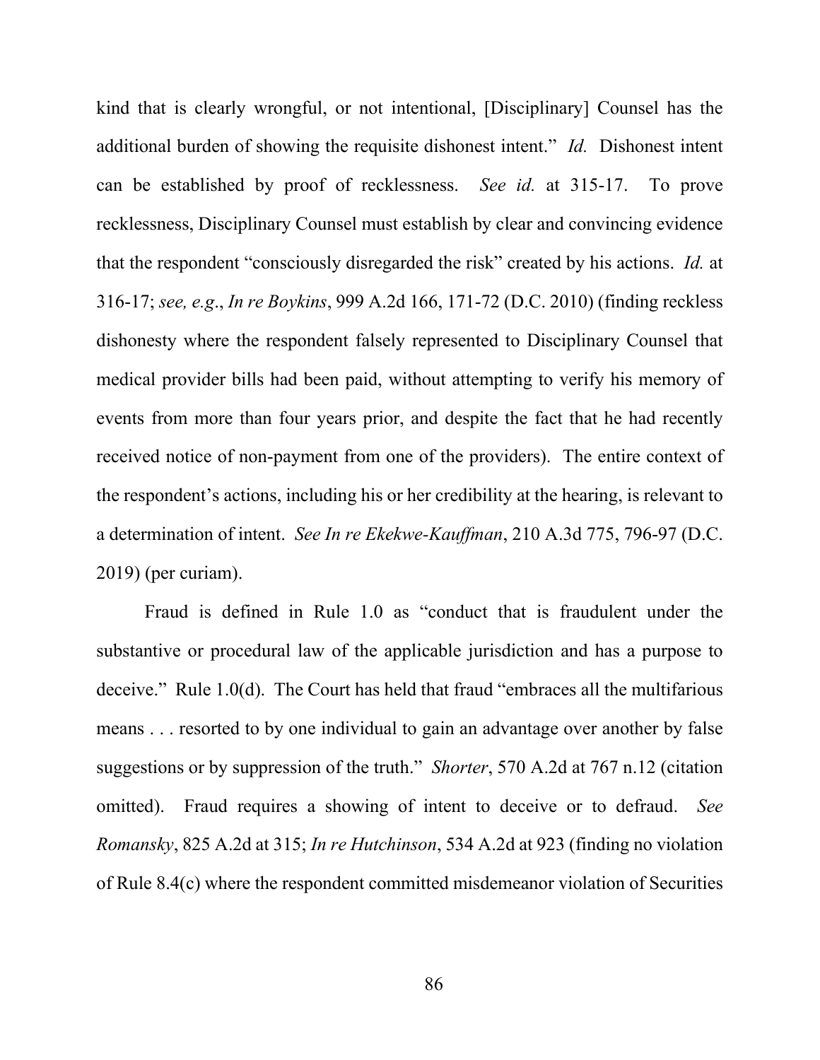kind that is clearly wrongful, or not intentional, [Disciplinary] Counsel has the additional burden of showing the requisite dishonest intent." *Id.* Dishonest intent can be established by proof of recklessness. *See id.* at 315-17. To prove recklessness, Disciplinary Counsel must establish by clear and convincing evidence that the respondent "consciously disregarded the risk" created by his actions. *Id.* at 316-17; *see, e.g.*, *In re Boykins*, 999 A.2d 166, 171-72 (D.C. 2010) (finding reckless dishonesty where the respondent falsely represented to Disciplinary Counsel that medical provider bills had been paid, without attempting to verify his memory of events from more than four years prior, and despite the fact that he had recently received notice of non-payment from one of the providers). The entire context of the respondent's actions, including his or her credibility at the hearing, is relevant to a determination of intent. *See In re Ekekwe-Kauffman*, 210 A.3d 775, 796-97 (D.C. 2019) (per curiam).

Fraud is defined in Rule 1.0 as "conduct that is fraudulent under the substantive or procedural law of the applicable jurisdiction and has a purpose to deceive." Rule 1.0(d). The Court has held that fraud "embraces all the multifarious means . . . resorted to by one individual to gain an advantage over another by false suggestions or by suppression of the truth." *Shorter*, 570 A.2d at 767 n.12 (citation omitted). Fraud requires a showing of intent to deceive or to defraud. *See Romansky*, 825 A.2d at 315; *In re Hutchinson*, 534 A.2d at 923 (finding no violation of Rule 8.4(c) where the respondent committed misdemeanor violation of Securities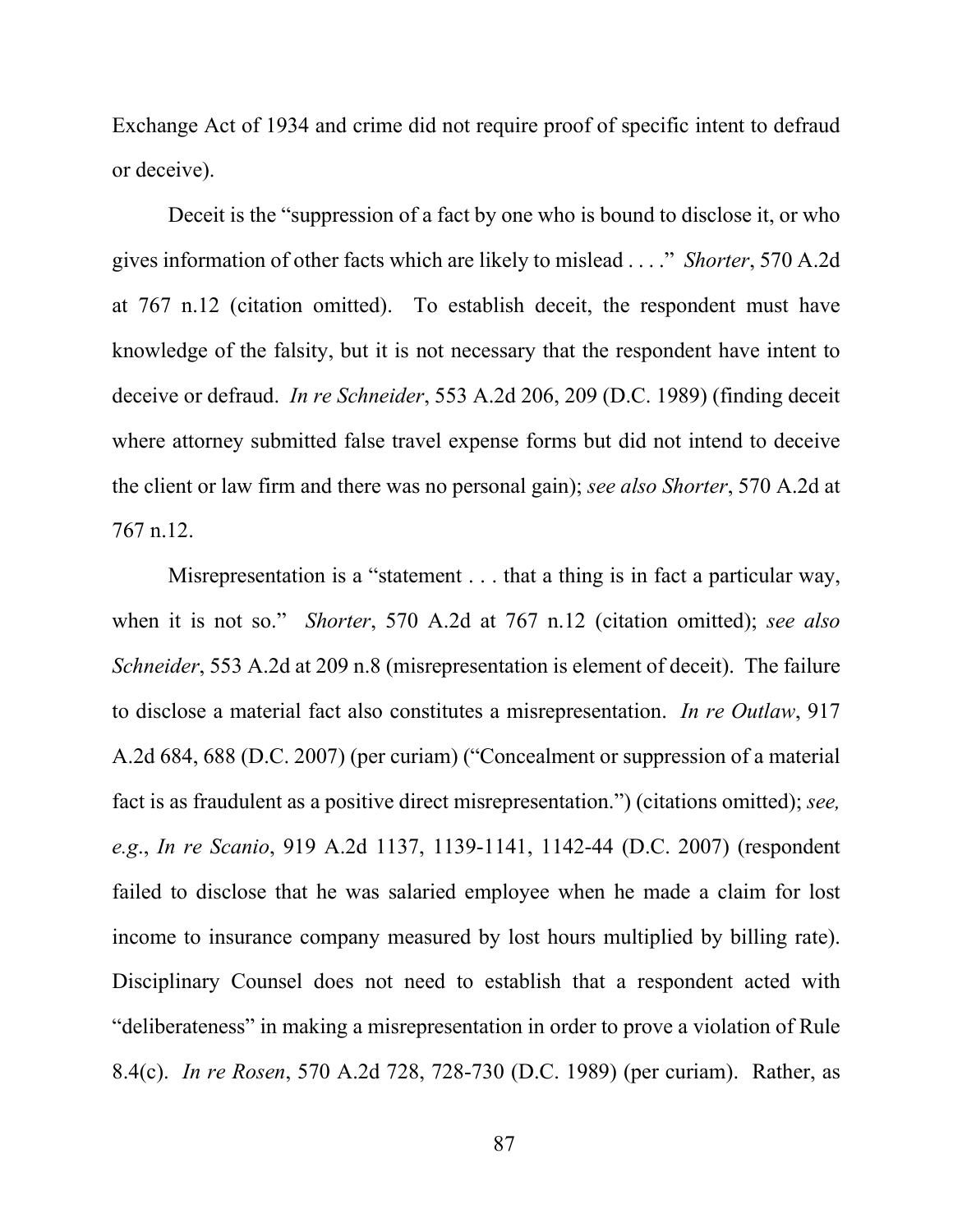Exchange Act of 1934 and crime did not require proof of specific intent to defraud or deceive).

Deceit is the "suppression of a fact by one who is bound to disclose it, or who gives information of other facts which are likely to mislead . . . ." *Shorter*, 570 A.2d at 767 n.12 (citation omitted). To establish deceit, the respondent must have knowledge of the falsity, but it is not necessary that the respondent have intent to deceive or defraud. *In re Schneider*, 553 A.2d 206, 209 (D.C. 1989) (finding deceit where attorney submitted false travel expense forms but did not intend to deceive the client or law firm and there was no personal gain); *see also Shorter*, 570 A.2d at 767 n.12.

Misrepresentation is a "statement . . . that a thing is in fact a particular way, when it is not so." *Shorter*, 570 A.2d at 767 n.12 (citation omitted); *see also Schneider*, 553 A.2d at 209 n.8 (misrepresentation is element of deceit). The failure to disclose a material fact also constitutes a misrepresentation. *In re Outlaw*, 917 A.2d 684, 688 (D.C. 2007) (per curiam) ("Concealment or suppression of a material fact is as fraudulent as a positive direct misrepresentation.") (citations omitted); *see, e.g.*, *In re Scanio*, 919 A.2d 1137, 1139-1141, 1142-44 (D.C. 2007) (respondent failed to disclose that he was salaried employee when he made a claim for lost income to insurance company measured by lost hours multiplied by billing rate). Disciplinary Counsel does not need to establish that a respondent acted with "deliberateness" in making a misrepresentation in order to prove a violation of Rule 8.4(c). *In re Rosen*, 570 A.2d 728, 728-730 (D.C. 1989) (per curiam). Rather, as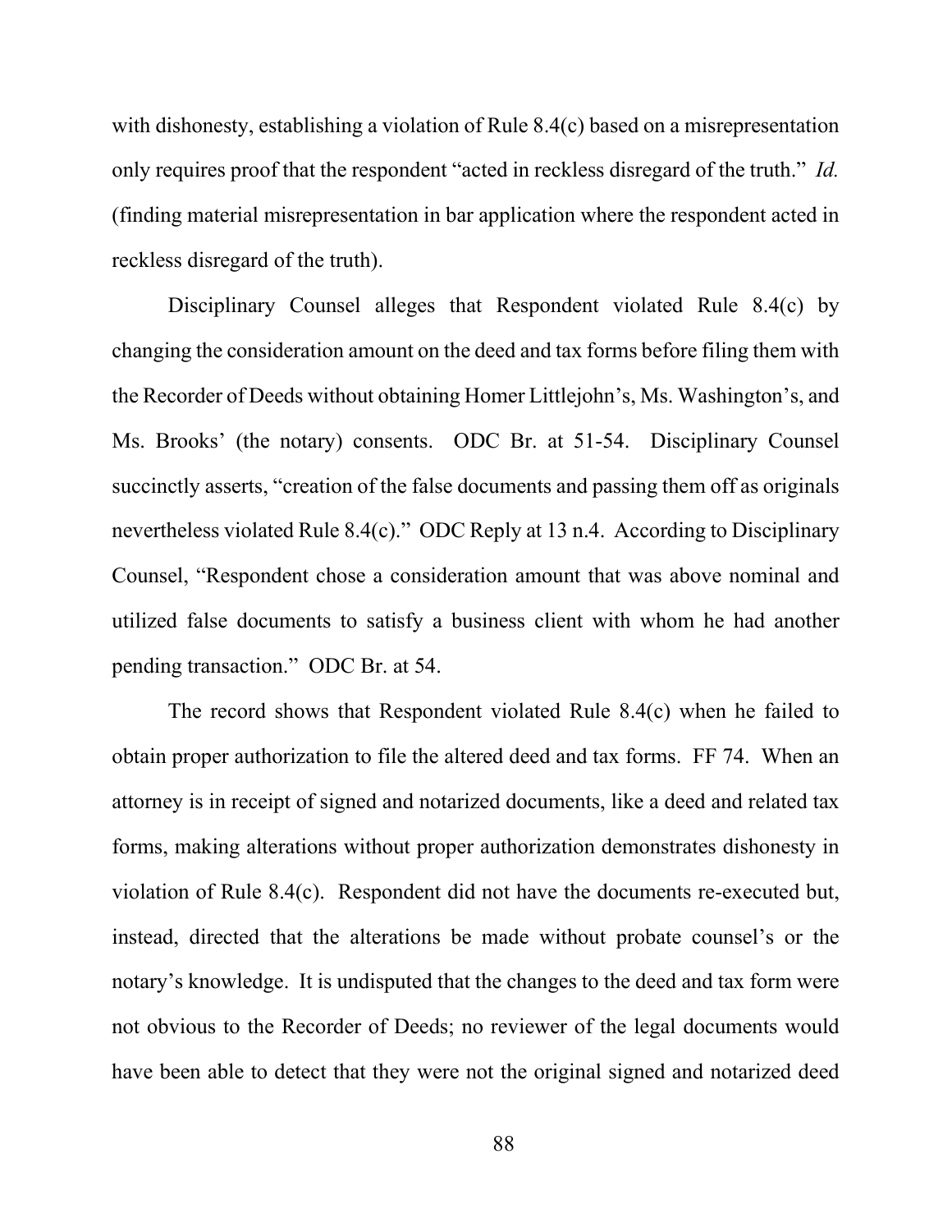with dishonesty, establishing a violation of Rule 8.4(c) based on a misrepresentation only requires proof that the respondent "acted in reckless disregard of the truth." *Id.* (finding material misrepresentation in bar application where the respondent acted in reckless disregard of the truth).

Disciplinary Counsel alleges that Respondent violated Rule 8.4(c) by changing the consideration amount on the deed and tax forms before filing them with the Recorder of Deeds without obtaining Homer Littlejohn's, Ms. Washington's, and Ms. Brooks' (the notary) consents. ODC Br. at 51-54. Disciplinary Counsel succinctly asserts, "creation of the false documents and passing them off as originals nevertheless violated Rule 8.4(c)." ODC Reply at 13 n.4. According to Disciplinary Counsel, "Respondent chose a consideration amount that was above nominal and utilized false documents to satisfy a business client with whom he had another pending transaction." ODC Br. at 54.

The record shows that Respondent violated Rule 8.4(c) when he failed to obtain proper authorization to file the altered deed and tax forms. FF 74. When an attorney is in receipt of signed and notarized documents, like a deed and related tax forms, making alterations without proper authorization demonstrates dishonesty in violation of Rule 8.4(c). Respondent did not have the documents re-executed but, instead, directed that the alterations be made without probate counsel's or the notary's knowledge. It is undisputed that the changes to the deed and tax form were not obvious to the Recorder of Deeds; no reviewer of the legal documents would have been able to detect that they were not the original signed and notarized deed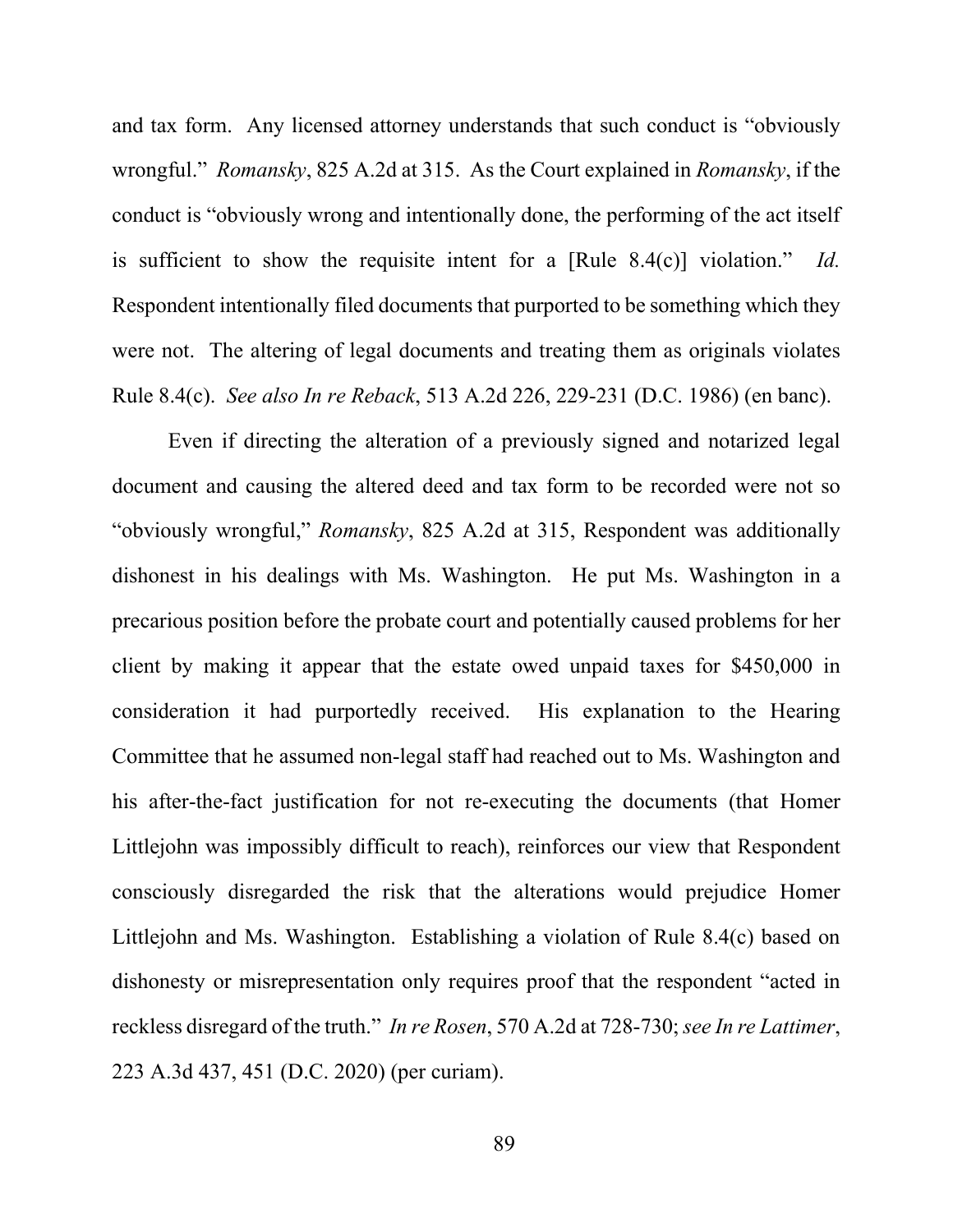and tax form. Any licensed attorney understands that such conduct is "obviously wrongful." *Romansky*, 825 A.2d at 315. As the Court explained in *Romansky*, if the conduct is "obviously wrong and intentionally done, the performing of the act itself is sufficient to show the requisite intent for a [Rule 8.4(c)] violation." *Id.* Respondent intentionally filed documents that purported to be something which they were not. The altering of legal documents and treating them as originals violates Rule 8.4(c). *See also In re Reback*, 513 A.2d 226, 229-231 (D.C. 1986) (en banc).

Even if directing the alteration of a previously signed and notarized legal document and causing the altered deed and tax form to be recorded were not so "obviously wrongful," *Romansky*, 825 A.2d at 315, Respondent was additionally dishonest in his dealings with Ms. Washington. He put Ms. Washington in a precarious position before the probate court and potentially caused problems for her client by making it appear that the estate owed unpaid taxes for $450,000 in consideration it had purportedly received. His explanation to the Hearing Committee that he assumed non-legal staff had reached out to Ms. Washington and his after-the-fact justification for not re-executing the documents (that Homer Littlejohn was impossibly difficult to reach), reinforces our view that Respondent consciously disregarded the risk that the alterations would prejudice Homer Littlejohn and Ms. Washington. Establishing a violation of Rule 8.4(c) based on dishonesty or misrepresentation only requires proof that the respondent "acted in reckless disregard of the truth." *In re Rosen*, 570 A.2d at 728-730; *see In re Lattimer*, 223 A.3d 437, 451 (D.C. 2020) (per curiam).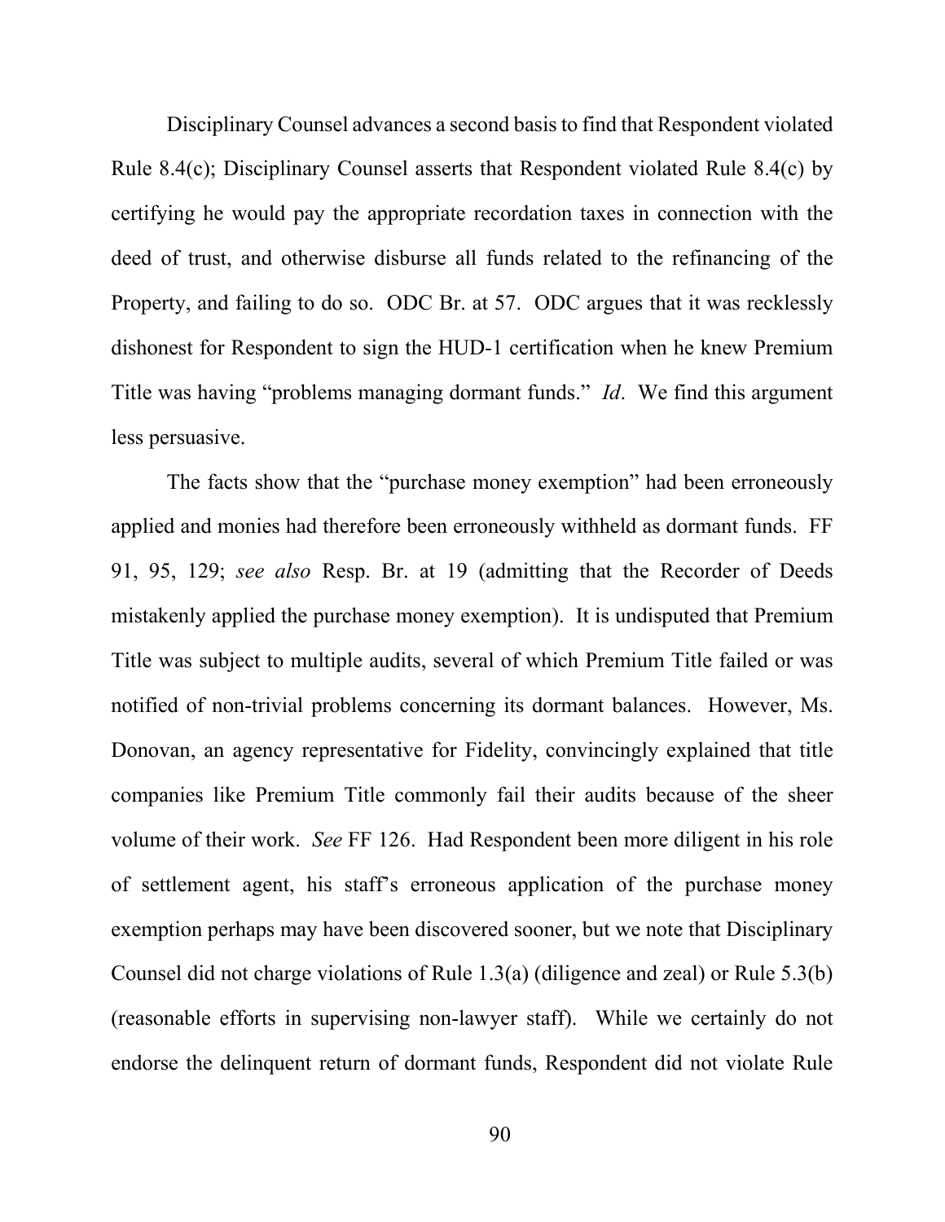Disciplinary Counsel advances a second basis to find that Respondent violated Rule 8.4(c); Disciplinary Counsel asserts that Respondent violated Rule 8.4(c) by certifying he would pay the appropriate recordation taxes in connection with the deed of trust, and otherwise disburse all funds related to the refinancing of the Property, and failing to do so. ODC Br. at 57. ODC argues that it was recklessly dishonest for Respondent to sign the HUD-1 certification when he knew Premium Title was having "problems managing dormant funds." *Id*. We find this argument less persuasive.

The facts show that the "purchase money exemption" had been erroneously applied and monies had therefore been erroneously withheld as dormant funds. FF 91, 95, 129; *see also* Resp. Br. at 19 (admitting that the Recorder of Deeds mistakenly applied the purchase money exemption). It is undisputed that Premium Title was subject to multiple audits, several of which Premium Title failed or was notified of non-trivial problems concerning its dormant balances. However, Ms. Donovan, an agency representative for Fidelity, convincingly explained that title companies like Premium Title commonly fail their audits because of the sheer volume of their work. *See* FF 126. Had Respondent been more diligent in his role of settlement agent, his staff's erroneous application of the purchase money exemption perhaps may have been discovered sooner, but we note that Disciplinary Counsel did not charge violations of Rule 1.3(a) (diligence and zeal) or Rule 5.3(b) (reasonable efforts in supervising non-lawyer staff). While we certainly do not endorse the delinquent return of dormant funds, Respondent did not violate Rule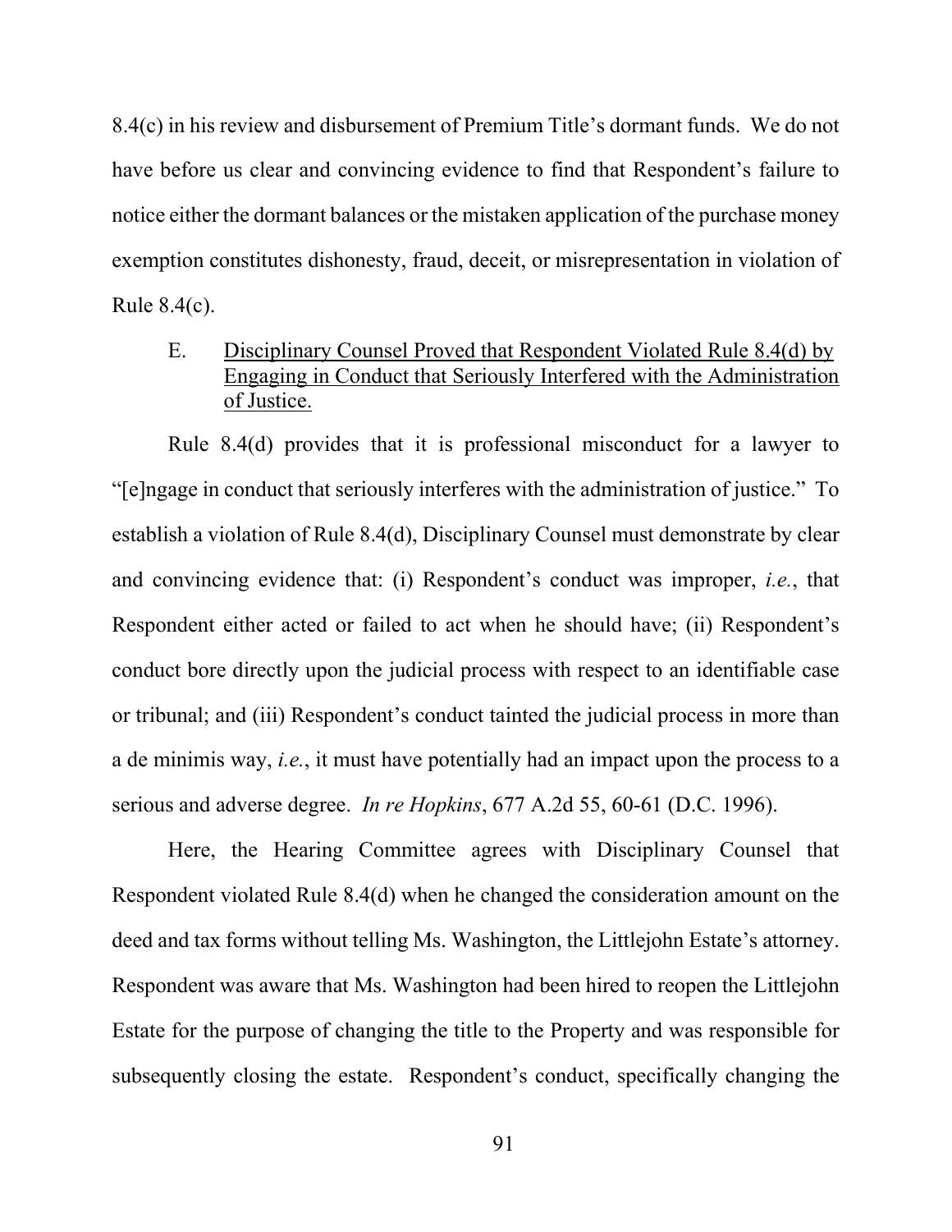8.4(c) in his review and disbursement of Premium Title's dormant funds. We do not have before us clear and convincing evidence to find that Respondent's failure to notice either the dormant balances or the mistaken application of the purchase money exemption constitutes dishonesty, fraud, deceit, or misrepresentation in violation of Rule 8.4(c).

E. <u>Disciplinary Counsel Proved that Respondent Violated Rule 8.4(d) by Engaging in Conduct that Seriously Interfered with the Administration of Justice.</u>

Rule 8.4(d) provides that it is professional misconduct for a lawyer to "[e]ngage in conduct that seriously interferes with the administration of justice." To establish a violation of Rule 8.4(d), Disciplinary Counsel must demonstrate by clear and convincing evidence that: (i) Respondent's conduct was improper, *i.e.*, that Respondent either acted or failed to act when he should have; (ii) Respondent's conduct bore directly upon the judicial process with respect to an identifiable case or tribunal; and (iii) Respondent's conduct tainted the judicial process in more than a de minimis way, *i.e.*, it must have potentially had an impact upon the process to a serious and adverse degree. *In re Hopkins*, 677 A.2d 55, 60-61 (D.C. 1996).

Here, the Hearing Committee agrees with Disciplinary Counsel that Respondent violated Rule 8.4(d) when he changed the consideration amount on the deed and tax forms without telling Ms. Washington, the Littlejohn Estate's attorney. Respondent was aware that Ms. Washington had been hired to reopen the Littlejohn Estate for the purpose of changing the title to the Property and was responsible for subsequently closing the estate. Respondent's conduct, specifically changing the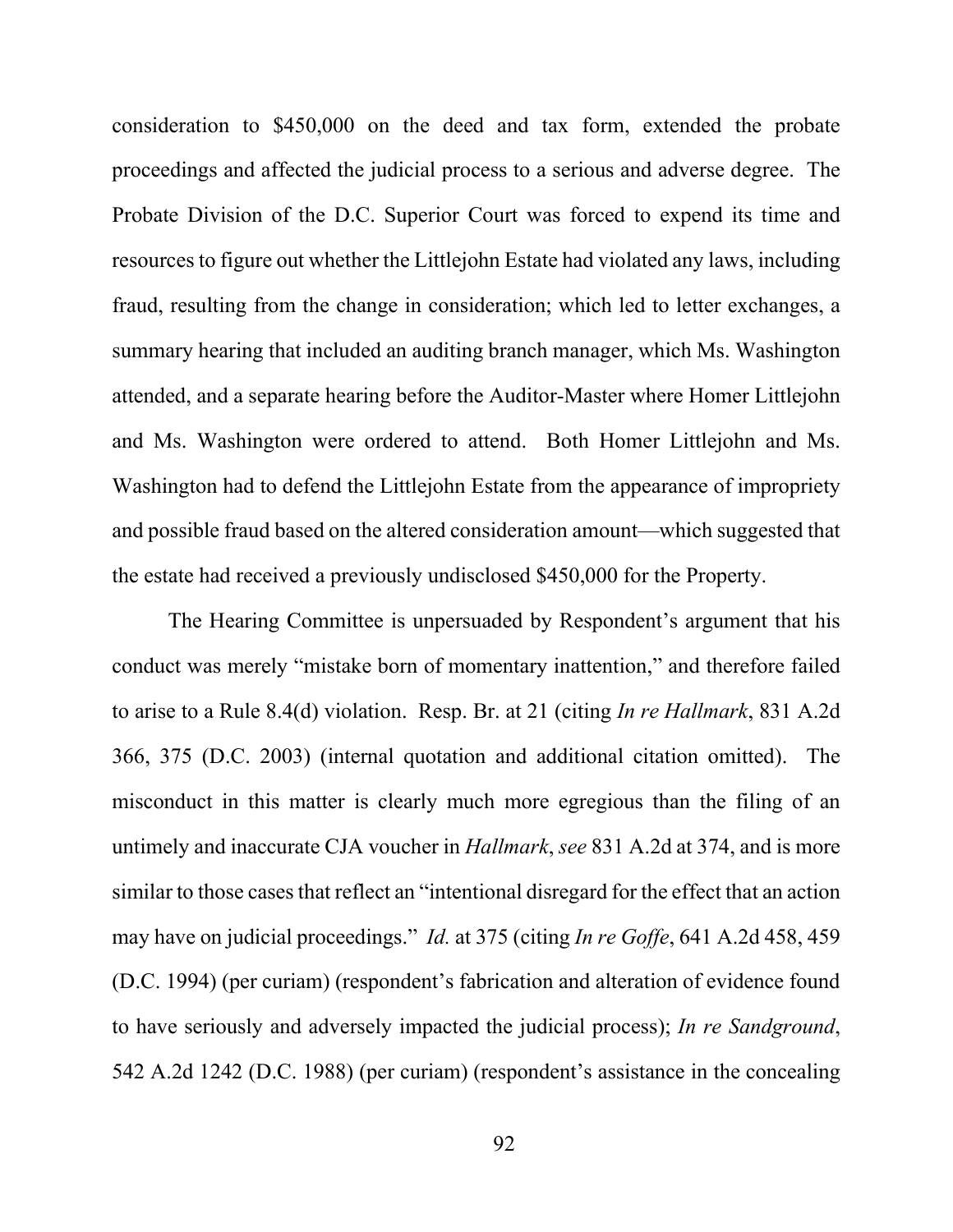consideration to $450,000 on the deed and tax form, extended the probate proceedings and affected the judicial process to a serious and adverse degree. The Probate Division of the D.C. Superior Court was forced to expend its time and resources to figure out whether the Littlejohn Estate had violated any laws, including fraud, resulting from the change in consideration; which led to letter exchanges, a summary hearing that included an auditing branch manager, which Ms. Washington attended, and a separate hearing before the Auditor-Master where Homer Littlejohn and Ms. Washington were ordered to attend. Both Homer Littlejohn and Ms. Washington had to defend the Littlejohn Estate from the appearance of impropriety and possible fraud based on the altered consideration amount—which suggested that the estate had received a previously undisclosed $450,000 for the Property.

The Hearing Committee is unpersuaded by Respondent's argument that his conduct was merely "mistake born of momentary inattention," and therefore failed to arise to a Rule 8.4(d) violation. Resp. Br. at 21 (citing *In re Hallmark*, 831 A.2d 366, 375 (D.C. 2003) (internal quotation and additional citation omitted). The misconduct in this matter is clearly much more egregious than the filing of an untimely and inaccurate CJA voucher in *Hallmark*, *see* 831 A.2d at 374, and is more similar to those cases that reflect an "intentional disregard for the effect that an action may have on judicial proceedings." *Id.* at 375 (citing *In re Goffe*, 641 A.2d 458, 459 (D.C. 1994) (per curiam) (respondent's fabrication and alteration of evidence found to have seriously and adversely impacted the judicial process); *In re Sandground*, 542 A.2d 1242 (D.C. 1988) (per curiam) (respondent's assistance in the concealing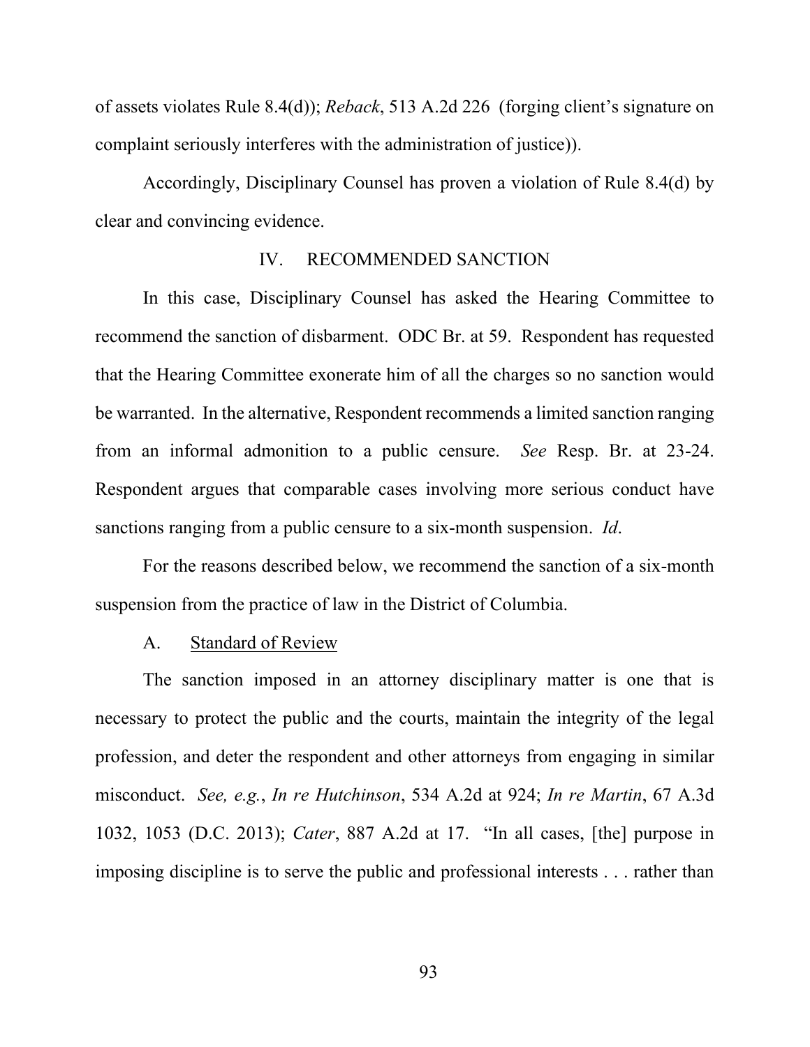of assets violates Rule 8.4(d)); *Reback*, 513 A.2d 226 (forging client's signature on complaint seriously interferes with the administration of justice)).

Accordingly, Disciplinary Counsel has proven a violation of Rule 8.4(d) by clear and convincing evidence.

## IV. RECOMMENDED SANCTION

In this case, Disciplinary Counsel has asked the Hearing Committee to recommend the sanction of disbarment. ODC Br. at 59. Respondent has requested that the Hearing Committee exonerate him of all the charges so no sanction would be warranted. In the alternative, Respondent recommends a limited sanction ranging from an informal admonition to a public censure. *See* Resp. Br. at 23-24. Respondent argues that comparable cases involving more serious conduct have sanctions ranging from a public censure to a six-month suspension. *Id*.

For the reasons described below, we recommend the sanction of a six-month suspension from the practice of law in the District of Columbia.

### A. Standard of Review

The sanction imposed in an attorney disciplinary matter is one that is necessary to protect the public and the courts, maintain the integrity of the legal profession, and deter the respondent and other attorneys from engaging in similar misconduct. *See, e.g.*, *In re Hutchinson*, 534 A.2d at 924; *In re Martin*, 67 A.3d 1032, 1053 (D.C. 2013); *Cater*, 887 A.2d at 17. "In all cases, [the] purpose in imposing discipline is to serve the public and professional interests . . . rather than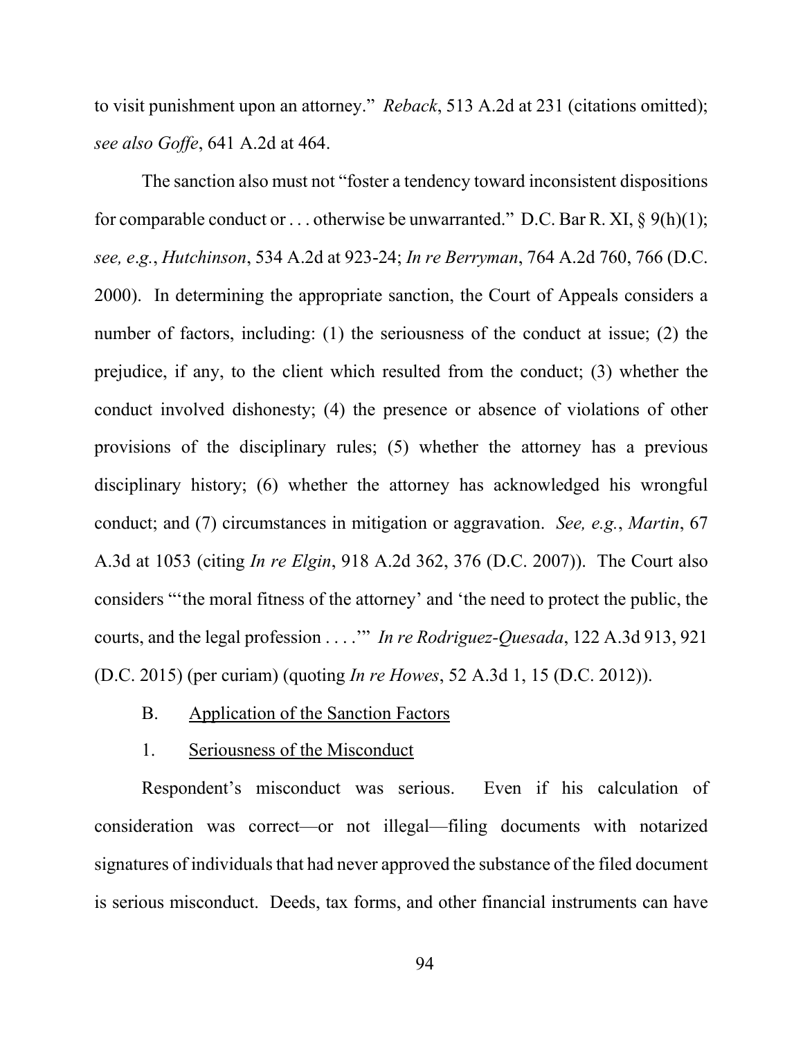to visit punishment upon an attorney." *Reback*, 513 A.2d at 231 (citations omitted); *see also Goffe*, 641 A.2d at 464.

The sanction also must not "foster a tendency toward inconsistent dispositions for comparable conduct or . . . otherwise be unwarranted." D.C. Bar R. XI, § 9(h)(1); *see, e.g.*, *Hutchinson*, 534 A.2d at 923-24; *In re Berryman*, 764 A.2d 760, 766 (D.C. 2000). In determining the appropriate sanction, the Court of Appeals considers a number of factors, including: (1) the seriousness of the conduct at issue; (2) the prejudice, if any, to the client which resulted from the conduct; (3) whether the conduct involved dishonesty; (4) the presence or absence of violations of other provisions of the disciplinary rules; (5) whether the attorney has a previous disciplinary history; (6) whether the attorney has acknowledged his wrongful conduct; and (7) circumstances in mitigation or aggravation. *See, e.g.*, *Martin*, 67 A.3d at 1053 (citing *In re Elgin*, 918 A.2d 362, 376 (D.C. 2007)). The Court also considers "'the moral fitness of the attorney' and 'the need to protect the public, the courts, and the legal profession . . . .'" *In re Rodriguez-Quesada*, 122 A.3d 913, 921 (D.C. 2015) (per curiam) (quoting *In re Howes*, 52 A.3d 1, 15 (D.C. 2012)).

### B. Application of the Sanction Factors

#### 1. Seriousness of the Misconduct

Respondent's misconduct was serious. Even if his calculation of consideration was correct—or not illegal—filing documents with notarized signatures of individuals that had never approved the substance of the filed document is serious misconduct. Deeds, tax forms, and other financial instruments can have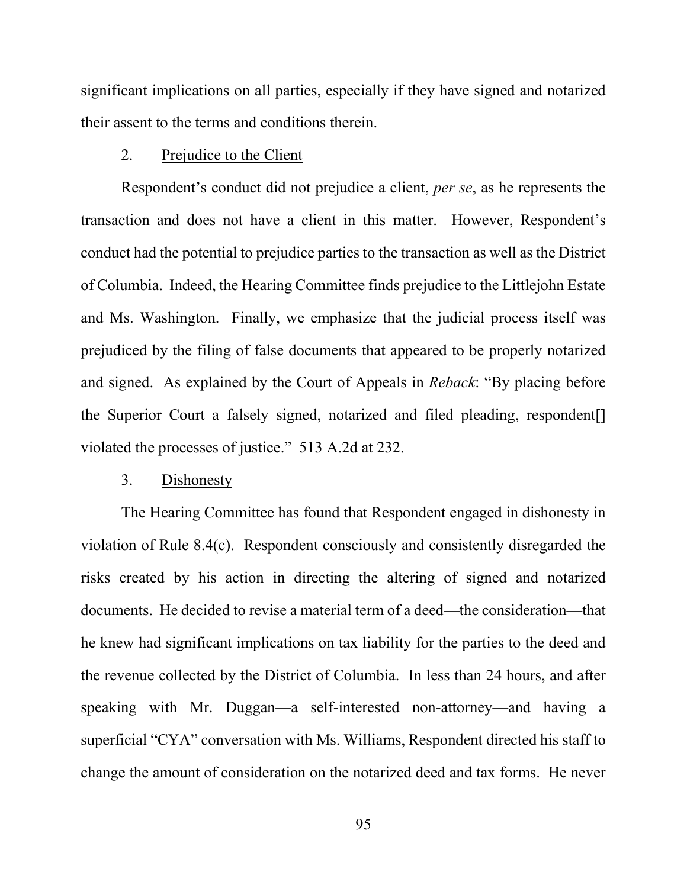significant implications on all parties, especially if they have signed and notarized their assent to the terms and conditions therein.

2. Prejudice to the Client

Respondent's conduct did not prejudice a client, *per se*, as he represents the transaction and does not have a client in this matter. However, Respondent's conduct had the potential to prejudice parties to the transaction as well as the District of Columbia. Indeed, the Hearing Committee finds prejudice to the Littlejohn Estate and Ms. Washington. Finally, we emphasize that the judicial process itself was prejudiced by the filing of false documents that appeared to be properly notarized and signed. As explained by the Court of Appeals in *Reback*: "By placing before the Superior Court a falsely signed, notarized and filed pleading, respondent[] violated the processes of justice." 513 A.2d at 232.

3. Dishonesty

The Hearing Committee has found that Respondent engaged in dishonesty in violation of Rule 8.4(c). Respondent consciously and consistently disregarded the risks created by his action in directing the altering of signed and notarized documents. He decided to revise a material term of a deed—the consideration—that he knew had significant implications on tax liability for the parties to the deed and the revenue collected by the District of Columbia. In less than 24 hours, and after speaking with Mr. Duggan—a self-interested non-attorney—and having a superficial "CYA" conversation with Ms. Williams, Respondent directed his staff to change the amount of consideration on the notarized deed and tax forms. He never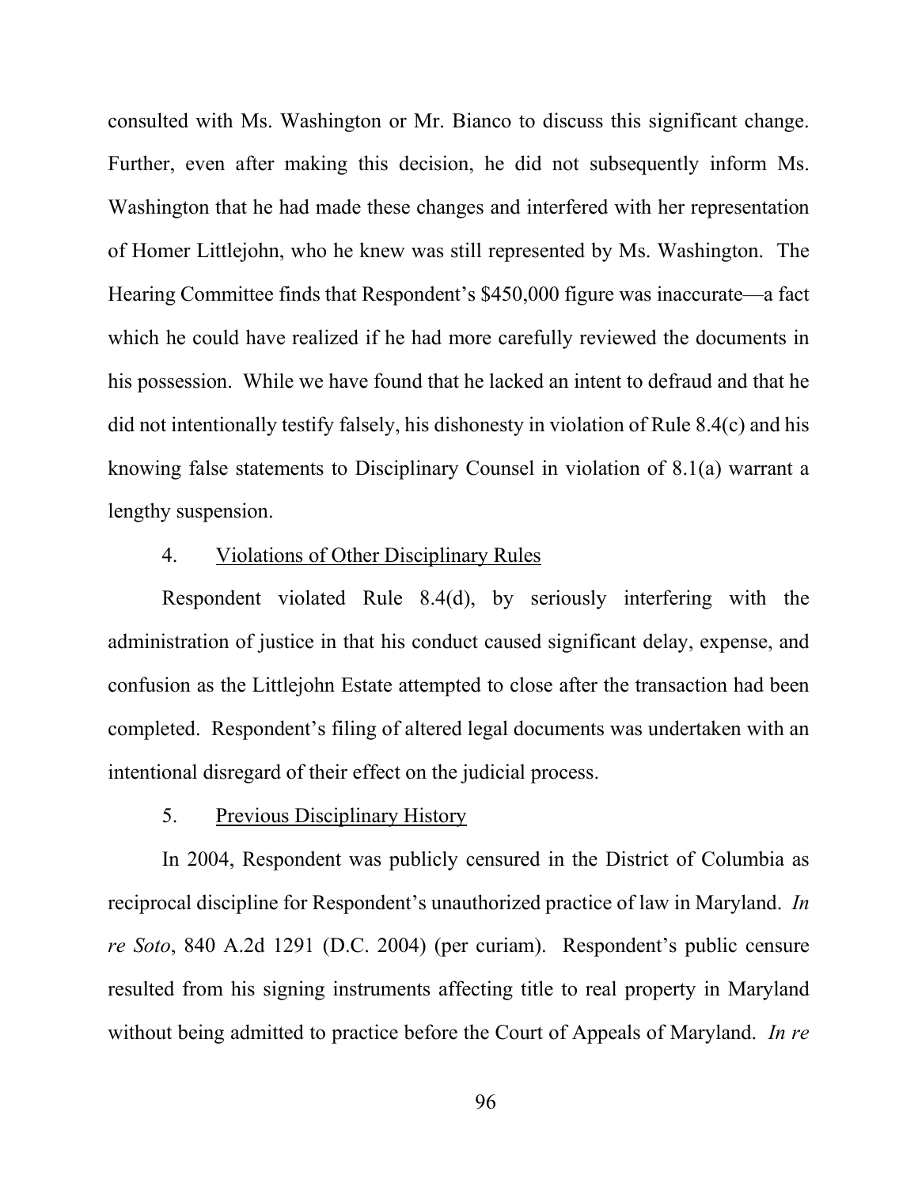consulted with Ms. Washington or Mr. Bianco to discuss this significant change. Further, even after making this decision, he did not subsequently inform Ms. Washington that he had made these changes and interfered with her representation of Homer Littlejohn, who he knew was still represented by Ms. Washington. The Hearing Committee finds that Respondent's $450,000 figure was inaccurate—a fact which he could have realized if he had more carefully reviewed the documents in his possession. While we have found that he lacked an intent to defraud and that he did not intentionally testify falsely, his dishonesty in violation of Rule 8.4(c) and his knowing false statements to Disciplinary Counsel in violation of 8.1(a) warrant a lengthy suspension.

4. Violations of Other Disciplinary Rules

Respondent violated Rule 8.4(d), by seriously interfering with the administration of justice in that his conduct caused significant delay, expense, and confusion as the Littlejohn Estate attempted to close after the transaction had been completed. Respondent's filing of altered legal documents was undertaken with an intentional disregard of their effect on the judicial process.

5. Previous Disciplinary History

In 2004, Respondent was publicly censured in the District of Columbia as reciprocal discipline for Respondent's unauthorized practice of law in Maryland. *In re Soto*, 840 A.2d 1291 (D.C. 2004) (per curiam). Respondent's public censure resulted from his signing instruments affecting title to real property in Maryland without being admitted to practice before the Court of Appeals of Maryland. *In re*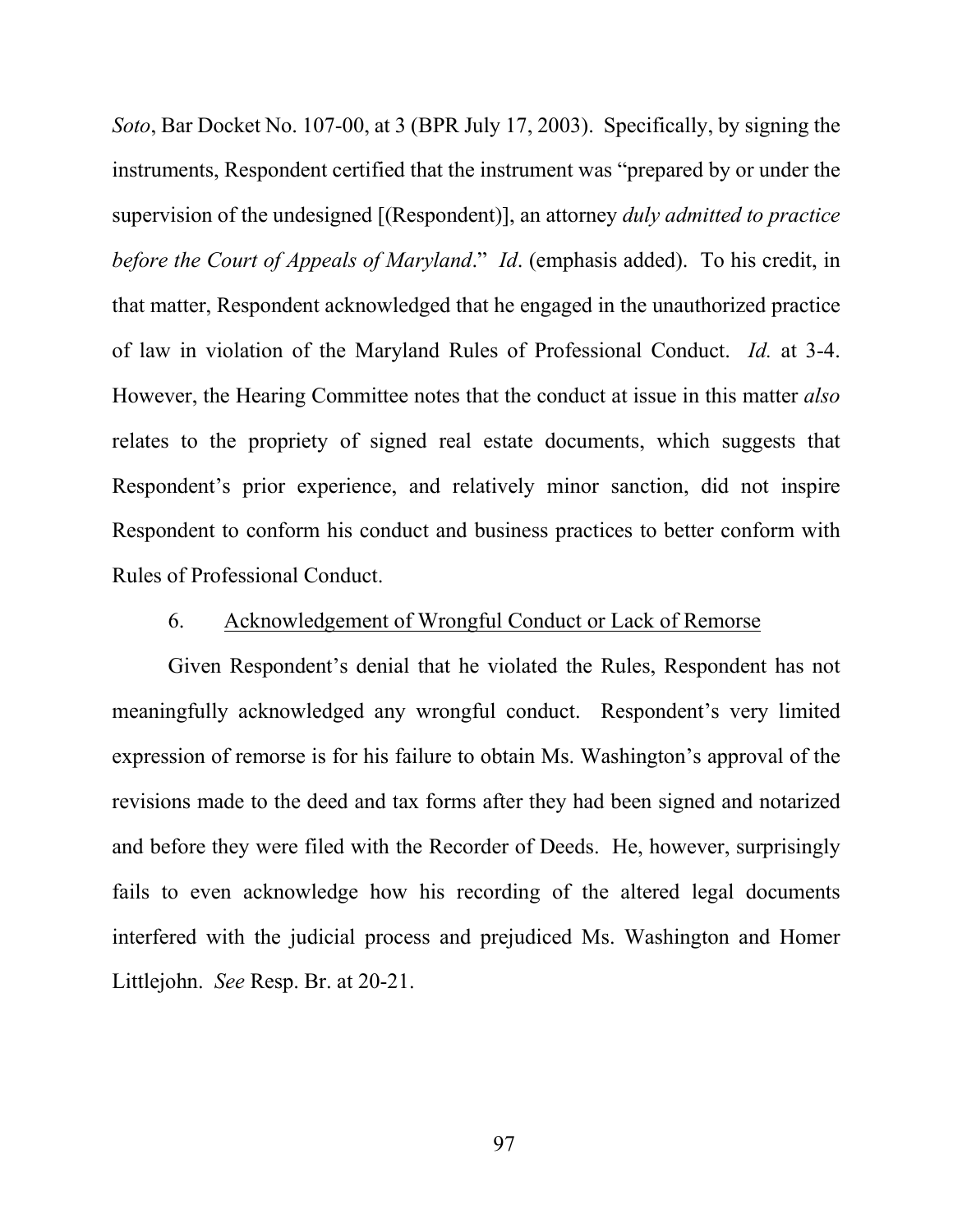*Soto*, Bar Docket No. 107-00, at 3 (BPR July 17, 2003). Specifically, by signing the instruments, Respondent certified that the instrument was "prepared by or under the supervision of the undesigned [(Respondent)], an attorney *duly admitted to practice before the Court of Appeals of Maryland*." *Id*. (emphasis added). To his credit, in that matter, Respondent acknowledged that he engaged in the unauthorized practice of law in violation of the Maryland Rules of Professional Conduct. *Id.* at 3-4. However, the Hearing Committee notes that the conduct at issue in this matter *also* relates to the propriety of signed real estate documents, which suggests that Respondent's prior experience, and relatively minor sanction, did not inspire Respondent to conform his conduct and business practices to better conform with Rules of Professional Conduct.

6. Acknowledgement of Wrongful Conduct or Lack of Remorse

Given Respondent's denial that he violated the Rules, Respondent has not meaningfully acknowledged any wrongful conduct. Respondent's very limited expression of remorse is for his failure to obtain Ms. Washington's approval of the revisions made to the deed and tax forms after they had been signed and notarized and before they were filed with the Recorder of Deeds. He, however, surprisingly fails to even acknowledge how his recording of the altered legal documents interfered with the judicial process and prejudiced Ms. Washington and Homer Littlejohn. *See* Resp. Br. at 20-21.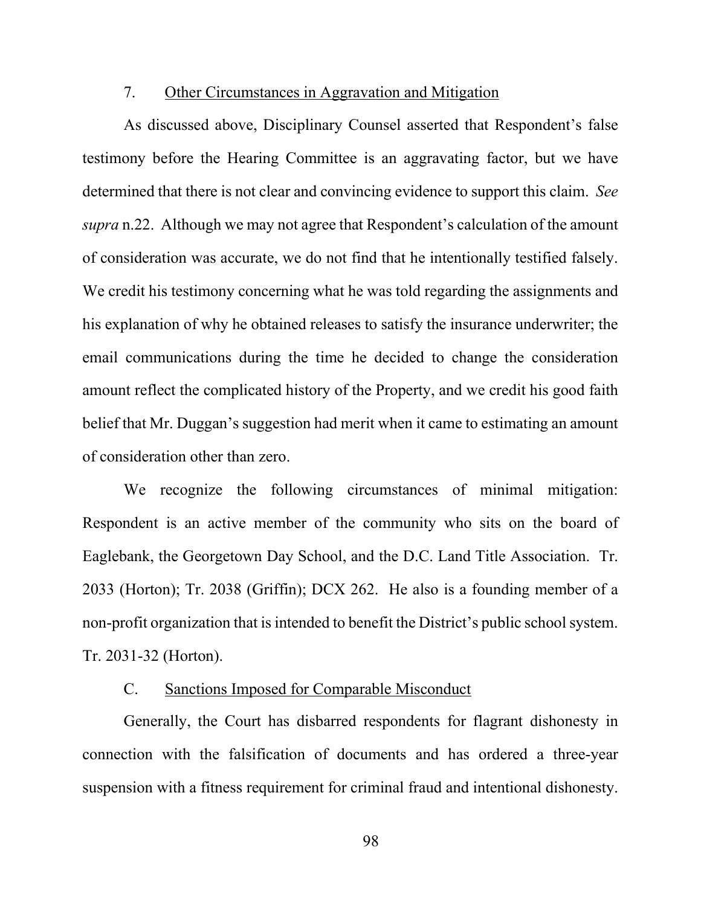### 7. Other Circumstances in Aggravation and Mitigation

As discussed above, Disciplinary Counsel asserted that Respondent's false testimony before the Hearing Committee is an aggravating factor, but we have determined that there is not clear and convincing evidence to support this claim. *See supra* n.22. Although we may not agree that Respondent's calculation of the amount of consideration was accurate, we do not find that he intentionally testified falsely. We credit his testimony concerning what he was told regarding the assignments and his explanation of why he obtained releases to satisfy the insurance underwriter; the email communications during the time he decided to change the consideration amount reflect the complicated history of the Property, and we credit his good faith belief that Mr. Duggan's suggestion had merit when it came to estimating an amount of consideration other than zero.

We recognize the following circumstances of minimal mitigation: Respondent is an active member of the community who sits on the board of Eaglebank, the Georgetown Day School, and the D.C. Land Title Association. Tr. 2033 (Horton); Tr. 2038 (Griffin); DCX 262. He also is a founding member of a non-profit organization that is intended to benefit the District's public school system. Tr. 2031-32 (Horton).

## C. Sanctions Imposed for Comparable Misconduct

Generally, the Court has disbarred respondents for flagrant dishonesty in connection with the falsification of documents and has ordered a three-year suspension with a fitness requirement for criminal fraud and intentional dishonesty.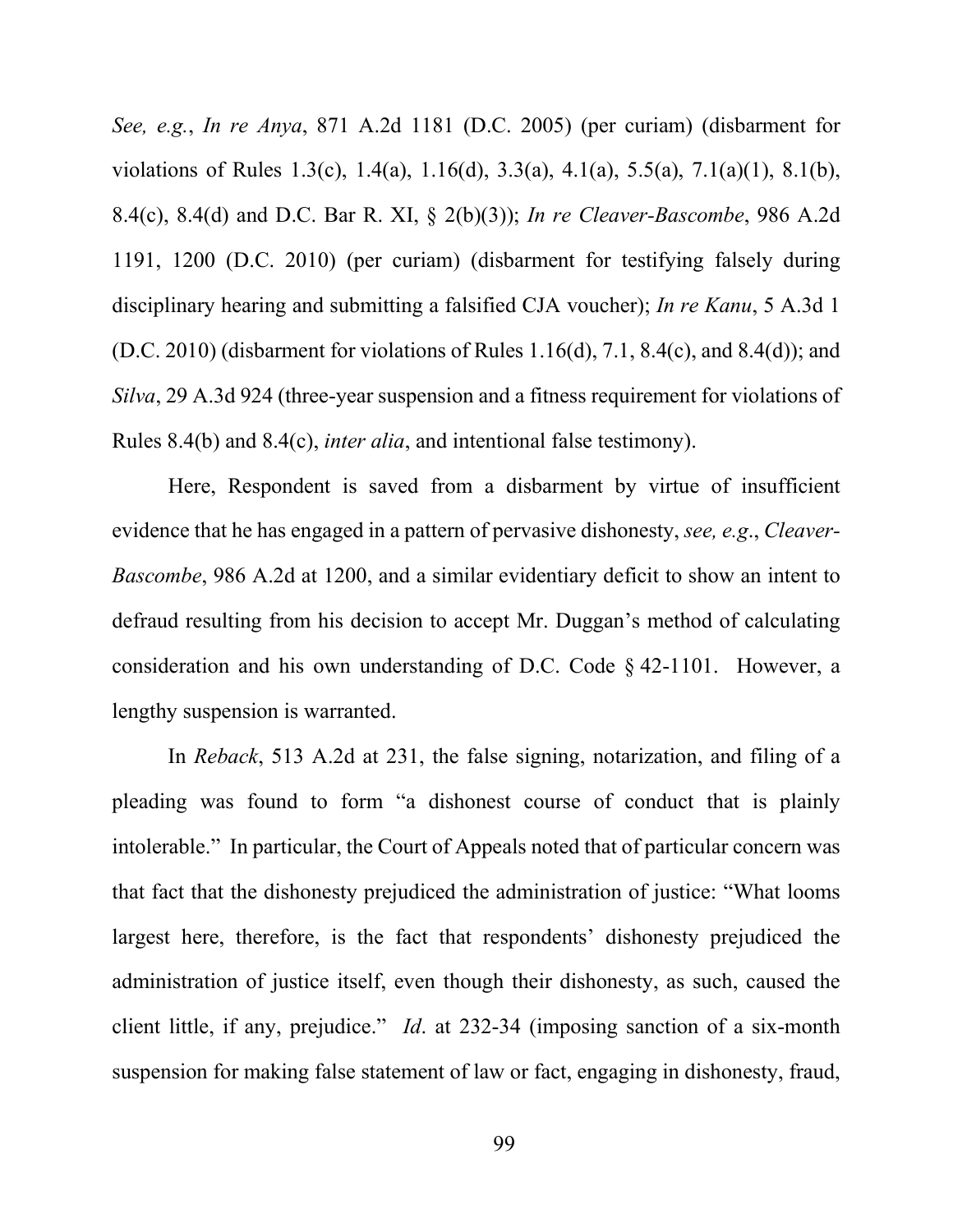*See, e.g.*, *In re Anya*, 871 A.2d 1181 (D.C. 2005) (per curiam) (disbarment for violations of Rules 1.3(c), 1.4(a), 1.16(d), 3.3(a), 4.1(a), 5.5(a), 7.1(a)(1), 8.1(b), 8.4(c), 8.4(d) and D.C. Bar R. XI, § 2(b)(3)); *In re Cleaver-Bascombe*, 986 A.2d 1191, 1200 (D.C. 2010) (per curiam) (disbarment for testifying falsely during disciplinary hearing and submitting a falsified CJA voucher); *In re Kanu*, 5 A.3d 1 (D.C. 2010) (disbarment for violations of Rules 1.16(d), 7.1, 8.4(c), and 8.4(d)); and *Silva*, 29 A.3d 924 (three-year suspension and a fitness requirement for violations of Rules 8.4(b) and 8.4(c), *inter alia*, and intentional false testimony).

Here, Respondent is saved from a disbarment by virtue of insufficient evidence that he has engaged in a pattern of pervasive dishonesty, *see, e.g.*, *Cleaver-Bascombe*, 986 A.2d at 1200, and a similar evidentiary deficit to show an intent to defraud resulting from his decision to accept Mr. Duggan's method of calculating consideration and his own understanding of D.C. Code § 42-1101. However, a lengthy suspension is warranted.

In *Reback*, 513 A.2d at 231, the false signing, notarization, and filing of a pleading was found to form "a dishonest course of conduct that is plainly intolerable." In particular, the Court of Appeals noted that of particular concern was that fact that the dishonesty prejudiced the administration of justice: "What looms largest here, therefore, is the fact that respondents' dishonesty prejudiced the administration of justice itself, even though their dishonesty, as such, caused the client little, if any, prejudice." *Id*. at 232-34 (imposing sanction of a six-month suspension for making false statement of law or fact, engaging in dishonesty, fraud,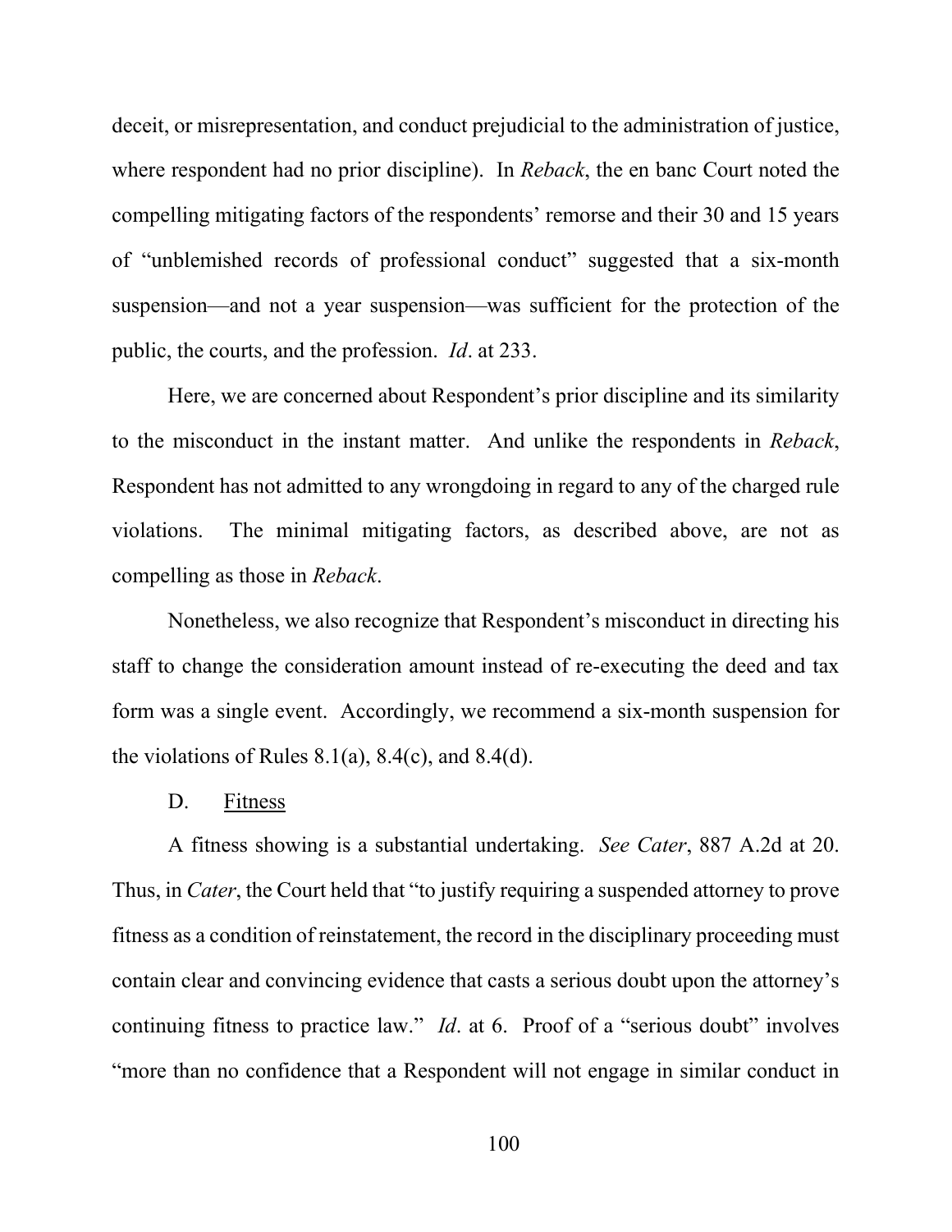deceit, or misrepresentation, and conduct prejudicial to the administration of justice, where respondent had no prior discipline). In *Reback*, the en banc Court noted the compelling mitigating factors of the respondents' remorse and their 30 and 15 years of "unblemished records of professional conduct" suggested that a six-month suspension—and not a year suspension—was sufficient for the protection of the public, the courts, and the profession. *Id*. at 233.

Here, we are concerned about Respondent's prior discipline and its similarity to the misconduct in the instant matter. And unlike the respondents in *Reback*, Respondent has not admitted to any wrongdoing in regard to any of the charged rule violations. The minimal mitigating factors, as described above, are not as compelling as those in *Reback*.

Nonetheless, we also recognize that Respondent's misconduct in directing his staff to change the consideration amount instead of re-executing the deed and tax form was a single event. Accordingly, we recommend a six-month suspension for the violations of Rules 8.1(a), 8.4(c), and 8.4(d).

D. Fitness

A fitness showing is a substantial undertaking. *See Cater*, 887 A.2d at 20. Thus, in *Cater*, the Court held that "to justify requiring a suspended attorney to prove fitness as a condition of reinstatement, the record in the disciplinary proceeding must contain clear and convincing evidence that casts a serious doubt upon the attorney's continuing fitness to practice law." *Id*. at 6. Proof of a "serious doubt" involves "more than no confidence that a Respondent will not engage in similar conduct in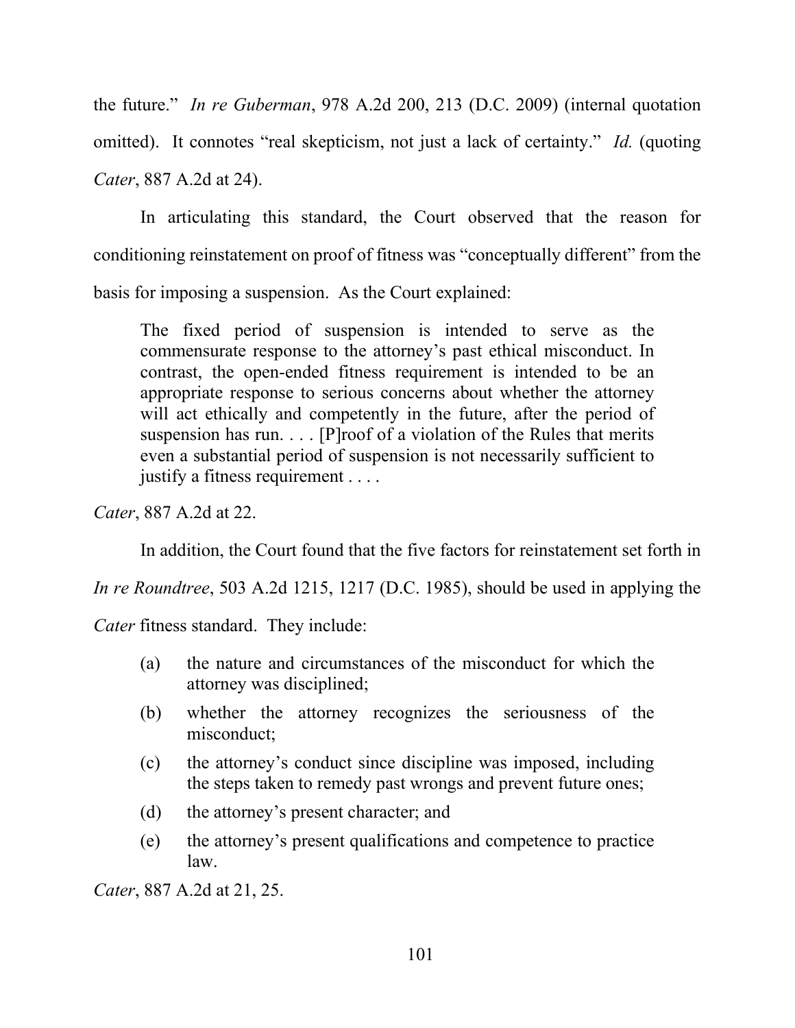the future." *In re Guberman*, 978 A.2d 200, 213 (D.C. 2009) (internal quotation omitted). It connotes "real skepticism, not just a lack of certainty." *Id.* (quoting *Cater*, 887 A.2d at 24).

In articulating this standard, the Court observed that the reason for conditioning reinstatement on proof of fitness was "conceptually different" from the basis for imposing a suspension. As the Court explained:

> The fixed period of suspension is intended to serve as the commensurate response to the attorney's past ethical misconduct. In contrast, the open-ended fitness requirement is intended to be an appropriate response to serious concerns about whether the attorney will act ethically and competently in the future, after the period of suspension has run. . . . [P]roof of a violation of the Rules that merits even a substantial period of suspension is not necessarily sufficient to justify a fitness requirement . . . .

*Cater*, 887 A.2d at 22.

In addition, the Court found that the five factors for reinstatement set forth in *In re Roundtree*, 503 A.2d 1215, 1217 (D.C. 1985), should be used in applying the *Cater* fitness standard. They include:

> (a) the nature and circumstances of the misconduct for which the attorney was disciplined;
>
> (b) whether the attorney recognizes the seriousness of the misconduct;
>
> (c) the attorney's conduct since discipline was imposed, including the steps taken to remedy past wrongs and prevent future ones;
>
> (d) the attorney's present character; and
>
> (e) the attorney's present qualifications and competence to practice law.

*Cater*, 887 A.2d at 21, 25.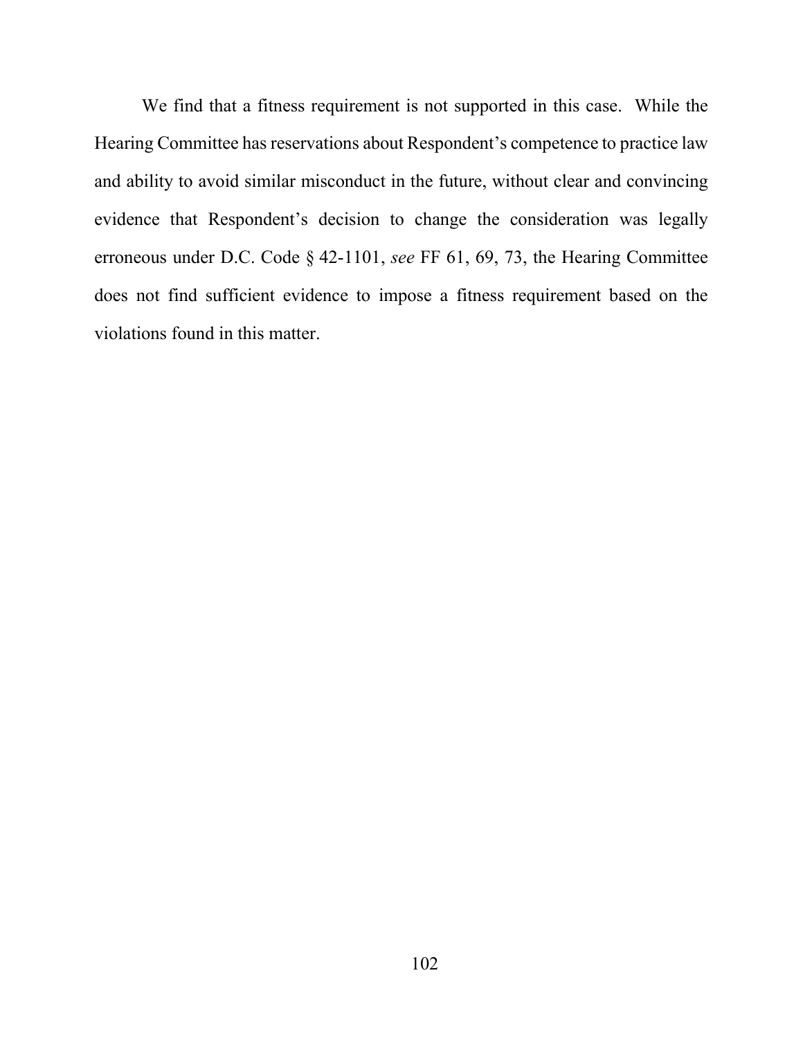We find that a fitness requirement is not supported in this case. While the Hearing Committee has reservations about Respondent's competence to practice law and ability to avoid similar misconduct in the future, without clear and convincing evidence that Respondent's decision to change the consideration was legally erroneous under D.C. Code § 42-1101, *see* FF 61, 69, 73, the Hearing Committee does not find sufficient evidence to impose a fitness requirement based on the violations found in this matter.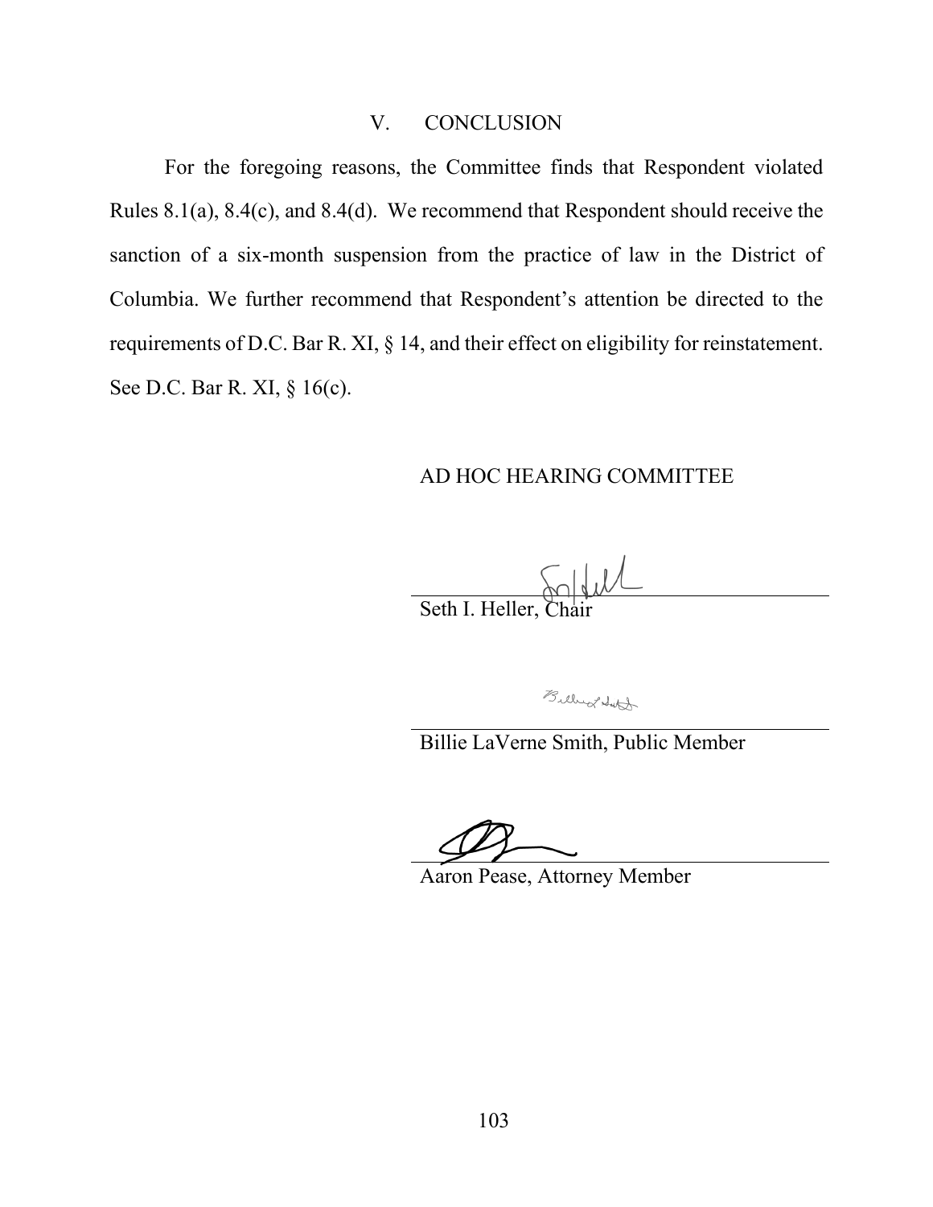## V. CONCLUSION

For the foregoing reasons, the Committee finds that Respondent violated Rules 8.1(a), 8.4(c), and 8.4(d). We recommend that Respondent should receive the sanction of a six-month suspension from the practice of law in the District of Columbia. We further recommend that Respondent's attention be directed to the requirements of D.C. Bar R. XI, § 14, and their effect on eligibility for reinstatement. See D.C. Bar R. XI, § 16(c).

AD HOC HEARING COMMITTEE

Seth I. Heller, Chair

Billie LaVerne Smith, Public Member

Aaron Pease, Attorney Member